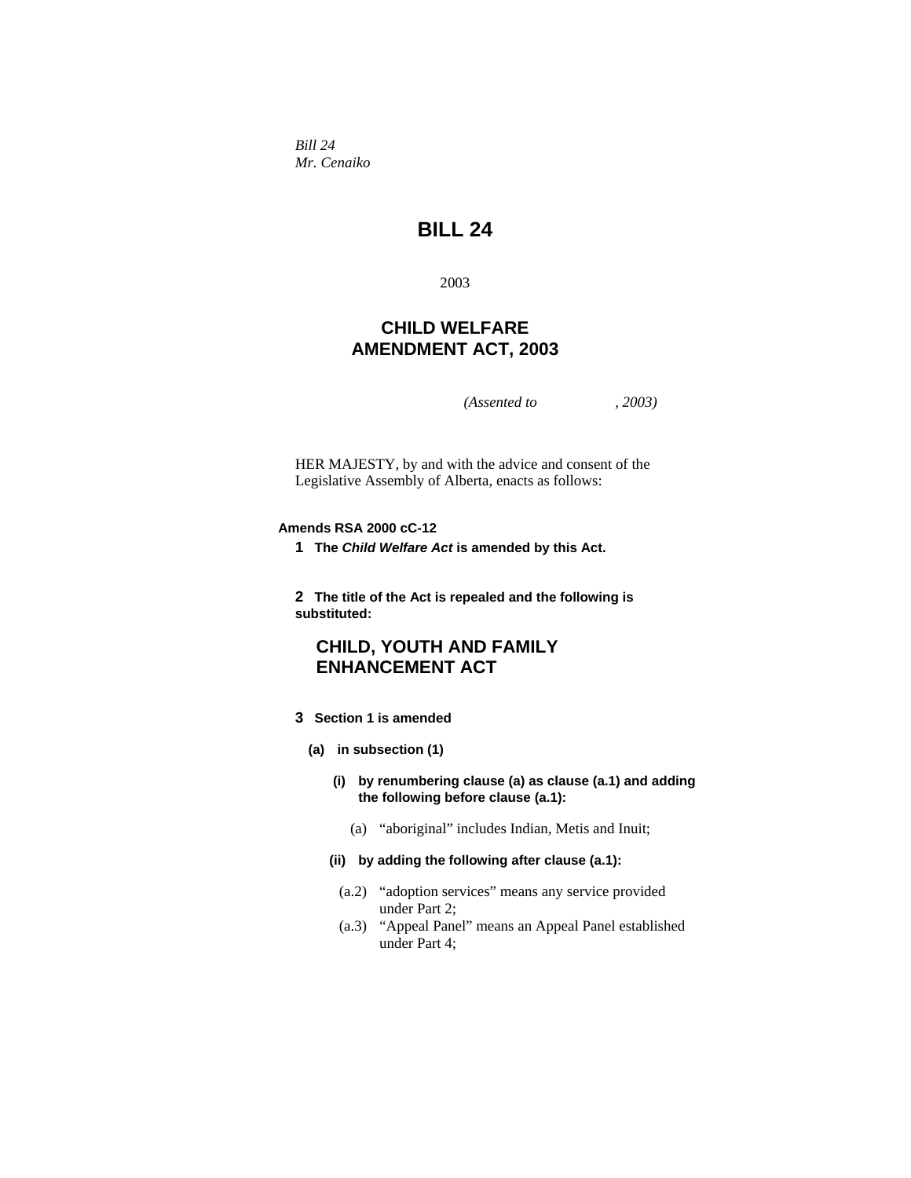*Bill 24*
*Mr. Cenaiko*

# BILL 24

2003

## CHILD WELFARE AMENDMENT ACT, 2003

*(Assented to , 2003)*

HER MAJESTY, by and with the advice and consent of the Legislative Assembly of Alberta, enacts as follows:

**Amends RSA 2000 cC-12**

**1 The *Child Welfare Act* is amended by this Act.**

**2 The title of the Act is repealed and the following is substituted:**

## CHILD, YOUTH AND FAMILY ENHANCEMENT ACT

**3 Section 1 is amended**

**(a) in subsection (1)**

**(i) by renumbering clause (a) as clause (a.1) and adding the following before clause (a.1):**

(a) "aboriginal" includes Indian, Metis and Inuit;

**(ii) by adding the following after clause (a.1):**

(a.2) "adoption services" means any service provided under Part 2;

(a.3) "Appeal Panel" means an Appeal Panel established under Part 4;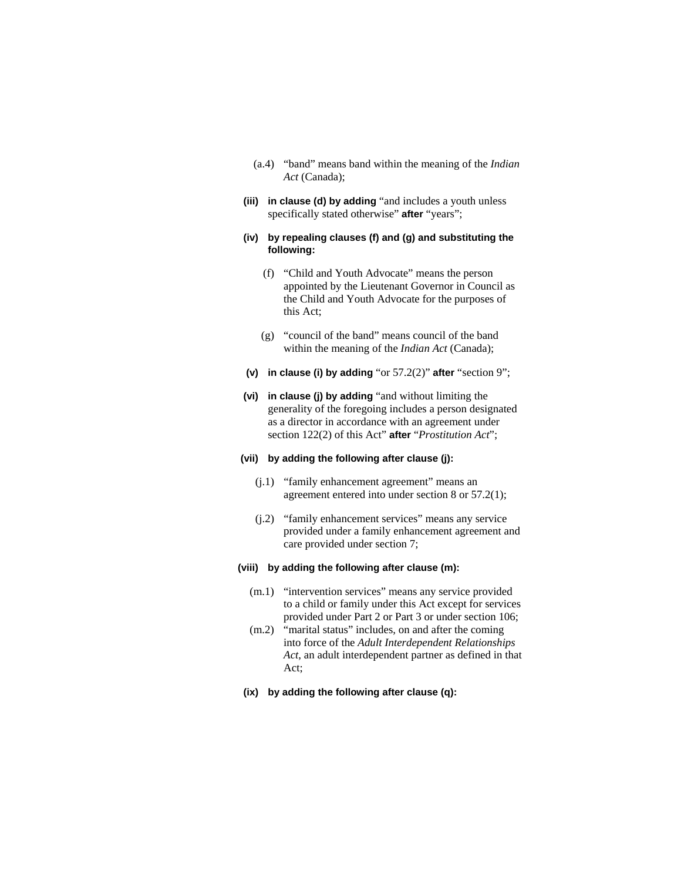(a.4) "band" means band within the meaning of the *Indian Act* (Canada);

**(iii) in clause (d) by adding** "and includes a youth unless specifically stated otherwise" **after** "years";

**(iv) by repealing clauses (f) and (g) and substituting the following:**

(f) "Child and Youth Advocate" means the person appointed by the Lieutenant Governor in Council as the Child and Youth Advocate for the purposes of this Act;

(g) "council of the band" means council of the band within the meaning of the *Indian Act* (Canada);

**(v) in clause (i) by adding** "or 57.2(2)" **after** "section 9";

**(vi) in clause (j) by adding** "and without limiting the generality of the foregoing includes a person designated as a director in accordance with an agreement under section 122(2) of this Act" **after** "*Prostitution Act*";

**(vii) by adding the following after clause (j):**

(j.1) "family enhancement agreement" means an agreement entered into under section 8 or 57.2(1);

(j.2) "family enhancement services" means any service provided under a family enhancement agreement and care provided under section 7;

**(viii) by adding the following after clause (m):**

(m.1) "intervention services" means any service provided to a child or family under this Act except for services provided under Part 2 or Part 3 or under section 106;

(m.2) "marital status" includes, on and after the coming into force of the *Adult Interdependent Relationships Act*, an adult interdependent partner as defined in that Act;

**(ix) by adding the following after clause (q):**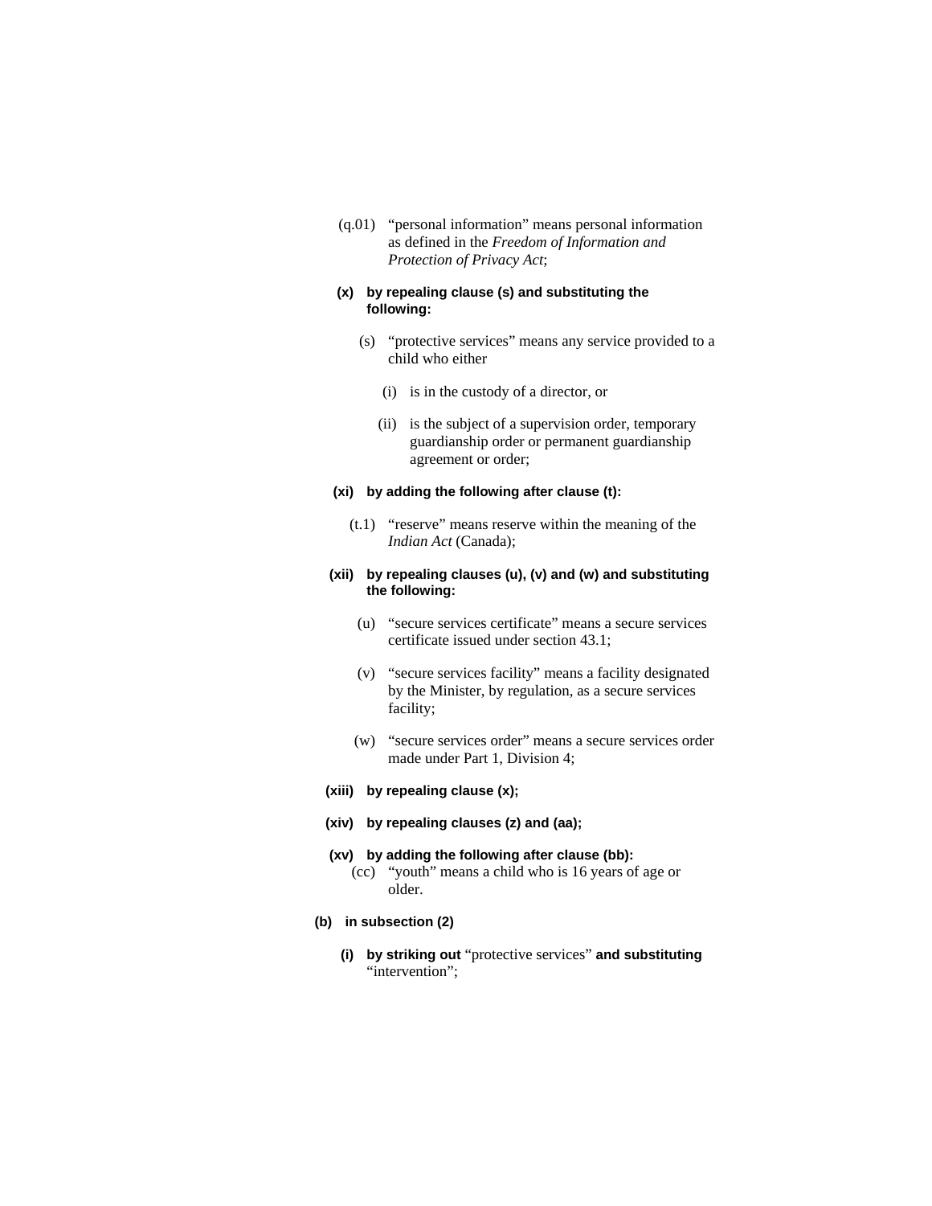(q.01) "personal information" means personal information as defined in the *Freedom of Information and Protection of Privacy Act*;

**(x) by repealing clause (s) and substituting the following:**

(s) "protective services" means any service provided to a child who either

(i) is in the custody of a director, or

(ii) is the subject of a supervision order, temporary guardianship order or permanent guardianship agreement or order;

**(xi) by adding the following after clause (t):**

(t.1) "reserve" means reserve within the meaning of the *Indian Act* (Canada);

**(xii) by repealing clauses (u), (v) and (w) and substituting the following:**

(u) "secure services certificate" means a secure services certificate issued under section 43.1;

(v) "secure services facility" means a facility designated by the Minister, by regulation, as a secure services facility;

(w) "secure services order" means a secure services order made under Part 1, Division 4;

**(xiii) by repealing clause (x);**

**(xiv) by repealing clauses (z) and (aa);**

**(xv) by adding the following after clause (bb):**

(cc) "youth" means a child who is 16 years of age or older.

**(b) in subsection (2)**

**(i) by striking out** "protective services" **and substituting** "intervention";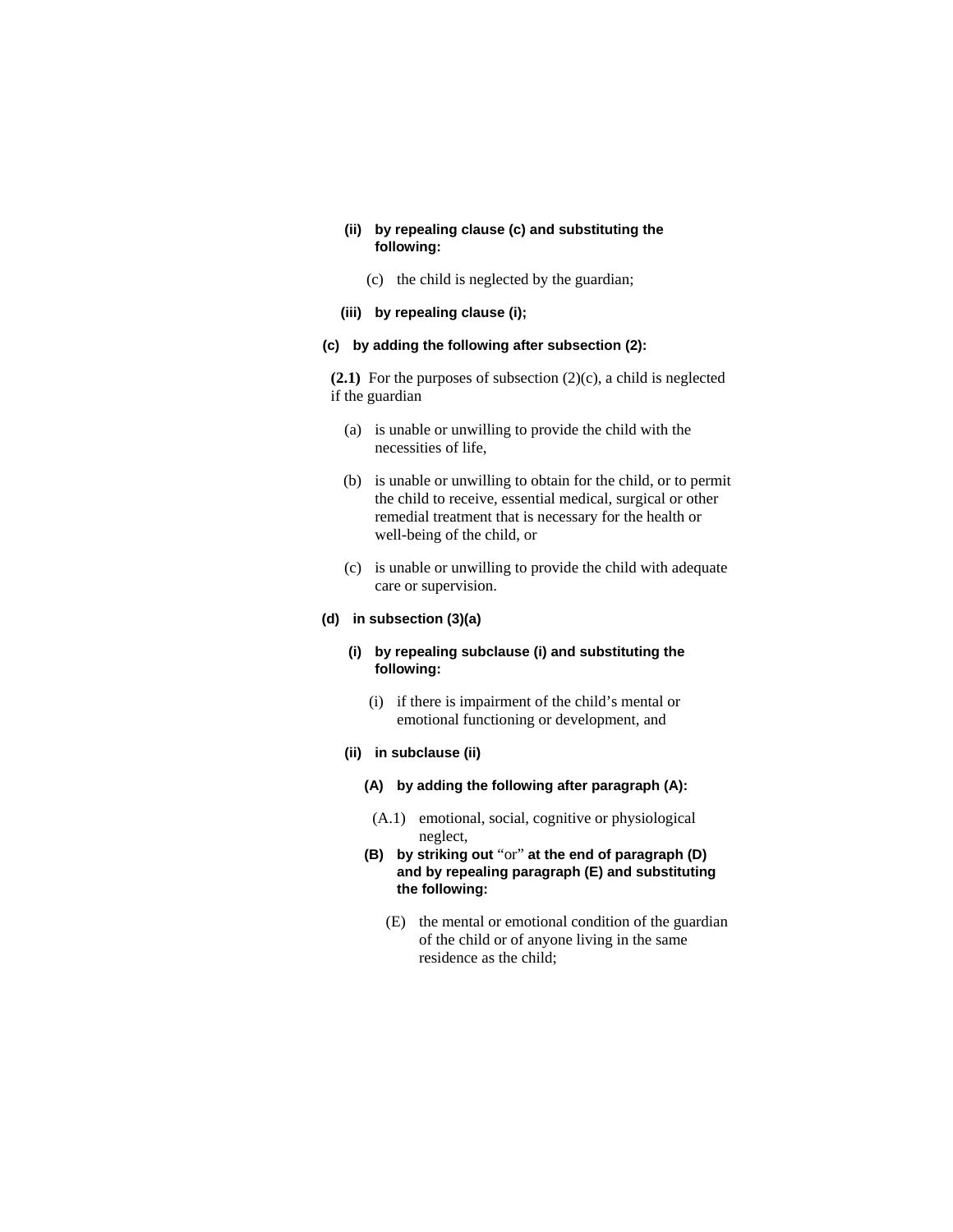**(ii) by repealing clause (c) and substituting the following:**

(c) the child is neglected by the guardian;

**(iii) by repealing clause (i);**

**(c) by adding the following after subsection (2):**

**(2.1)** For the purposes of subsection (2)(c), a child is neglected if the guardian

(a) is unable or unwilling to provide the child with the necessities of life,

(b) is unable or unwilling to obtain for the child, or to permit the child to receive, essential medical, surgical or other remedial treatment that is necessary for the health or well-being of the child, or

(c) is unable or unwilling to provide the child with adequate care or supervision.

**(d) in subsection (3)(a)**

**(i) by repealing subclause (i) and substituting the following:**

(i) if there is impairment of the child's mental or emotional functioning or development, and

**(ii) in subclause (ii)**

**(A) by adding the following after paragraph (A):**

(A.1) emotional, social, cognitive or physiological neglect,

**(B) by striking out** "or" **at the end of paragraph (D) and by repealing paragraph (E) and substituting the following:**

(E) the mental or emotional condition of the guardian of the child or of anyone living in the same residence as the child;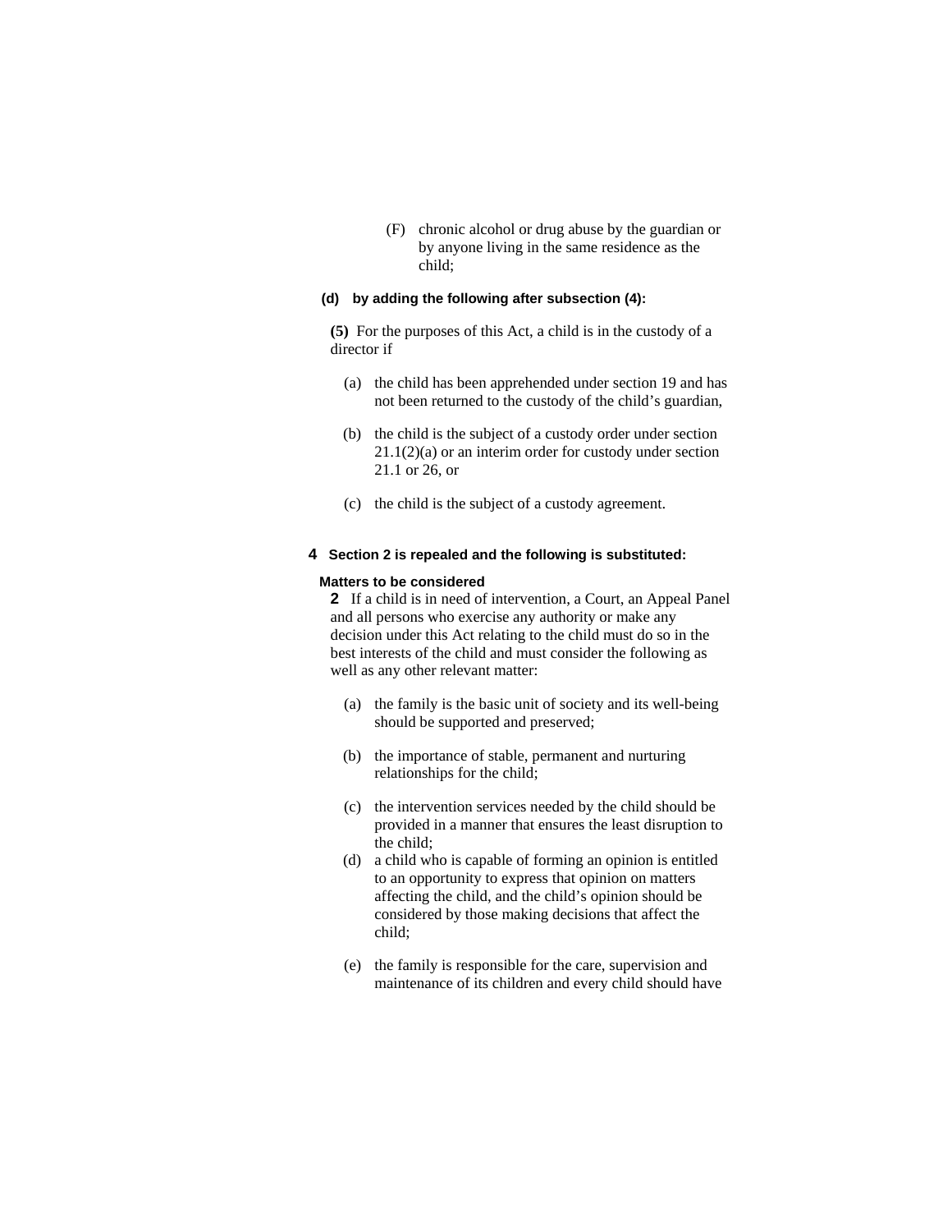(F) chronic alcohol or drug abuse by the guardian or by anyone living in the same residence as the child;

**(d) by adding the following after subsection (4):**

**(5)** For the purposes of this Act, a child is in the custody of a director if

(a) the child has been apprehended under section 19 and has not been returned to the custody of the child's guardian,

(b) the child is the subject of a custody order under section 21.1(2)(a) or an interim order for custody under section 21.1 or 26, or

(c) the child is the subject of a custody agreement.

**4 Section 2 is repealed and the following is substituted:**

**Matters to be considered**

**2** If a child is in need of intervention, a Court, an Appeal Panel and all persons who exercise any authority or make any decision under this Act relating to the child must do so in the best interests of the child and must consider the following as well as any other relevant matter:

(a) the family is the basic unit of society and its well-being should be supported and preserved;

(b) the importance of stable, permanent and nurturing relationships for the child;

(c) the intervention services needed by the child should be provided in a manner that ensures the least disruption to the child;

(d) a child who is capable of forming an opinion is entitled to an opportunity to express that opinion on matters affecting the child, and the child's opinion should be considered by those making decisions that affect the child;

(e) the family is responsible for the care, supervision and maintenance of its children and every child should have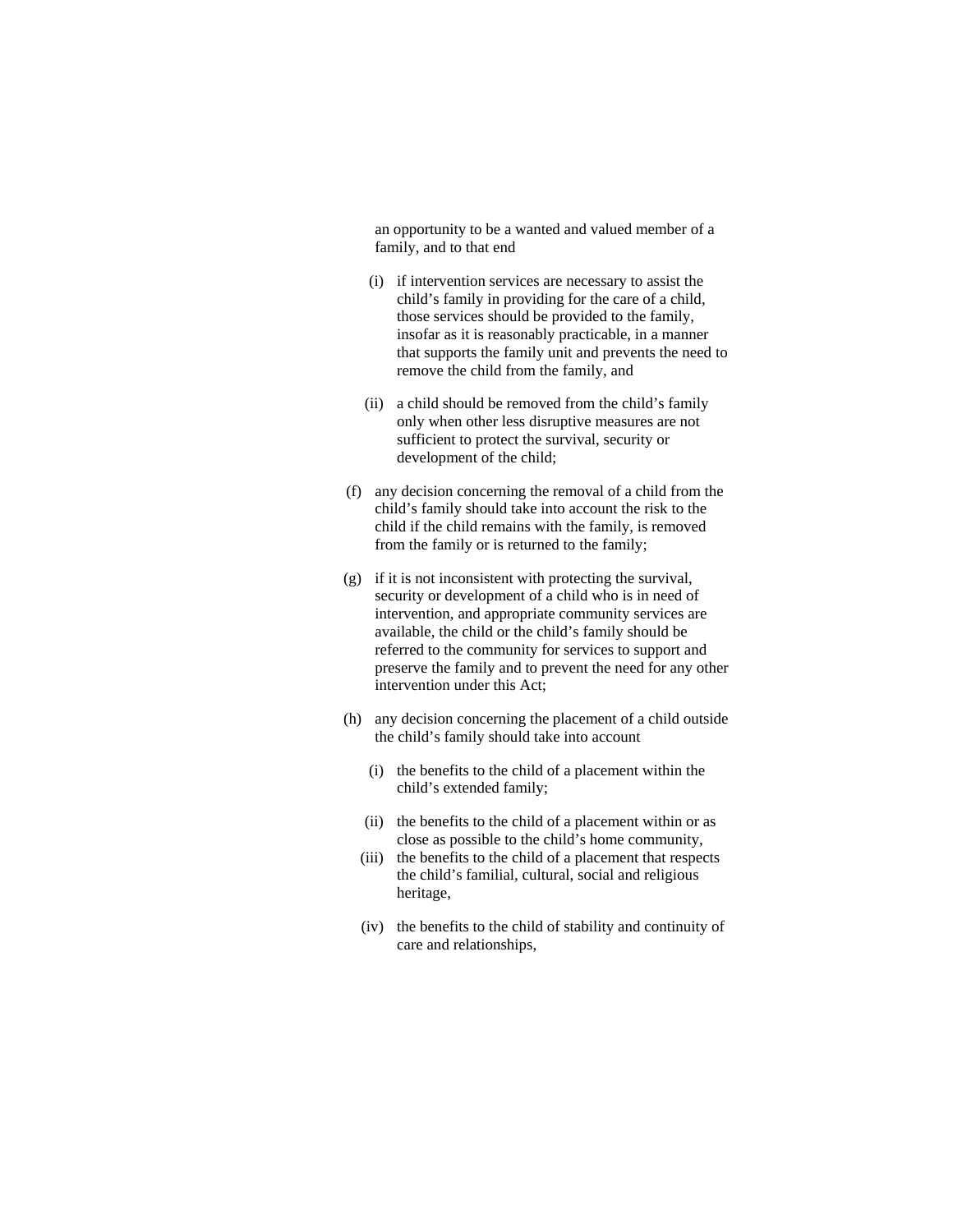an opportunity to be a wanted and valued member of a family, and to that end

- (i) if intervention services are necessary to assist the child's family in providing for the care of a child, those services should be provided to the family, insofar as it is reasonably practicable, in a manner that supports the family unit and prevents the need to remove the child from the family, and

- (ii) a child should be removed from the child's family only when other less disruptive measures are not sufficient to protect the survival, security or development of the child;

(f) any decision concerning the removal of a child from the child's family should take into account the risk to the child if the child remains with the family, is removed from the family or is returned to the family;

(g) if it is not inconsistent with protecting the survival, security or development of a child who is in need of intervention, and appropriate community services are available, the child or the child's family should be referred to the community for services to support and preserve the family and to prevent the need for any other intervention under this Act;

(h) any decision concerning the placement of a child outside the child's family should take into account

- (i) the benefits to the child of a placement within the child's extended family;

- (ii) the benefits to the child of a placement within or as close as possible to the child's home community,

- (iii) the benefits to the child of a placement that respects the child's familial, cultural, social and religious heritage,

- (iv) the benefits to the child of stability and continuity of care and relationships,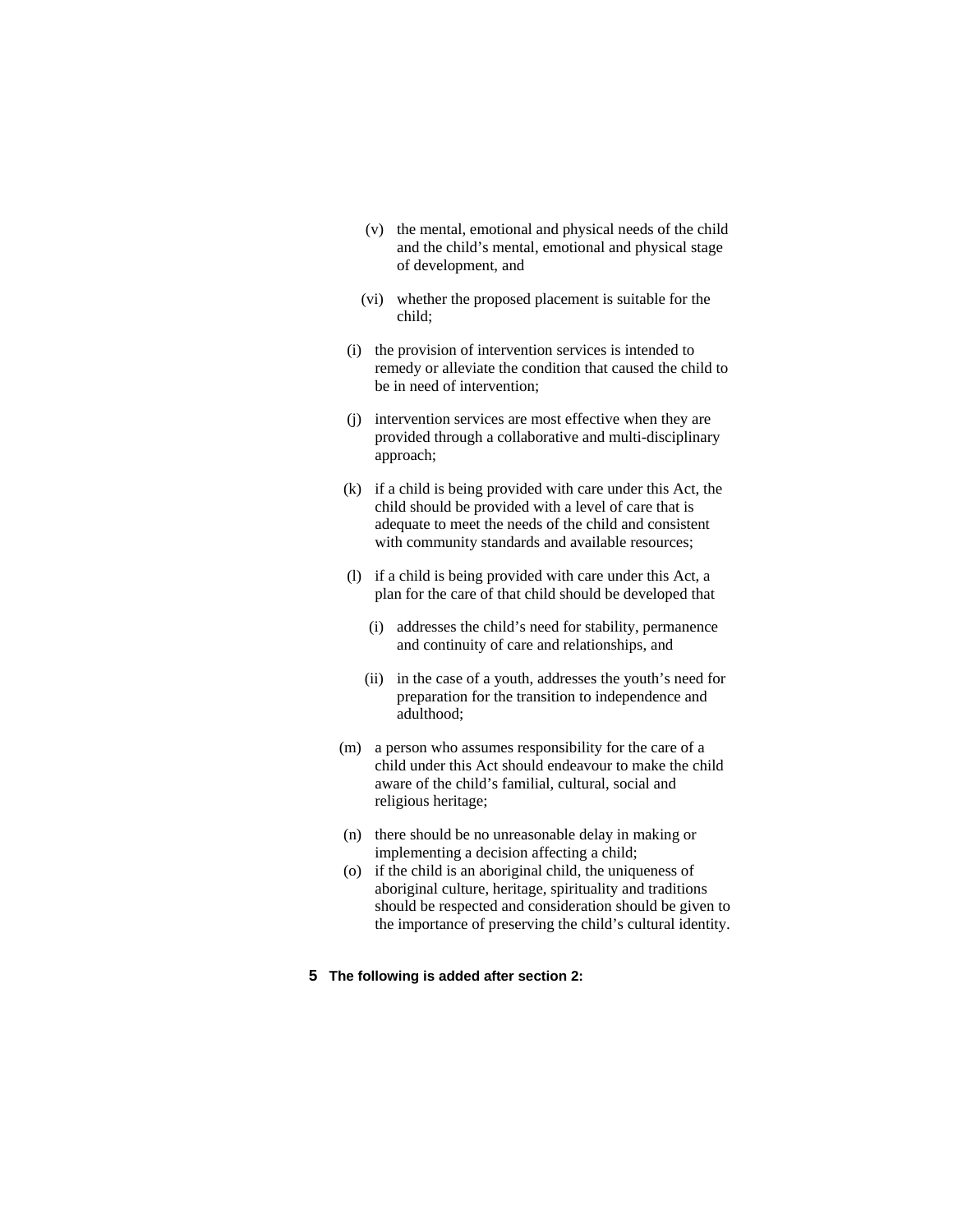(v) the mental, emotional and physical needs of the child and the child's mental, emotional and physical stage of development, and

(vi) whether the proposed placement is suitable for the child;

(i) the provision of intervention services is intended to remedy or alleviate the condition that caused the child to be in need of intervention;

(j) intervention services are most effective when they are provided through a collaborative and multi-disciplinary approach;

(k) if a child is being provided with care under this Act, the child should be provided with a level of care that is adequate to meet the needs of the child and consistent with community standards and available resources;

(l) if a child is being provided with care under this Act, a plan for the care of that child should be developed that

(i) addresses the child's need for stability, permanence and continuity of care and relationships, and

(ii) in the case of a youth, addresses the youth's need for preparation for the transition to independence and adulthood;

(m) a person who assumes responsibility for the care of a child under this Act should endeavour to make the child aware of the child's familial, cultural, social and religious heritage;

(n) there should be no unreasonable delay in making or implementing a decision affecting a child;

(o) if the child is an aboriginal child, the uniqueness of aboriginal culture, heritage, spirituality and traditions should be respected and consideration should be given to the importance of preserving the child's cultural identity.

**5 The following is added after section 2:**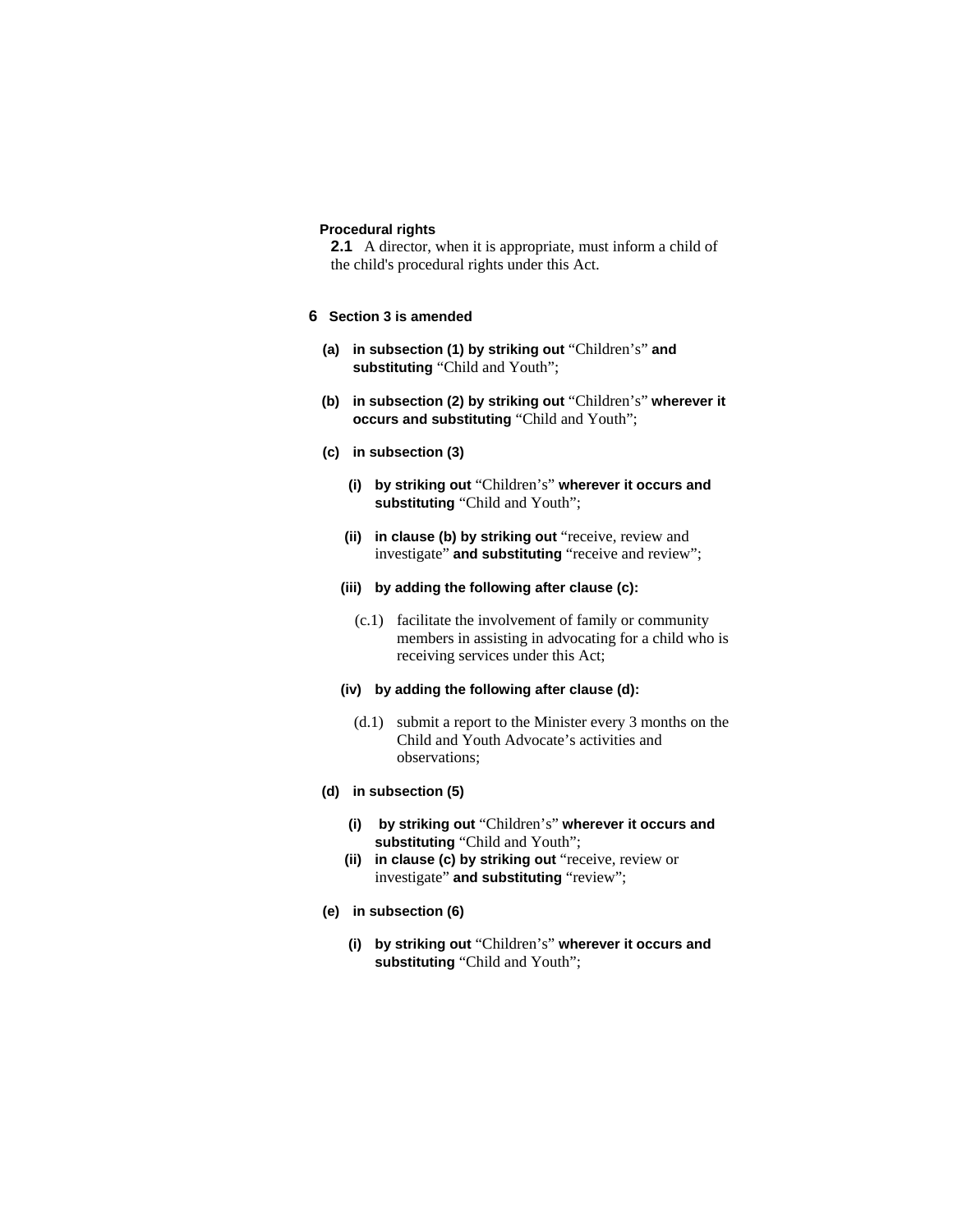**Procedural rights**

**2.1** A director, when it is appropriate, must inform a child of the child's procedural rights under this Act.

**6 Section 3 is amended**

**(a) in subsection (1) by striking out** "Children's" **and substituting** "Child and Youth";

**(b) in subsection (2) by striking out** "Children's" **wherever it occurs and substituting** "Child and Youth";

**(c) in subsection (3)**

**(i) by striking out** "Children's" **wherever it occurs and substituting** "Child and Youth";

**(ii) in clause (b) by striking out** "receive, review and investigate" **and substituting** "receive and review";

**(iii) by adding the following after clause (c):**

(c.1) facilitate the involvement of family or community members in assisting in advocating for a child who is receiving services under this Act;

**(iv) by adding the following after clause (d):**

(d.1) submit a report to the Minister every 3 months on the Child and Youth Advocate's activities and observations;

**(d) in subsection (5)**

**(i) by striking out** "Children's" **wherever it occurs and substituting** "Child and Youth";

**(ii) in clause (c) by striking out** "receive, review or investigate" **and substituting** "review";

**(e) in subsection (6)**

**(i) by striking out** "Children's" **wherever it occurs and substituting** "Child and Youth";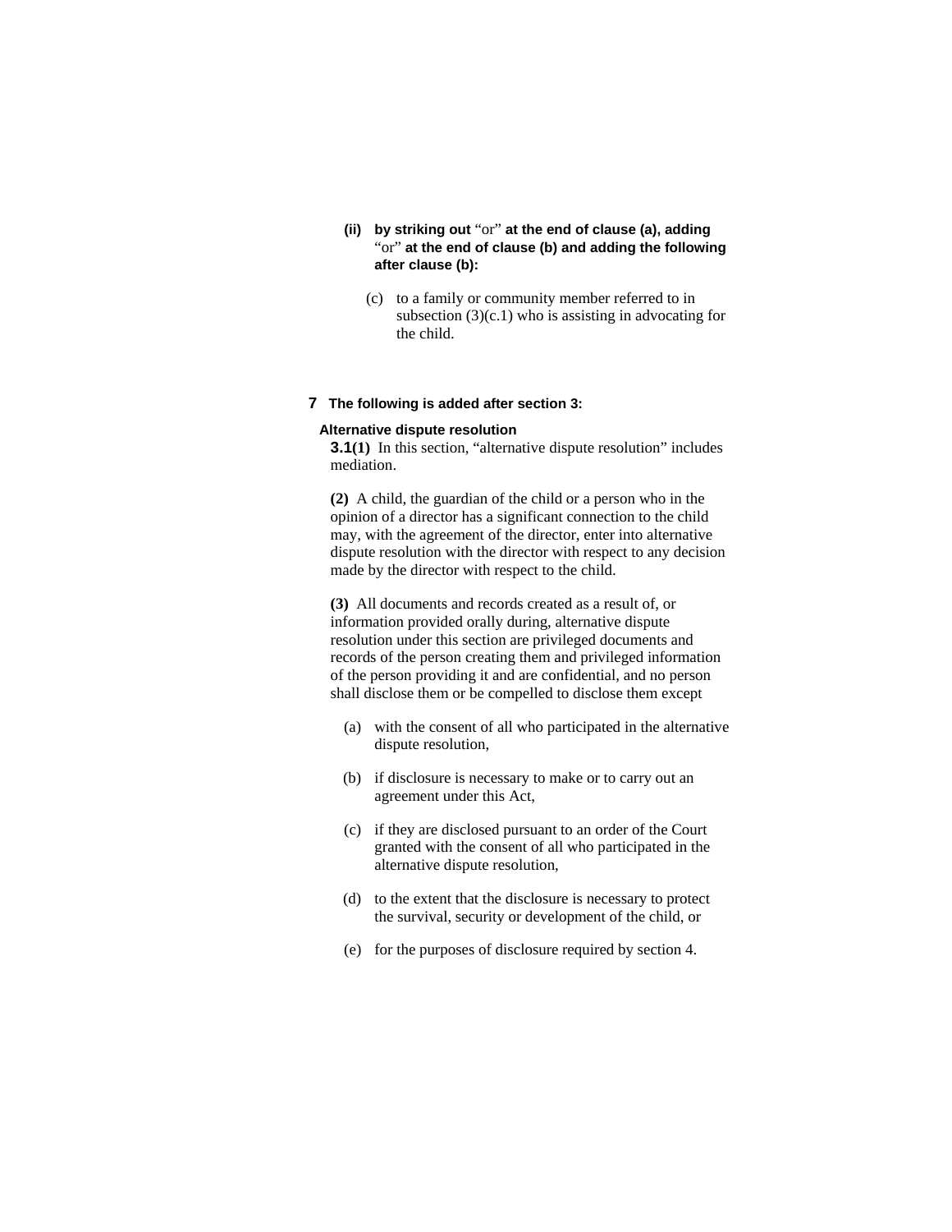**(ii) by striking out** "or" **at the end of clause (a), adding** "or" **at the end of clause (b) and adding the following after clause (b):**

(c) to a family or community member referred to in subsection (3)(c.1) who is assisting in advocating for the child.

**7 The following is added after section 3:**

**Alternative dispute resolution**

**3.1(1)** In this section, "alternative dispute resolution" includes mediation.

**(2)** A child, the guardian of the child or a person who in the opinion of a director has a significant connection to the child may, with the agreement of the director, enter into alternative dispute resolution with the director with respect to any decision made by the director with respect to the child.

**(3)** All documents and records created as a result of, or information provided orally during, alternative dispute resolution under this section are privileged documents and records of the person creating them and privileged information of the person providing it and are confidential, and no person shall disclose them or be compelled to disclose them except

(a) with the consent of all who participated in the alternative dispute resolution,

(b) if disclosure is necessary to make or to carry out an agreement under this Act,

(c) if they are disclosed pursuant to an order of the Court granted with the consent of all who participated in the alternative dispute resolution,

(d) to the extent that the disclosure is necessary to protect the survival, security or development of the child, or

(e) for the purposes of disclosure required by section 4.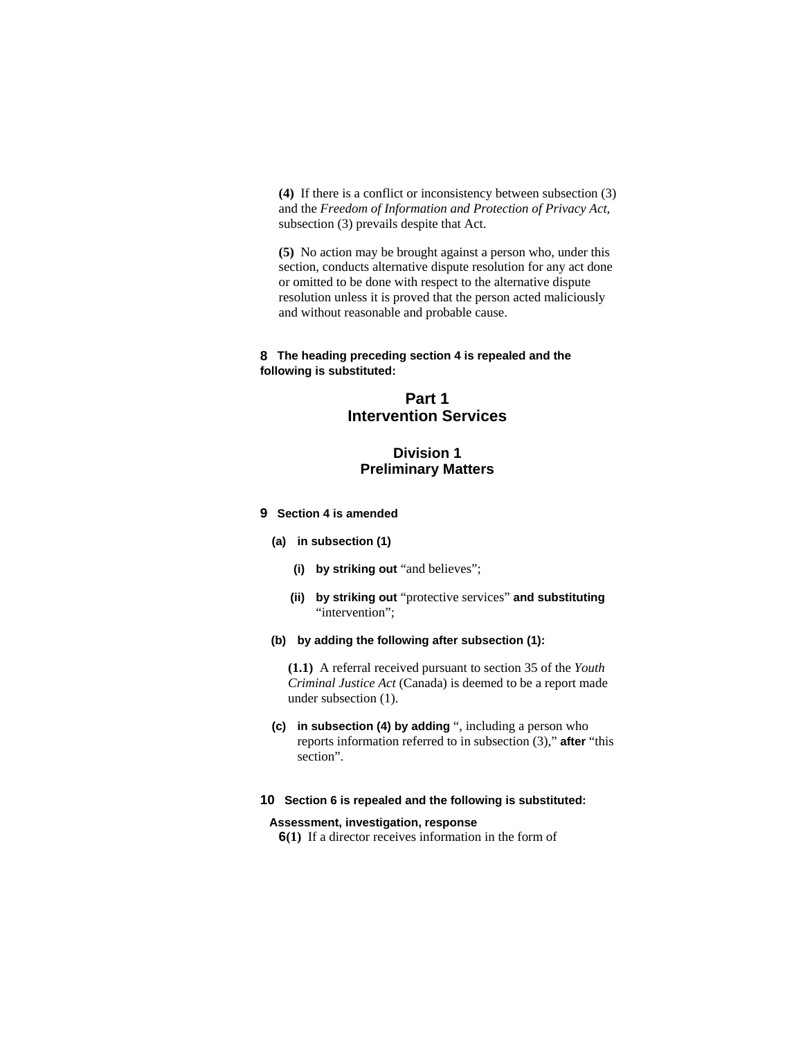**(4)** If there is a conflict or inconsistency between subsection (3) and the *Freedom of Information and Protection of Privacy Act*, subsection (3) prevails despite that Act.

**(5)** No action may be brought against a person who, under this section, conducts alternative dispute resolution for any act done or omitted to be done with respect to the alternative dispute resolution unless it is proved that the person acted maliciously and without reasonable and probable cause.

**8** **The heading preceding section 4 is repealed and the following is substituted:**

## Part 1
## Intervention Services

### Division 1
### Preliminary Matters

**9** **Section 4 is amended**

**(a)** **in subsection (1)**

**(i)** **by striking out** "and believes";

**(ii)** **by striking out** "protective services" **and substituting** "intervention";

**(b)** **by adding the following after subsection (1):**

**(1.1)** A referral received pursuant to section 35 of the *Youth Criminal Justice Act* (Canada) is deemed to be a report made under subsection (1).

**(c)** **in subsection (4) by adding** ", including a person who reports information referred to in subsection (3)," **after** "this section".

**10** **Section 6 is repealed and the following is substituted:**

**Assessment, investigation, response**

**6(1)** If a director receives information in the form of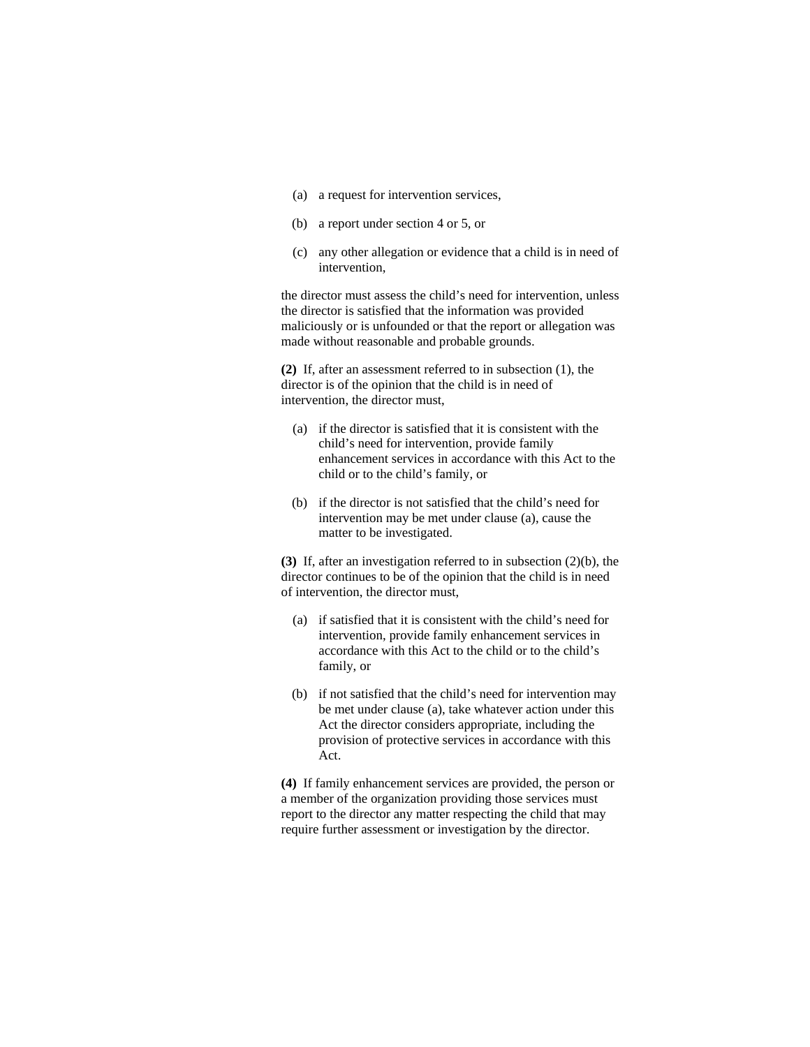(a) a request for intervention services,

(b) a report under section 4 or 5, or

(c) any other allegation or evidence that a child is in need of intervention,

the director must assess the child's need for intervention, unless the director is satisfied that the information was provided maliciously or is unfounded or that the report or allegation was made without reasonable and probable grounds.

**(2)** If, after an assessment referred to in subsection (1), the director is of the opinion that the child is in need of intervention, the director must,

(a) if the director is satisfied that it is consistent with the child's need for intervention, provide family enhancement services in accordance with this Act to the child or to the child's family, or

(b) if the director is not satisfied that the child's need for intervention may be met under clause (a), cause the matter to be investigated.

**(3)** If, after an investigation referred to in subsection (2)(b), the director continues to be of the opinion that the child is in need of intervention, the director must,

(a) if satisfied that it is consistent with the child's need for intervention, provide family enhancement services in accordance with this Act to the child or to the child's family, or

(b) if not satisfied that the child's need for intervention may be met under clause (a), take whatever action under this Act the director considers appropriate, including the provision of protective services in accordance with this Act.

**(4)** If family enhancement services are provided, the person or a member of the organization providing those services must report to the director any matter respecting the child that may require further assessment or investigation by the director.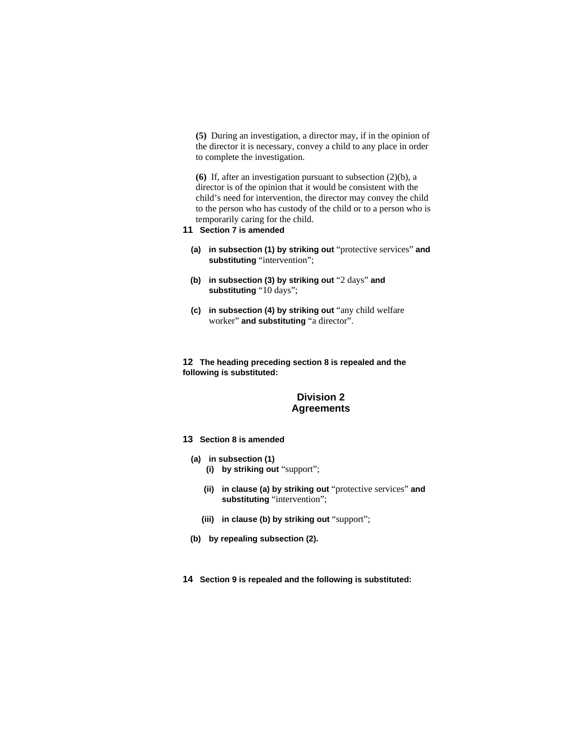(5) During an investigation, a director may, if in the opinion of the director it is necessary, convey a child to any place in order to complete the investigation.

(6) If, after an investigation pursuant to subsection (2)(b), a director is of the opinion that it would be consistent with the child's need for intervention, the director may convey the child to the person who has custody of the child or to a person who is temporarily caring for the child.

**11 Section 7 is amended**

- **(a) in subsection (1) by striking out** "protective services" **and substituting** "intervention";
- **(b) in subsection (3) by striking out** "2 days" **and substituting** "10 days";
- **(c) in subsection (4) by striking out** "any child welfare worker" **and substituting** "a director".

**12 The heading preceding section 8 is repealed and the following is substituted:**

## Division 2
## Agreements

**13 Section 8 is amended**

- **(a) in subsection (1)**
  - **(i) by striking out** "support";
  - **(ii) in clause (a) by striking out** "protective services" **and substituting** "intervention";
  - **(iii) in clause (b) by striking out** "support";
- **(b) by repealing subsection (2).**

**14 Section 9 is repealed and the following is substituted:**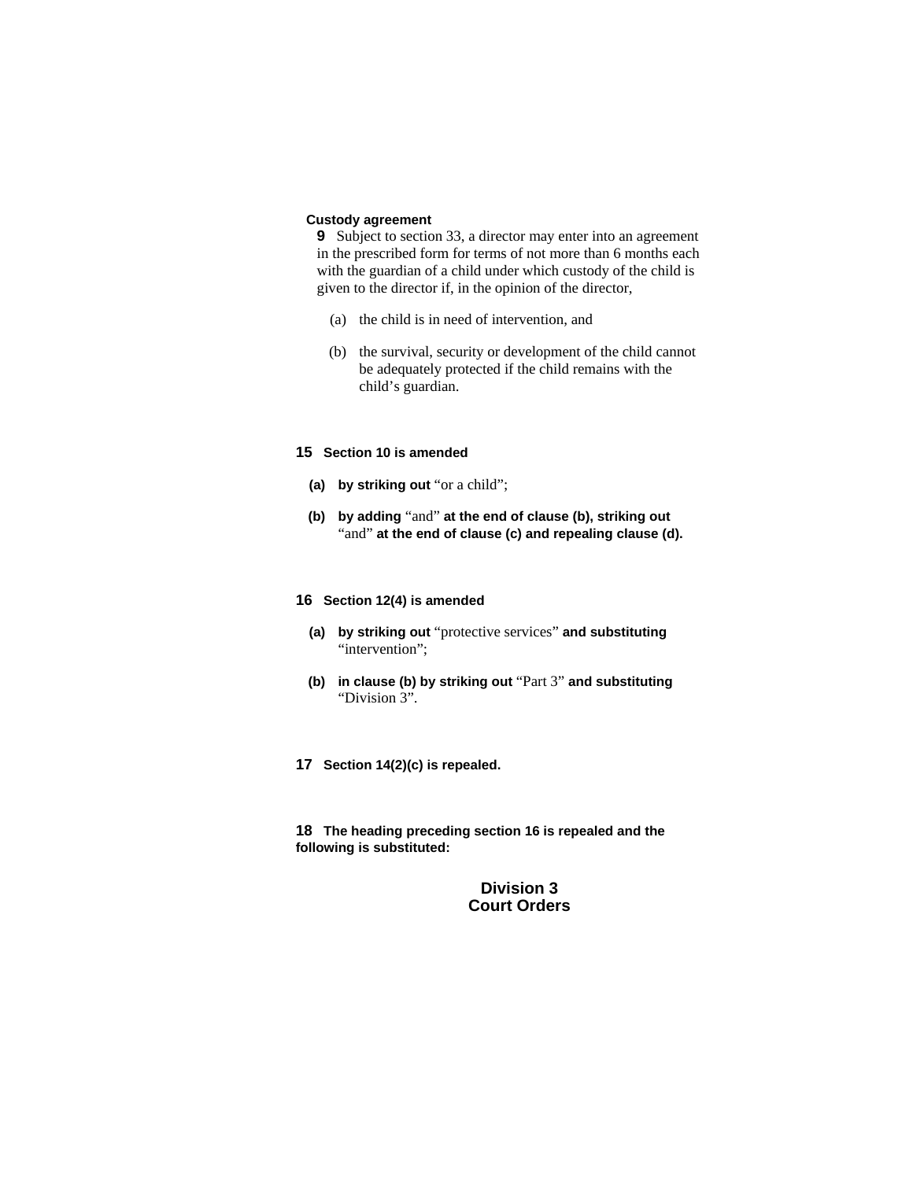**Custody agreement**

**9** Subject to section 33, a director may enter into an agreement in the prescribed form for terms of not more than 6 months each with the guardian of a child under which custody of the child is given to the director if, in the opinion of the director,

(a) the child is in need of intervention, and

(b) the survival, security or development of the child cannot be adequately protected if the child remains with the child's guardian.

**15 Section 10 is amended**

**(a) by striking out** "or a child";

**(b) by adding** "and" **at the end of clause (b), striking out** "and" **at the end of clause (c) and repealing clause (d).**

**16 Section 12(4) is amended**

**(a) by striking out** "protective services" **and substituting** "intervention";

**(b) in clause (b) by striking out** "Part 3" **and substituting** "Division 3".

**17 Section 14(2)(c) is repealed.**

**18 The heading preceding section 16 is repealed and the following is substituted:**

## Division 3
## Court Orders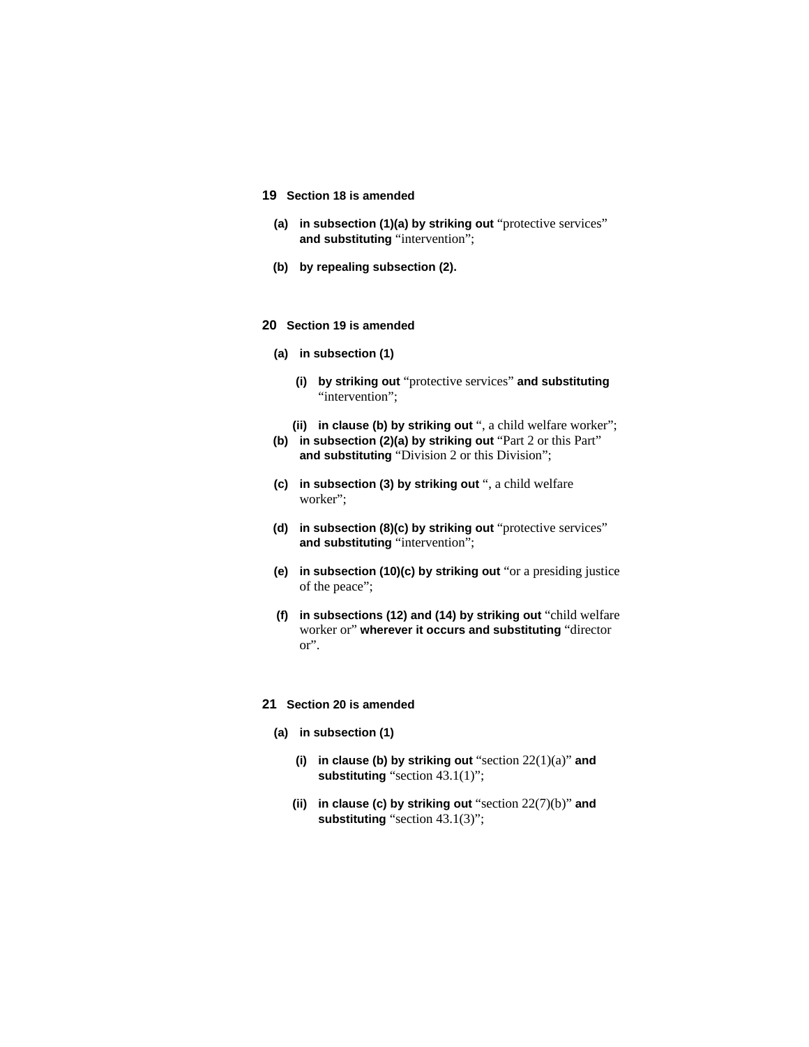**19 Section 18 is amended**

**(a) in subsection (1)(a) by striking out** "protective services" **and substituting** "intervention";

**(b) by repealing subsection (2).**

**20 Section 19 is amended**

**(a) in subsection (1)**

**(i) by striking out** "protective services" **and substituting** "intervention";

**(ii) in clause (b) by striking out** ", a child welfare worker";

**(b) in subsection (2)(a) by striking out** "Part 2 or this Part" **and substituting** "Division 2 or this Division";

**(c) in subsection (3) by striking out** ", a child welfare worker";

**(d) in subsection (8)(c) by striking out** "protective services" **and substituting** "intervention";

**(e) in subsection (10)(c) by striking out** "or a presiding justice of the peace";

**(f) in subsections (12) and (14) by striking out** "child welfare worker or" **wherever it occurs and substituting** "director or".

**21 Section 20 is amended**

**(a) in subsection (1)**

**(i) in clause (b) by striking out** "section 22(1)(a)" **and substituting** "section 43.1(1)";

**(ii) in clause (c) by striking out** "section 22(7)(b)" **and substituting** "section 43.1(3)";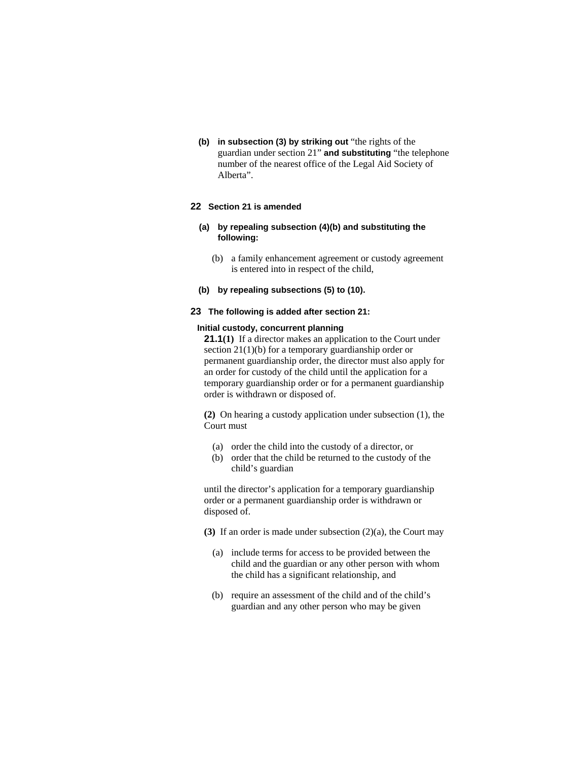**(b)** **in subsection (3) by striking out** "the rights of the guardian under section 21" **and substituting** "the telephone number of the nearest office of the Legal Aid Society of Alberta".

**22** **Section 21 is amended**

**(a)** **by repealing subsection (4)(b) and substituting the following:**

(b) a family enhancement agreement or custody agreement is entered into in respect of the child,

**(b)** **by repealing subsections (5) to (10).**

**23** **The following is added after section 21:**

**Initial custody, concurrent planning**

**21.1(1)** If a director makes an application to the Court under section 21(1)(b) for a temporary guardianship order or permanent guardianship order, the director must also apply for an order for custody of the child until the application for a temporary guardianship order or for a permanent guardianship order is withdrawn or disposed of.

**(2)** On hearing a custody application under subsection (1), the Court must

(a) order the child into the custody of a director, or

(b) order that the child be returned to the custody of the child's guardian

until the director's application for a temporary guardianship order or a permanent guardianship order is withdrawn or disposed of.

**(3)** If an order is made under subsection (2)(a), the Court may

(a) include terms for access to be provided between the child and the guardian or any other person with whom the child has a significant relationship, and

(b) require an assessment of the child and of the child's guardian and any other person who may be given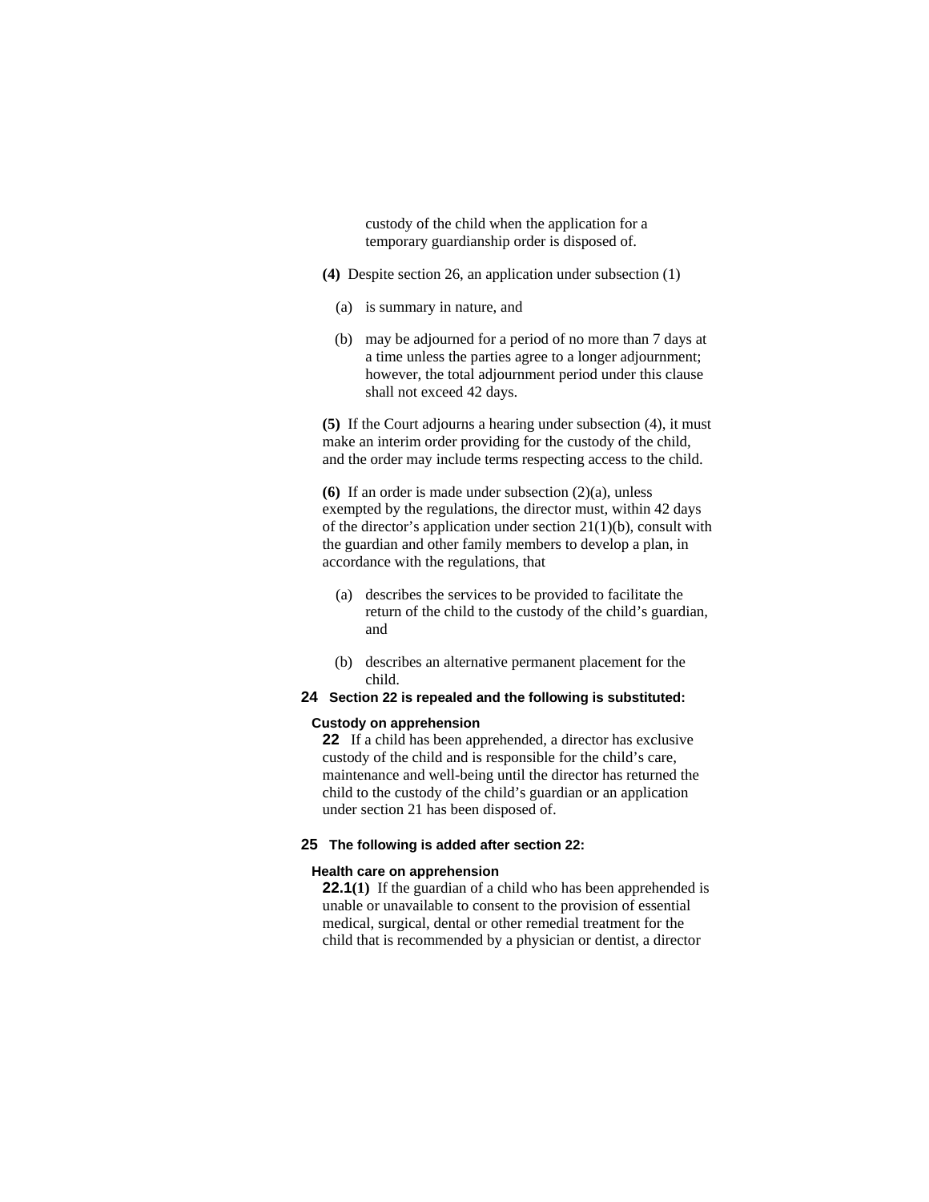custody of the child when the application for a temporary guardianship order is disposed of.

**(4)** Despite section 26, an application under subsection (1)

(a) is summary in nature, and

(b) may be adjourned for a period of no more than 7 days at a time unless the parties agree to a longer adjournment; however, the total adjournment period under this clause shall not exceed 42 days.

**(5)** If the Court adjourns a hearing under subsection (4), it must make an interim order providing for the custody of the child, and the order may include terms respecting access to the child.

**(6)** If an order is made under subsection (2)(a), unless exempted by the regulations, the director must, within 42 days of the director's application under section 21(1)(b), consult with the guardian and other family members to develop a plan, in accordance with the regulations, that

(a) describes the services to be provided to facilitate the return of the child to the custody of the child's guardian, and

(b) describes an alternative permanent placement for the child.

**24 Section 22 is repealed and the following is substituted:**

**Custody on apprehension**

**22** If a child has been apprehended, a director has exclusive custody of the child and is responsible for the child's care, maintenance and well-being until the director has returned the child to the custody of the child's guardian or an application under section 21 has been disposed of.

**25 The following is added after section 22:**

**Health care on apprehension**

**22.1(1)** If the guardian of a child who has been apprehended is unable or unavailable to consent to the provision of essential medical, surgical, dental or other remedial treatment for the child that is recommended by a physician or dentist, a director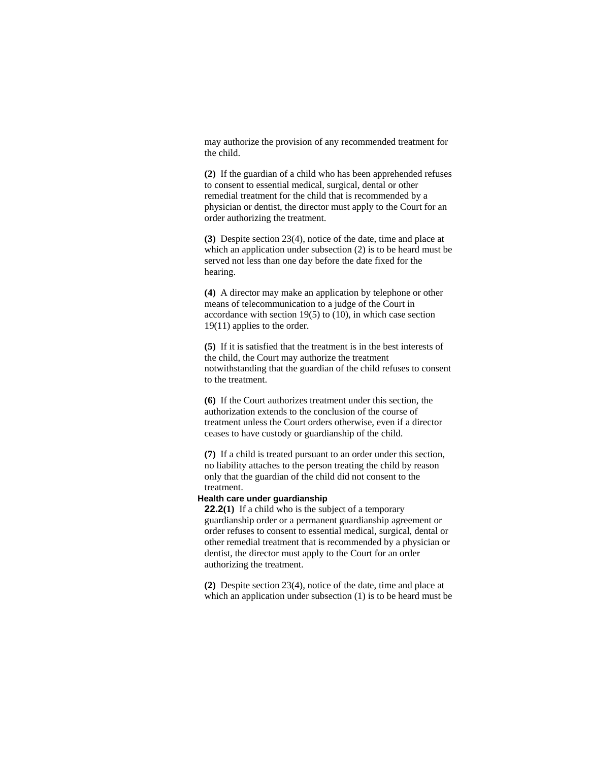may authorize the provision of any recommended treatment for the child.

**(2)** If the guardian of a child who has been apprehended refuses to consent to essential medical, surgical, dental or other remedial treatment for the child that is recommended by a physician or dentist, the director must apply to the Court for an order authorizing the treatment.

**(3)** Despite section 23(4), notice of the date, time and place at which an application under subsection (2) is to be heard must be served not less than one day before the date fixed for the hearing.

**(4)** A director may make an application by telephone or other means of telecommunication to a judge of the Court in accordance with section 19(5) to (10), in which case section 19(11) applies to the order.

**(5)** If it is satisfied that the treatment is in the best interests of the child, the Court may authorize the treatment notwithstanding that the guardian of the child refuses to consent to the treatment.

**(6)** If the Court authorizes treatment under this section, the authorization extends to the conclusion of the course of treatment unless the Court orders otherwise, even if a director ceases to have custody or guardianship of the child.

**(7)** If a child is treated pursuant to an order under this section, no liability attaches to the person treating the child by reason only that the guardian of the child did not consent to the treatment.

**Health care under guardianship**

**22.2(1)** If a child who is the subject of a temporary guardianship order or a permanent guardianship agreement or order refuses to consent to essential medical, surgical, dental or other remedial treatment that is recommended by a physician or dentist, the director must apply to the Court for an order authorizing the treatment.

**(2)** Despite section 23(4), notice of the date, time and place at which an application under subsection (1) is to be heard must be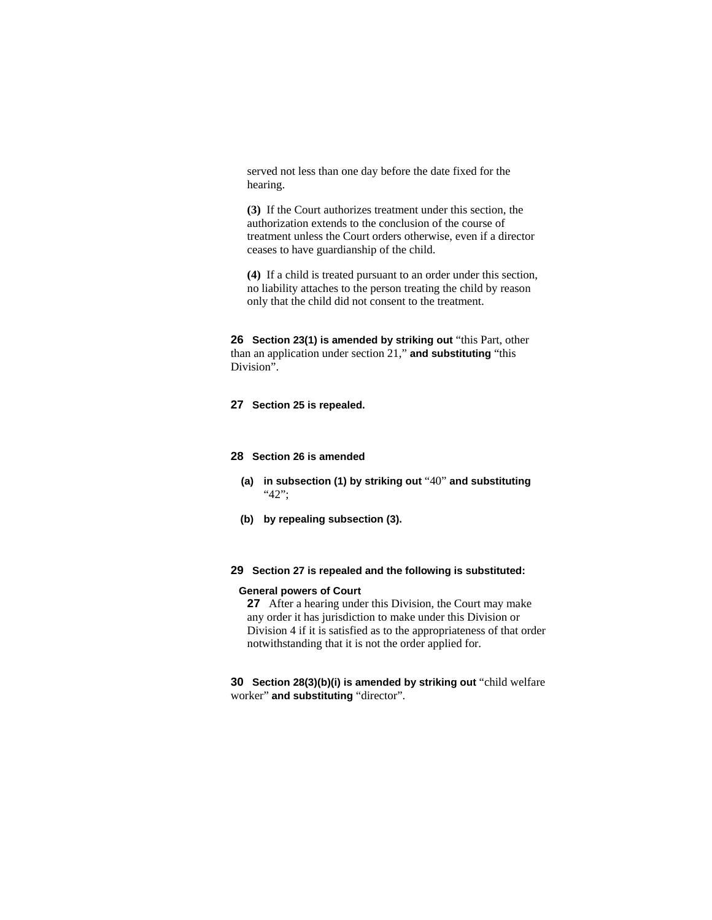served not less than one day before the date fixed for the hearing.

**(3)** If the Court authorizes treatment under this section, the authorization extends to the conclusion of the course of treatment unless the Court orders otherwise, even if a director ceases to have guardianship of the child.

**(4)** If a child is treated pursuant to an order under this section, no liability attaches to the person treating the child by reason only that the child did not consent to the treatment.

**26** **Section 23(1) is amended by striking out** "this Part, other than an application under section 21," **and substituting** "this Division".

**27** **Section 25 is repealed.**

**28** **Section 26 is amended**

- **(a)** **in subsection (1) by striking out** "40" **and substituting** "42";
- **(b)** **by repealing subsection (3).**

**29** **Section 27 is repealed and the following is substituted:**

**General powers of Court**

**27** After a hearing under this Division, the Court may make any order it has jurisdiction to make under this Division or Division 4 if it is satisfied as to the appropriateness of that order notwithstanding that it is not the order applied for.

**30** **Section 28(3)(b)(i) is amended by striking out** "child welfare worker" **and substituting** "director".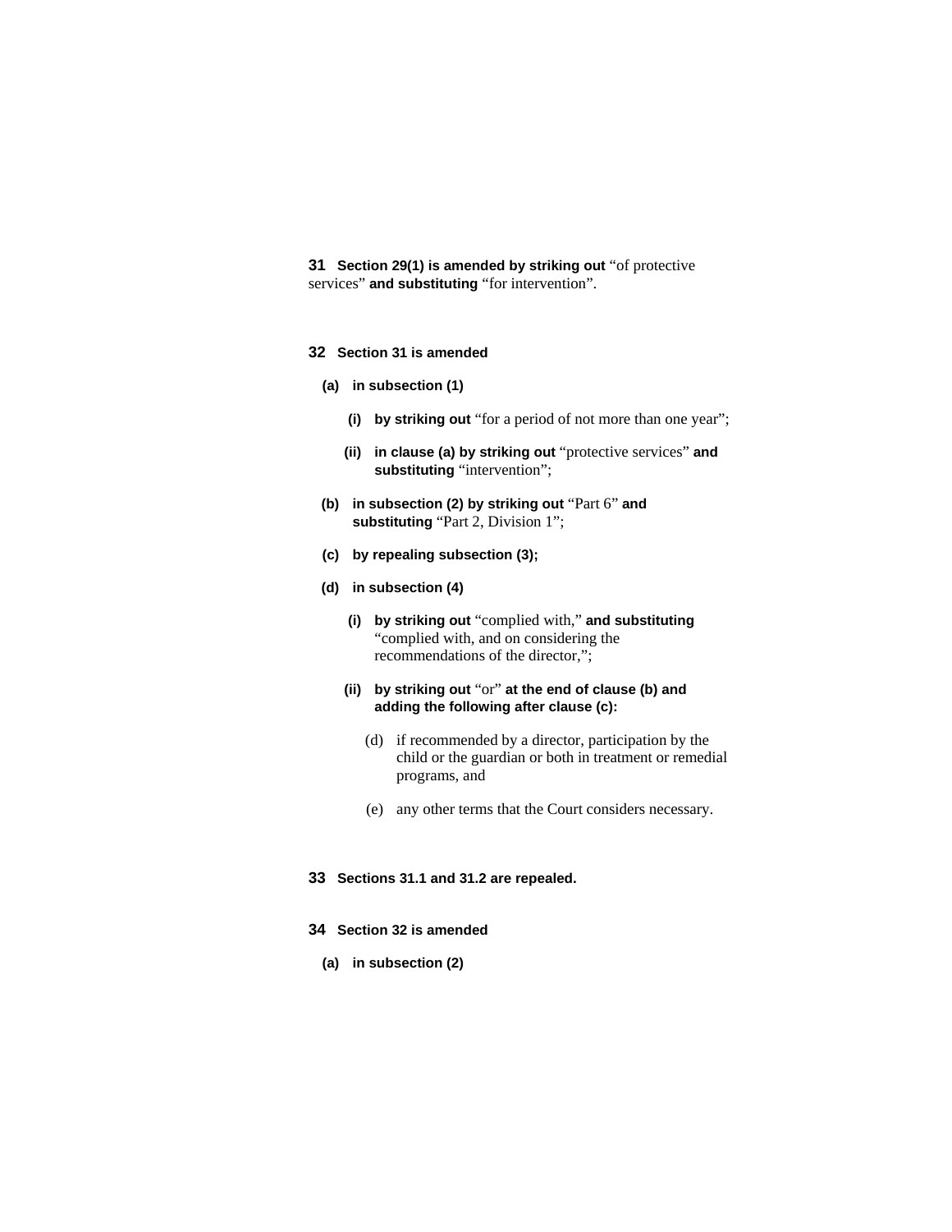**31 Section 29(1) is amended by striking out** “of protective services” **and substituting** “for intervention”.

**32 Section 31 is amended**

**(a) in subsection (1)**

**(i) by striking out** “for a period of not more than one year”;

**(ii) in clause (a) by striking out** “protective services” **and substituting** “intervention”;

**(b) in subsection (2) by striking out** “Part 6” **and substituting** “Part 2, Division 1”;

**(c) by repealing subsection (3);**

**(d) in subsection (4)**

**(i) by striking out** “complied with,” **and substituting** “complied with, and on considering the recommendations of the director,”;

**(ii) by striking out** “or” **at the end of clause (b) and adding the following after clause (c):**

(d) if recommended by a director, participation by the child or the guardian or both in treatment or remedial programs, and

(e) any other terms that the Court considers necessary.

**33 Sections 31.1 and 31.2 are repealed.**

**34 Section 32 is amended**

**(a) in subsection (2)**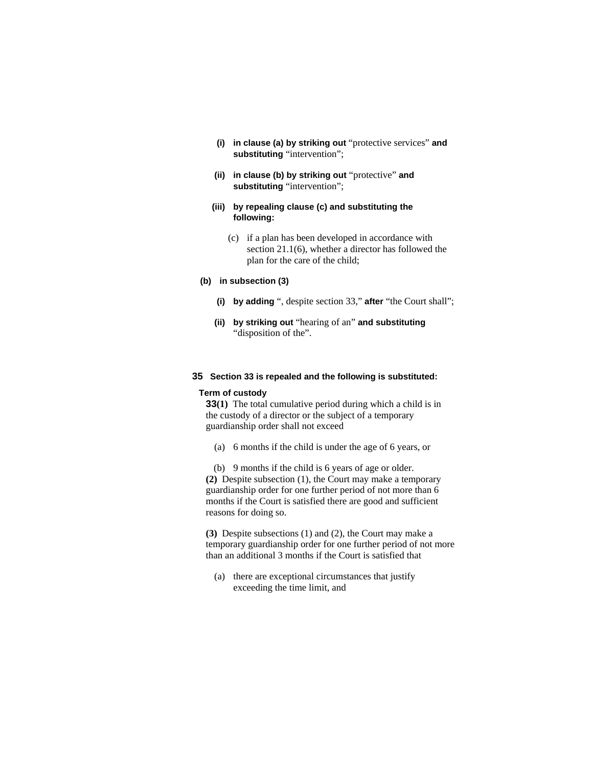**(i) in clause (a) by striking out** "protective services" **and substituting** "intervention";

**(ii) in clause (b) by striking out** "protective" **and substituting** "intervention";

**(iii) by repealing clause (c) and substituting the following:**

(c) if a plan has been developed in accordance with section 21.1(6), whether a director has followed the plan for the care of the child;

**(b) in subsection (3)**

**(i) by adding** ", despite section 33," **after** "the Court shall";

**(ii) by striking out** "hearing of an" **and substituting** "disposition of the".

**35 Section 33 is repealed and the following is substituted:**

**Term of custody**

**33(1)** The total cumulative period during which a child is in the custody of a director or the subject of a temporary guardianship order shall not exceed

(a) 6 months if the child is under the age of 6 years, or

(b) 9 months if the child is 6 years of age or older.

**(2)** Despite subsection (1), the Court may make a temporary guardianship order for one further period of not more than 6 months if the Court is satisfied there are good and sufficient reasons for doing so.

**(3)** Despite subsections (1) and (2), the Court may make a temporary guardianship order for one further period of not more than an additional 3 months if the Court is satisfied that

(a) there are exceptional circumstances that justify exceeding the time limit, and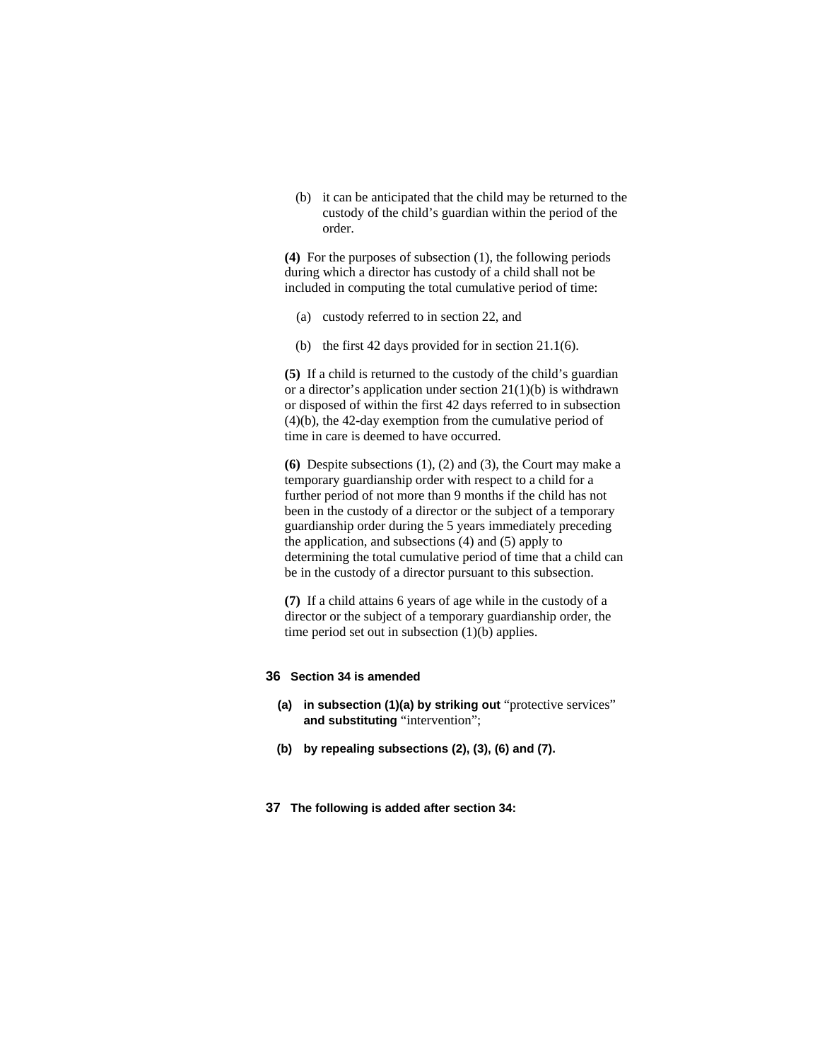(b) it can be anticipated that the child may be returned to the custody of the child's guardian within the period of the order.

**(4)** For the purposes of subsection (1), the following periods during which a director has custody of a child shall not be included in computing the total cumulative period of time:

(a) custody referred to in section 22, and

(b) the first 42 days provided for in section 21.1(6).

**(5)** If a child is returned to the custody of the child's guardian or a director's application under section 21(1)(b) is withdrawn or disposed of within the first 42 days referred to in subsection (4)(b), the 42-day exemption from the cumulative period of time in care is deemed to have occurred.

**(6)** Despite subsections (1), (2) and (3), the Court may make a temporary guardianship order with respect to a child for a further period of not more than 9 months if the child has not been in the custody of a director or the subject of a temporary guardianship order during the 5 years immediately preceding the application, and subsections (4) and (5) apply to determining the total cumulative period of time that a child can be in the custody of a director pursuant to this subsection.

**(7)** If a child attains 6 years of age while in the custody of a director or the subject of a temporary guardianship order, the time period set out in subsection (1)(b) applies.

**36 Section 34 is amended**

**(a) in subsection (1)(a) by striking out** "protective services" **and substituting** "intervention";

**(b) by repealing subsections (2), (3), (6) and (7).**

**37 The following is added after section 34:**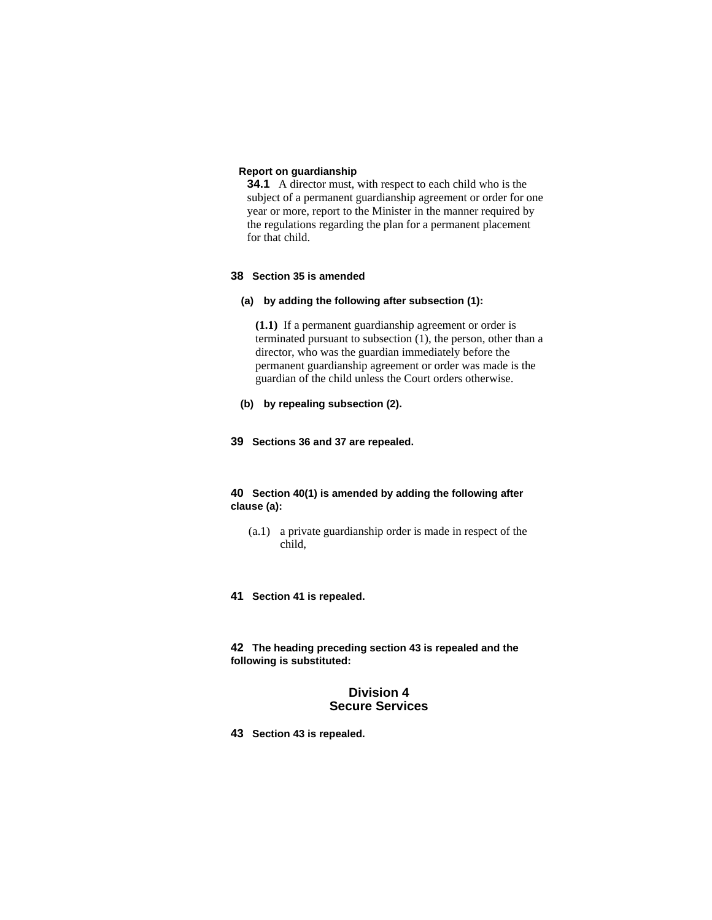**Report on guardianship**

**34.1** A director must, with respect to each child who is the subject of a permanent guardianship agreement or order for one year or more, report to the Minister in the manner required by the regulations regarding the plan for a permanent placement for that child.

**38 Section 35 is amended**

**(a) by adding the following after subsection (1):**

**(1.1)** If a permanent guardianship agreement or order is terminated pursuant to subsection (1), the person, other than a director, who was the guardian immediately before the permanent guardianship agreement or order was made is the guardian of the child unless the Court orders otherwise.

**(b) by repealing subsection (2).**

**39 Sections 36 and 37 are repealed.**

**40 Section 40(1) is amended by adding the following after clause (a):**

(a.1) a private guardianship order is made in respect of the child,

**41 Section 41 is repealed.**

**42 The heading preceding section 43 is repealed and the following is substituted:**

## Division 4
## Secure Services

**43 Section 43 is repealed.**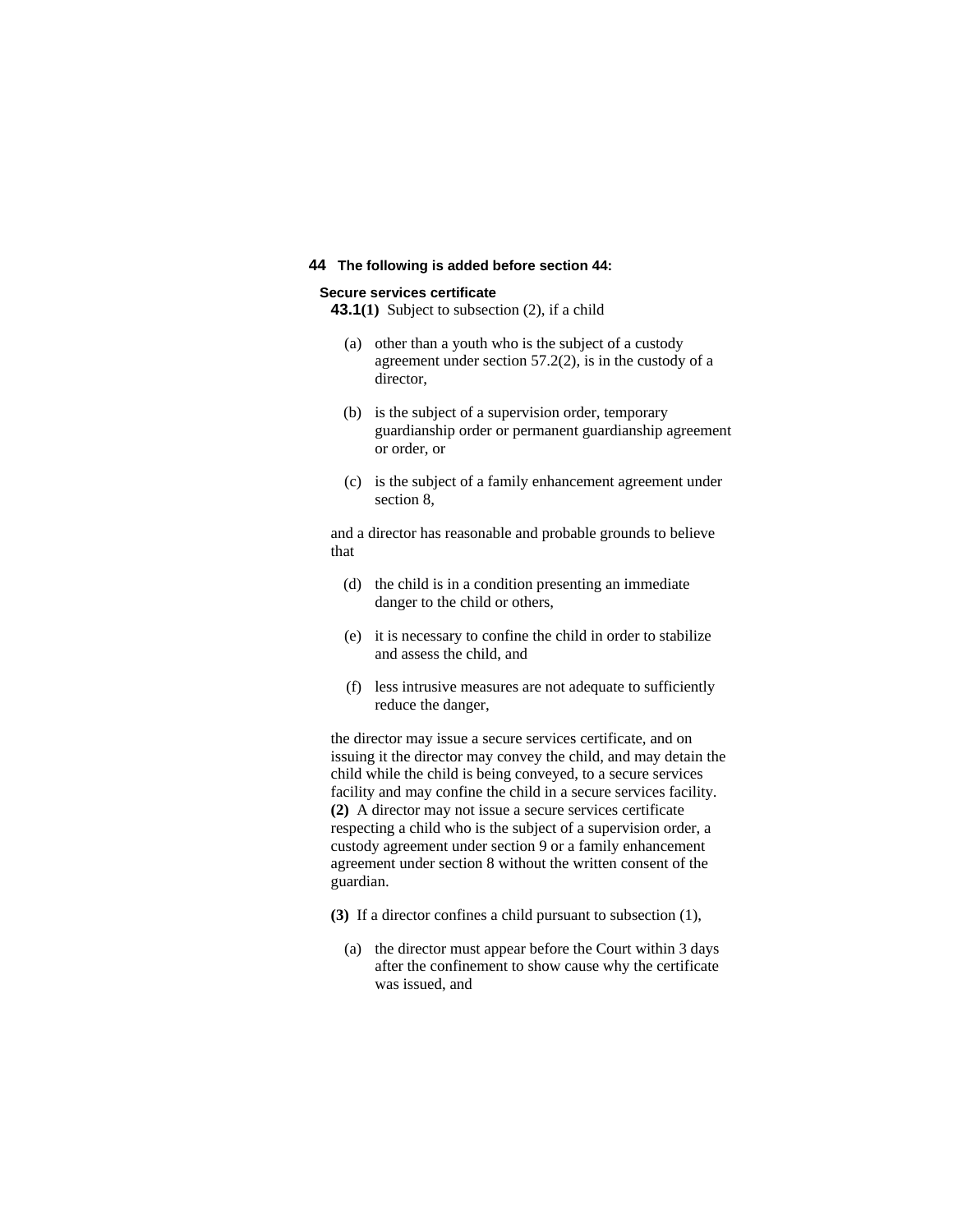**44 The following is added before section 44:**

**Secure services certificate**

**43.1(1)** Subject to subsection (2), if a child

(a) other than a youth who is the subject of a custody agreement under section 57.2(2), is in the custody of a director,

(b) is the subject of a supervision order, temporary guardianship order or permanent guardianship agreement or order, or

(c) is the subject of a family enhancement agreement under section 8,

and a director has reasonable and probable grounds to believe that

(d) the child is in a condition presenting an immediate danger to the child or others,

(e) it is necessary to confine the child in order to stabilize and assess the child, and

(f) less intrusive measures are not adequate to sufficiently reduce the danger,

the director may issue a secure services certificate, and on issuing it the director may convey the child, and may detain the child while the child is being conveyed, to a secure services facility and may confine the child in a secure services facility.

**(2)** A director may not issue a secure services certificate respecting a child who is the subject of a supervision order, a custody agreement under section 9 or a family enhancement agreement under section 8 without the written consent of the guardian.

**(3)** If a director confines a child pursuant to subsection (1),

(a) the director must appear before the Court within 3 days after the confinement to show cause why the certificate was issued, and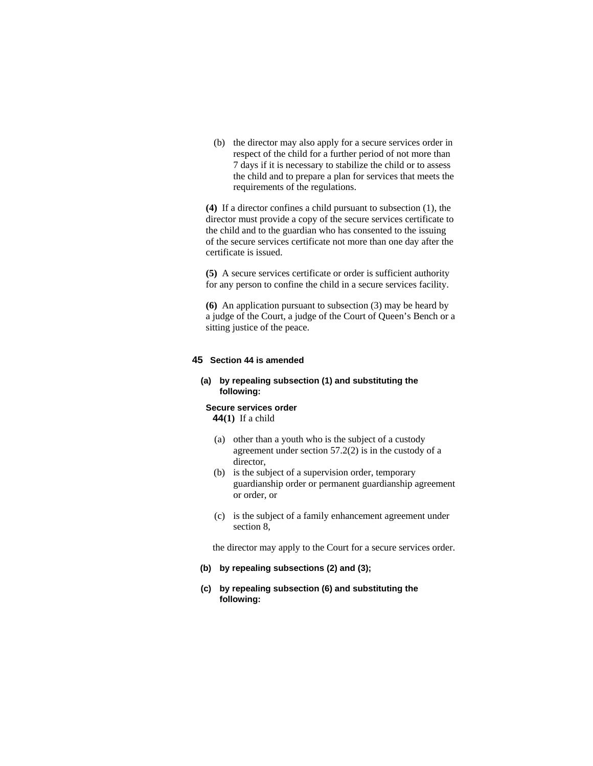(b) the director may also apply for a secure services order in respect of the child for a further period of not more than 7 days if it is necessary to stabilize the child or to assess the child and to prepare a plan for services that meets the requirements of the regulations.

**(4)** If a director confines a child pursuant to subsection (1), the director must provide a copy of the secure services certificate to the child and to the guardian who has consented to the issuing of the secure services certificate not more than one day after the certificate is issued.

**(5)** A secure services certificate or order is sufficient authority for any person to confine the child in a secure services facility.

**(6)** An application pursuant to subsection (3) may be heard by a judge of the Court, a judge of the Court of Queen's Bench or a sitting justice of the peace.

**45 Section 44 is amended**

**(a) by repealing subsection (1) and substituting the following:**

**Secure services order**

**44(1)** If a child

(a) other than a youth who is the subject of a custody agreement under section 57.2(2) is in the custody of a director,

(b) is the subject of a supervision order, temporary guardianship order or permanent guardianship agreement or order, or

(c) is the subject of a family enhancement agreement under section 8,

the director may apply to the Court for a secure services order.

**(b) by repealing subsections (2) and (3);**

**(c) by repealing subsection (6) and substituting the following:**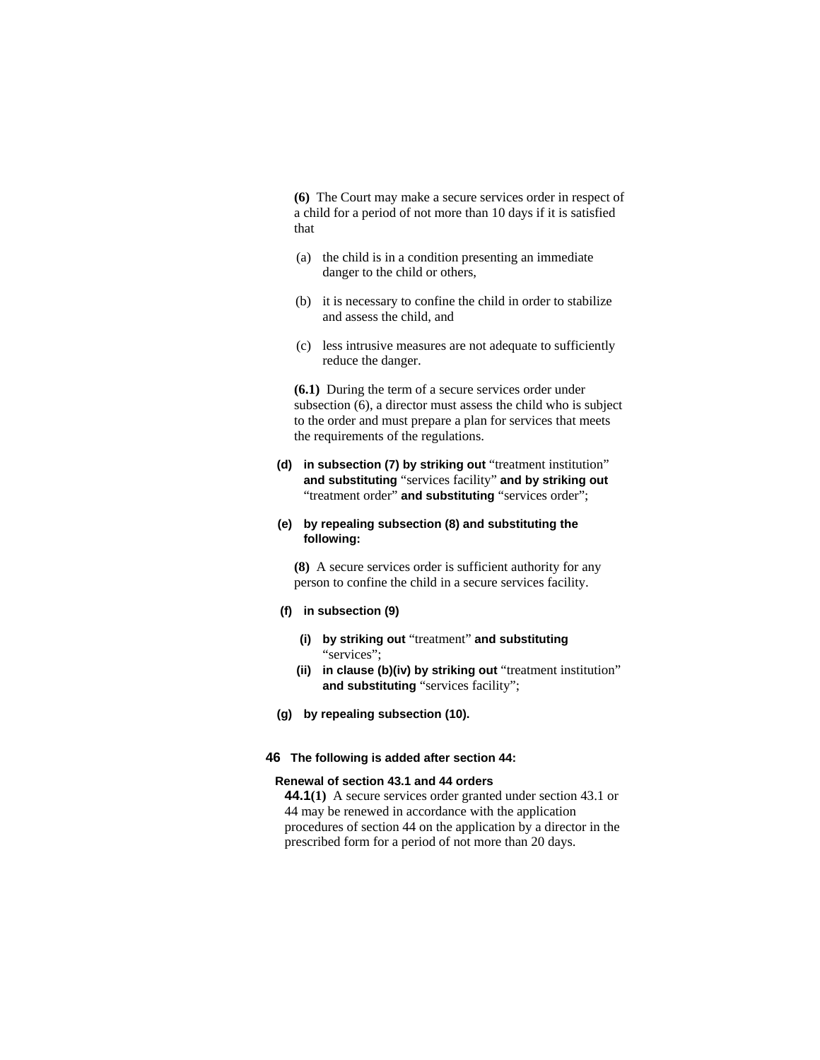(6) The Court may make a secure services order in respect of a child for a period of not more than 10 days if it is satisfied that

(a) the child is in a condition presenting an immediate danger to the child or others,

(b) it is necessary to confine the child in order to stabilize and assess the child, and

(c) less intrusive measures are not adequate to sufficiently reduce the danger.

**(6.1)** During the term of a secure services order under subsection (6), a director must assess the child who is subject to the order and must prepare a plan for services that meets the requirements of the regulations.

**(d) in subsection (7) by striking out** "treatment institution" **and substituting** "services facility" **and by striking out** "treatment order" **and substituting** "services order";

**(e) by repealing subsection (8) and substituting the following:**

**(8)** A secure services order is sufficient authority for any person to confine the child in a secure services facility.

**(f) in subsection (9)**

**(i) by striking out** "treatment" **and substituting** "services";

**(ii) in clause (b)(iv) by striking out** "treatment institution" **and substituting** "services facility";

**(g) by repealing subsection (10).**

**46 The following is added after section 44:**

**Renewal of section 43.1 and 44 orders**

**44.1(1)** A secure services order granted under section 43.1 or 44 may be renewed in accordance with the application procedures of section 44 on the application by a director in the prescribed form for a period of not more than 20 days.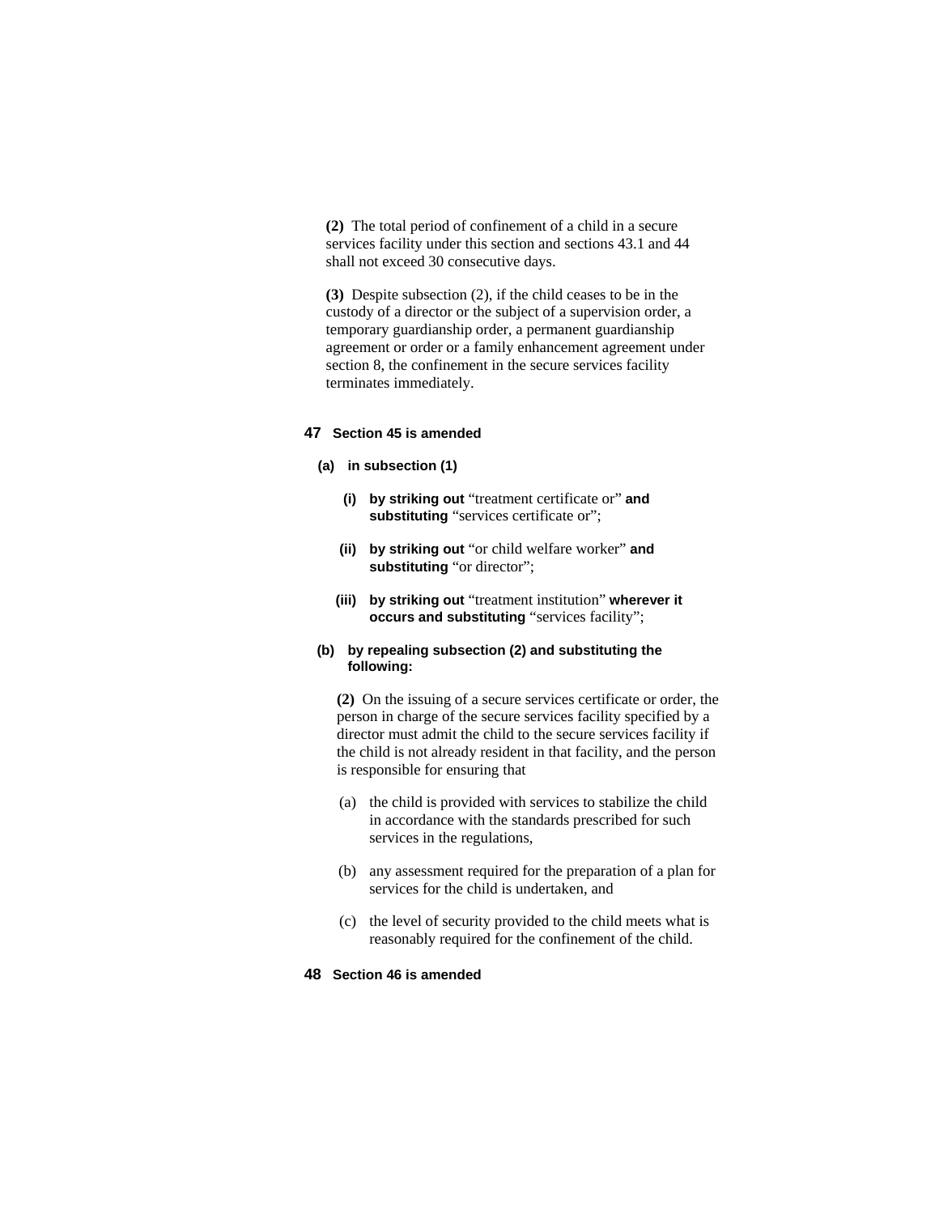**(2)** The total period of confinement of a child in a secure services facility under this section and sections 43.1 and 44 shall not exceed 30 consecutive days.

**(3)** Despite subsection (2), if the child ceases to be in the custody of a director or the subject of a supervision order, a temporary guardianship order, a permanent guardianship agreement or order or a family enhancement agreement under section 8, the confinement in the secure services facility terminates immediately.

**47 Section 45 is amended**

**(a) in subsection (1)**

**(i) by striking out** "treatment certificate or" **and substituting** "services certificate or";

**(ii) by striking out** "or child welfare worker" **and substituting** "or director";

**(iii) by striking out** "treatment institution" **wherever it occurs and substituting** "services facility";

**(b) by repealing subsection (2) and substituting the following:**

**(2)** On the issuing of a secure services certificate or order, the person in charge of the secure services facility specified by a director must admit the child to the secure services facility if the child is not already resident in that facility, and the person is responsible for ensuring that

(a) the child is provided with services to stabilize the child in accordance with the standards prescribed for such services in the regulations,

(b) any assessment required for the preparation of a plan for services for the child is undertaken, and

(c) the level of security provided to the child meets what is reasonably required for the confinement of the child.

**48 Section 46 is amended**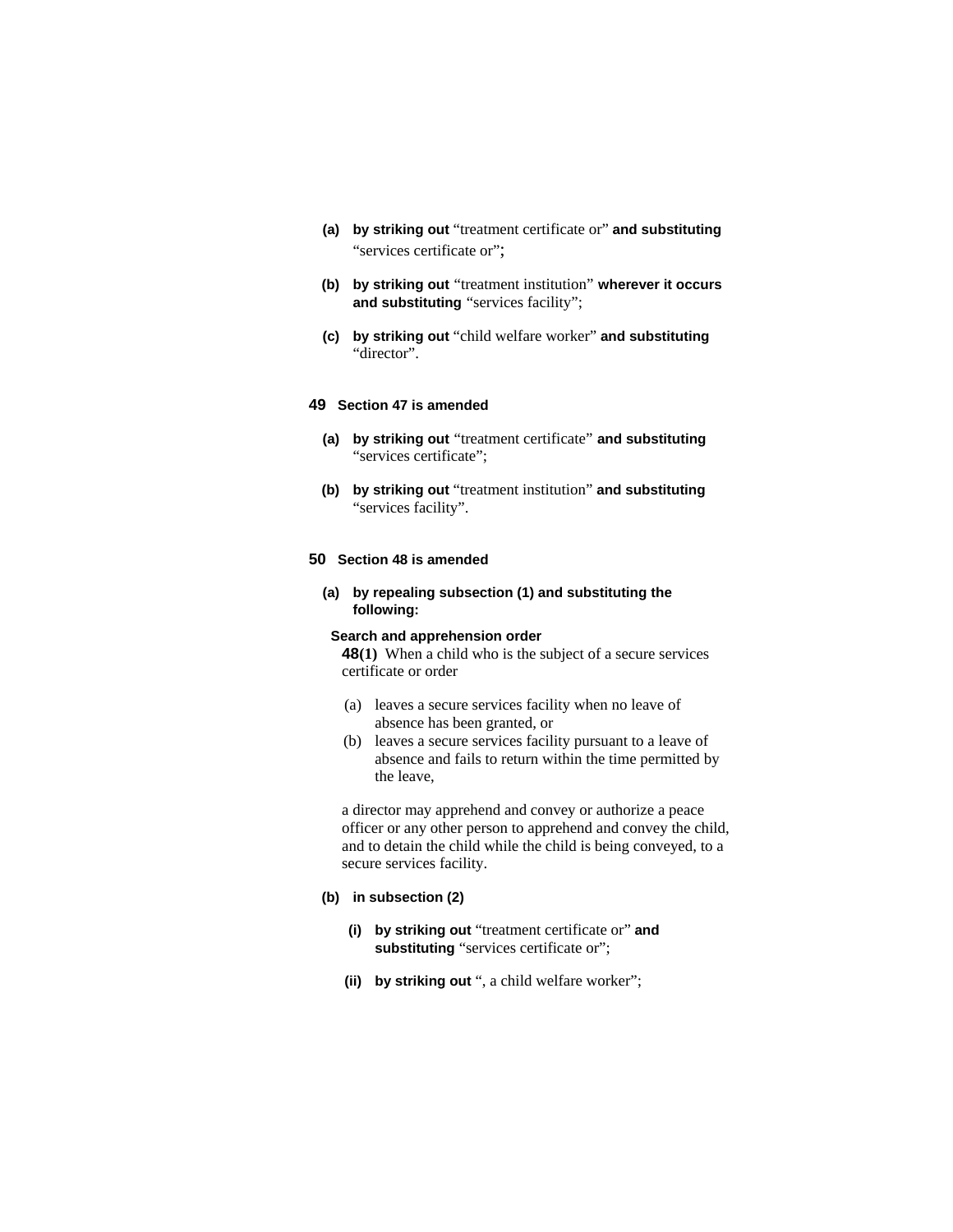**(a)** **by striking out** "treatment certificate or" **and substituting** "services certificate or"**;**

**(b)** **by striking out** "treatment institution" **wherever it occurs and substituting** "services facility";

**(c)** **by striking out** "child welfare worker" **and substituting** "director".

**49** **Section 47 is amended**

**(a)** **by striking out** "treatment certificate" **and substituting** "services certificate";

**(b)** **by striking out** "treatment institution" **and substituting** "services facility".

**50** **Section 48 is amended**

**(a)** **by repealing subsection (1) and substituting the following:**

**Search and apprehension order**

**48(1)** When a child who is the subject of a secure services certificate or order

(a) leaves a secure services facility when no leave of absence has been granted, or

(b) leaves a secure services facility pursuant to a leave of absence and fails to return within the time permitted by the leave,

a director may apprehend and convey or authorize a peace officer or any other person to apprehend and convey the child, and to detain the child while the child is being conveyed, to a secure services facility.

**(b)** **in subsection (2)**

**(i)** **by striking out** "treatment certificate or" **and substituting** "services certificate or";

**(ii)** **by striking out** ", a child welfare worker";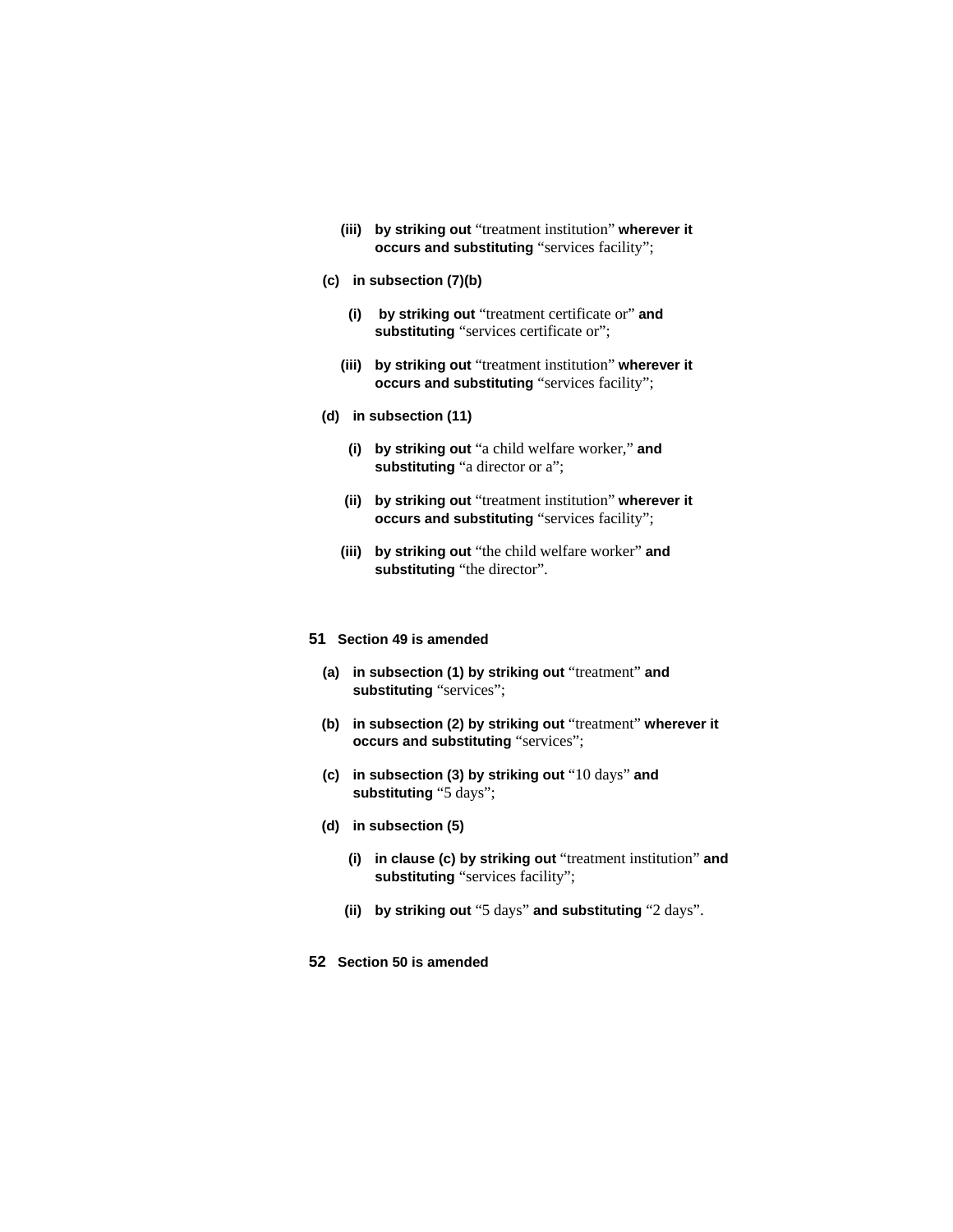(iii) **by striking out** "treatment institution" **wherever it occurs and substituting** "services facility";

(c) **in subsection (7)(b)**

(i) **by striking out** "treatment certificate or" **and substituting** "services certificate or";

(iii) **by striking out** "treatment institution" **wherever it occurs and substituting** "services facility";

(d) **in subsection (11)**

(i) **by striking out** "a child welfare worker," **and substituting** "a director or a";

(ii) **by striking out** "treatment institution" **wherever it occurs and substituting** "services facility";

(iii) **by striking out** "the child welfare worker" **and substituting** "the director".

**51 Section 49 is amended**

(a) **in subsection (1) by striking out** "treatment" **and substituting** "services";

(b) **in subsection (2) by striking out** "treatment" **wherever it occurs and substituting** "services";

(c) **in subsection (3) by striking out** "10 days" **and substituting** "5 days";

(d) **in subsection (5)**

(i) **in clause (c) by striking out** "treatment institution" **and substituting** "services facility";

(ii) **by striking out** "5 days" **and substituting** "2 days".

**52 Section 50 is amended**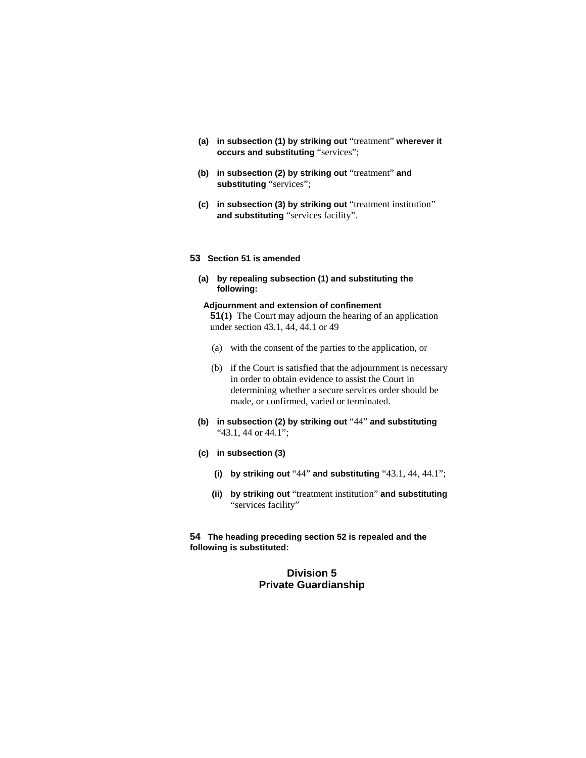**(a)** **in subsection (1) by striking out** “treatment” **wherever it occurs and substituting** “services”;

**(b)** **in subsection (2) by striking out** “treatment” **and substituting** “services”;

**(c)** **in subsection (3) by striking out** “treatment institution” **and substituting** “services facility”.

**53 Section 51 is amended**

**(a)** **by repealing subsection (1) and substituting the following:**

**Adjournment and extension of confinement**

**51(1)** The Court may adjourn the hearing of an application under section 43.1, 44, 44.1 or 49

(a) with the consent of the parties to the application, or

(b) if the Court is satisfied that the adjournment is necessary in order to obtain evidence to assist the Court in determining whether a secure services order should be made, or confirmed, varied or terminated.

**(b)** **in subsection (2) by striking out** “44” **and substituting** “43.1, 44 or 44.1”;

**(c)** **in subsection (3)**

**(i)** **by striking out** “44” **and substituting** “43.1, 44, 44.1”;

**(ii)** **by striking out** “treatment institution” **and substituting** “services facility”

**54 The heading preceding section 52 is repealed and the following is substituted:**

## Division 5
## Private Guardianship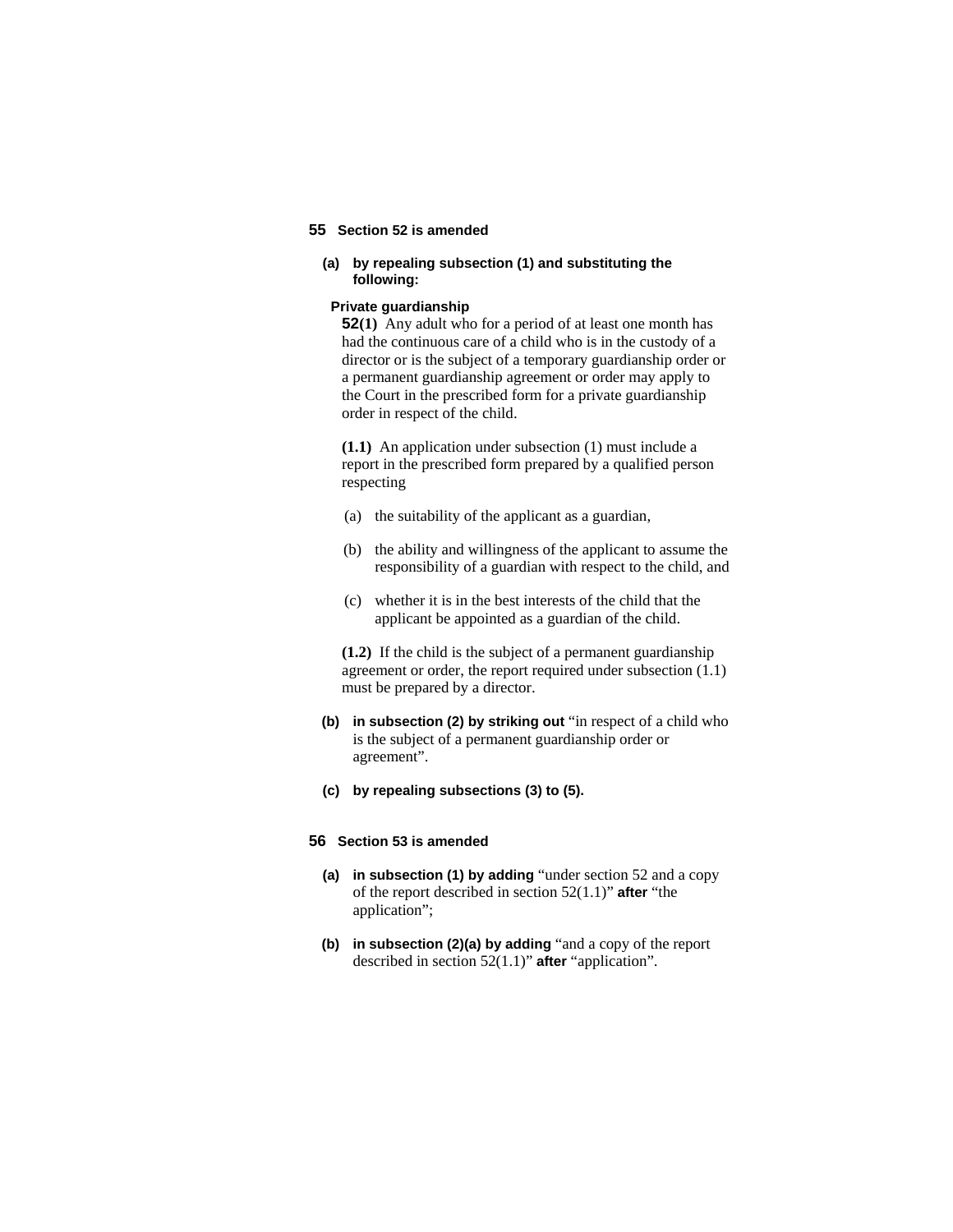**55 Section 52 is amended**

**(a) by repealing subsection (1) and substituting the following:**

**Private guardianship**

**52(1)** Any adult who for a period of at least one month has had the continuous care of a child who is in the custody of a director or is the subject of a temporary guardianship order or a permanent guardianship agreement or order may apply to the Court in the prescribed form for a private guardianship order in respect of the child.

**(1.1)** An application under subsection (1) must include a report in the prescribed form prepared by a qualified person respecting

(a) the suitability of the applicant as a guardian,

(b) the ability and willingness of the applicant to assume the responsibility of a guardian with respect to the child, and

(c) whether it is in the best interests of the child that the applicant be appointed as a guardian of the child.

**(1.2)** If the child is the subject of a permanent guardianship agreement or order, the report required under subsection (1.1) must be prepared by a director.

**(b) in subsection (2) by striking out** "in respect of a child who is the subject of a permanent guardianship order or agreement".

**(c) by repealing subsections (3) to (5).**

**56 Section 53 is amended**

**(a) in subsection (1) by adding** "under section 52 and a copy of the report described in section 52(1.1)" **after** "the application";

**(b) in subsection (2)(a) by adding** "and a copy of the report described in section 52(1.1)" **after** "application".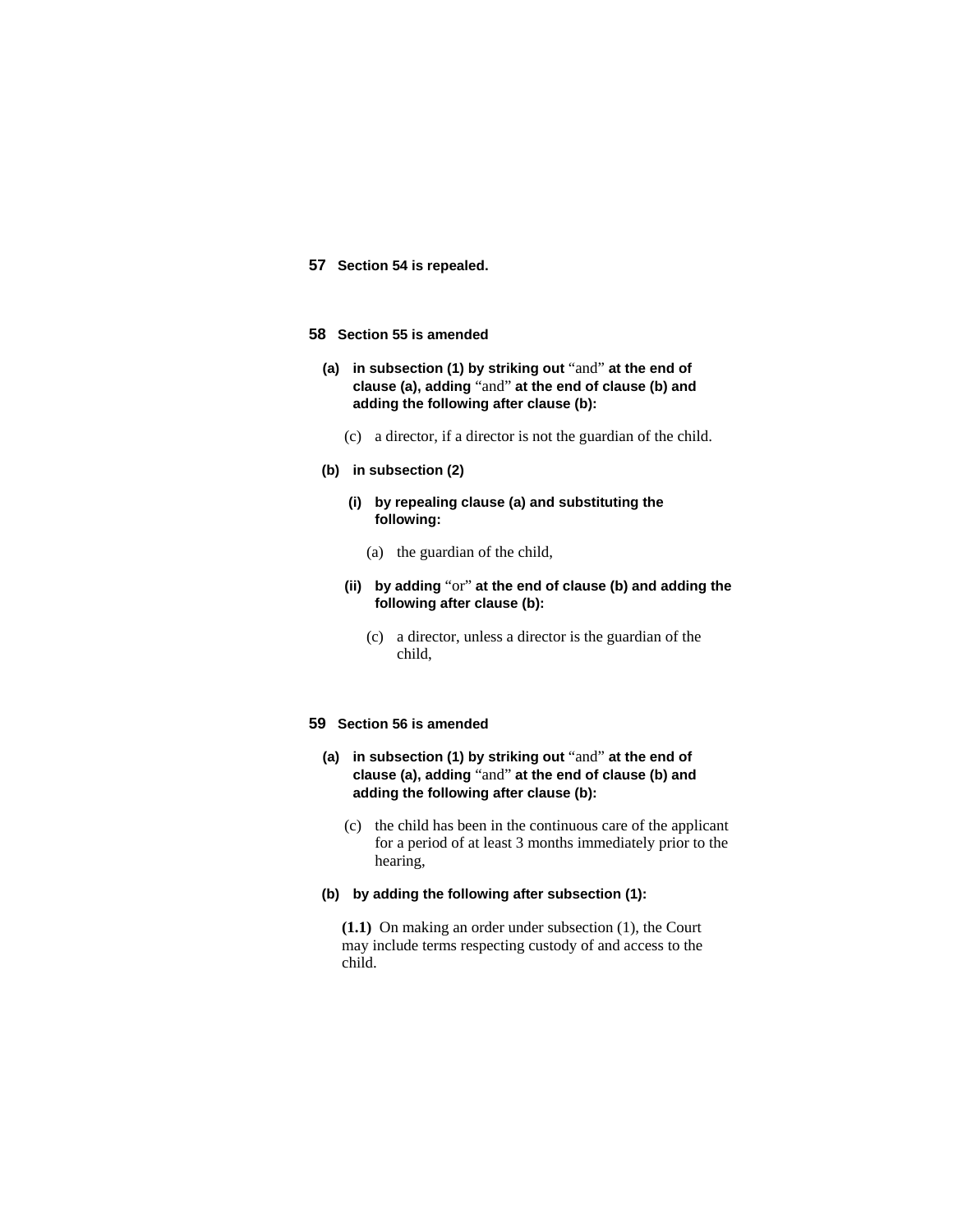**57** **Section 54 is repealed.**

**58** **Section 55 is amended**

**(a)** **in subsection (1) by striking out** "and" **at the end of clause (a), adding** "and" **at the end of clause (b) and adding the following after clause (b):**

(c) a director, if a director is not the guardian of the child.

**(b)** **in subsection (2)**

**(i)** **by repealing clause (a) and substituting the following:**

(a) the guardian of the child,

**(ii)** **by adding** "or" **at the end of clause (b) and adding the following after clause (b):**

(c) a director, unless a director is the guardian of the child,

**59** **Section 56 is amended**

**(a)** **in subsection (1) by striking out** "and" **at the end of clause (a), adding** "and" **at the end of clause (b) and adding the following after clause (b):**

(c) the child has been in the continuous care of the applicant for a period of at least 3 months immediately prior to the hearing,

**(b)** **by adding the following after subsection (1):**

**(1.1)** On making an order under subsection (1), the Court may include terms respecting custody of and access to the child.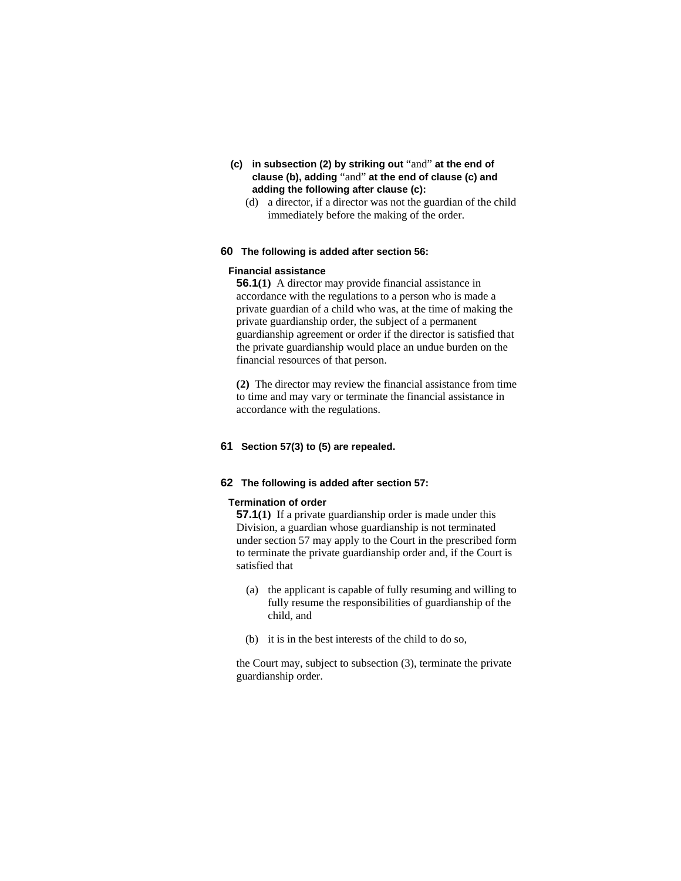**(c) in subsection (2) by striking out** "and" **at the end of clause (b), adding** "and" **at the end of clause (c) and adding the following after clause (c):**

(d) a director, if a director was not the guardian of the child immediately before the making of the order.

**60 The following is added after section 56:**

**Financial assistance**

**56.1(1)** A director may provide financial assistance in accordance with the regulations to a person who is made a private guardian of a child who was, at the time of making the private guardianship order, the subject of a permanent guardianship agreement or order if the director is satisfied that the private guardianship would place an undue burden on the financial resources of that person.

**(2)** The director may review the financial assistance from time to time and may vary or terminate the financial assistance in accordance with the regulations.

**61 Section 57(3) to (5) are repealed.**

**62 The following is added after section 57:**

**Termination of order**

**57.1(1)** If a private guardianship order is made under this Division, a guardian whose guardianship is not terminated under section 57 may apply to the Court in the prescribed form to terminate the private guardianship order and, if the Court is satisfied that

(a) the applicant is capable of fully resuming and willing to fully resume the responsibilities of guardianship of the child, and

(b) it is in the best interests of the child to do so,

the Court may, subject to subsection (3), terminate the private guardianship order.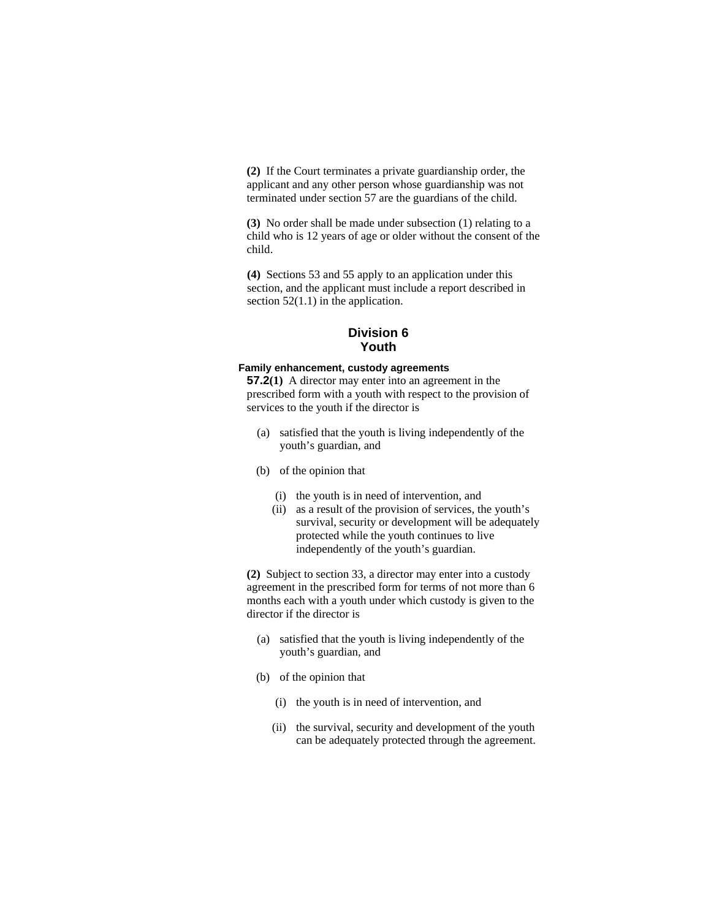**(2)** If the Court terminates a private guardianship order, the applicant and any other person whose guardianship was not terminated under section 57 are the guardians of the child.

**(3)** No order shall be made under subsection (1) relating to a child who is 12 years of age or older without the consent of the child.

**(4)** Sections 53 and 55 apply to an application under this section, and the applicant must include a report described in section 52(1.1) in the application.

## Division 6
## Youth

**Family enhancement, custody agreements**

**57.2(1)** A director may enter into an agreement in the prescribed form with a youth with respect to the provision of services to the youth if the director is

(a) satisfied that the youth is living independently of the youth's guardian, and

(b) of the opinion that

(i) the youth is in need of intervention, and

(ii) as a result of the provision of services, the youth's survival, security or development will be adequately protected while the youth continues to live independently of the youth's guardian.

**(2)** Subject to section 33, a director may enter into a custody agreement in the prescribed form for terms of not more than 6 months each with a youth under which custody is given to the director if the director is

(a) satisfied that the youth is living independently of the youth's guardian, and

(b) of the opinion that

(i) the youth is in need of intervention, and

(ii) the survival, security and development of the youth can be adequately protected through the agreement.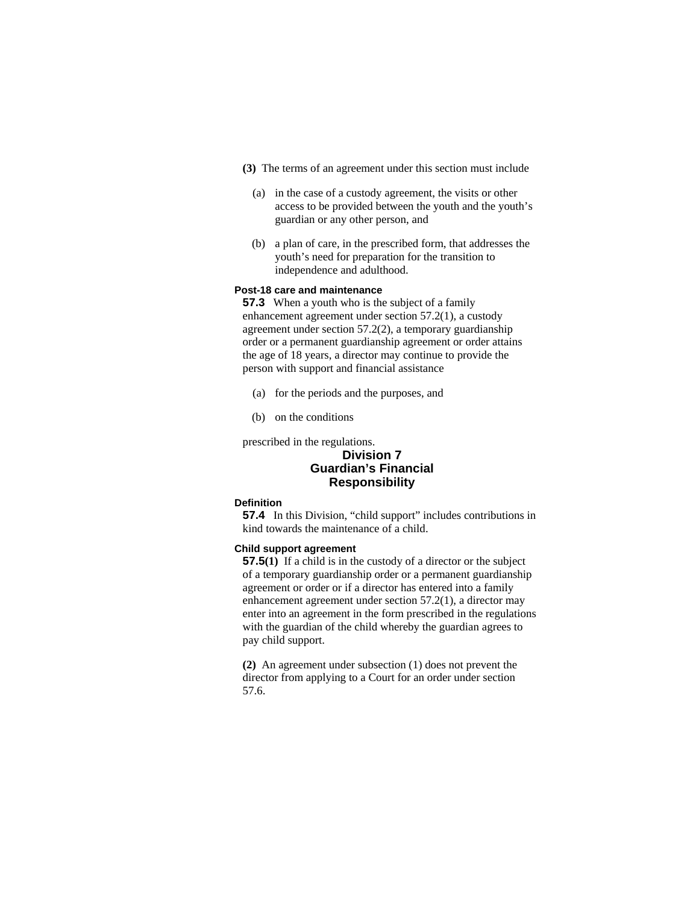**(3)** The terms of an agreement under this section must include

(a) in the case of a custody agreement, the visits or other access to be provided between the youth and the youth's guardian or any other person, and

(b) a plan of care, in the prescribed form, that addresses the youth's need for preparation for the transition to independence and adulthood.

**Post-18 care and maintenance**

**57.3** When a youth who is the subject of a family enhancement agreement under section 57.2(1), a custody agreement under section 57.2(2), a temporary guardianship order or a permanent guardianship agreement or order attains the age of 18 years, a director may continue to provide the person with support and financial assistance

(a) for the periods and the purposes, and

(b) on the conditions

prescribed in the regulations.

## Division 7
## Guardian's Financial Responsibility

**Definition**

**57.4** In this Division, "child support" includes contributions in kind towards the maintenance of a child.

**Child support agreement**

**57.5(1)** If a child is in the custody of a director or the subject of a temporary guardianship order or a permanent guardianship agreement or order or if a director has entered into a family enhancement agreement under section 57.2(1), a director may enter into an agreement in the form prescribed in the regulations with the guardian of the child whereby the guardian agrees to pay child support.

**(2)** An agreement under subsection (1) does not prevent the director from applying to a Court for an order under section 57.6.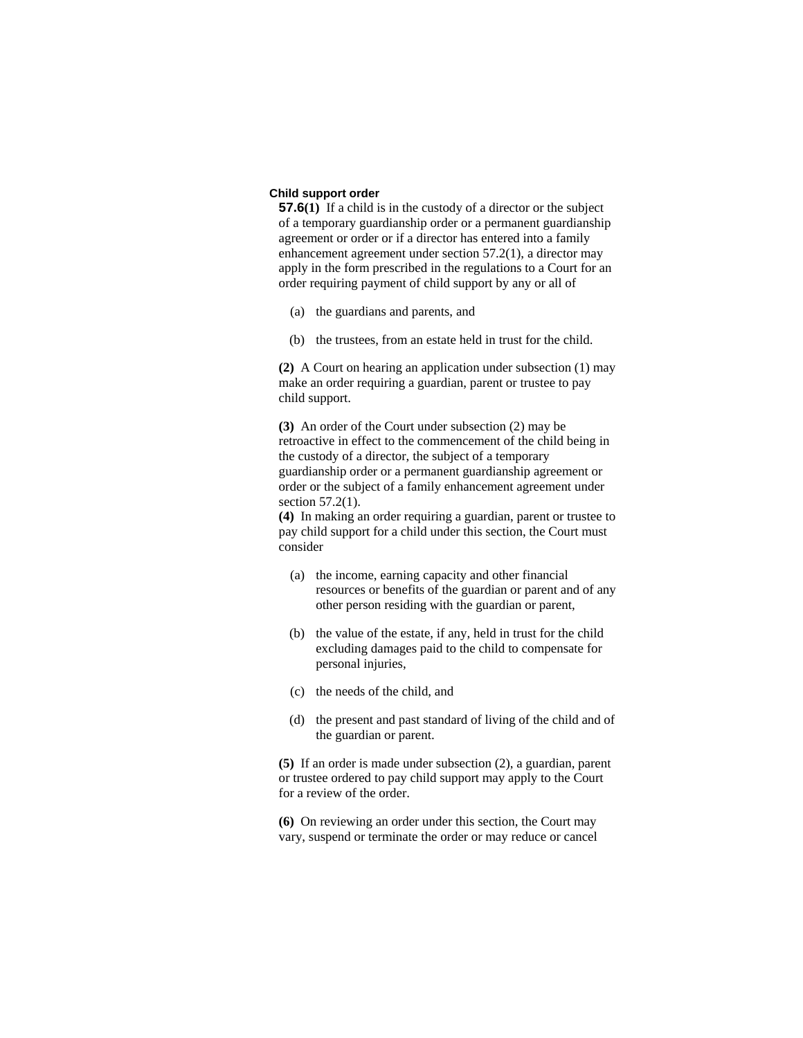**Child support order**

**57.6(1)** If a child is in the custody of a director or the subject of a temporary guardianship order or a permanent guardianship agreement or order or if a director has entered into a family enhancement agreement under section 57.2(1), a director may apply in the form prescribed in the regulations to a Court for an order requiring payment of child support by any or all of

(a) the guardians and parents, and

(b) the trustees, from an estate held in trust for the child.

**(2)** A Court on hearing an application under subsection (1) may make an order requiring a guardian, parent or trustee to pay child support.

**(3)** An order of the Court under subsection (2) may be retroactive in effect to the commencement of the child being in the custody of a director, the subject of a temporary guardianship order or a permanent guardianship agreement or order or the subject of a family enhancement agreement under section 57.2(1).

**(4)** In making an order requiring a guardian, parent or trustee to pay child support for a child under this section, the Court must consider

(a) the income, earning capacity and other financial resources or benefits of the guardian or parent and of any other person residing with the guardian or parent,

(b) the value of the estate, if any, held in trust for the child excluding damages paid to the child to compensate for personal injuries,

(c) the needs of the child, and

(d) the present and past standard of living of the child and of the guardian or parent.

**(5)** If an order is made under subsection (2), a guardian, parent or trustee ordered to pay child support may apply to the Court for a review of the order.

**(6)** On reviewing an order under this section, the Court may vary, suspend or terminate the order or may reduce or cancel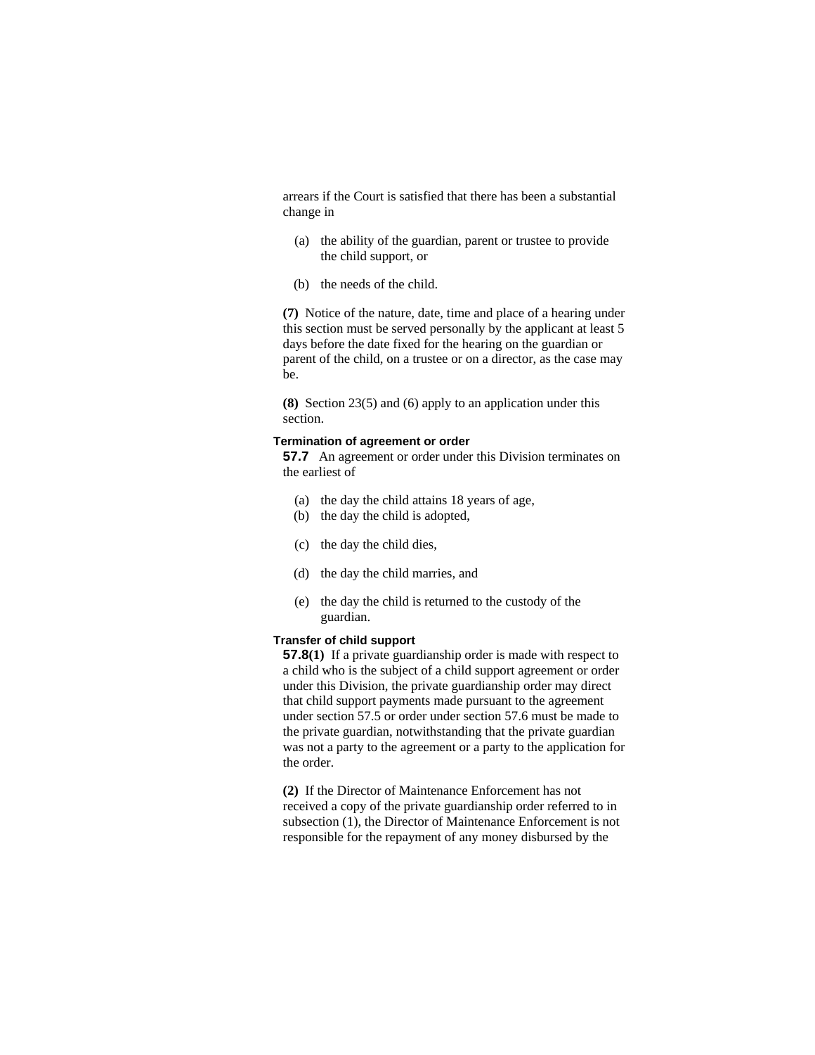arrears if the Court is satisfied that there has been a substantial change in

(a) the ability of the guardian, parent or trustee to provide the child support, or

(b) the needs of the child.

**(7)** Notice of the nature, date, time and place of a hearing under this section must be served personally by the applicant at least 5 days before the date fixed for the hearing on the guardian or parent of the child, on a trustee or on a director, as the case may be.

**(8)** Section 23(5) and (6) apply to an application under this section.

**Termination of agreement or order**

**57.7** An agreement or order under this Division terminates on the earliest of

(a) the day the child attains 18 years of age,

(b) the day the child is adopted,

(c) the day the child dies,

(d) the day the child marries, and

(e) the day the child is returned to the custody of the guardian.

**Transfer of child support**

**57.8(1)** If a private guardianship order is made with respect to a child who is the subject of a child support agreement or order under this Division, the private guardianship order may direct that child support payments made pursuant to the agreement under section 57.5 or order under section 57.6 must be made to the private guardian, notwithstanding that the private guardian was not a party to the agreement or a party to the application for the order.

**(2)** If the Director of Maintenance Enforcement has not received a copy of the private guardianship order referred to in subsection (1), the Director of Maintenance Enforcement is not responsible for the repayment of any money disbursed by the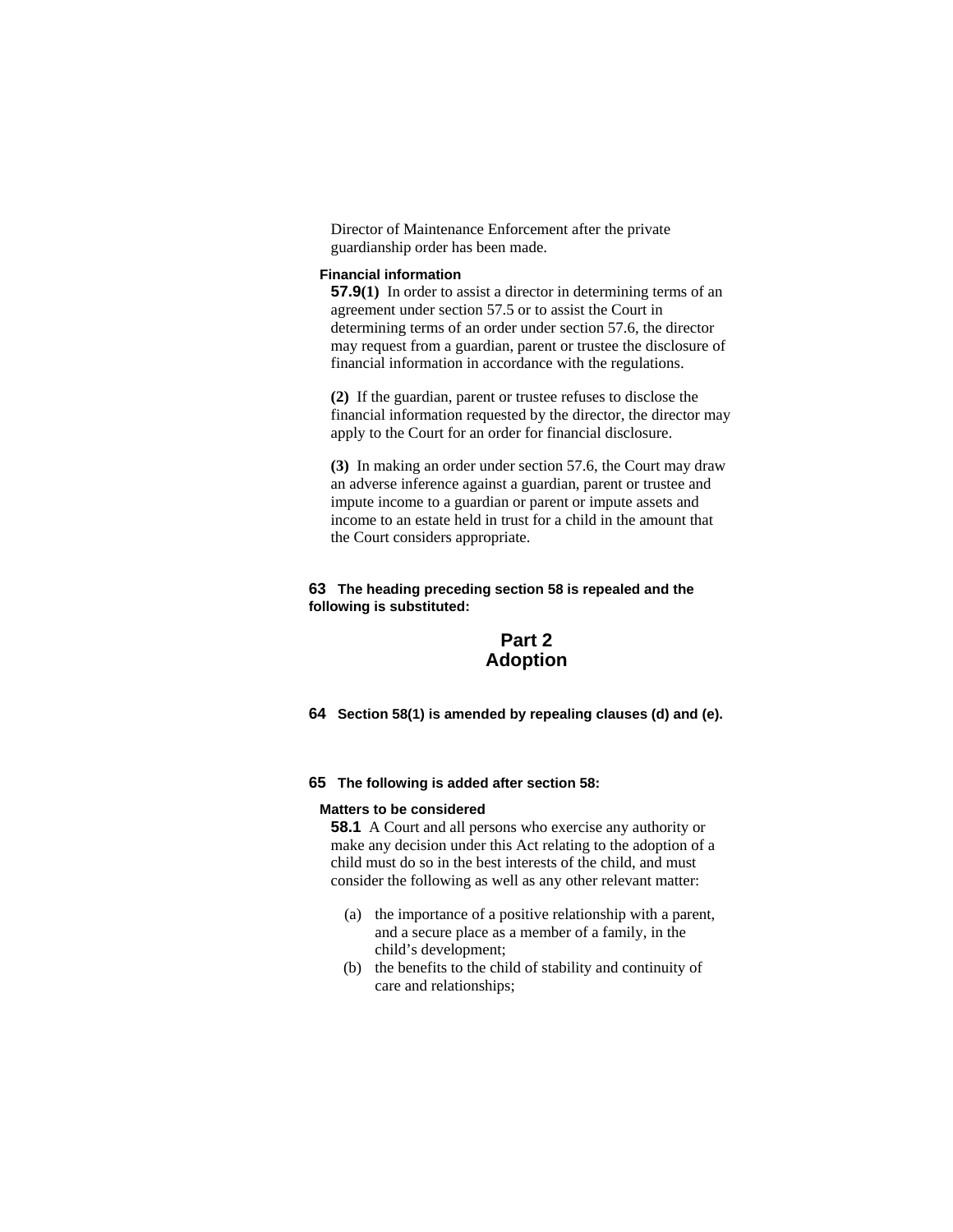Director of Maintenance Enforcement after the private guardianship order has been made.

**Financial information**

**57.9(1)** In order to assist a director in determining terms of an agreement under section 57.5 or to assist the Court in determining terms of an order under section 57.6, the director may request from a guardian, parent or trustee the disclosure of financial information in accordance with the regulations.

**(2)** If the guardian, parent or trustee refuses to disclose the financial information requested by the director, the director may apply to the Court for an order for financial disclosure.

**(3)** In making an order under section 57.6, the Court may draw an adverse inference against a guardian, parent or trustee and impute income to a guardian or parent or impute assets and income to an estate held in trust for a child in the amount that the Court considers appropriate.

**63 The heading preceding section 58 is repealed and the following is substituted:**

## Part 2
## Adoption

**64 Section 58(1) is amended by repealing clauses (d) and (e).**

**65 The following is added after section 58:**

**Matters to be considered**

**58.1** A Court and all persons who exercise any authority or make any decision under this Act relating to the adoption of a child must do so in the best interests of the child, and must consider the following as well as any other relevant matter:

(a) the importance of a positive relationship with a parent, and a secure place as a member of a family, in the child's development;

(b) the benefits to the child of stability and continuity of care and relationships;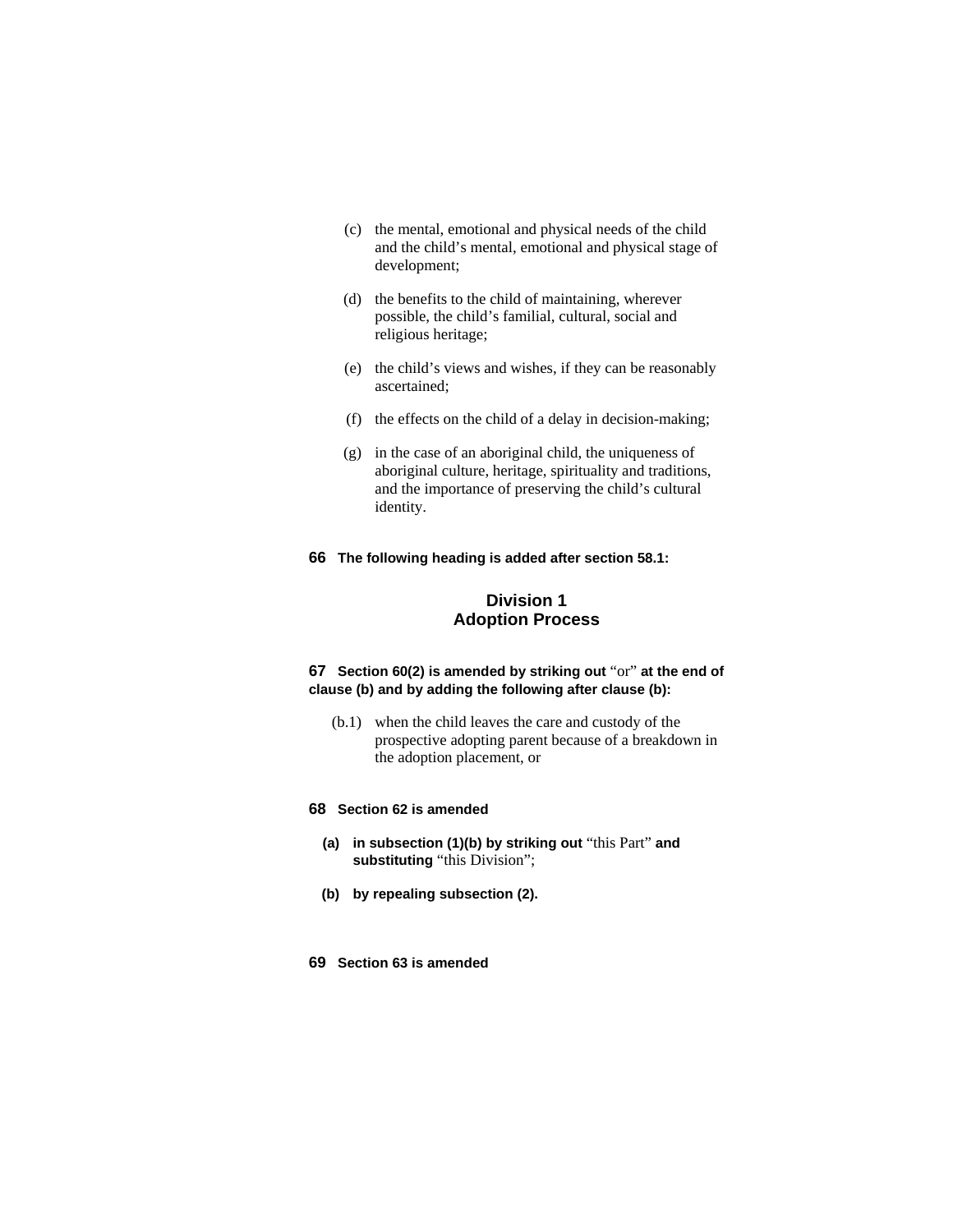(c) the mental, emotional and physical needs of the child and the child's mental, emotional and physical stage of development;

(d) the benefits to the child of maintaining, wherever possible, the child's familial, cultural, social and religious heritage;

(e) the child's views and wishes, if they can be reasonably ascertained;

(f) the effects on the child of a delay in decision-making;

(g) in the case of an aboriginal child, the uniqueness of aboriginal culture, heritage, spirituality and traditions, and the importance of preserving the child's cultural identity.

**66 The following heading is added after section 58.1:**

### Division 1
### Adoption Process

**67 Section 60(2) is amended by striking out** "or" **at the end of clause (b) and by adding the following after clause (b):**

(b.1) when the child leaves the care and custody of the prospective adopting parent because of a breakdown in the adoption placement, or

**68 Section 62 is amended**

**(a) in subsection (1)(b) by striking out** "this Part" **and substituting** "this Division";

**(b) by repealing subsection (2).**

**69 Section 63 is amended**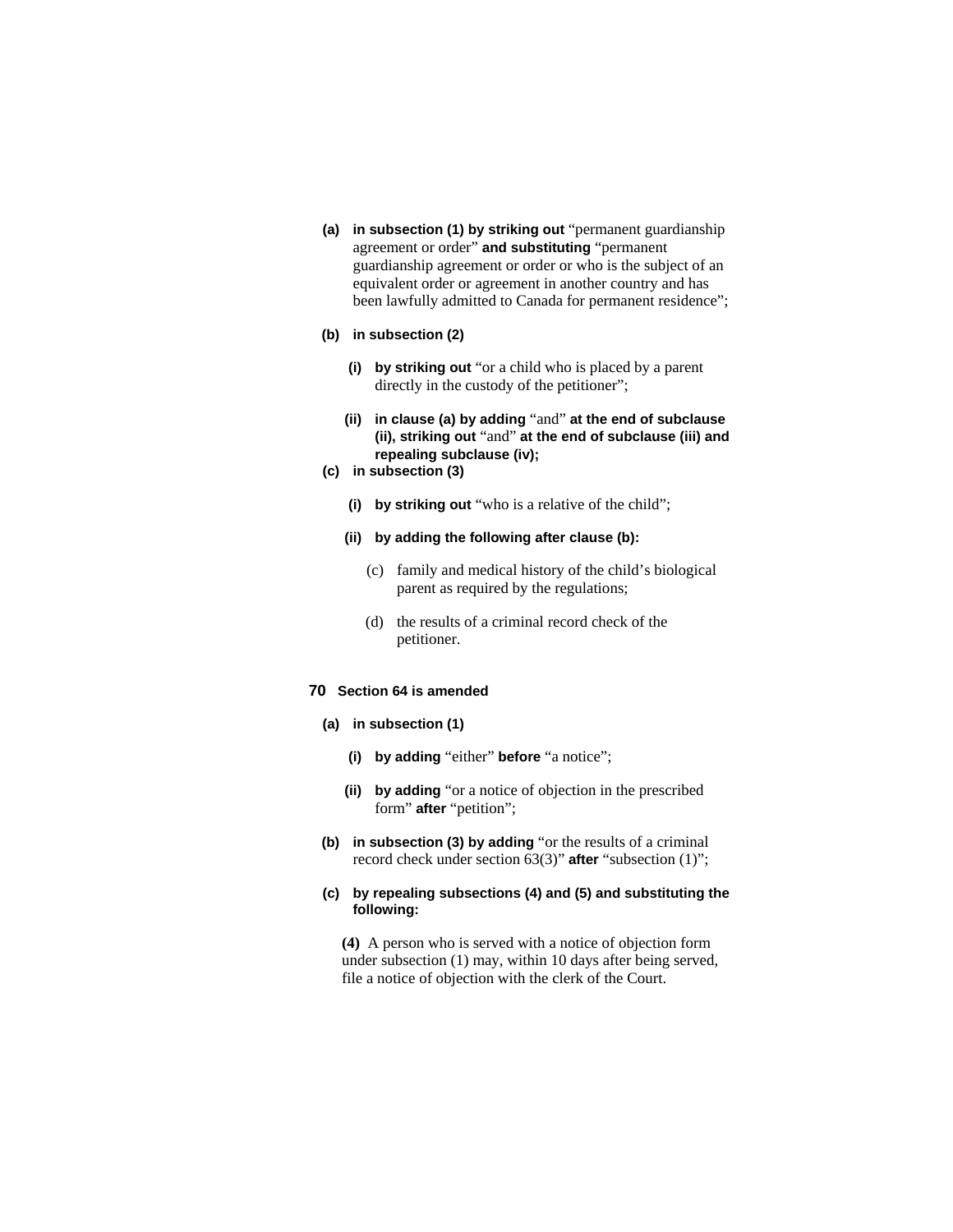**(a) in subsection (1) by striking out** "permanent guardianship agreement or order" **and substituting** "permanent guardianship agreement or order or who is the subject of an equivalent order or agreement in another country and has been lawfully admitted to Canada for permanent residence";

**(b) in subsection (2)**

**(i) by striking out** "or a child who is placed by a parent directly in the custody of the petitioner";

**(ii) in clause (a) by adding** "and" **at the end of subclause (ii), striking out** "and" **at the end of subclause (iii) and repealing subclause (iv);**

**(c) in subsection (3)**

**(i) by striking out** "who is a relative of the child";

**(ii) by adding the following after clause (b):**

(c) family and medical history of the child's biological parent as required by the regulations;

(d) the results of a criminal record check of the petitioner.

**70 Section 64 is amended**

**(a) in subsection (1)**

**(i) by adding** "either" **before** "a notice";

**(ii) by adding** "or a notice of objection in the prescribed form" **after** "petition";

**(b) in subsection (3) by adding** "or the results of a criminal record check under section 63(3)" **after** "subsection (1)";

**(c) by repealing subsections (4) and (5) and substituting the following:**

**(4)** A person who is served with a notice of objection form under subsection (1) may, within 10 days after being served, file a notice of objection with the clerk of the Court.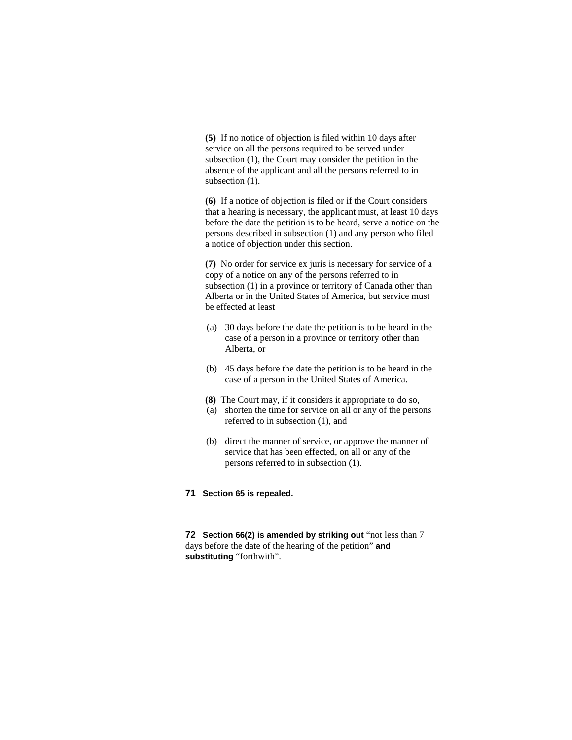**(5)** If no notice of objection is filed within 10 days after service on all the persons required to be served under subsection (1), the Court may consider the petition in the absence of the applicant and all the persons referred to in subsection (1).

**(6)** If a notice of objection is filed or if the Court considers that a hearing is necessary, the applicant must, at least 10 days before the date the petition is to be heard, serve a notice on the persons described in subsection (1) and any person who filed a notice of objection under this section.

**(7)** No order for service ex juris is necessary for service of a copy of a notice on any of the persons referred to in subsection (1) in a province or territory of Canada other than Alberta or in the United States of America, but service must be effected at least

(a) 30 days before the date the petition is to be heard in the case of a person in a province or territory other than Alberta, or

(b) 45 days before the date the petition is to be heard in the case of a person in the United States of America.

**(8)** The Court may, if it considers it appropriate to do so,

(a) shorten the time for service on all or any of the persons referred to in subsection (1), and

(b) direct the manner of service, or approve the manner of service that has been effected, on all or any of the persons referred to in subsection (1).

**71 Section 65 is repealed.**

**72 Section 66(2) is amended by striking out** "not less than 7 days before the date of the hearing of the petition" **and substituting** "forthwith".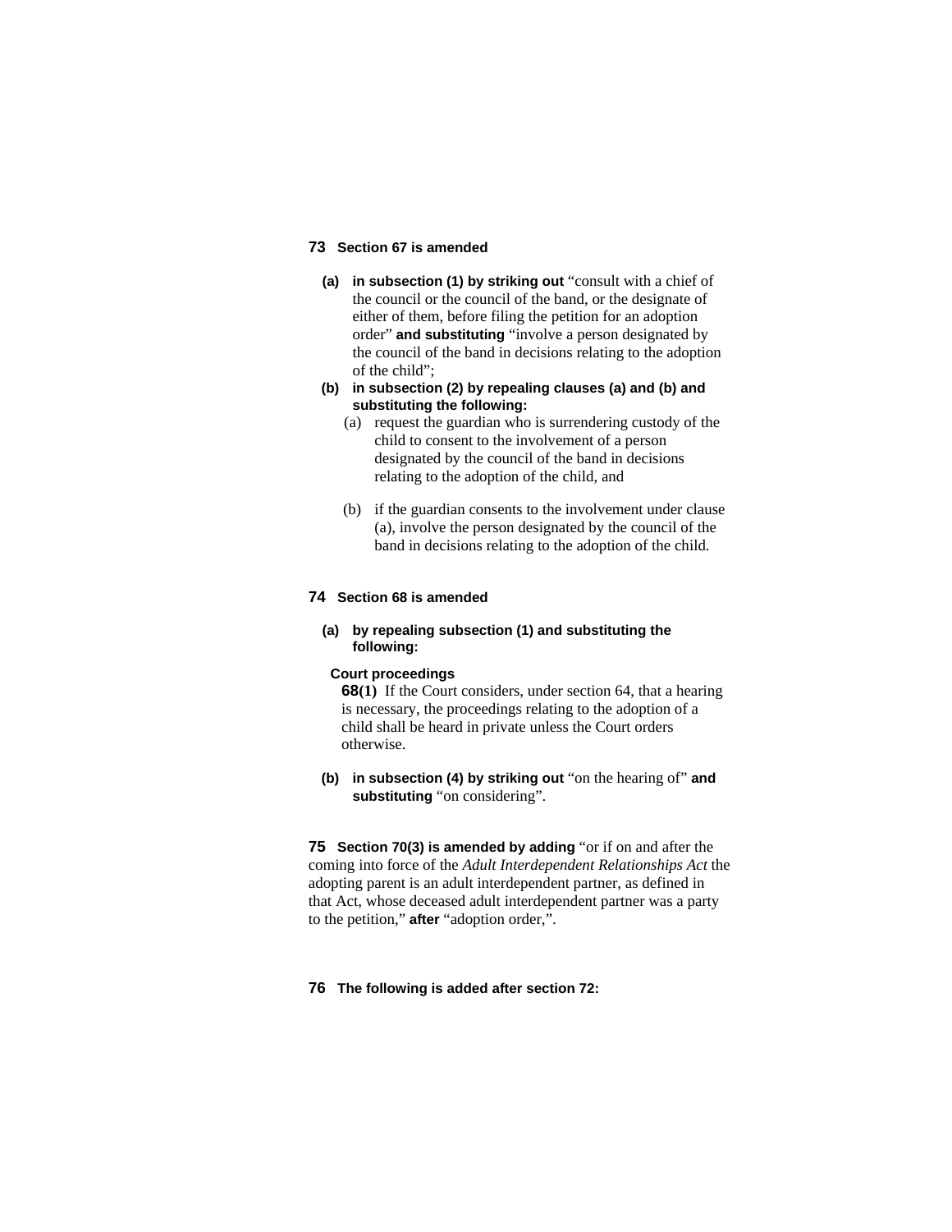**73 Section 67 is amended**

**(a) in subsection (1) by striking out** "consult with a chief of the council or the council of the band, or the designate of either of them, before filing the petition for an adoption order" **and substituting** "involve a person designated by the council of the band in decisions relating to the adoption of the child";

**(b) in subsection (2) by repealing clauses (a) and (b) and substituting the following:**

(a) request the guardian who is surrendering custody of the child to consent to the involvement of a person designated by the council of the band in decisions relating to the adoption of the child, and

(b) if the guardian consents to the involvement under clause (a), involve the person designated by the council of the band in decisions relating to the adoption of the child.

**74 Section 68 is amended**

**(a) by repealing subsection (1) and substituting the following:**

**Court proceedings**

**68(1)** If the Court considers, under section 64, that a hearing is necessary, the proceedings relating to the adoption of a child shall be heard in private unless the Court orders otherwise.

**(b) in subsection (4) by striking out** "on the hearing of" **and substituting** "on considering".

**75 Section 70(3) is amended by adding** "or if on and after the coming into force of the *Adult Interdependent Relationships Act* the adopting parent is an adult interdependent partner, as defined in that Act, whose deceased adult interdependent partner was a party to the petition," **after** "adoption order,".

**76 The following is added after section 72:**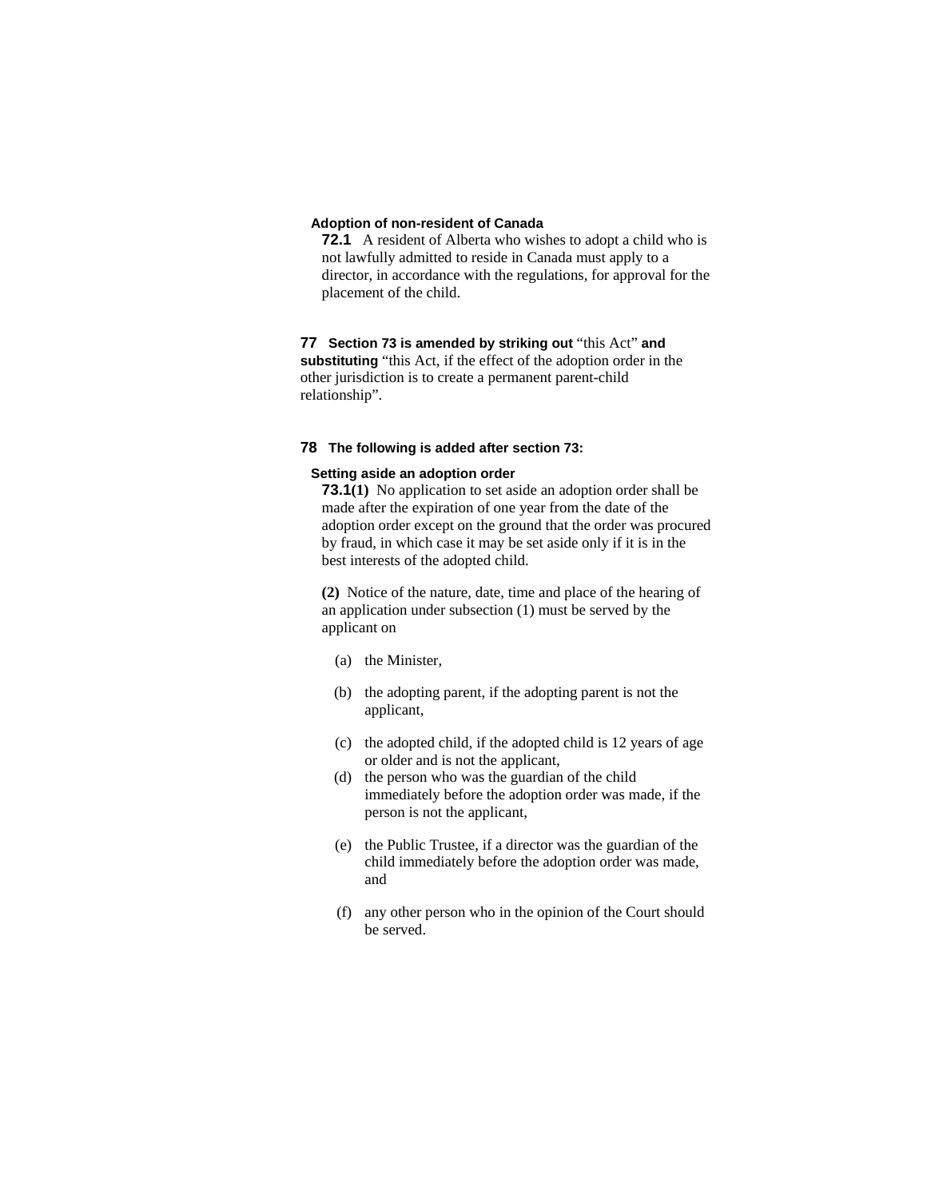**Adoption of non-resident of Canada**

**72.1** A resident of Alberta who wishes to adopt a child who is not lawfully admitted to reside in Canada must apply to a director, in accordance with the regulations, for approval for the placement of the child.

**77 Section 73 is amended by striking out** "this Act" **and substituting** "this Act, if the effect of the adoption order in the other jurisdiction is to create a permanent parent-child relationship".

**78 The following is added after section 73:**

**Setting aside an adoption order**

**73.1(1)** No application to set aside an adoption order shall be made after the expiration of one year from the date of the adoption order except on the ground that the order was procured by fraud, in which case it may be set aside only if it is in the best interests of the adopted child.

**(2)** Notice of the nature, date, time and place of the hearing of an application under subsection (1) must be served by the applicant on

(a) the Minister,

(b) the adopting parent, if the adopting parent is not the applicant,

(c) the adopted child, if the adopted child is 12 years of age or older and is not the applicant,

(d) the person who was the guardian of the child immediately before the adoption order was made, if the person is not the applicant,

(e) the Public Trustee, if a director was the guardian of the child immediately before the adoption order was made, and

(f) any other person who in the opinion of the Court should be served.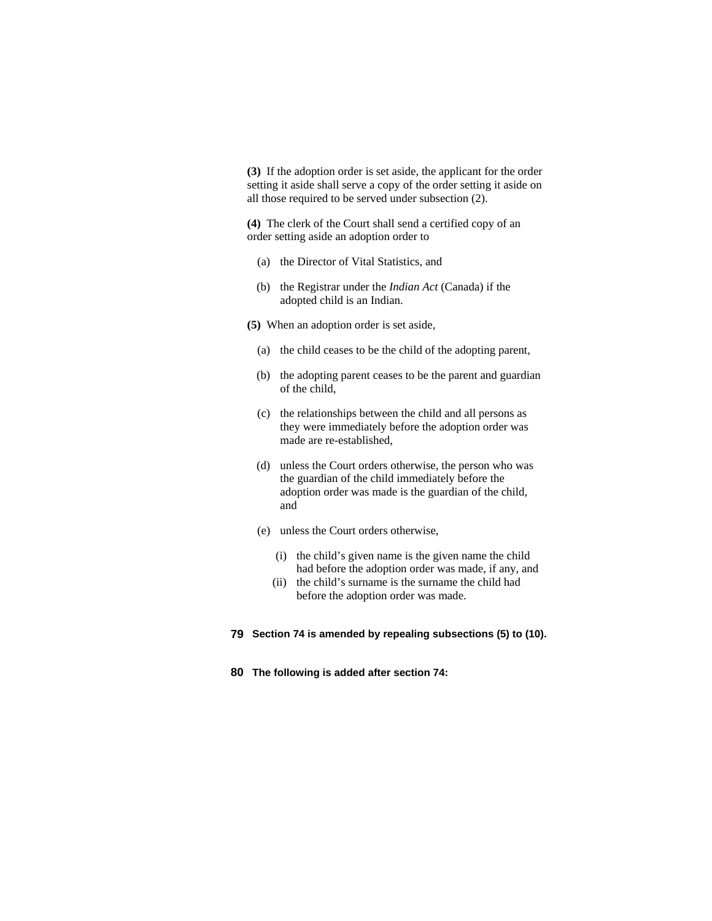**(3)** If the adoption order is set aside, the applicant for the order setting it aside shall serve a copy of the order setting it aside on all those required to be served under subsection (2).

**(4)** The clerk of the Court shall send a certified copy of an order setting aside an adoption order to

(a) the Director of Vital Statistics, and

(b) the Registrar under the *Indian Act* (Canada) if the adopted child is an Indian.

**(5)** When an adoption order is set aside,

(a) the child ceases to be the child of the adopting parent,

(b) the adopting parent ceases to be the parent and guardian of the child,

(c) the relationships between the child and all persons as they were immediately before the adoption order was made are re-established,

(d) unless the Court orders otherwise, the person who was the guardian of the child immediately before the adoption order was made is the guardian of the child, and

(e) unless the Court orders otherwise,

(i) the child's given name is the given name the child had before the adoption order was made, if any, and

(ii) the child's surname is the surname the child had before the adoption order was made.

**79** **Section 74 is amended by repealing subsections (5) to (10).**

**80** **The following is added after section 74:**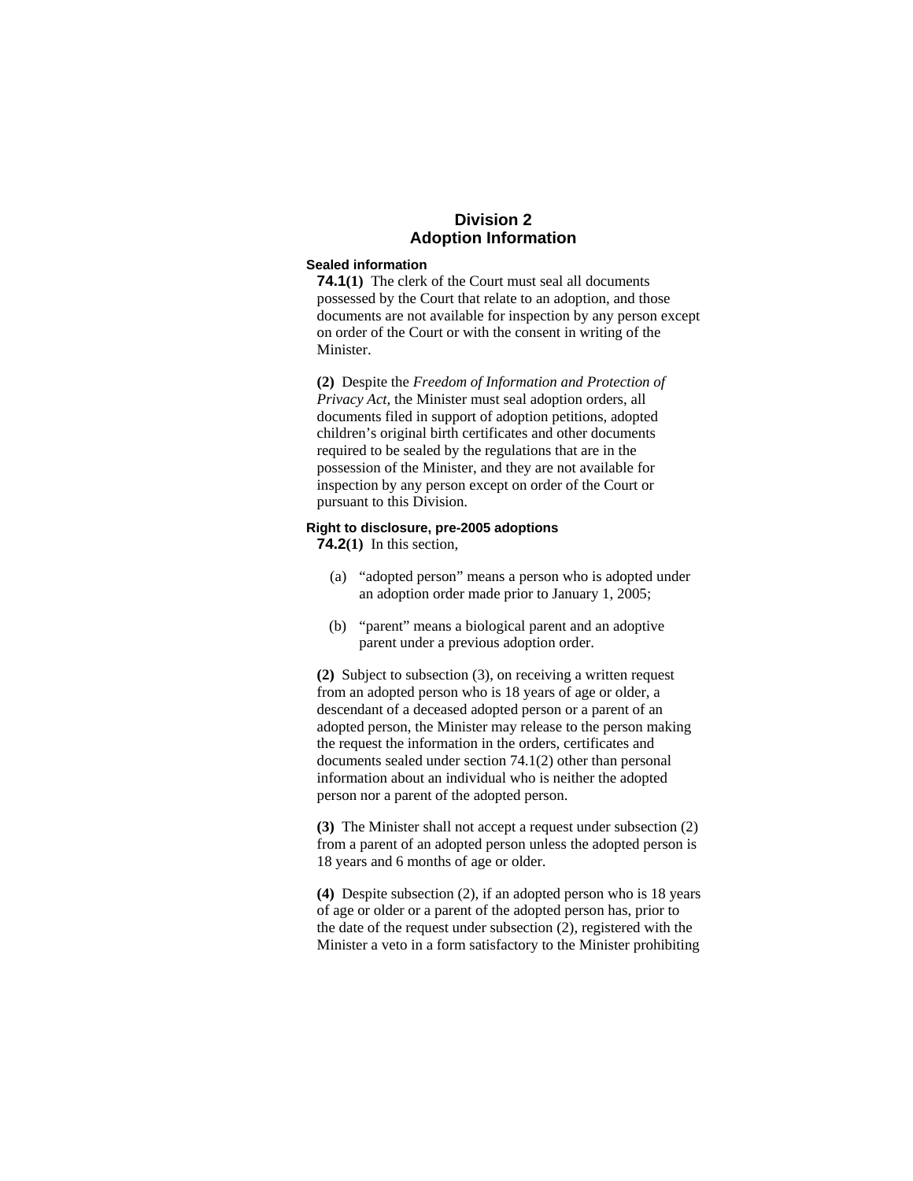## Division 2
## Adoption Information

**Sealed information**

**74.1(1)** The clerk of the Court must seal all documents possessed by the Court that relate to an adoption, and those documents are not available for inspection by any person except on order of the Court or with the consent in writing of the Minister.

**(2)** Despite the *Freedom of Information and Protection of Privacy Act*, the Minister must seal adoption orders, all documents filed in support of adoption petitions, adopted children's original birth certificates and other documents required to be sealed by the regulations that are in the possession of the Minister, and they are not available for inspection by any person except on order of the Court or pursuant to this Division.

**Right to disclosure, pre-2005 adoptions**

**74.2(1)** In this section,

(a) "adopted person" means a person who is adopted under an adoption order made prior to January 1, 2005;

(b) "parent" means a biological parent and an adoptive parent under a previous adoption order.

**(2)** Subject to subsection (3), on receiving a written request from an adopted person who is 18 years of age or older, a descendant of a deceased adopted person or a parent of an adopted person, the Minister may release to the person making the request the information in the orders, certificates and documents sealed under section 74.1(2) other than personal information about an individual who is neither the adopted person nor a parent of the adopted person.

**(3)** The Minister shall not accept a request under subsection (2) from a parent of an adopted person unless the adopted person is 18 years and 6 months of age or older.

**(4)** Despite subsection (2), if an adopted person who is 18 years of age or older or a parent of the adopted person has, prior to the date of the request under subsection (2), registered with the Minister a veto in a form satisfactory to the Minister prohibiting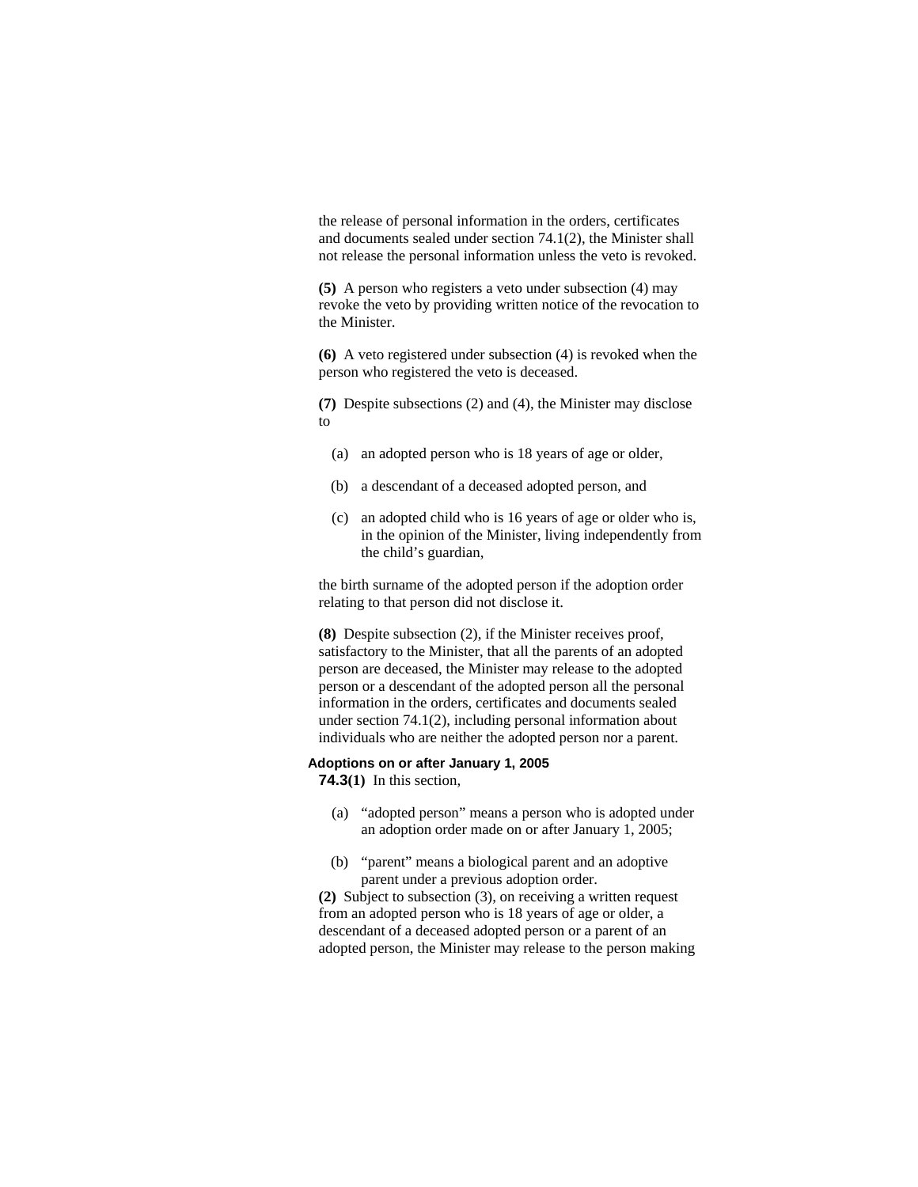the release of personal information in the orders, certificates and documents sealed under section 74.1(2), the Minister shall not release the personal information unless the veto is revoked.

**(5)** A person who registers a veto under subsection (4) may revoke the veto by providing written notice of the revocation to the Minister.

**(6)** A veto registered under subsection (4) is revoked when the person who registered the veto is deceased.

**(7)** Despite subsections (2) and (4), the Minister may disclose to

(a) an adopted person who is 18 years of age or older,

(b) a descendant of a deceased adopted person, and

(c) an adopted child who is 16 years of age or older who is, in the opinion of the Minister, living independently from the child's guardian,

the birth surname of the adopted person if the adoption order relating to that person did not disclose it.

**(8)** Despite subsection (2), if the Minister receives proof, satisfactory to the Minister, that all the parents of an adopted person are deceased, the Minister may release to the adopted person or a descendant of the adopted person all the personal information in the orders, certificates and documents sealed under section 74.1(2), including personal information about individuals who are neither the adopted person nor a parent.

**Adoptions on or after January 1, 2005**

**74.3(1)** In this section,

(a) "adopted person" means a person who is adopted under an adoption order made on or after January 1, 2005;

(b) "parent" means a biological parent and an adoptive parent under a previous adoption order.

**(2)** Subject to subsection (3), on receiving a written request from an adopted person who is 18 years of age or older, a descendant of a deceased adopted person or a parent of an adopted person, the Minister may release to the person making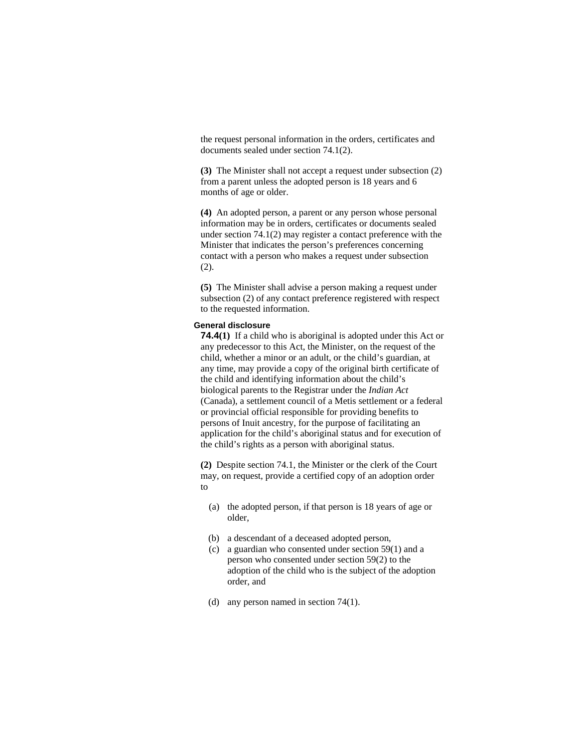the request personal information in the orders, certificates and documents sealed under section 74.1(2).

**(3)** The Minister shall not accept a request under subsection (2) from a parent unless the adopted person is 18 years and 6 months of age or older.

**(4)** An adopted person, a parent or any person whose personal information may be in orders, certificates or documents sealed under section 74.1(2) may register a contact preference with the Minister that indicates the person's preferences concerning contact with a person who makes a request under subsection (2).

**(5)** The Minister shall advise a person making a request under subsection (2) of any contact preference registered with respect to the requested information.

**General disclosure**

**74.4(1)** If a child who is aboriginal is adopted under this Act or any predecessor to this Act, the Minister, on the request of the child, whether a minor or an adult, or the child's guardian, at any time, may provide a copy of the original birth certificate of the child and identifying information about the child's biological parents to the Registrar under the *Indian Act* (Canada), a settlement council of a Metis settlement or a federal or provincial official responsible for providing benefits to persons of Inuit ancestry, for the purpose of facilitating an application for the child's aboriginal status and for execution of the child's rights as a person with aboriginal status.

**(2)** Despite section 74.1, the Minister or the clerk of the Court may, on request, provide a certified copy of an adoption order to

(a) the adopted person, if that person is 18 years of age or older,

(b) a descendant of a deceased adopted person,

(c) a guardian who consented under section 59(1) and a person who consented under section 59(2) to the adoption of the child who is the subject of the adoption order, and

(d) any person named in section 74(1).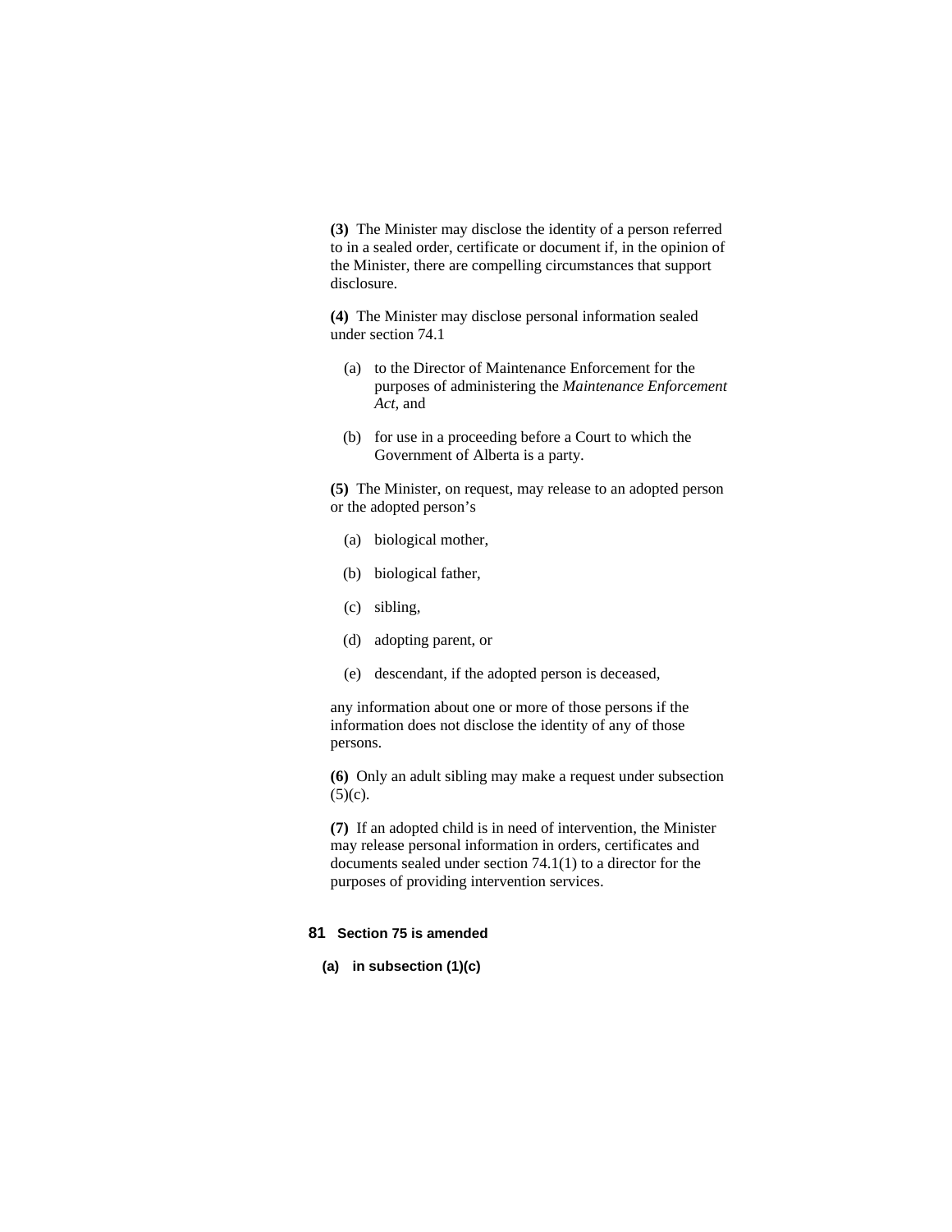**(3)** The Minister may disclose the identity of a person referred to in a sealed order, certificate or document if, in the opinion of the Minister, there are compelling circumstances that support disclosure.

**(4)** The Minister may disclose personal information sealed under section 74.1

(a) to the Director of Maintenance Enforcement for the purposes of administering the *Maintenance Enforcement Act*, and

(b) for use in a proceeding before a Court to which the Government of Alberta is a party.

**(5)** The Minister, on request, may release to an adopted person or the adopted person's

(a) biological mother,

(b) biological father,

(c) sibling,

(d) adopting parent, or

(e) descendant, if the adopted person is deceased,

any information about one or more of those persons if the information does not disclose the identity of any of those persons.

**(6)** Only an adult sibling may make a request under subsection (5)(c).

**(7)** If an adopted child is in need of intervention, the Minister may release personal information in orders, certificates and documents sealed under section 74.1(1) to a director for the purposes of providing intervention services.

**81 Section 75 is amended**

**(a) in subsection (1)(c)**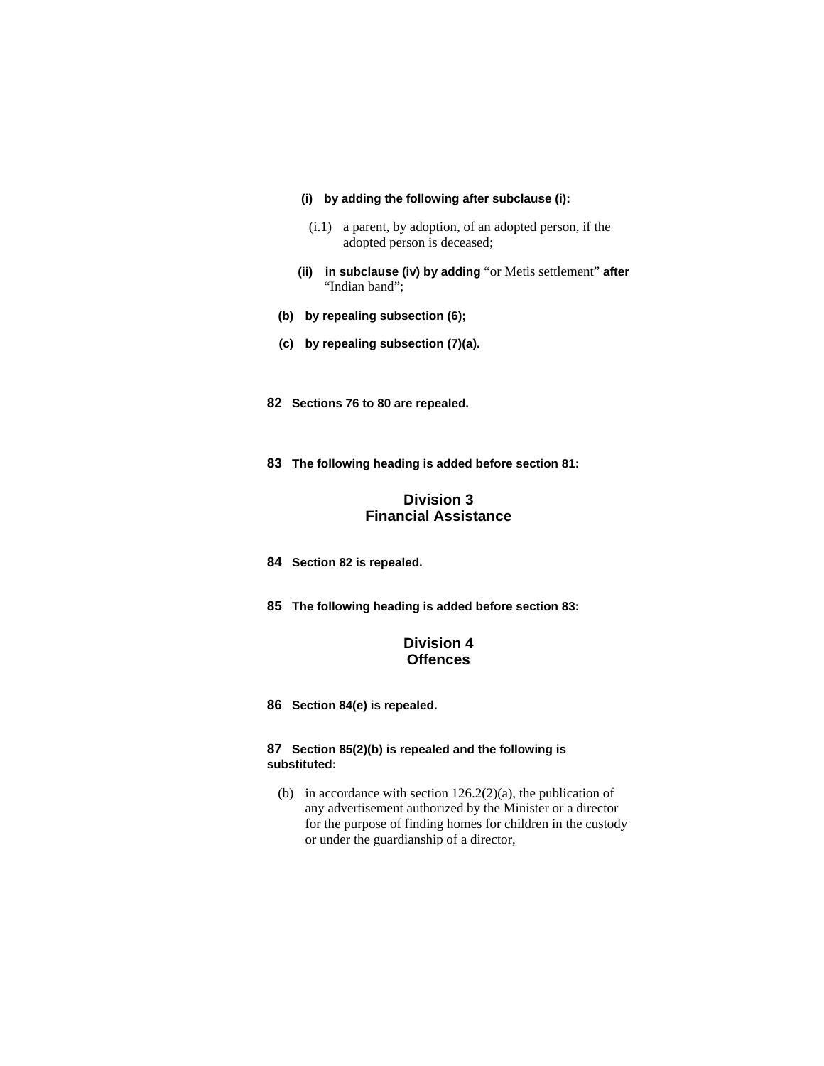**(i) by adding the following after subclause (i):**

(i.1) a parent, by adoption, of an adopted person, if the adopted person is deceased;

**(ii) in subclause (iv) by adding** "or Metis settlement" **after** "Indian band";

**(b) by repealing subsection (6);**

**(c) by repealing subsection (7)(a).**

**82 Sections 76 to 80 are repealed.**

**83 The following heading is added before section 81:**

## Division 3
## Financial Assistance

**84 Section 82 is repealed.**

**85 The following heading is added before section 83:**

## Division 4
## Offences

**86 Section 84(e) is repealed.**

**87 Section 85(2)(b) is repealed and the following is substituted:**

(b) in accordance with section 126.2(2)(a), the publication of any advertisement authorized by the Minister or a director for the purpose of finding homes for children in the custody or under the guardianship of a director,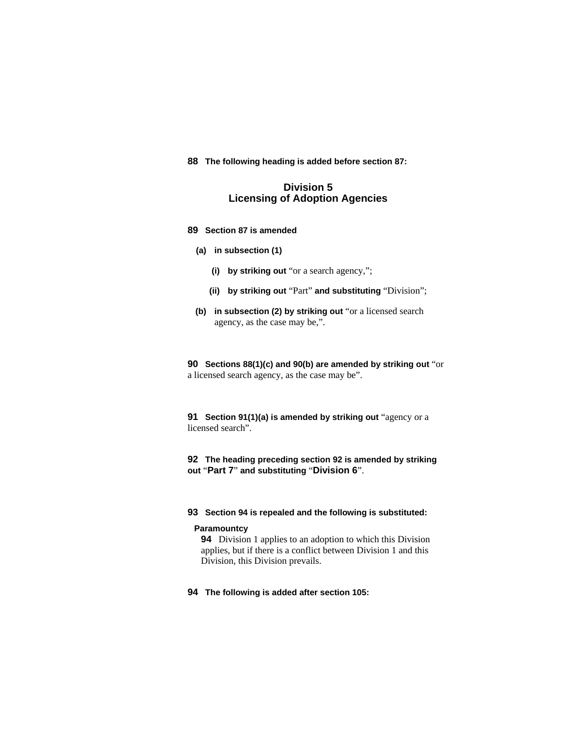**88 The following heading is added before section 87:**

**Division 5**
**Licensing of Adoption Agencies**

**89 Section 87 is amended**

**(a) in subsection (1)**

**(i) by striking out** "or a search agency,";

**(ii) by striking out** "Part" **and substituting** "Division";

**(b) in subsection (2) by striking out** "or a licensed search agency, as the case may be,".

**90 Sections 88(1)(c) and 90(b) are amended by striking out** "or a licensed search agency, as the case may be".

**91 Section 91(1)(a) is amended by striking out** "agency or a licensed search".

**92 The heading preceding section 92 is amended by striking out** "**Part 7**" **and substituting** "**Division 6**".

**93 Section 94 is repealed and the following is substituted:**

**Paramountcy**

**94** Division 1 applies to an adoption to which this Division applies, but if there is a conflict between Division 1 and this Division, this Division prevails.

**94 The following is added after section 105:**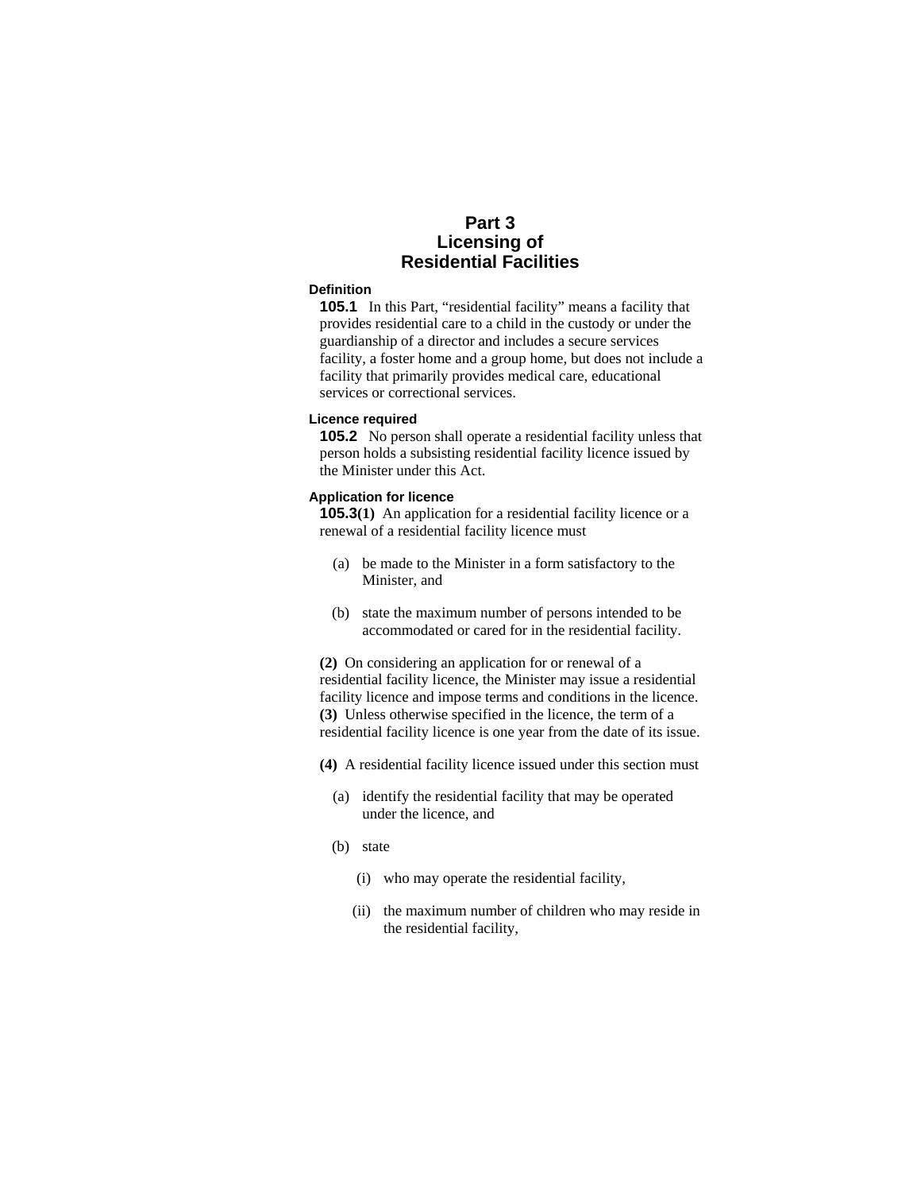# Part 3
# Licensing of Residential Facilities

### Definition

**105.1** In this Part, “residential facility” means a facility that provides residential care to a child in the custody or under the guardianship of a director and includes a secure services facility, a foster home and a group home, but does not include a facility that primarily provides medical care, educational services or correctional services.

### Licence required

**105.2** No person shall operate a residential facility unless that person holds a subsisting residential facility licence issued by the Minister under this Act.

### Application for licence

**105.3(1)** An application for a residential facility licence or a renewal of a residential facility licence must

(a) be made to the Minister in a form satisfactory to the Minister, and

(b) state the maximum number of persons intended to be accommodated or cared for in the residential facility.

**(2)** On considering an application for or renewal of a residential facility licence, the Minister may issue a residential facility licence and impose terms and conditions in the licence.

**(3)** Unless otherwise specified in the licence, the term of a residential facility licence is one year from the date of its issue.

**(4)** A residential facility licence issued under this section must

(a) identify the residential facility that may be operated under the licence, and

(b) state

(i) who may operate the residential facility,

(ii) the maximum number of children who may reside in the residential facility,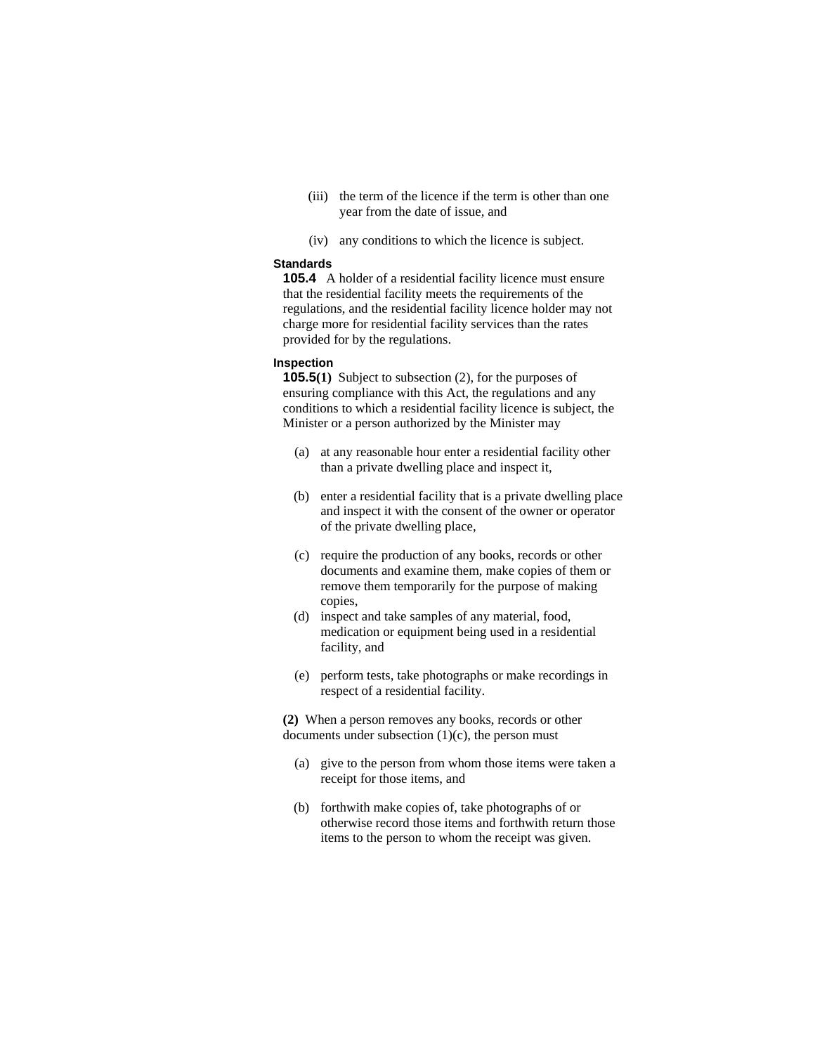(iii) the term of the licence if the term is other than one year from the date of issue, and

(iv) any conditions to which the licence is subject.

**Standards**

**105.4** A holder of a residential facility licence must ensure that the residential facility meets the requirements of the regulations, and the residential facility licence holder may not charge more for residential facility services than the rates provided for by the regulations.

**Inspection**

**105.5(1)** Subject to subsection (2), for the purposes of ensuring compliance with this Act, the regulations and any conditions to which a residential facility licence is subject, the Minister or a person authorized by the Minister may

(a) at any reasonable hour enter a residential facility other than a private dwelling place and inspect it,

(b) enter a residential facility that is a private dwelling place and inspect it with the consent of the owner or operator of the private dwelling place,

(c) require the production of any books, records or other documents and examine them, make copies of them or remove them temporarily for the purpose of making copies,

(d) inspect and take samples of any material, food, medication or equipment being used in a residential facility, and

(e) perform tests, take photographs or make recordings in respect of a residential facility.

**(2)** When a person removes any books, records or other documents under subsection (1)(c), the person must

(a) give to the person from whom those items were taken a receipt for those items, and

(b) forthwith make copies of, take photographs of or otherwise record those items and forthwith return those items to the person to whom the receipt was given.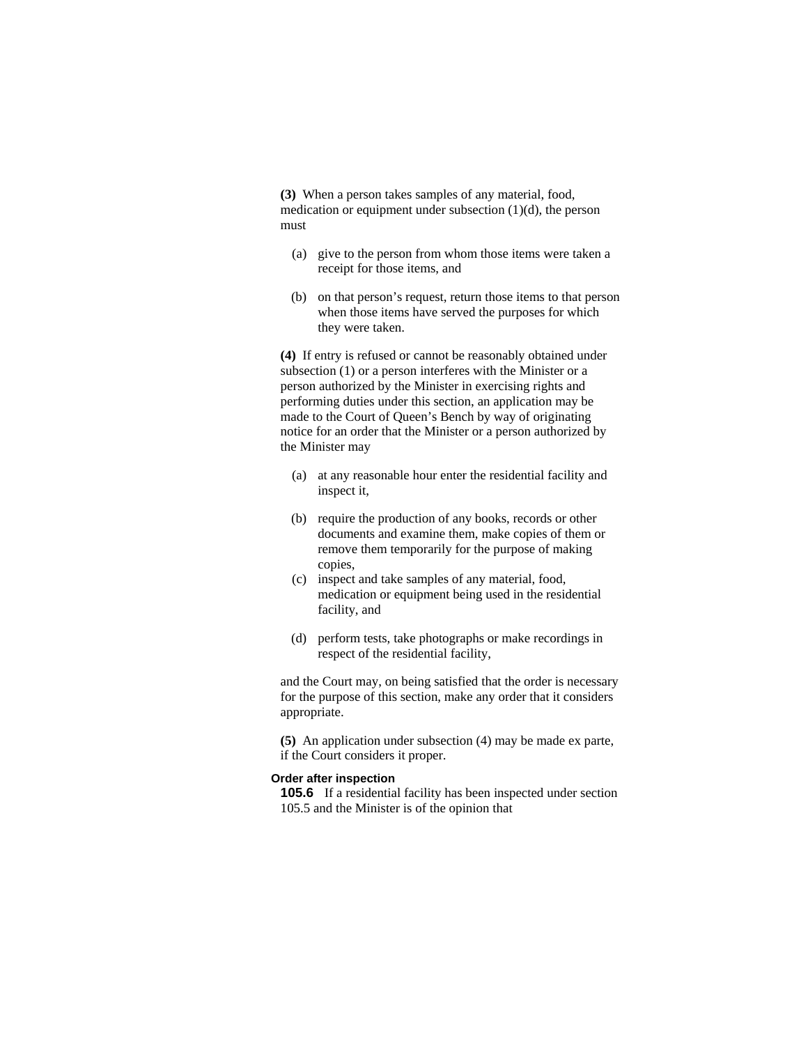**(3)** When a person takes samples of any material, food, medication or equipment under subsection (1)(d), the person must

- (a) give to the person from whom those items were taken a receipt for those items, and
- (b) on that person's request, return those items to that person when those items have served the purposes for which they were taken.

**(4)** If entry is refused or cannot be reasonably obtained under subsection (1) or a person interferes with the Minister or a person authorized by the Minister in exercising rights and performing duties under this section, an application may be made to the Court of Queen's Bench by way of originating notice for an order that the Minister or a person authorized by the Minister may

- (a) at any reasonable hour enter the residential facility and inspect it,
- (b) require the production of any books, records or other documents and examine them, make copies of them or remove them temporarily for the purpose of making copies,
- (c) inspect and take samples of any material, food, medication or equipment being used in the residential facility, and
- (d) perform tests, take photographs or make recordings in respect of the residential facility,

and the Court may, on being satisfied that the order is necessary for the purpose of this section, make any order that it considers appropriate.

**(5)** An application under subsection (4) may be made ex parte, if the Court considers it proper.

#### Order after inspection

**105.6** If a residential facility has been inspected under section 105.5 and the Minister is of the opinion that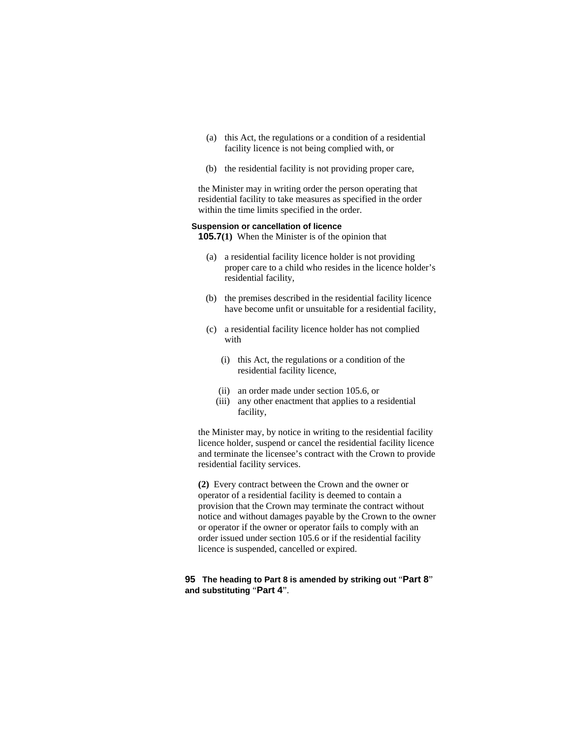(a) this Act, the regulations or a condition of a residential facility licence is not being complied with, or

(b) the residential facility is not providing proper care,

the Minister may in writing order the person operating that residential facility to take measures as specified in the order within the time limits specified in the order.

**Suspension or cancellation of licence**

**105.7(1)** When the Minister is of the opinion that

(a) a residential facility licence holder is not providing proper care to a child who resides in the licence holder's residential facility,

(b) the premises described in the residential facility licence have become unfit or unsuitable for a residential facility,

(c) a residential facility licence holder has not complied with

(i) this Act, the regulations or a condition of the residential facility licence,

(ii) an order made under section 105.6, or

(iii) any other enactment that applies to a residential facility,

the Minister may, by notice in writing to the residential facility licence holder, suspend or cancel the residential facility licence and terminate the licensee's contract with the Crown to provide residential facility services.

**(2)** Every contract between the Crown and the owner or operator of a residential facility is deemed to contain a provision that the Crown may terminate the contract without notice and without damages payable by the Crown to the owner or operator if the owner or operator fails to comply with an order issued under section 105.6 or if the residential facility licence is suspended, cancelled or expired.

**95 The heading to Part 8 is amended by striking out "Part 8" and substituting "Part 4".**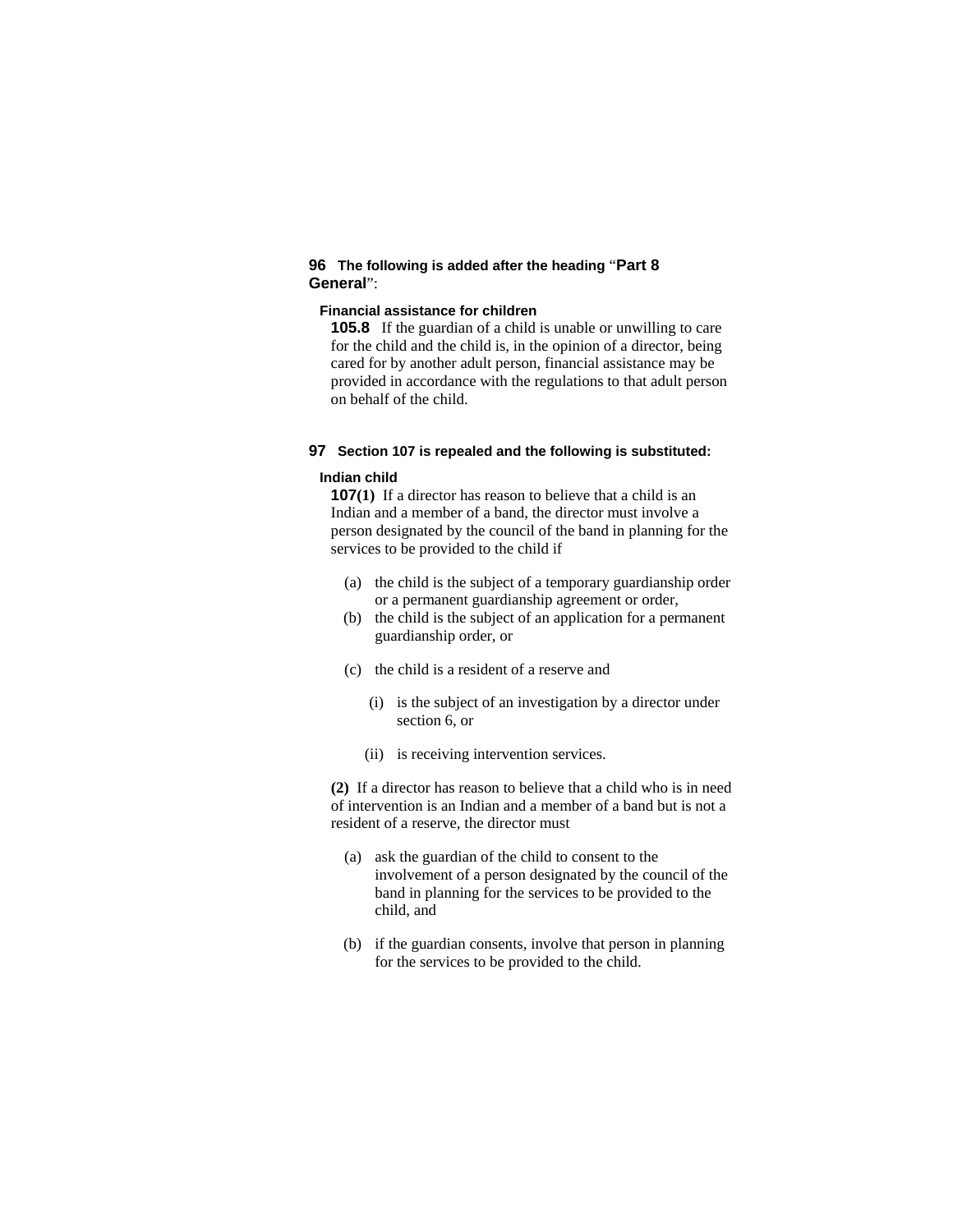**96 The following is added after the heading "Part 8 General":**

**Financial assistance for children**

**105.8** If the guardian of a child is unable or unwilling to care for the child and the child is, in the opinion of a director, being cared for by another adult person, financial assistance may be provided in accordance with the regulations to that adult person on behalf of the child.

**97 Section 107 is repealed and the following is substituted:**

**Indian child**

**107(1)** If a director has reason to believe that a child is an Indian and a member of a band, the director must involve a person designated by the council of the band in planning for the services to be provided to the child if

- (a) the child is the subject of a temporary guardianship order or a permanent guardianship agreement or order,
- (b) the child is the subject of an application for a permanent guardianship order, or
- (c) the child is a resident of a reserve and
  - (i) is the subject of an investigation by a director under section 6, or
  - (ii) is receiving intervention services.

**(2)** If a director has reason to believe that a child who is in need of intervention is an Indian and a member of a band but is not a resident of a reserve, the director must

- (a) ask the guardian of the child to consent to the involvement of a person designated by the council of the band in planning for the services to be provided to the child, and
- (b) if the guardian consents, involve that person in planning for the services to be provided to the child.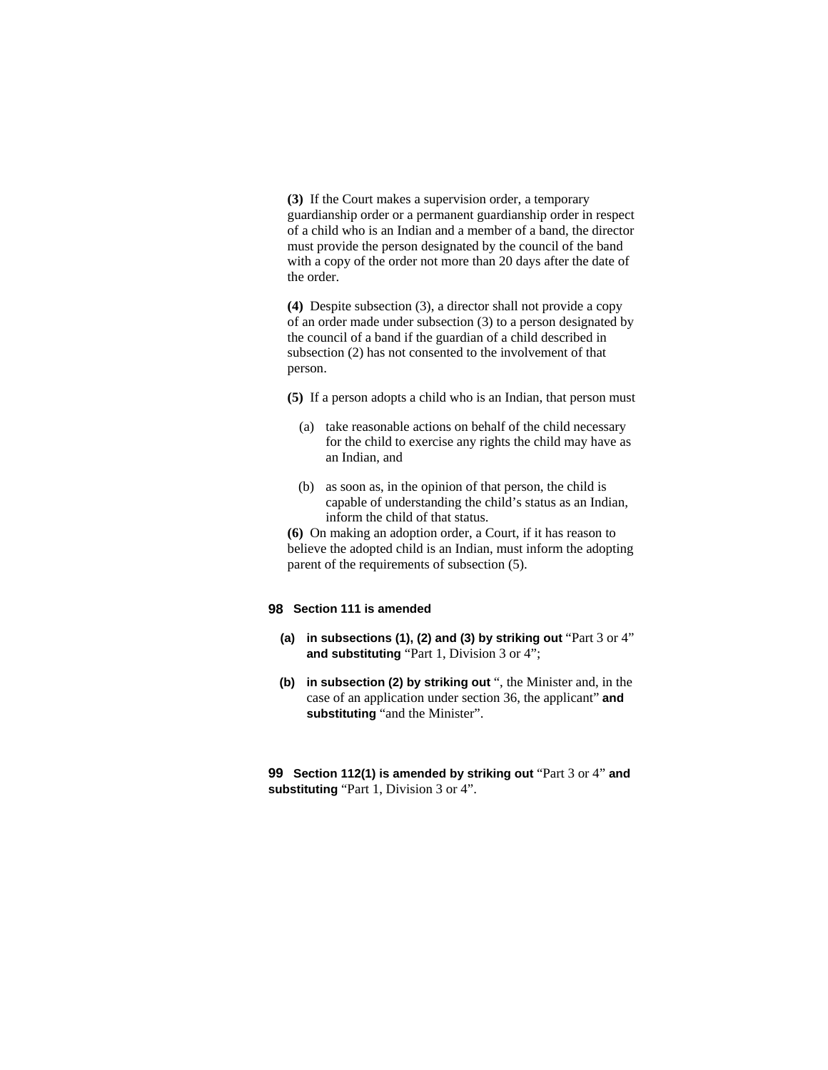**(3)** If the Court makes a supervision order, a temporary guardianship order or a permanent guardianship order in respect of a child who is an Indian and a member of a band, the director must provide the person designated by the council of the band with a copy of the order not more than 20 days after the date of the order.

**(4)** Despite subsection (3), a director shall not provide a copy of an order made under subsection (3) to a person designated by the council of a band if the guardian of a child described in subsection (2) has not consented to the involvement of that person.

**(5)** If a person adopts a child who is an Indian, that person must

(a) take reasonable actions on behalf of the child necessary for the child to exercise any rights the child may have as an Indian, and

(b) as soon as, in the opinion of that person, the child is capable of understanding the child's status as an Indian, inform the child of that status.

**(6)** On making an adoption order, a Court, if it has reason to believe the adopted child is an Indian, must inform the adopting parent of the requirements of subsection (5).

**98** **Section 111 is amended**

**(a)** **in subsections (1), (2) and (3) by striking out** "Part 3 or 4" **and substituting** "Part 1, Division 3 or 4";

**(b)** **in subsection (2) by striking out** ", the Minister and, in the case of an application under section 36, the applicant" **and substituting** "and the Minister".

**99** **Section 112(1) is amended by striking out** "Part 3 or 4" **and substituting** "Part 1, Division 3 or 4".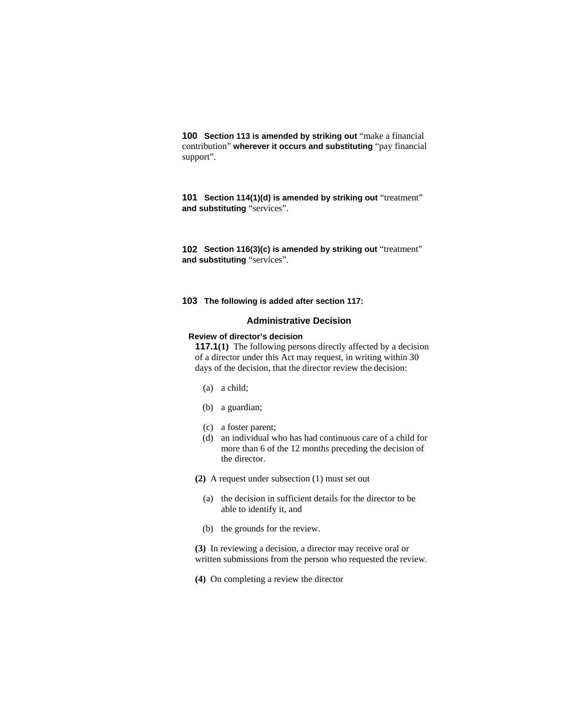**100** **Section 113 is amended by striking out** "make a financial contribution" **wherever it occurs and substituting** "pay financial support".

**101** **Section 114(1)(d) is amended by striking out** "treatment" **and substituting** "services".

**102** **Section 116(3)(c) is amended by striking out** "treatment" **and substituting** "services".

**103** **The following is added after section 117:**

### Administrative Decision

**Review of director's decision**

**117.1(1)** The following persons directly affected by a decision of a director under this Act may request, in writing within 30 days of the decision, that the director review the decision:

(a) a child;

(b) a guardian;

(c) a foster parent;

(d) an individual who has had continuous care of a child for more than 6 of the 12 months preceding the decision of the director.

**(2)** A request under subsection (1) must set out

(a) the decision in sufficient details for the director to be able to identify it, and

(b) the grounds for the review.

**(3)** In reviewing a decision, a director may receive oral or written submissions from the person who requested the review.

**(4)** On completing a review the director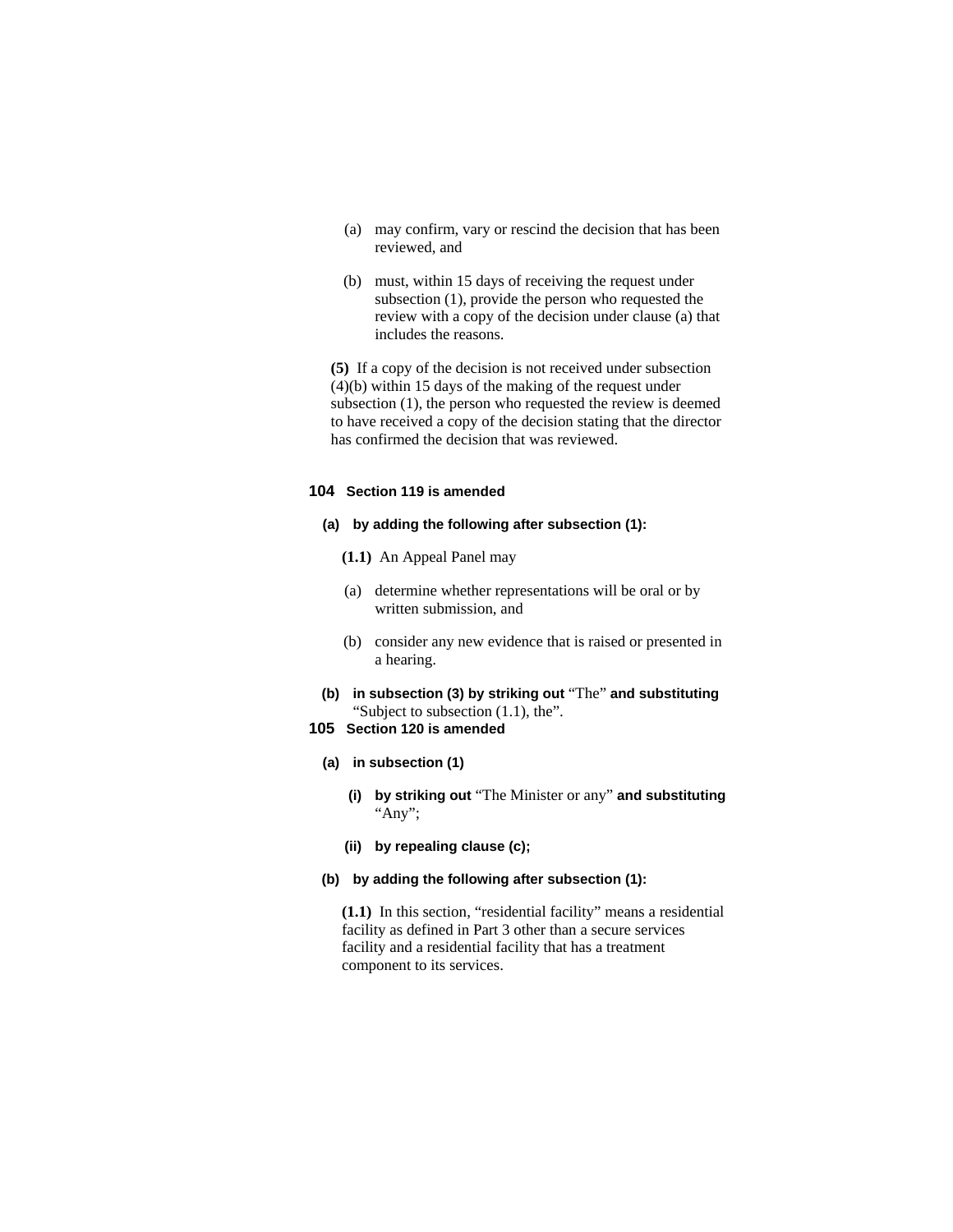(a) may confirm, vary or rescind the decision that has been reviewed, and

(b) must, within 15 days of receiving the request under subsection (1), provide the person who requested the review with a copy of the decision under clause (a) that includes the reasons.

**(5)** If a copy of the decision is not received under subsection (4)(b) within 15 days of the making of the request under subsection (1), the person who requested the review is deemed to have received a copy of the decision stating that the director has confirmed the decision that was reviewed.

**104 Section 119 is amended**

**(a) by adding the following after subsection (1):**

**(1.1)** An Appeal Panel may

(a) determine whether representations will be oral or by written submission, and

(b) consider any new evidence that is raised or presented in a hearing.

**(b) in subsection (3) by striking out** "The" **and substituting** "Subject to subsection (1.1), the".

**105 Section 120 is amended**

**(a) in subsection (1)**

**(i) by striking out** "The Minister or any" **and substituting** "Any";

**(ii) by repealing clause (c);**

**(b) by adding the following after subsection (1):**

**(1.1)** In this section, "residential facility" means a residential facility as defined in Part 3 other than a secure services facility and a residential facility that has a treatment component to its services.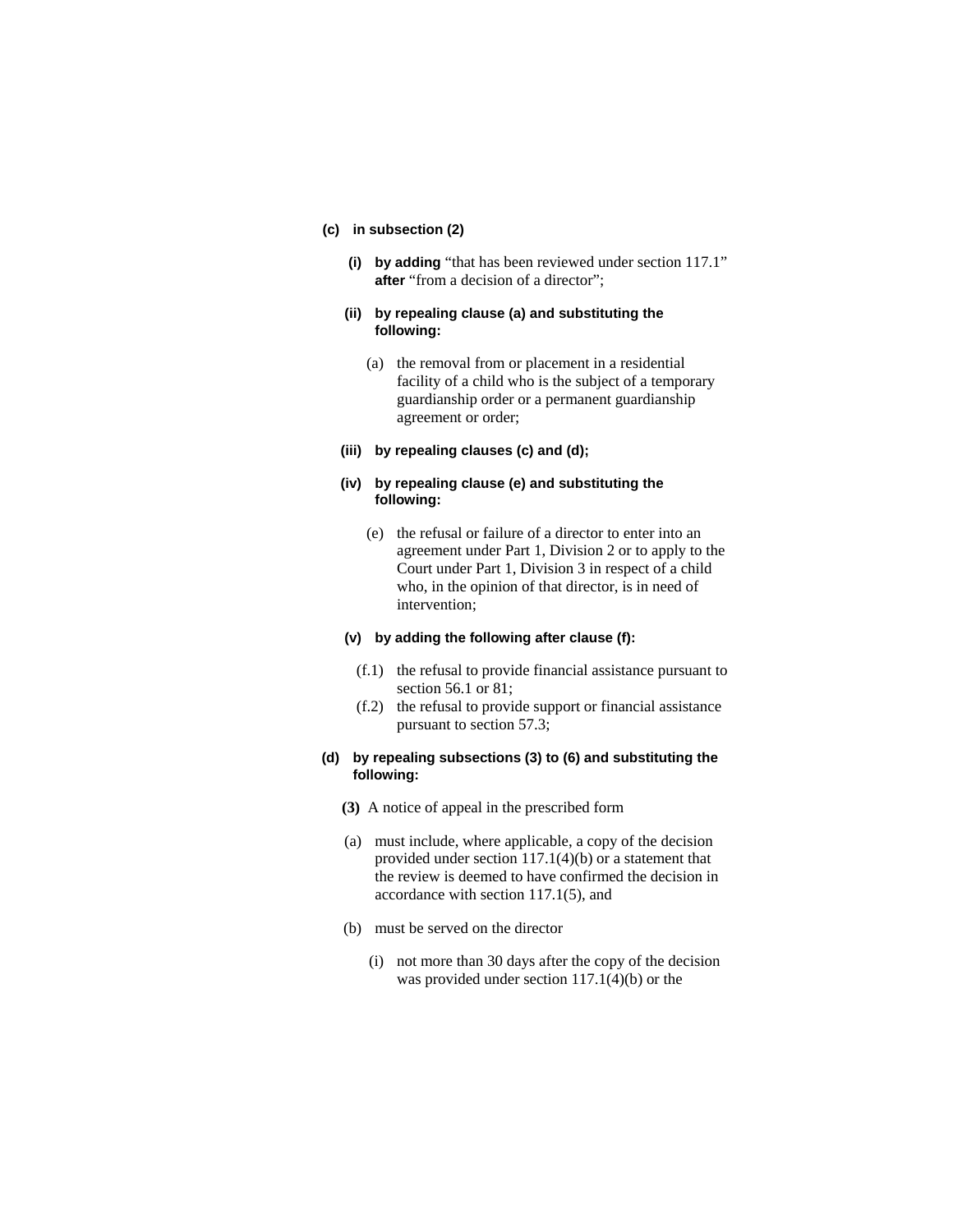**(c) in subsection (2)**

**(i) by adding** "that has been reviewed under section 117.1" **after** "from a decision of a director";

**(ii) by repealing clause (a) and substituting the following:**

(a) the removal from or placement in a residential facility of a child who is the subject of a temporary guardianship order or a permanent guardianship agreement or order;

**(iii) by repealing clauses (c) and (d);**

**(iv) by repealing clause (e) and substituting the following:**

(e) the refusal or failure of a director to enter into an agreement under Part 1, Division 2 or to apply to the Court under Part 1, Division 3 in respect of a child who, in the opinion of that director, is in need of intervention;

**(v) by adding the following after clause (f):**

(f.1) the refusal to provide financial assistance pursuant to section 56.1 or 81;

(f.2) the refusal to provide support or financial assistance pursuant to section 57.3;

**(d) by repealing subsections (3) to (6) and substituting the following:**

**(3)** A notice of appeal in the prescribed form

(a) must include, where applicable, a copy of the decision provided under section 117.1(4)(b) or a statement that the review is deemed to have confirmed the decision in accordance with section 117.1(5), and

(b) must be served on the director

(i) not more than 30 days after the copy of the decision was provided under section 117.1(4)(b) or the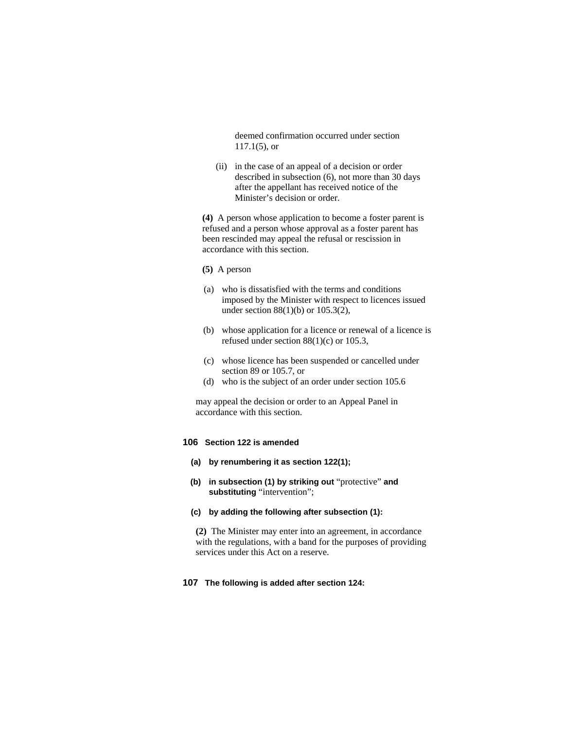deemed confirmation occurred under section 117.1(5), or

(ii) in the case of an appeal of a decision or order described in subsection (6), not more than 30 days after the appellant has received notice of the Minister's decision or order.

**(4)** A person whose application to become a foster parent is refused and a person whose approval as a foster parent has been rescinded may appeal the refusal or rescission in accordance with this section.

**(5)** A person

(a) who is dissatisfied with the terms and conditions imposed by the Minister with respect to licences issued under section 88(1)(b) or 105.3(2),

(b) whose application for a licence or renewal of a licence is refused under section 88(1)(c) or 105.3,

(c) whose licence has been suspended or cancelled under section 89 or 105.7, or

(d) who is the subject of an order under section 105.6

may appeal the decision or order to an Appeal Panel in accordance with this section.

**106 Section 122 is amended**

**(a) by renumbering it as section 122(1);**

**(b) in subsection (1) by striking out** "protective" **and substituting** "intervention";

**(c) by adding the following after subsection (1):**

**(2)** The Minister may enter into an agreement, in accordance with the regulations, with a band for the purposes of providing services under this Act on a reserve.

**107 The following is added after section 124:**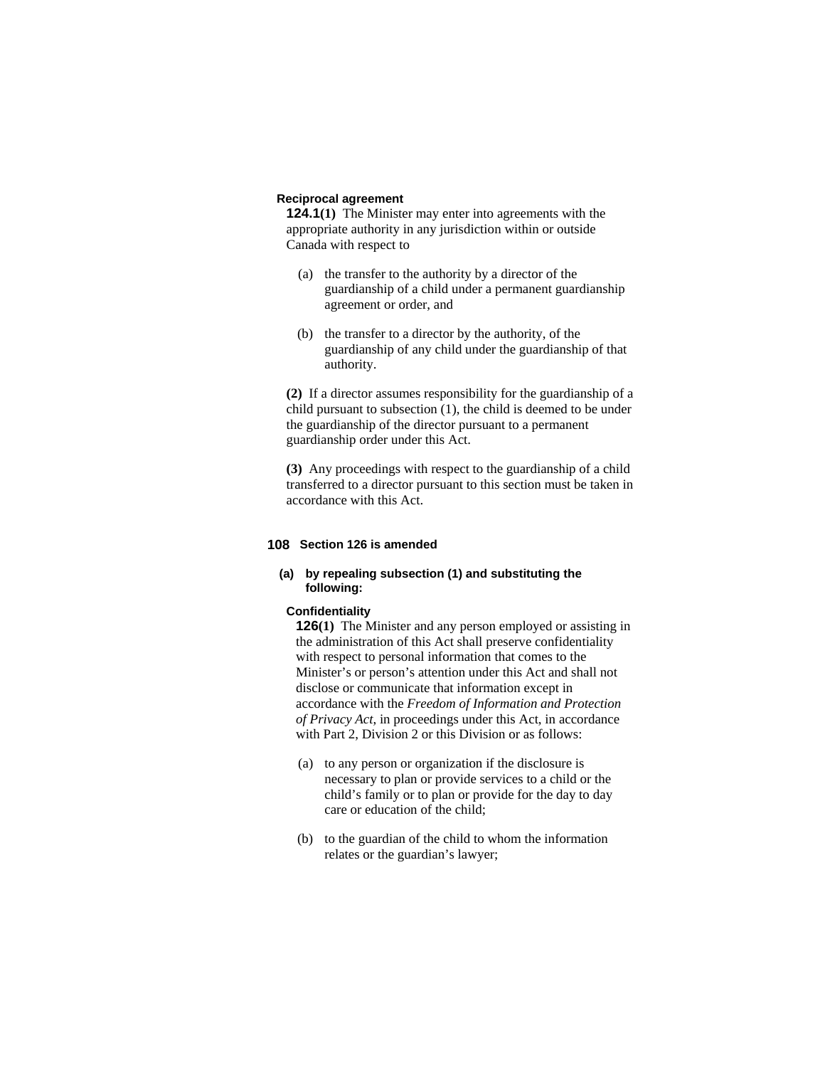**Reciprocal agreement**

**124.1(1)** The Minister may enter into agreements with the appropriate authority in any jurisdiction within or outside Canada with respect to

(a) the transfer to the authority by a director of the guardianship of a child under a permanent guardianship agreement or order, and

(b) the transfer to a director by the authority, of the guardianship of any child under the guardianship of that authority.

**(2)** If a director assumes responsibility for the guardianship of a child pursuant to subsection (1), the child is deemed to be under the guardianship of the director pursuant to a permanent guardianship order under this Act.

**(3)** Any proceedings with respect to the guardianship of a child transferred to a director pursuant to this section must be taken in accordance with this Act.

**108 Section 126 is amended**

**(a) by repealing subsection (1) and substituting the following:**

**Confidentiality**

**126(1)** The Minister and any person employed or assisting in the administration of this Act shall preserve confidentiality with respect to personal information that comes to the Minister's or person's attention under this Act and shall not disclose or communicate that information except in accordance with the *Freedom of Information and Protection of Privacy Act*, in proceedings under this Act, in accordance with Part 2, Division 2 or this Division or as follows:

(a) to any person or organization if the disclosure is necessary to plan or provide services to a child or the child's family or to plan or provide for the day to day care or education of the child;

(b) to the guardian of the child to whom the information relates or the guardian's lawyer;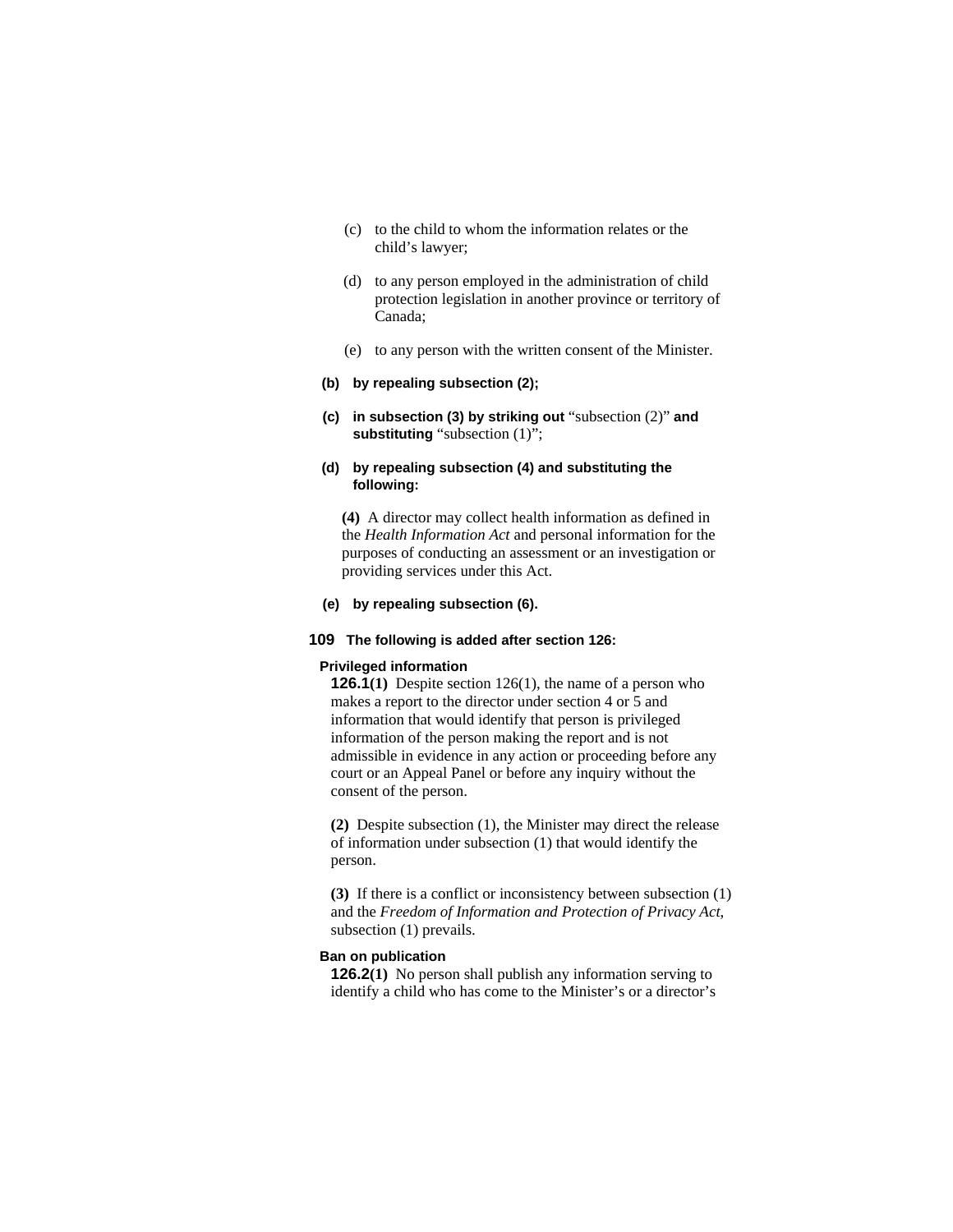(c) to the child to whom the information relates or the child's lawyer;

(d) to any person employed in the administration of child protection legislation in another province or territory of Canada;

(e) to any person with the written consent of the Minister.

**(b) by repealing subsection (2);**

**(c) in subsection (3) by striking out** "subsection (2)" **and substituting** "subsection (1)";

**(d) by repealing subsection (4) and substituting the following:**

**(4)** A director may collect health information as defined in the *Health Information Act* and personal information for the purposes of conducting an assessment or an investigation or providing services under this Act.

**(e) by repealing subsection (6).**

**109 The following is added after section 126:**

**Privileged information**

**126.1(1)** Despite section 126(1), the name of a person who makes a report to the director under section 4 or 5 and information that would identify that person is privileged information of the person making the report and is not admissible in evidence in any action or proceeding before any court or an Appeal Panel or before any inquiry without the consent of the person.

**(2)** Despite subsection (1), the Minister may direct the release of information under subsection (1) that would identify the person.

**(3)** If there is a conflict or inconsistency between subsection (1) and the *Freedom of Information and Protection of Privacy Act*, subsection (1) prevails.

**Ban on publication**

**126.2(1)** No person shall publish any information serving to identify a child who has come to the Minister's or a director's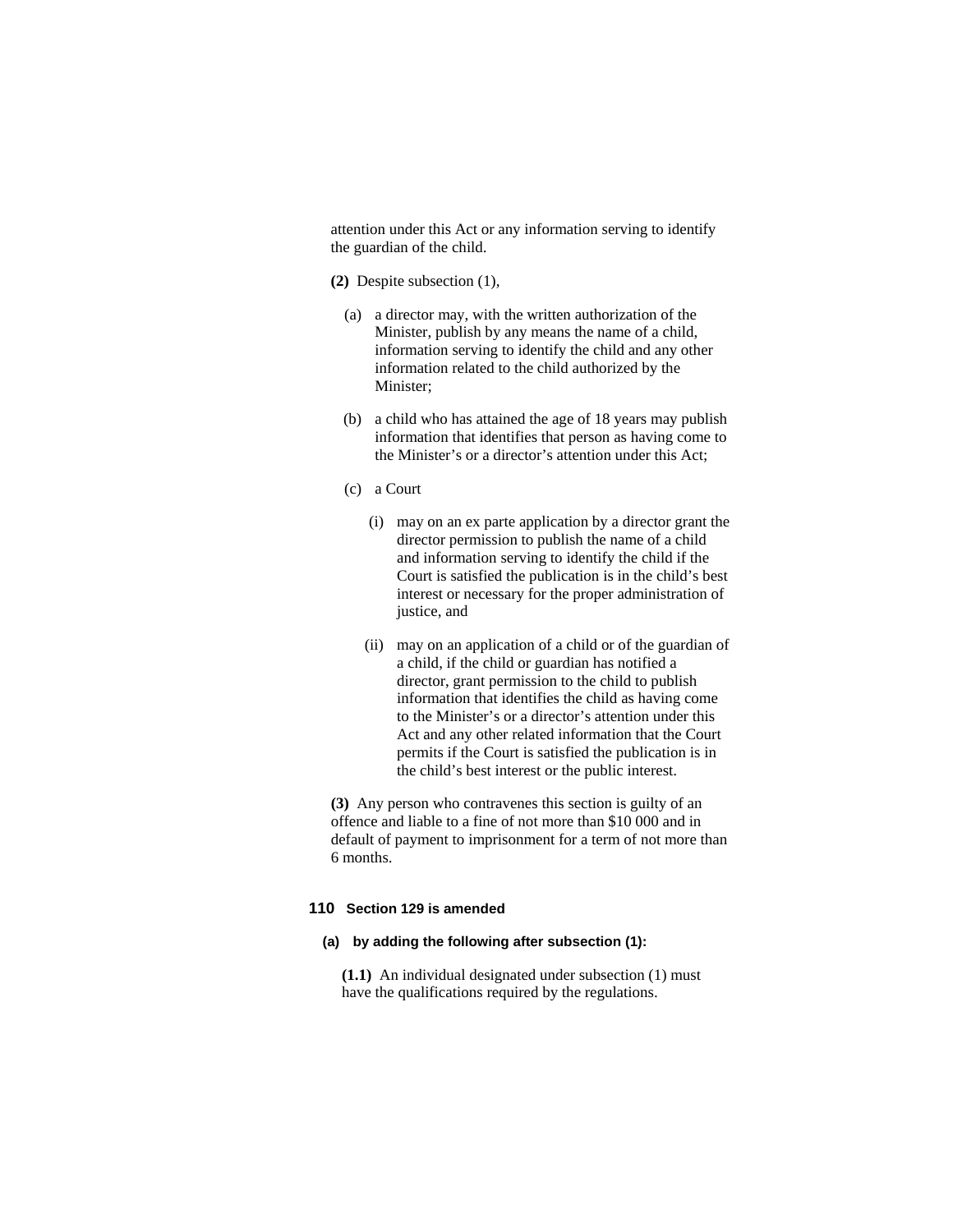attention under this Act or any information serving to identify the guardian of the child.

**(2)** Despite subsection (1),

(a) a director may, with the written authorization of the Minister, publish by any means the name of a child, information serving to identify the child and any other information related to the child authorized by the Minister;

(b) a child who has attained the age of 18 years may publish information that identifies that person as having come to the Minister's or a director's attention under this Act;

(c) a Court

(i) may on an ex parte application by a director grant the director permission to publish the name of a child and information serving to identify the child if the Court is satisfied the publication is in the child's best interest or necessary for the proper administration of justice, and

(ii) may on an application of a child or of the guardian of a child, if the child or guardian has notified a director, grant permission to the child to publish information that identifies the child as having come to the Minister's or a director's attention under this Act and any other related information that the Court permits if the Court is satisfied the publication is in the child's best interest or the public interest.

**(3)** Any person who contravenes this section is guilty of an offence and liable to a fine of not more than $10 000 and in default of payment to imprisonment for a term of not more than 6 months.

**110 Section 129 is amended**

**(a) by adding the following after subsection (1):**

**(1.1)** An individual designated under subsection (1) must have the qualifications required by the regulations.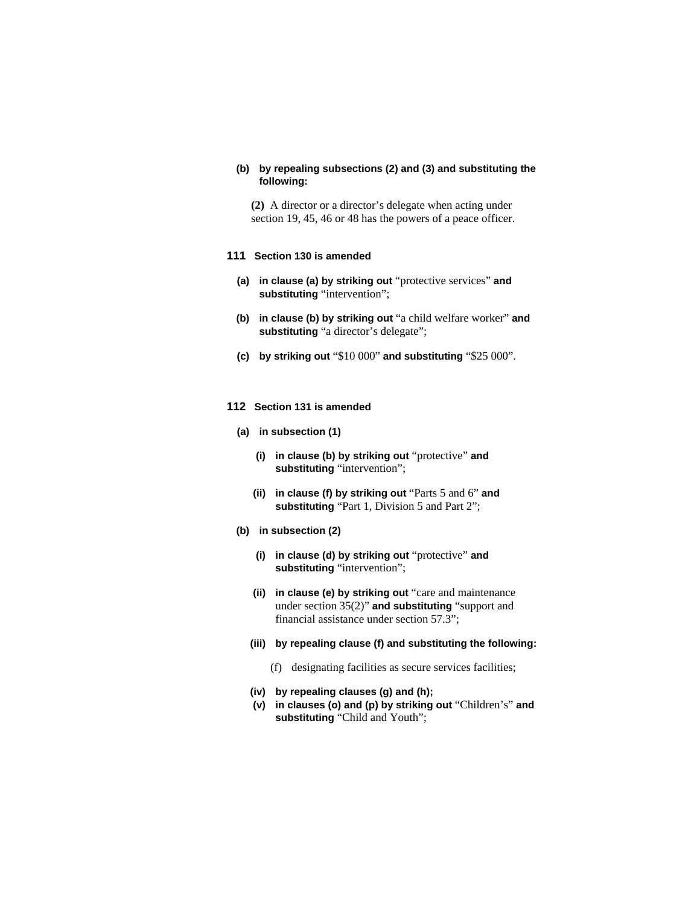**(b) by repealing subsections (2) and (3) and substituting the following:**

(2) A director or a director's delegate when acting under section 19, 45, 46 or 48 has the powers of a peace officer.

**111 Section 130 is amended**

**(a) in clause (a) by striking out** "protective services" **and substituting** "intervention";

**(b) in clause (b) by striking out** "a child welfare worker" **and substituting** "a director's delegate";

**(c) by striking out** "$10 000" **and substituting** "$25 000".

**112 Section 131 is amended**

**(a) in subsection (1)**

**(i) in clause (b) by striking out** "protective" **and substituting** "intervention";

**(ii) in clause (f) by striking out** "Parts 5 and 6" **and substituting** "Part 1, Division 5 and Part 2";

**(b) in subsection (2)**

**(i) in clause (d) by striking out** "protective" **and substituting** "intervention";

**(ii) in clause (e) by striking out** "care and maintenance under section 35(2)" **and substituting** "support and financial assistance under section 57.3";

**(iii) by repealing clause (f) and substituting the following:**

(f) designating facilities as secure services facilities;

**(iv) by repealing clauses (g) and (h);**

**(v) in clauses (o) and (p) by striking out** "Children's" **and substituting** "Child and Youth";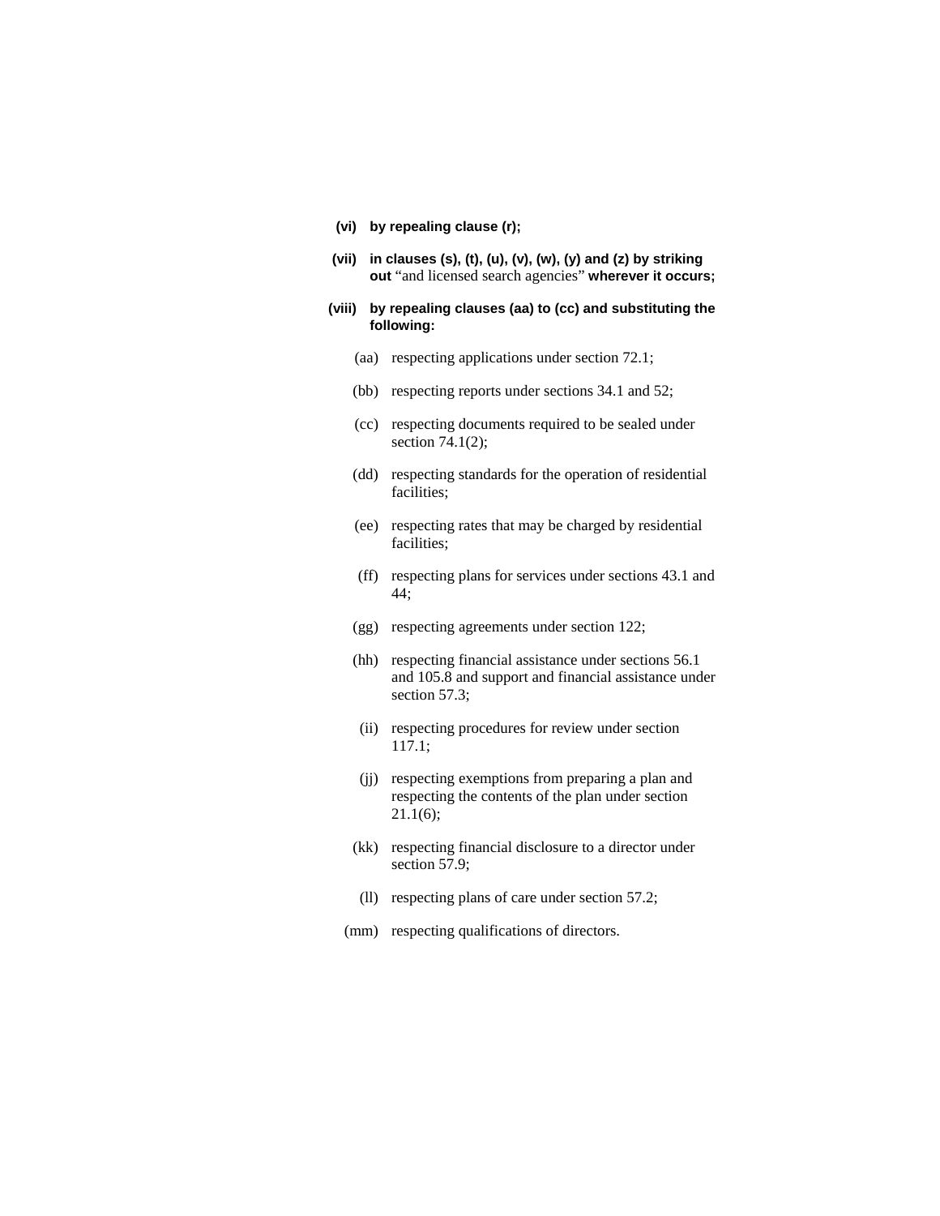**(vi) by repealing clause (r);**

**(vii) in clauses (s), (t), (u), (v), (w), (y) and (z) by striking out** "and licensed search agencies" **wherever it occurs;**

**(viii) by repealing clauses (aa) to (cc) and substituting the following:**

(aa) respecting applications under section 72.1;

(bb) respecting reports under sections 34.1 and 52;

(cc) respecting documents required to be sealed under section 74.1(2);

(dd) respecting standards for the operation of residential facilities;

(ee) respecting rates that may be charged by residential facilities;

(ff) respecting plans for services under sections 43.1 and 44;

(gg) respecting agreements under section 122;

(hh) respecting financial assistance under sections 56.1 and 105.8 and support and financial assistance under section 57.3;

(ii) respecting procedures for review under section 117.1;

(jj) respecting exemptions from preparing a plan and respecting the contents of the plan under section 21.1(6);

(kk) respecting financial disclosure to a director under section 57.9;

(ll) respecting plans of care under section 57.2;

(mm) respecting qualifications of directors.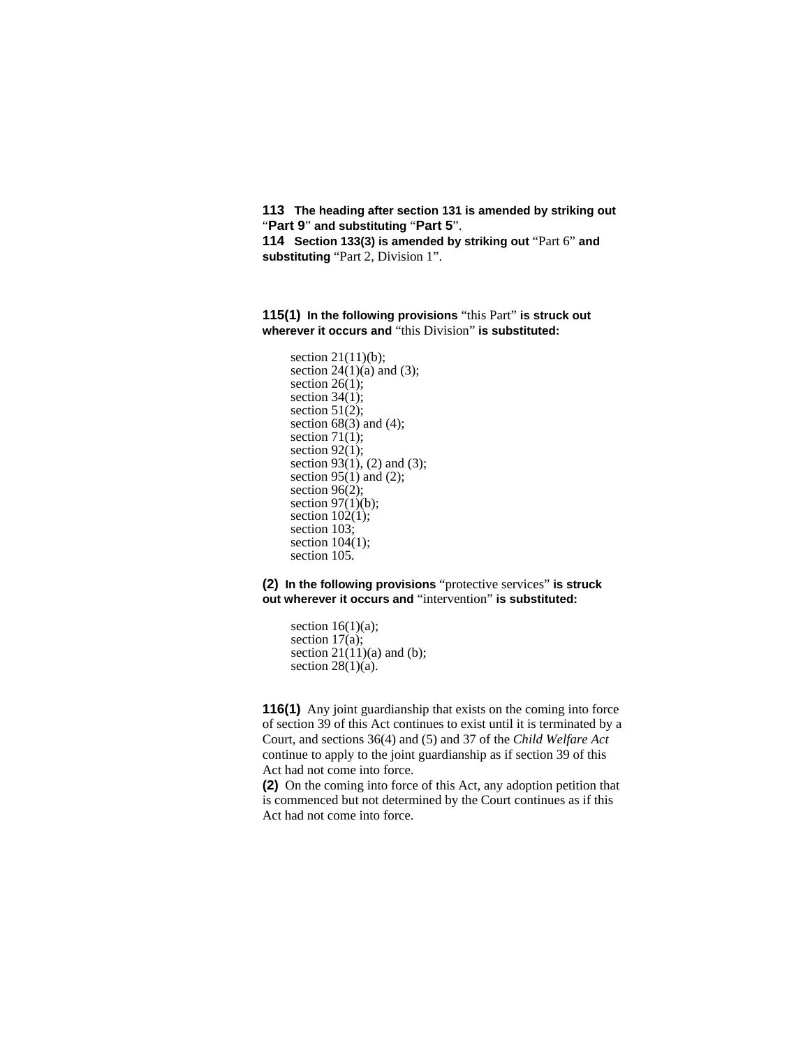**113** **The heading after section 131 is amended by striking out** "**Part 9**" **and substituting** "**Part 5**".

**114** **Section 133(3) is amended by striking out** "Part 6" **and substituting** "Part 2, Division 1".

**115(1)** **In the following provisions** "this Part" **is struck out wherever it occurs and** "this Division" **is substituted:**

section 21(11)(b);
section 24(1)(a) and (3);
section 26(1);
section 34(1);
section 51(2);
section 68(3) and (4);
section 71(1);
section 92(1);
section 93(1), (2) and (3);
section 95(1) and (2);
section 96(2);
section 97(1)(b);
section 102(1);
section 103;
section 104(1);
section 105.

**(2)** **In the following provisions** "protective services" **is struck out wherever it occurs and** "intervention" **is substituted:**

section 16(1)(a);
section 17(a);
section 21(11)(a) and (b);
section 28(1)(a).

**116(1)** Any joint guardianship that exists on the coming into force of section 39 of this Act continues to exist until it is terminated by a Court, and sections 36(4) and (5) and 37 of the *Child Welfare Act* continue to apply to the joint guardianship as if section 39 of this Act had not come into force.

**(2)** On the coming into force of this Act, any adoption petition that is commenced but not determined by the Court continues as if this Act had not come into force.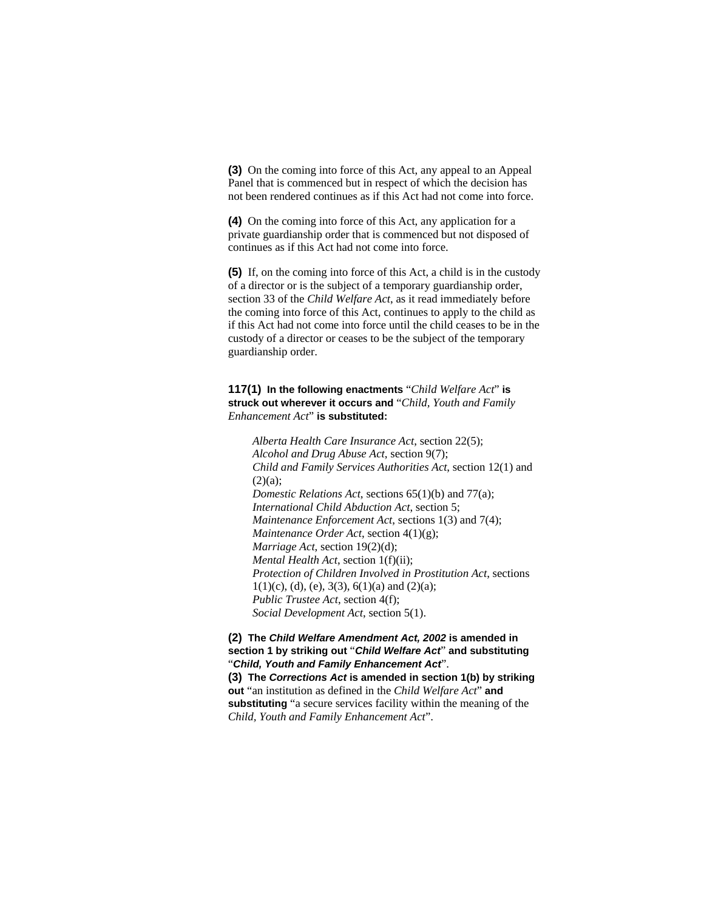**(3)** On the coming into force of this Act, any appeal to an Appeal Panel that is commenced but in respect of which the decision has not been rendered continues as if this Act had not come into force.

**(4)** On the coming into force of this Act, any application for a private guardianship order that is commenced but not disposed of continues as if this Act had not come into force.

**(5)** If, on the coming into force of this Act, a child is in the custody of a director or is the subject of a temporary guardianship order, section 33 of the *Child Welfare Act*, as it read immediately before the coming into force of this Act, continues to apply to the child as if this Act had not come into force until the child ceases to be in the custody of a director or ceases to be the subject of the temporary guardianship order.

**117(1) In the following enactments** "*Child Welfare Act*" **is struck out wherever it occurs and** "*Child, Youth and Family Enhancement Act*" **is substituted:**

*Alberta Health Care Insurance Act*, section 22(5);
*Alcohol and Drug Abuse Act*, section 9(7);
*Child and Family Services Authorities Act*, section 12(1) and (2)(a);
*Domestic Relations Act*, sections 65(1)(b) and 77(a);
*International Child Abduction Act*, section 5;
*Maintenance Enforcement Act*, sections 1(3) and 7(4);
*Maintenance Order Act*, section 4(1)(g);
*Marriage Act*, section 19(2)(d);
*Mental Health Act*, section 1(f)(ii);
*Protection of Children Involved in Prostitution Act*, sections 1(1)(c), (d), (e), 3(3), 6(1)(a) and (2)(a);
*Public Trustee Act*, section 4(f);
*Social Development Act*, section 5(1).

**(2) The *Child Welfare Amendment Act, 2002* is amended in section 1 by striking out "*Child Welfare Act*" and substituting "*Child, Youth and Family Enhancement Act*".**

**(3) The *Corrections Act* is amended in section 1(b) by striking out** "an institution as defined in the *Child Welfare Act*" **and substituting** "a secure services facility within the meaning of the *Child, Youth and Family Enhancement Act*".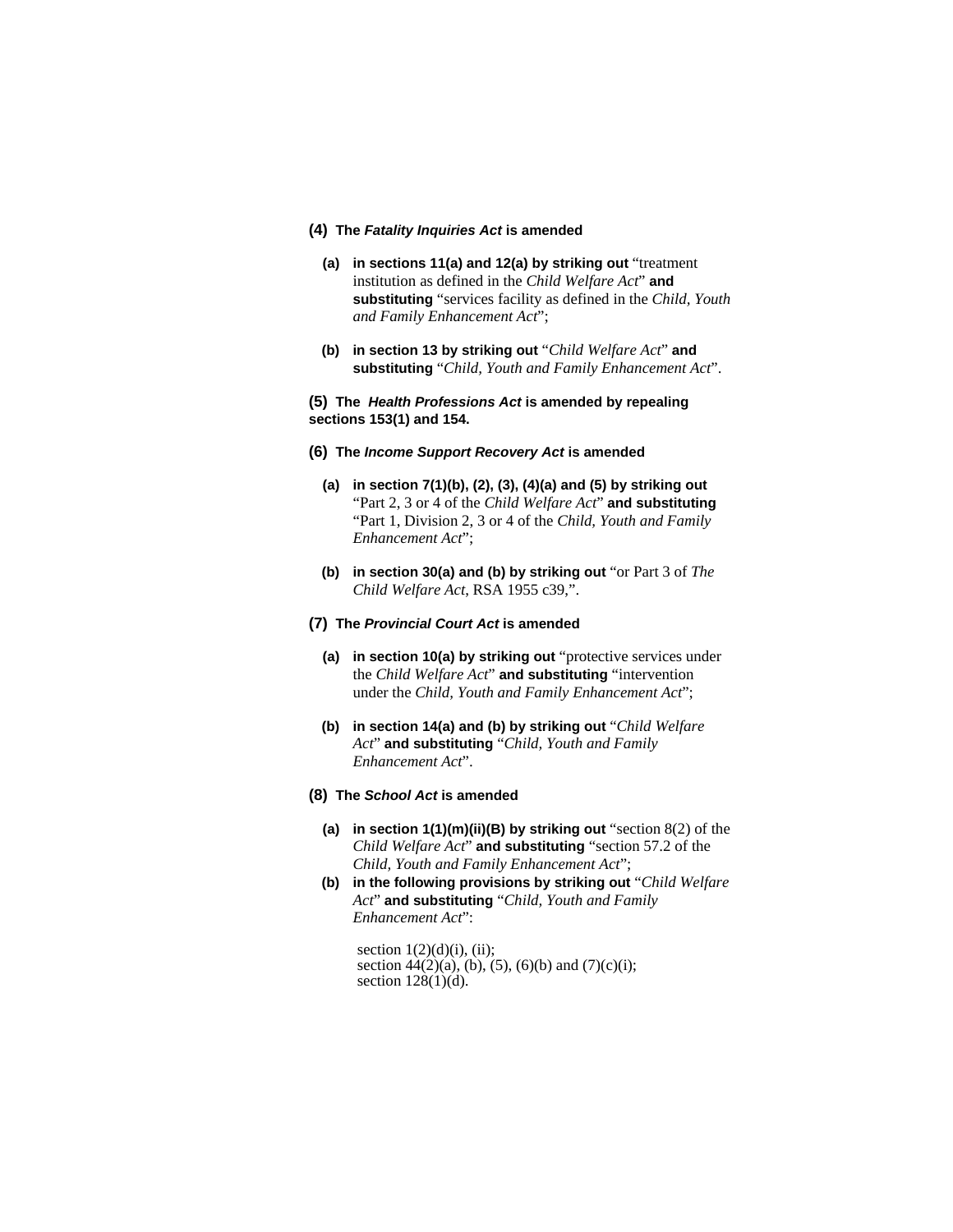**(4) The *Fatality Inquiries Act* is amended**

**(a) in sections 11(a) and 12(a) by striking out** "treatment institution as defined in the *Child Welfare Act*" **and substituting** "services facility as defined in the *Child, Youth and Family Enhancement Act*";

**(b) in section 13 by striking out** "*Child Welfare Act*" **and substituting** "*Child, Youth and Family Enhancement Act*".

**(5) The *Health Professions Act* is amended by repealing sections 153(1) and 154.**

**(6) The *Income Support Recovery Act* is amended**

**(a) in section 7(1)(b), (2), (3), (4)(a) and (5) by striking out** "Part 2, 3 or 4 of the *Child Welfare Act*" **and substituting** "Part 1, Division 2, 3 or 4 of the *Child, Youth and Family Enhancement Act*";

**(b) in section 30(a) and (b) by striking out** "or Part 3 of *The Child Welfare Act*, RSA 1955 c39,".

**(7) The *Provincial Court Act* is amended**

**(a) in section 10(a) by striking out** "protective services under the *Child Welfare Act*" **and substituting** "intervention under the *Child, Youth and Family Enhancement Act*";

**(b) in section 14(a) and (b) by striking out** "*Child Welfare Act*" **and substituting** "*Child, Youth and Family Enhancement Act*".

**(8) The *School Act* is amended**

**(a) in section 1(1)(m)(ii)(B) by striking out** "section 8(2) of the *Child Welfare Act*" **and substituting** "section 57.2 of the *Child, Youth and Family Enhancement Act*";

**(b) in the following provisions by striking out** "*Child Welfare Act*" **and substituting** "*Child, Youth and Family Enhancement Act*":

section 1(2)(d)(i), (ii);
section 44(2)(a), (b), (5), (6)(b) and (7)(c)(i);
section 128(1)(d).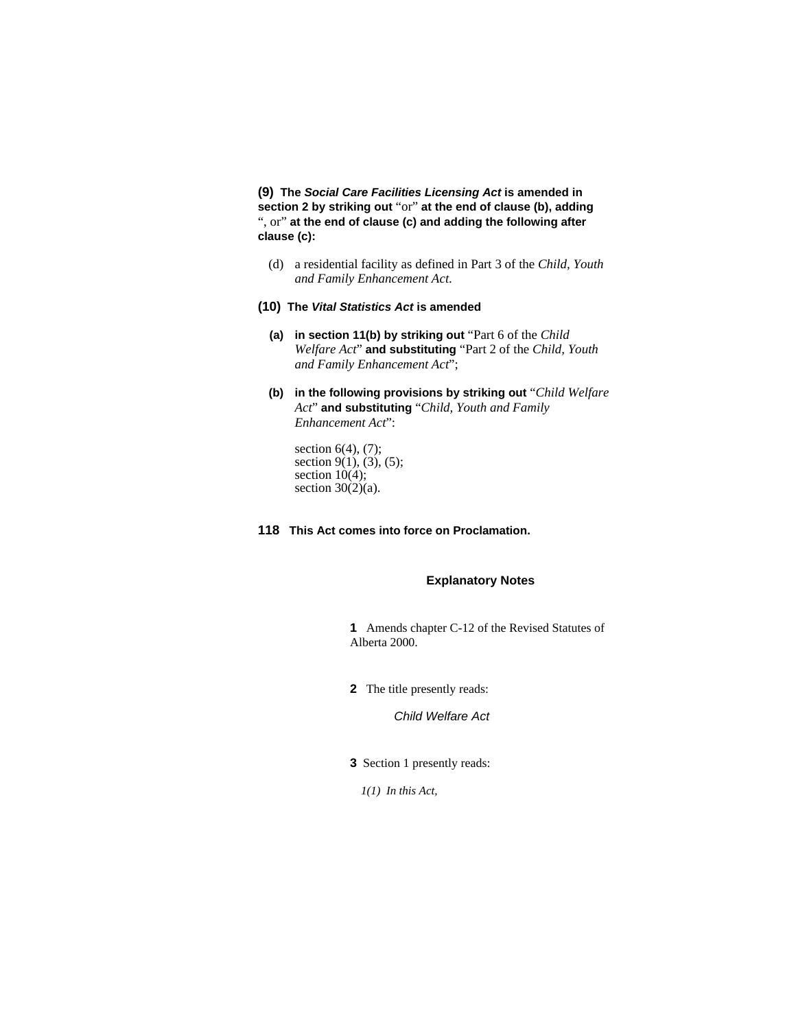**(9)** **The *Social Care Facilities Licensing Act* is amended in section 2 by striking out** "or" **at the end of clause (b), adding** ", or" **at the end of clause (c) and adding the following after clause (c):**

(d) a residential facility as defined in Part 3 of the *Child, Youth and Family Enhancement Act*.

**(10)** **The *Vital Statistics Act* is amended**

**(a)** **in section 11(b) by striking out** "Part 6 of the *Child Welfare Act*" **and substituting** "Part 2 of the *Child, Youth and Family Enhancement Act*";

**(b)** **in the following provisions by striking out** "*Child Welfare Act*" **and substituting** "*Child, Youth and Family Enhancement Act*":

section 6(4), (7);
section 9(1), (3), (5);
section 10(4);
section 30(2)(a).

**118** **This Act comes into force on Proclamation.**

## Explanatory Notes

**1** Amends chapter C-12 of the Revised Statutes of Alberta 2000.

**2** The title presently reads:

*Child Welfare Act*

**3** Section 1 presently reads:

*1(1) In this Act,*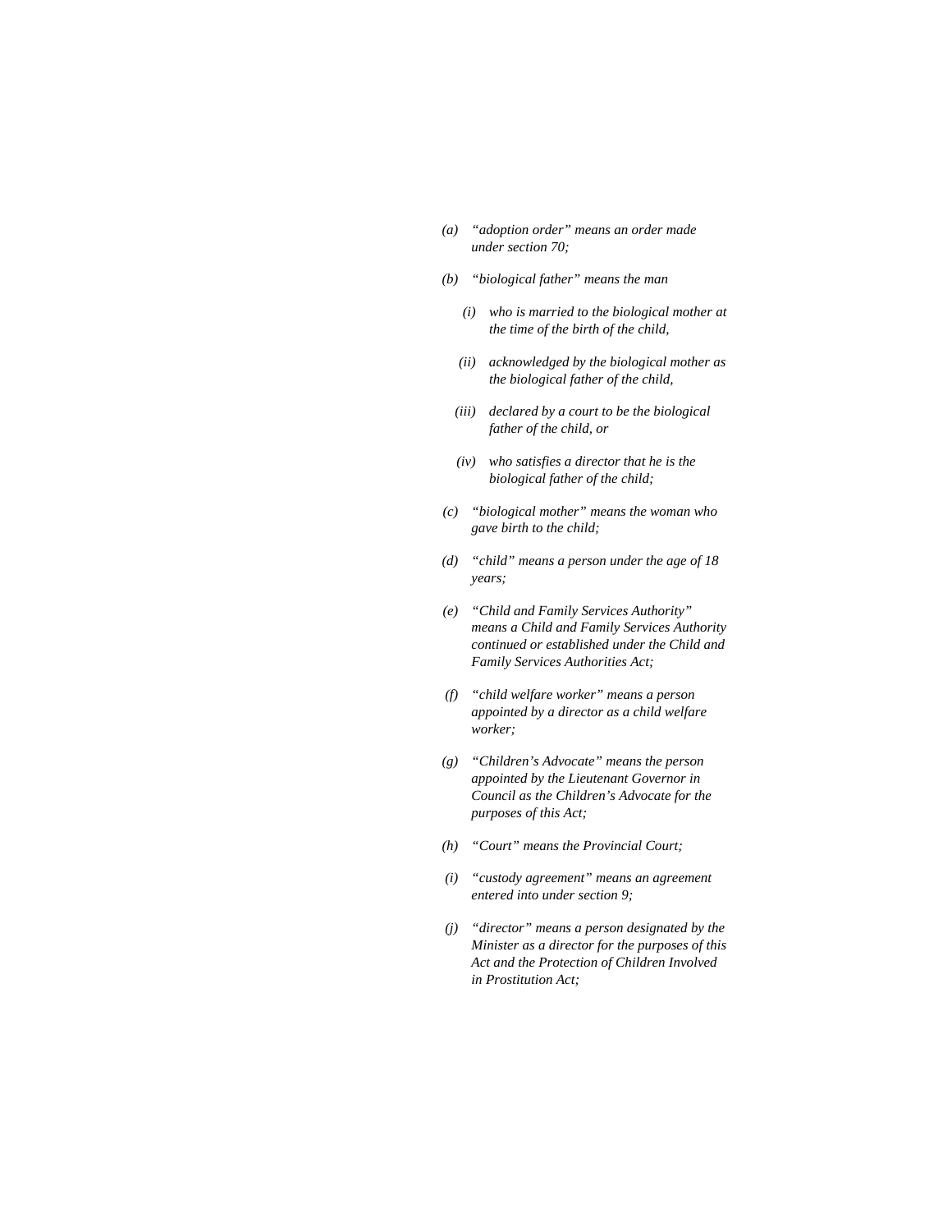*(a) "adoption order" means an order made under section 70;*

*(b) "biological father" means the man*

*(i) who is married to the biological mother at the time of the birth of the child,*

*(ii) acknowledged by the biological mother as the biological father of the child,*

*(iii) declared by a court to be the biological father of the child, or*

*(iv) who satisfies a director that he is the biological father of the child;*

*(c) "biological mother" means the woman who gave birth to the child;*

*(d) "child" means a person under the age of 18 years;*

*(e) "Child and Family Services Authority" means a Child and Family Services Authority continued or established under the Child and Family Services Authorities Act;*

*(f) "child welfare worker" means a person appointed by a director as a child welfare worker;*

*(g) "Children's Advocate" means the person appointed by the Lieutenant Governor in Council as the Children's Advocate for the purposes of this Act;*

*(h) "Court" means the Provincial Court;*

*(i) "custody agreement" means an agreement entered into under section 9;*

*(j) "director" means a person designated by the Minister as a director for the purposes of this Act and the Protection of Children Involved in Prostitution Act;*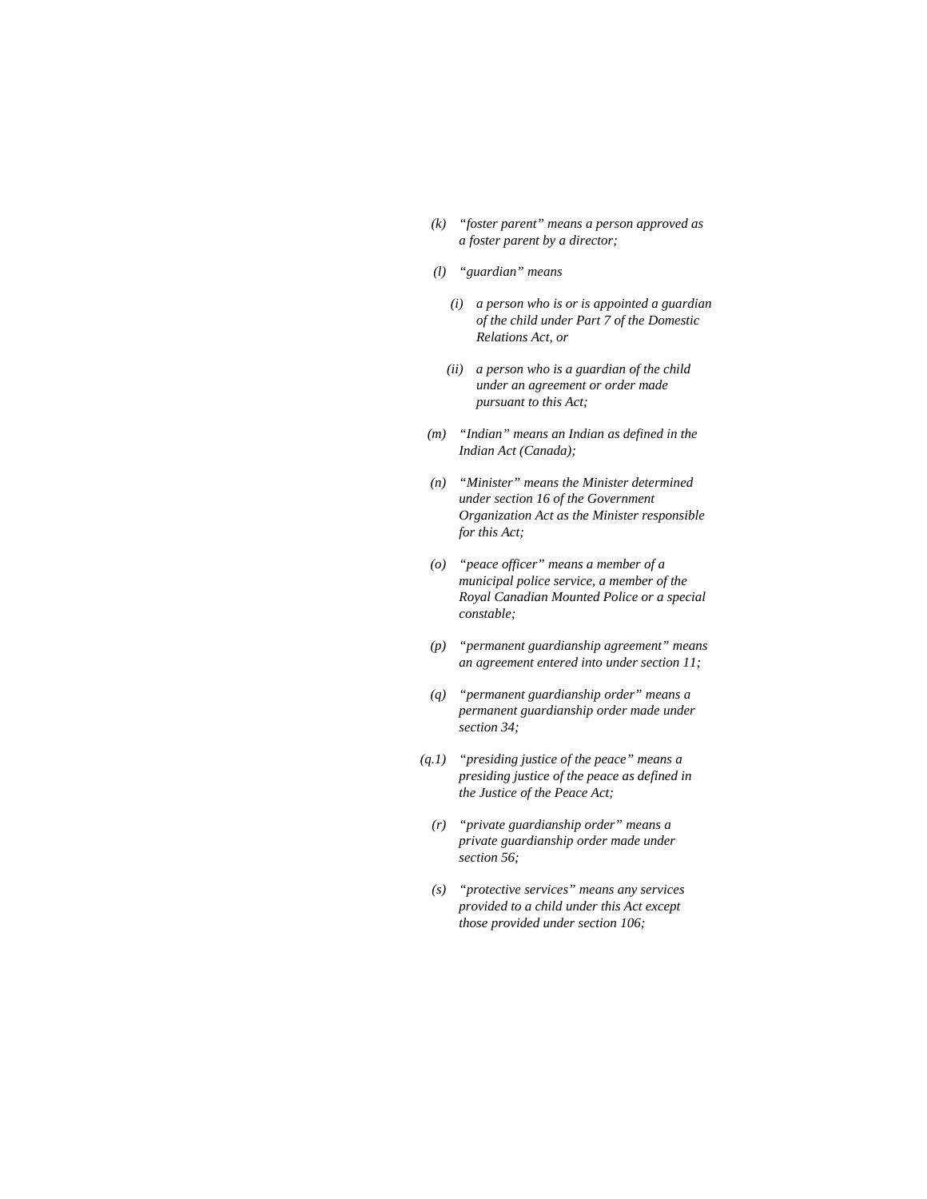*(k) "foster parent" means a person approved as a foster parent by a director;*

*(l) "guardian" means*

*(i) a person who is or is appointed a guardian of the child under Part 7 of the Domestic Relations Act, or*

*(ii) a person who is a guardian of the child under an agreement or order made pursuant to this Act;*

*(m) "Indian" means an Indian as defined in the Indian Act (Canada);*

*(n) "Minister" means the Minister determined under section 16 of the Government Organization Act as the Minister responsible for this Act;*

*(o) "peace officer" means a member of a municipal police service, a member of the Royal Canadian Mounted Police or a special constable;*

*(p) "permanent guardianship agreement" means an agreement entered into under section 11;*

*(q) "permanent guardianship order" means a permanent guardianship order made under section 34;*

*(q.1) "presiding justice of the peace" means a presiding justice of the peace as defined in the Justice of the Peace Act;*

*(r) "private guardianship order" means a private guardianship order made under section 56;*

*(s) "protective services" means any services provided to a child under this Act except those provided under section 106;*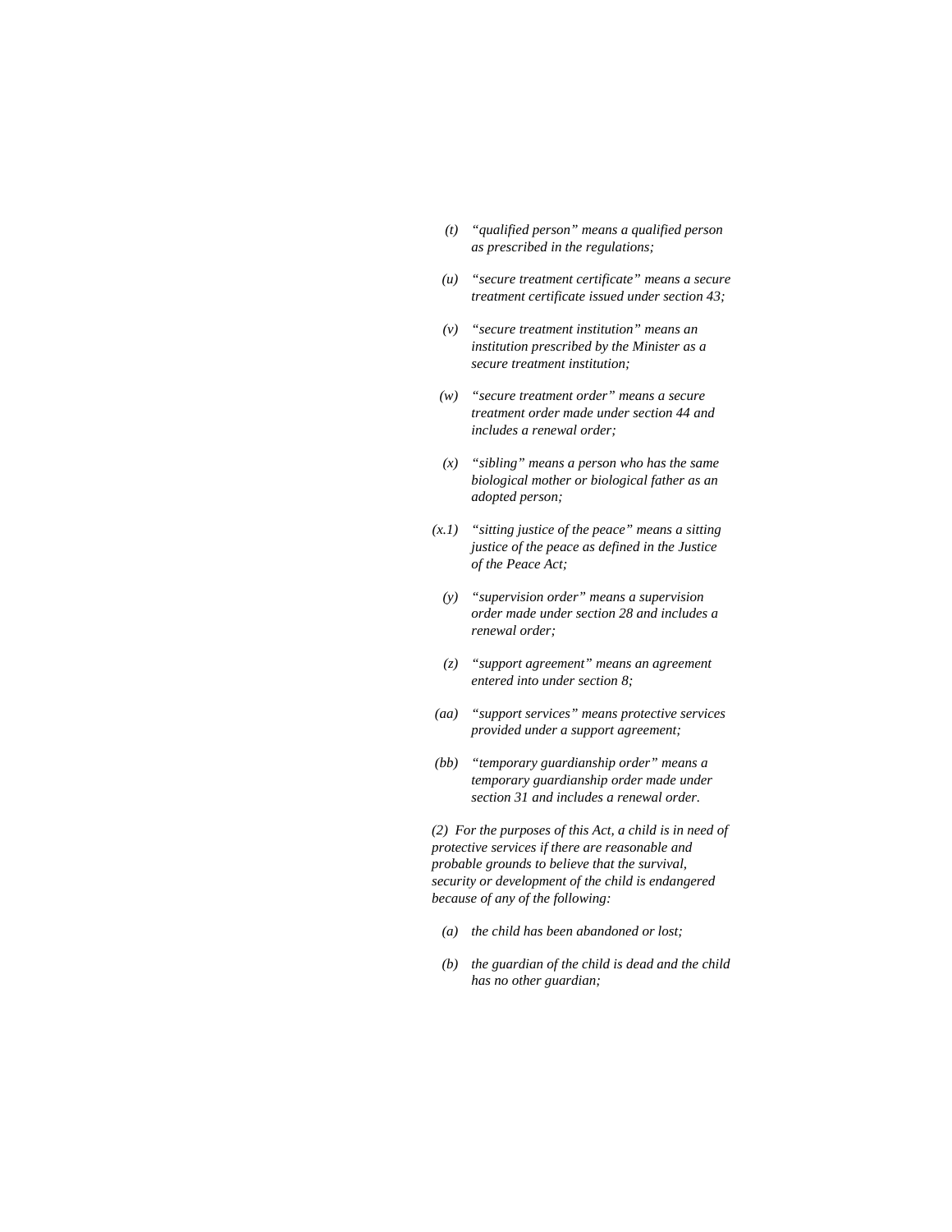*(t) "qualified person" means a qualified person as prescribed in the regulations;*

*(u) "secure treatment certificate" means a secure treatment certificate issued under section 43;*

*(v) "secure treatment institution" means an institution prescribed by the Minister as a secure treatment institution;*

*(w) "secure treatment order" means a secure treatment order made under section 44 and includes a renewal order;*

*(x) "sibling" means a person who has the same biological mother or biological father as an adopted person;*

*(x.1) "sitting justice of the peace" means a sitting justice of the peace as defined in the Justice of the Peace Act;*

*(y) "supervision order" means a supervision order made under section 28 and includes a renewal order;*

*(z) "support agreement" means an agreement entered into under section 8;*

*(aa) "support services" means protective services provided under a support agreement;*

*(bb) "temporary guardianship order" means a temporary guardianship order made under section 31 and includes a renewal order.*

*(2) For the purposes of this Act, a child is in need of protective services if there are reasonable and probable grounds to believe that the survival, security or development of the child is endangered because of any of the following:*

*(a) the child has been abandoned or lost;*

*(b) the guardian of the child is dead and the child has no other guardian;*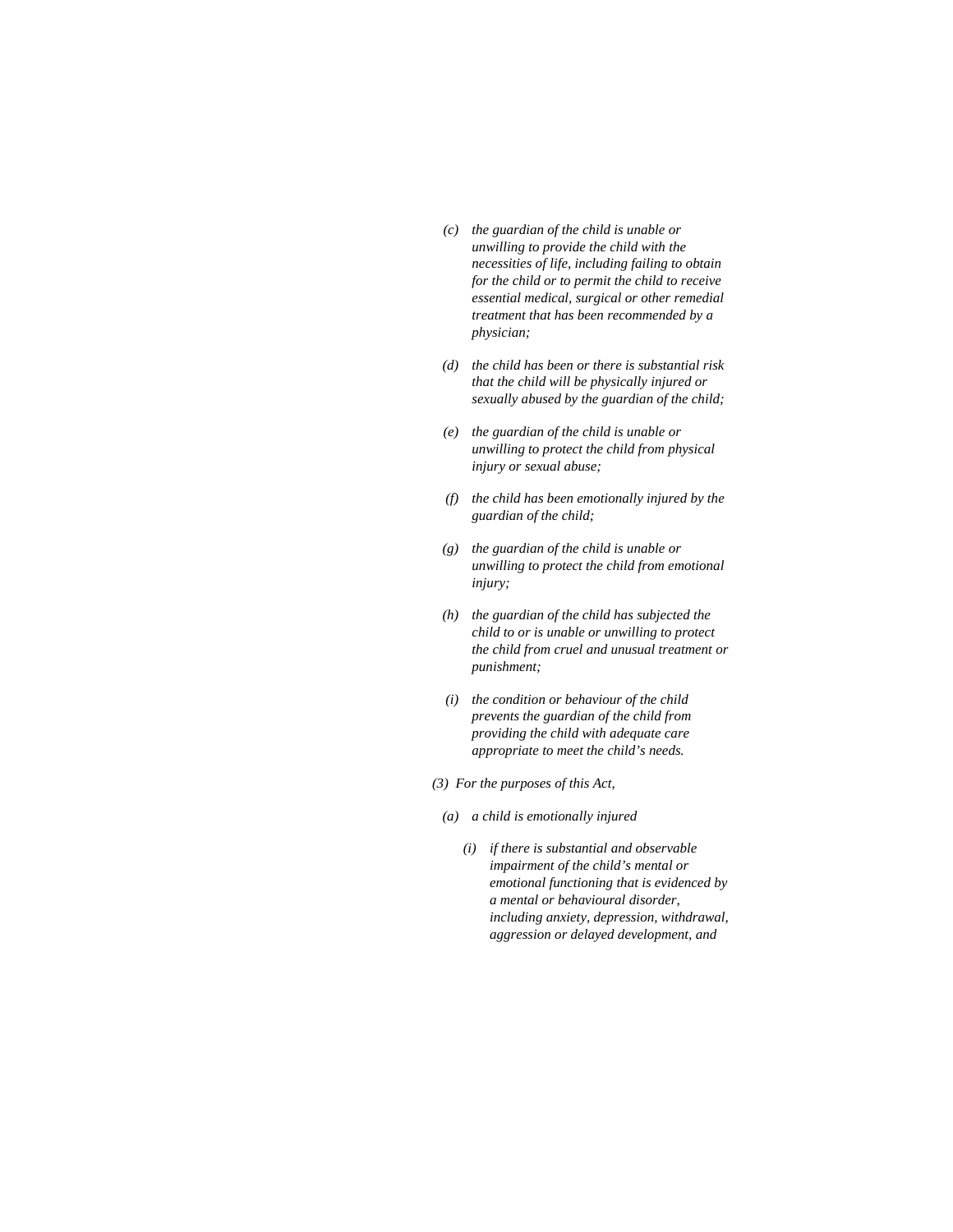*(c) the guardian of the child is unable or unwilling to provide the child with the necessities of life, including failing to obtain for the child or to permit the child to receive essential medical, surgical or other remedial treatment that has been recommended by a physician;*

*(d) the child has been or there is substantial risk that the child will be physically injured or sexually abused by the guardian of the child;*

*(e) the guardian of the child is unable or unwilling to protect the child from physical injury or sexual abuse;*

*(f) the child has been emotionally injured by the guardian of the child;*

*(g) the guardian of the child is unable or unwilling to protect the child from emotional injury;*

*(h) the guardian of the child has subjected the child to or is unable or unwilling to protect the child from cruel and unusual treatment or punishment;*

*(i) the condition or behaviour of the child prevents the guardian of the child from providing the child with adequate care appropriate to meet the child's needs.*

*(3) For the purposes of this Act,*

*(a) a child is emotionally injured*

*(i) if there is substantial and observable impairment of the child's mental or emotional functioning that is evidenced by a mental or behavioural disorder, including anxiety, depression, withdrawal, aggression or delayed development, and*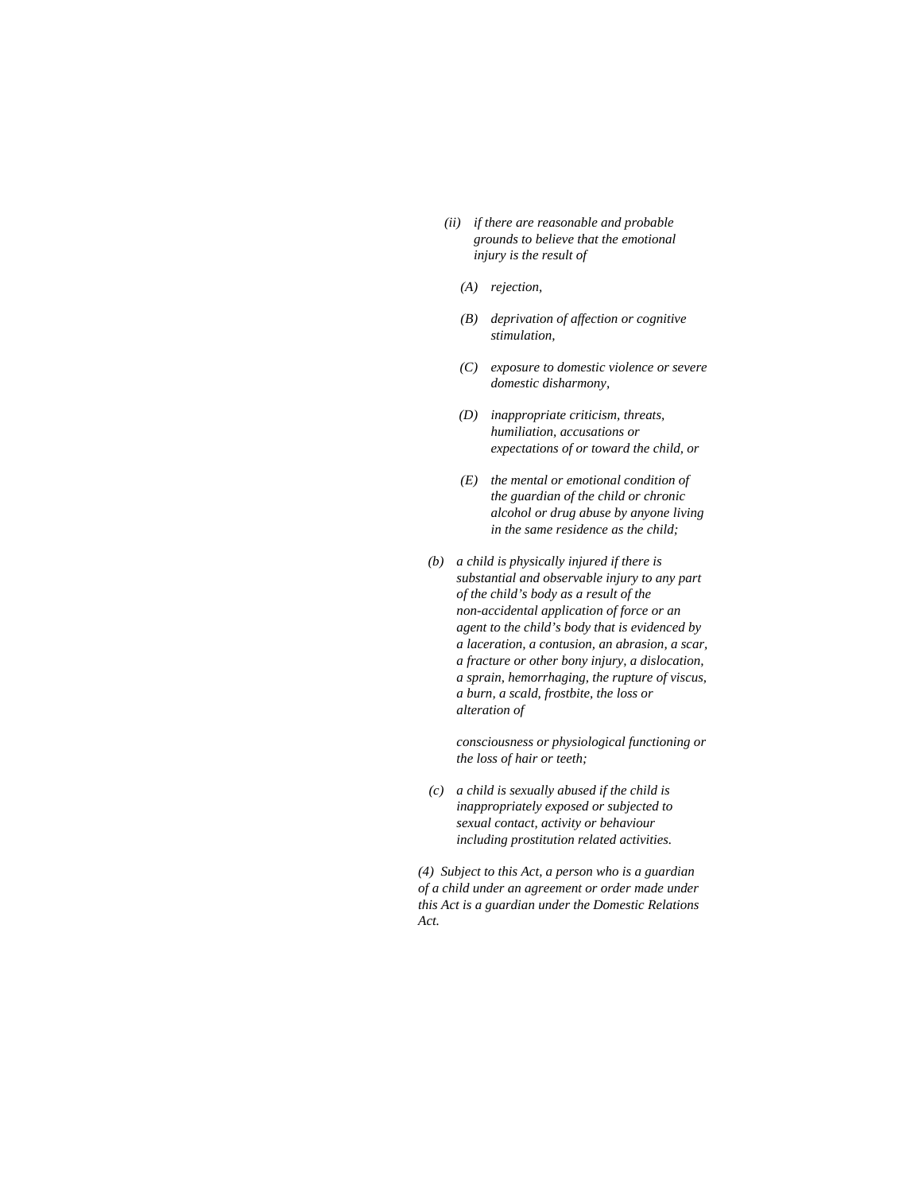*(ii) if there are reasonable and probable grounds to believe that the emotional injury is the result of*

*(A) rejection,*

*(B) deprivation of affection or cognitive stimulation,*

*(C) exposure to domestic violence or severe domestic disharmony,*

*(D) inappropriate criticism, threats, humiliation, accusations or expectations of or toward the child, or*

*(E) the mental or emotional condition of the guardian of the child or chronic alcohol or drug abuse by anyone living in the same residence as the child;*

*(b) a child is physically injured if there is substantial and observable injury to any part of the child's body as a result of the non-accidental application of force or an agent to the child's body that is evidenced by a laceration, a contusion, an abrasion, a scar, a fracture or other bony injury, a dislocation, a sprain, hemorrhaging, the rupture of viscus, a burn, a scald, frostbite, the loss or alteration of*

*consciousness or physiological functioning or the loss of hair or teeth;*

*(c) a child is sexually abused if the child is inappropriately exposed or subjected to sexual contact, activity or behaviour including prostitution related activities.*

*(4) Subject to this Act, a person who is a guardian of a child under an agreement or order made under this Act is a guardian under the Domestic Relations Act.*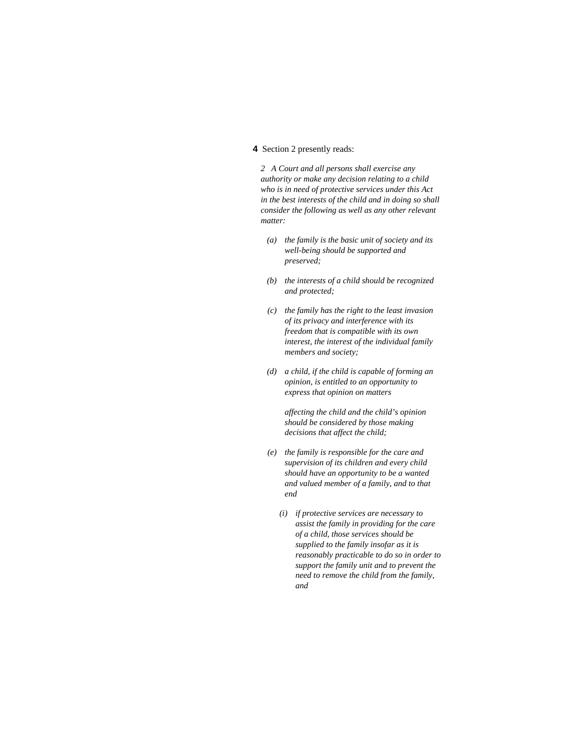**4** Section 2 presently reads:

*2 A Court and all persons shall exercise any authority or make any decision relating to a child who is in need of protective services under this Act in the best interests of the child and in doing so shall consider the following as well as any other relevant matter:*

*(a) the family is the basic unit of society and its well-being should be supported and preserved;*

*(b) the interests of a child should be recognized and protected;*

*(c) the family has the right to the least invasion of its privacy and interference with its freedom that is compatible with its own interest, the interest of the individual family members and society;*

*(d) a child, if the child is capable of forming an opinion, is entitled to an opportunity to express that opinion on matters affecting the child and the child's opinion should be considered by those making decisions that affect the child;*

*(e) the family is responsible for the care and supervision of its children and every child should have an opportunity to be a wanted and valued member of a family, and to that end*

*(i) if protective services are necessary to assist the family in providing for the care of a child, those services should be supplied to the family insofar as it is reasonably practicable to do so in order to support the family unit and to prevent the need to remove the child from the family, and*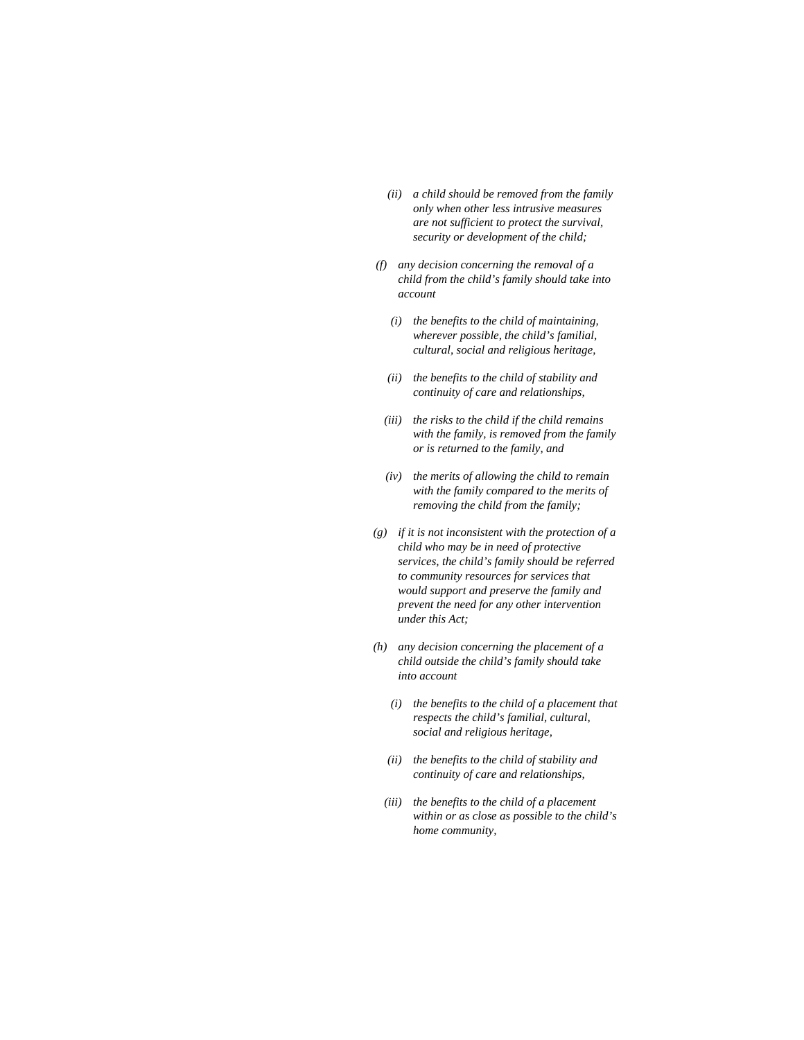*(ii) a child should be removed from the family only when other less intrusive measures are not sufficient to protect the survival, security or development of the child;*

*(f) any decision concerning the removal of a child from the child's family should take into account*

*(i) the benefits to the child of maintaining, wherever possible, the child's familial, cultural, social and religious heritage,*

*(ii) the benefits to the child of stability and continuity of care and relationships,*

*(iii) the risks to the child if the child remains with the family, is removed from the family or is returned to the family, and*

*(iv) the merits of allowing the child to remain with the family compared to the merits of removing the child from the family;*

*(g) if it is not inconsistent with the protection of a child who may be in need of protective services, the child's family should be referred to community resources for services that would support and preserve the family and prevent the need for any other intervention under this Act;*

*(h) any decision concerning the placement of a child outside the child's family should take into account*

*(i) the benefits to the child of a placement that respects the child's familial, cultural, social and religious heritage,*

*(ii) the benefits to the child of stability and continuity of care and relationships,*

*(iii) the benefits to the child of a placement within or as close as possible to the child's home community,*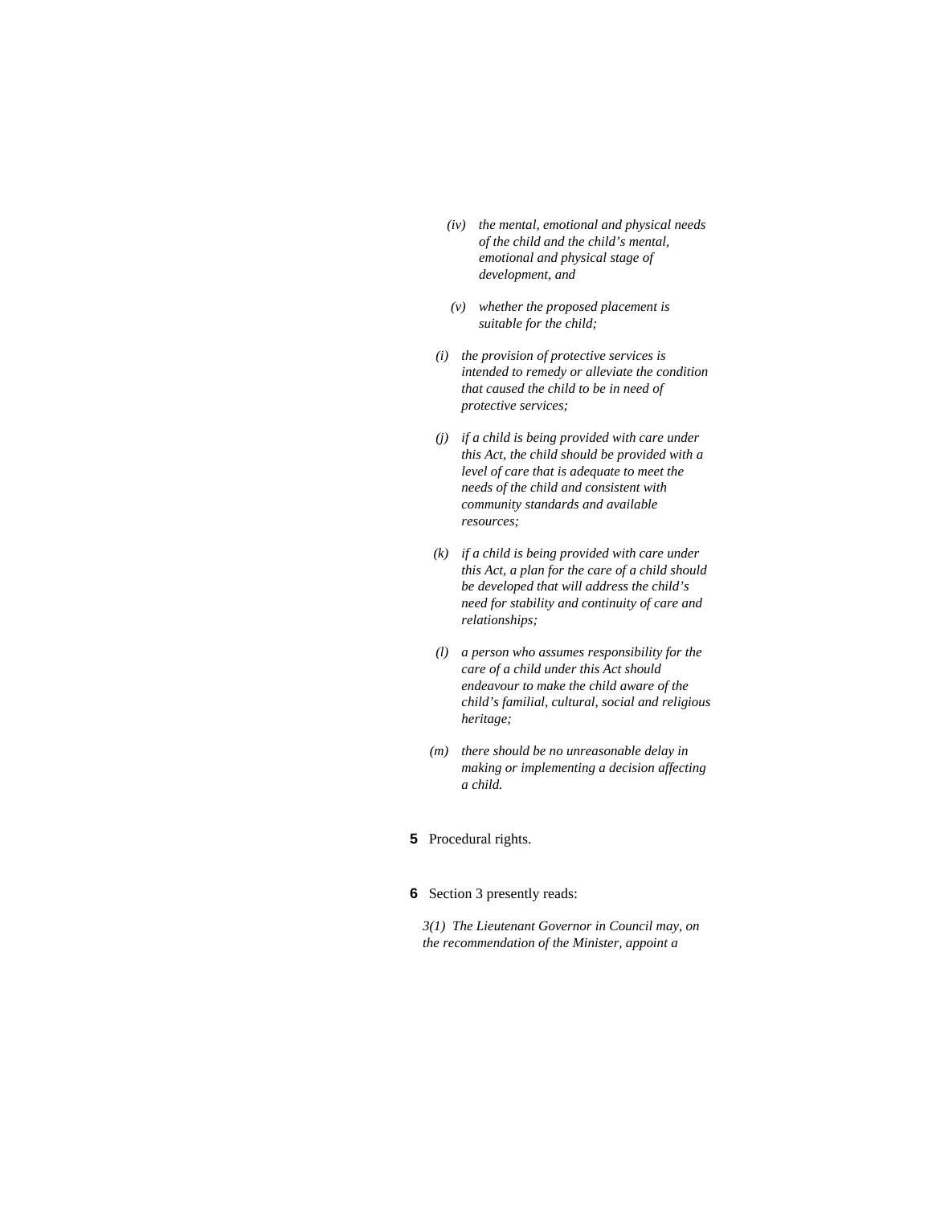*(iv) the mental, emotional and physical needs of the child and the child's mental, emotional and physical stage of development, and*

*(v) whether the proposed placement is suitable for the child;*

*(i) the provision of protective services is intended to remedy or alleviate the condition that caused the child to be in need of protective services;*

*(j) if a child is being provided with care under this Act, the child should be provided with a level of care that is adequate to meet the needs of the child and consistent with community standards and available resources;*

*(k) if a child is being provided with care under this Act, a plan for the care of a child should be developed that will address the child's need for stability and continuity of care and relationships;*

*(l) a person who assumes responsibility for the care of a child under this Act should endeavour to make the child aware of the child's familial, cultural, social and religious heritage;*

*(m) there should be no unreasonable delay in making or implementing a decision affecting a child.*

**5** Procedural rights.

**6** Section 3 presently reads:

*3(1) The Lieutenant Governor in Council may, on the recommendation of the Minister, appoint a*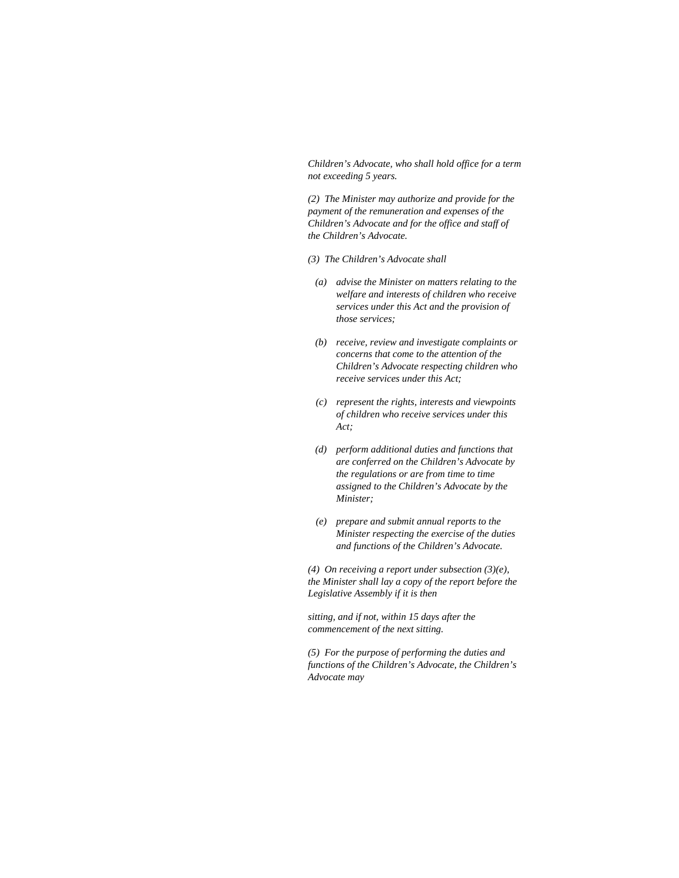*Children's Advocate, who shall hold office for a term not exceeding 5 years.*

*(2) The Minister may authorize and provide for the payment of the remuneration and expenses of the Children's Advocate and for the office and staff of the Children's Advocate.*

*(3) The Children's Advocate shall*

- *(a) advise the Minister on matters relating to the welfare and interests of children who receive services under this Act and the provision of those services;*
- *(b) receive, review and investigate complaints or concerns that come to the attention of the Children's Advocate respecting children who receive services under this Act;*
- *(c) represent the rights, interests and viewpoints of children who receive services under this Act;*
- *(d) perform additional duties and functions that are conferred on the Children's Advocate by the regulations or are from time to time assigned to the Children's Advocate by the Minister;*
- *(e) prepare and submit annual reports to the Minister respecting the exercise of the duties and functions of the Children's Advocate.*

*(4) On receiving a report under subsection (3)(e), the Minister shall lay a copy of the report before the Legislative Assembly if it is then sitting, and if not, within 15 days after the commencement of the next sitting.*

*(5) For the purpose of performing the duties and functions of the Children's Advocate, the Children's Advocate may*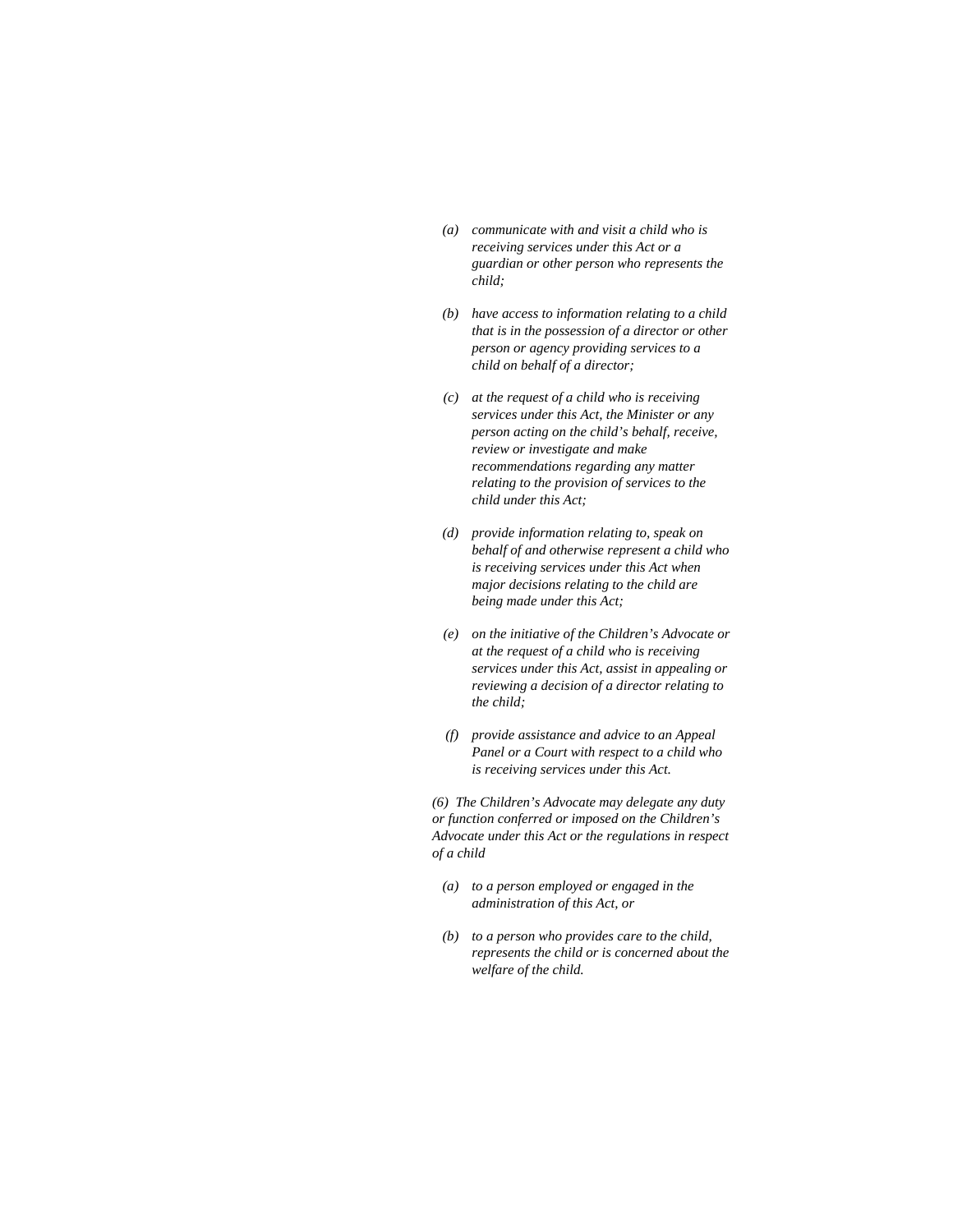*(a) communicate with and visit a child who is receiving services under this Act or a guardian or other person who represents the child;*

*(b) have access to information relating to a child that is in the possession of a director or other person or agency providing services to a child on behalf of a director;*

*(c) at the request of a child who is receiving services under this Act, the Minister or any person acting on the child's behalf, receive, review or investigate and make recommendations regarding any matter relating to the provision of services to the child under this Act;*

*(d) provide information relating to, speak on behalf of and otherwise represent a child who is receiving services under this Act when major decisions relating to the child are being made under this Act;*

*(e) on the initiative of the Children's Advocate or at the request of a child who is receiving services under this Act, assist in appealing or reviewing a decision of a director relating to the child;*

*(f) provide assistance and advice to an Appeal Panel or a Court with respect to a child who is receiving services under this Act.*

*(6) The Children's Advocate may delegate any duty or function conferred or imposed on the Children's Advocate under this Act or the regulations in respect of a child*

*(a) to a person employed or engaged in the administration of this Act, or*

*(b) to a person who provides care to the child, represents the child or is concerned about the welfare of the child.*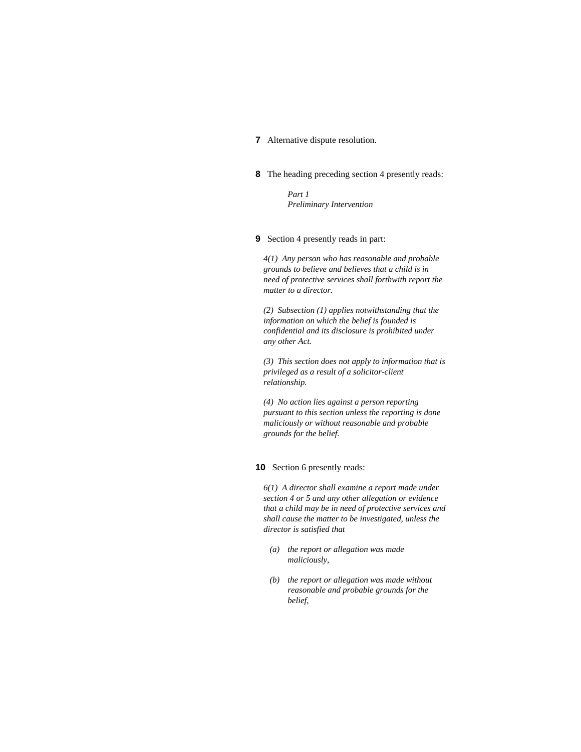**7** Alternative dispute resolution.

**8** The heading preceding section 4 presently reads:

*Part 1*
*Preliminary Intervention*

**9** Section 4 presently reads in part:

*4(1) Any person who has reasonable and probable grounds to believe and believes that a child is in need of protective services shall forthwith report the matter to a director.*

*(2) Subsection (1) applies notwithstanding that the information on which the belief is founded is confidential and its disclosure is prohibited under any other Act.*

*(3) This section does not apply to information that is privileged as a result of a solicitor-client relationship.*

*(4) No action lies against a person reporting pursuant to this section unless the reporting is done maliciously or without reasonable and probable grounds for the belief.*

**10** Section 6 presently reads:

*6(1) A director shall examine a report made under section 4 or 5 and any other allegation or evidence that a child may be in need of protective services and shall cause the matter to be investigated, unless the director is satisfied that*

*(a) the report or allegation was made maliciously,*

*(b) the report or allegation was made without reasonable and probable grounds for the belief,*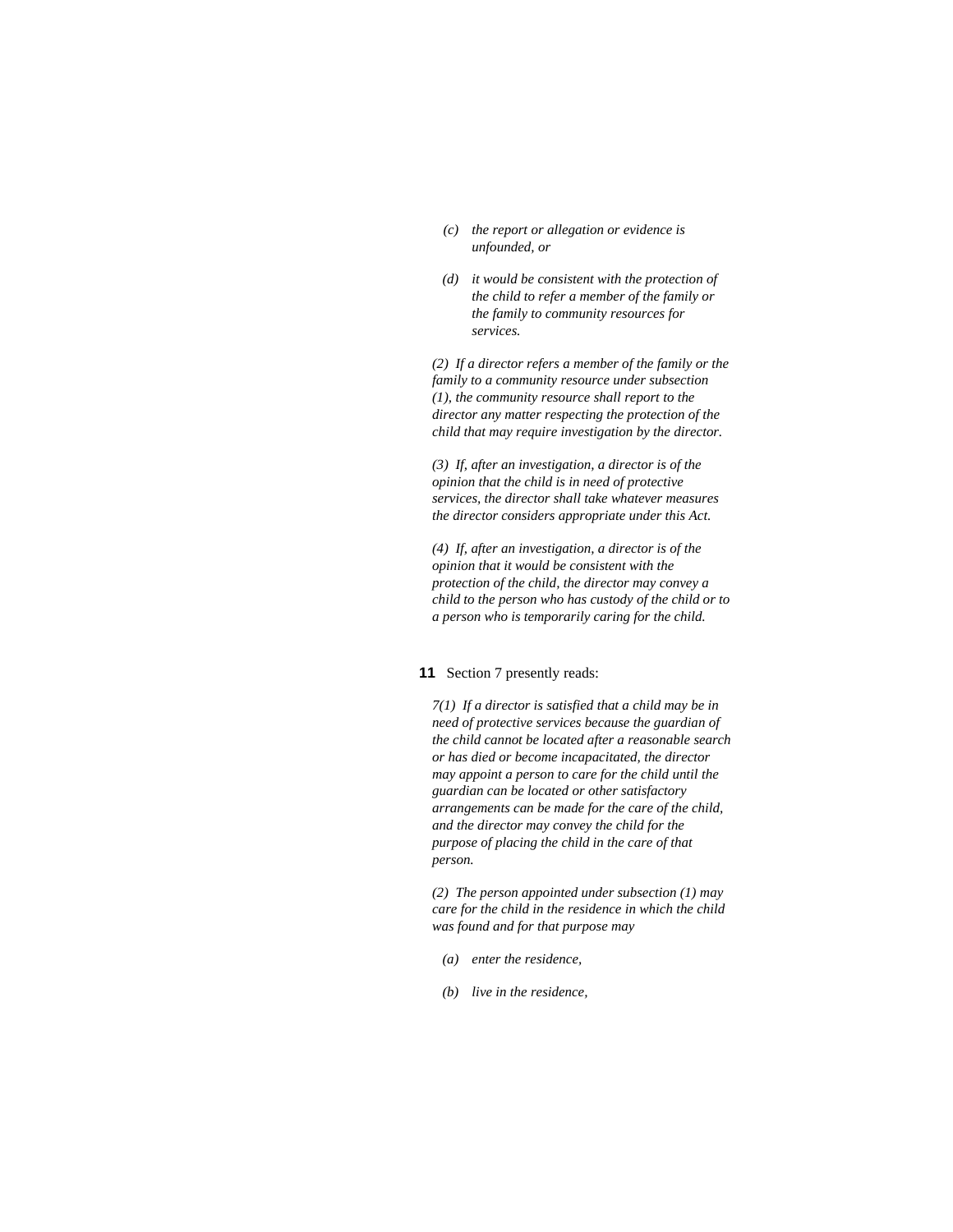*(c) the report or allegation or evidence is unfounded, or*

*(d) it would be consistent with the protection of the child to refer a member of the family or the family to community resources for services.*

*(2) If a director refers a member of the family or the family to a community resource under subsection (1), the community resource shall report to the director any matter respecting the protection of the child that may require investigation by the director.*

*(3) If, after an investigation, a director is of the opinion that the child is in need of protective services, the director shall take whatever measures the director considers appropriate under this Act.*

*(4) If, after an investigation, a director is of the opinion that it would be consistent with the protection of the child, the director may convey a child to the person who has custody of the child or to a person who is temporarily caring for the child.*

**11** Section 7 presently reads:

*7(1) If a director is satisfied that a child may be in need of protective services because the guardian of the child cannot be located after a reasonable search or has died or become incapacitated, the director may appoint a person to care for the child until the guardian can be located or other satisfactory arrangements can be made for the care of the child, and the director may convey the child for the purpose of placing the child in the care of that person.*

*(2) The person appointed under subsection (1) may care for the child in the residence in which the child was found and for that purpose may*

*(a) enter the residence,*

*(b) live in the residence,*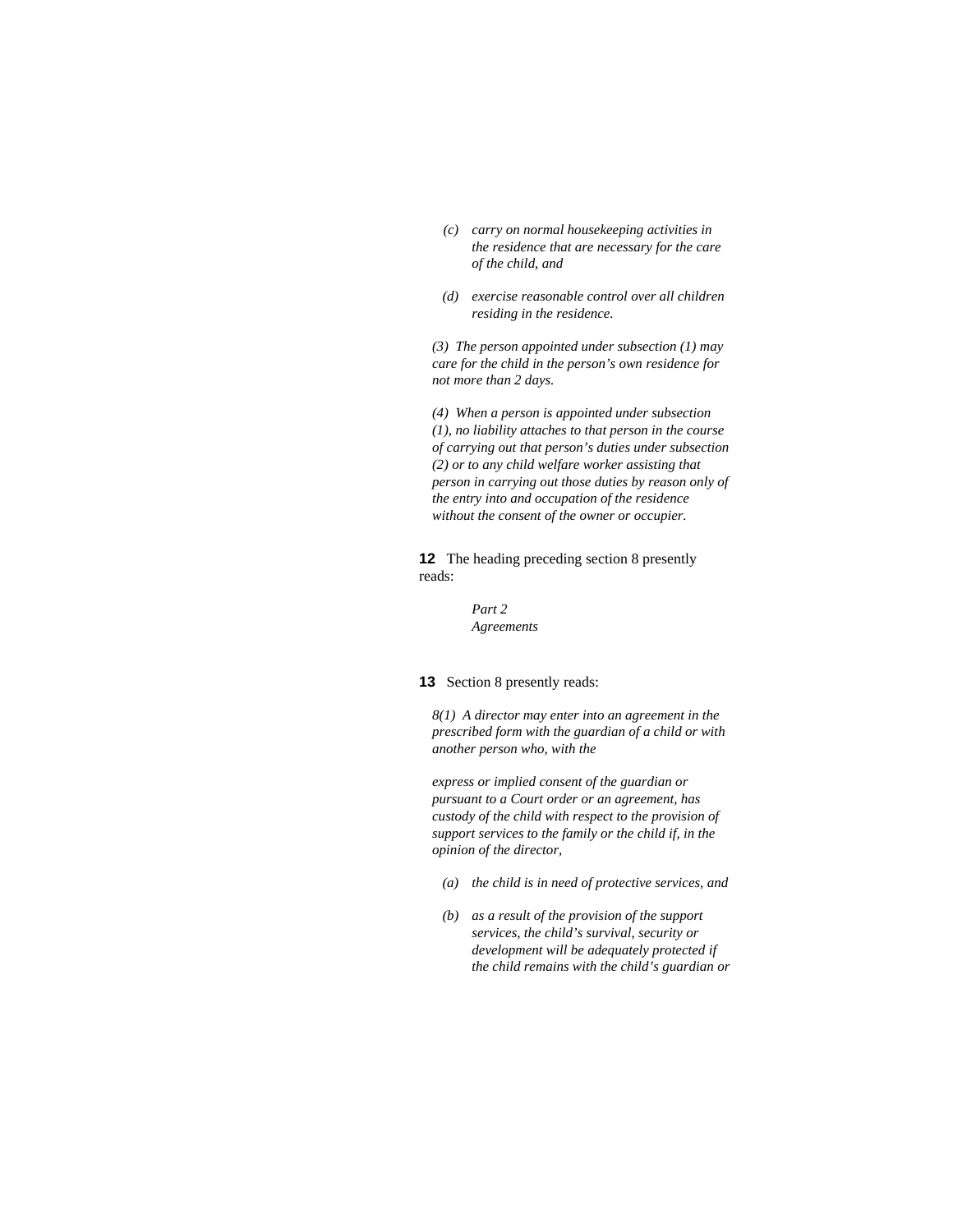*(c) carry on normal housekeeping activities in the residence that are necessary for the care of the child, and*

*(d) exercise reasonable control over all children residing in the residence.*

*(3) The person appointed under subsection (1) may care for the child in the person's own residence for not more than 2 days.*

*(4) When a person is appointed under subsection (1), no liability attaches to that person in the course of carrying out that person's duties under subsection (2) or to any child welfare worker assisting that person in carrying out those duties by reason only of the entry into and occupation of the residence without the consent of the owner or occupier.*

**12** The heading preceding section 8 presently reads:

*Part 2*
*Agreements*

**13** Section 8 presently reads:

*8(1) A director may enter into an agreement in the prescribed form with the guardian of a child or with another person who, with the express or implied consent of the guardian or pursuant to a Court order or an agreement, has custody of the child with respect to the provision of support services to the family or the child if, in the opinion of the director,*

*(a) the child is in need of protective services, and*

*(b) as a result of the provision of the support services, the child's survival, security or development will be adequately protected if the child remains with the child's guardian or*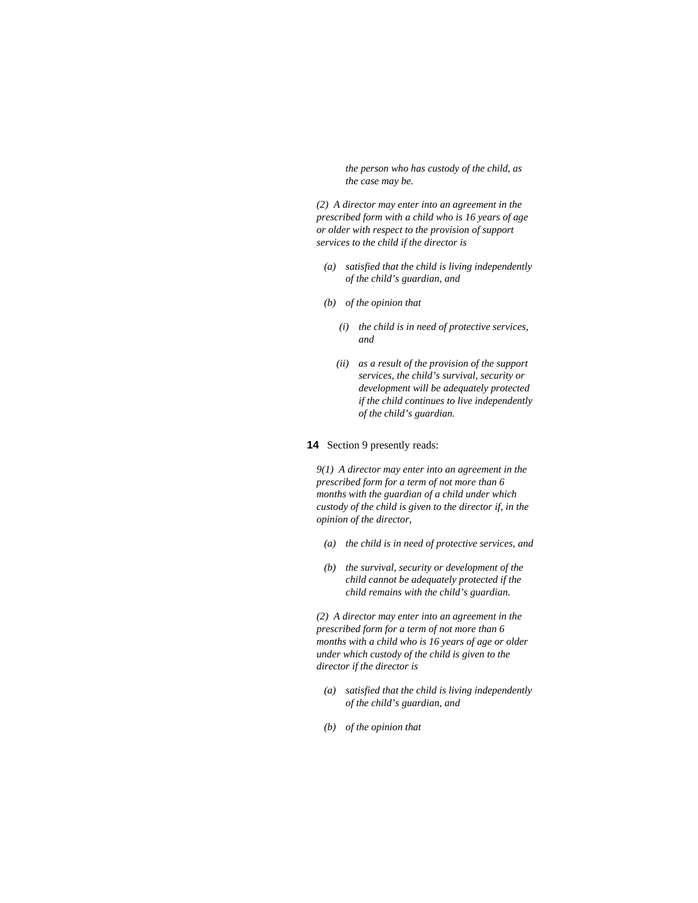*the person who has custody of the child, as the case may be.*

*(2) A director may enter into an agreement in the prescribed form with a child who is 16 years of age or older with respect to the provision of support services to the child if the director is*

*(a) satisfied that the child is living independently of the child's guardian, and*

*(b) of the opinion that*

*(i) the child is in need of protective services, and*

*(ii) as a result of the provision of the support services, the child's survival, security or development will be adequately protected if the child continues to live independently of the child's guardian.*

**14** Section 9 presently reads:

*9(1) A director may enter into an agreement in the prescribed form for a term of not more than 6 months with the guardian of a child under which custody of the child is given to the director if, in the opinion of the director,*

*(a) the child is in need of protective services, and*

*(b) the survival, security or development of the child cannot be adequately protected if the child remains with the child's guardian.*

*(2) A director may enter into an agreement in the prescribed form for a term of not more than 6 months with a child who is 16 years of age or older under which custody of the child is given to the director if the director is*

*(a) satisfied that the child is living independently of the child's guardian, and*

*(b) of the opinion that*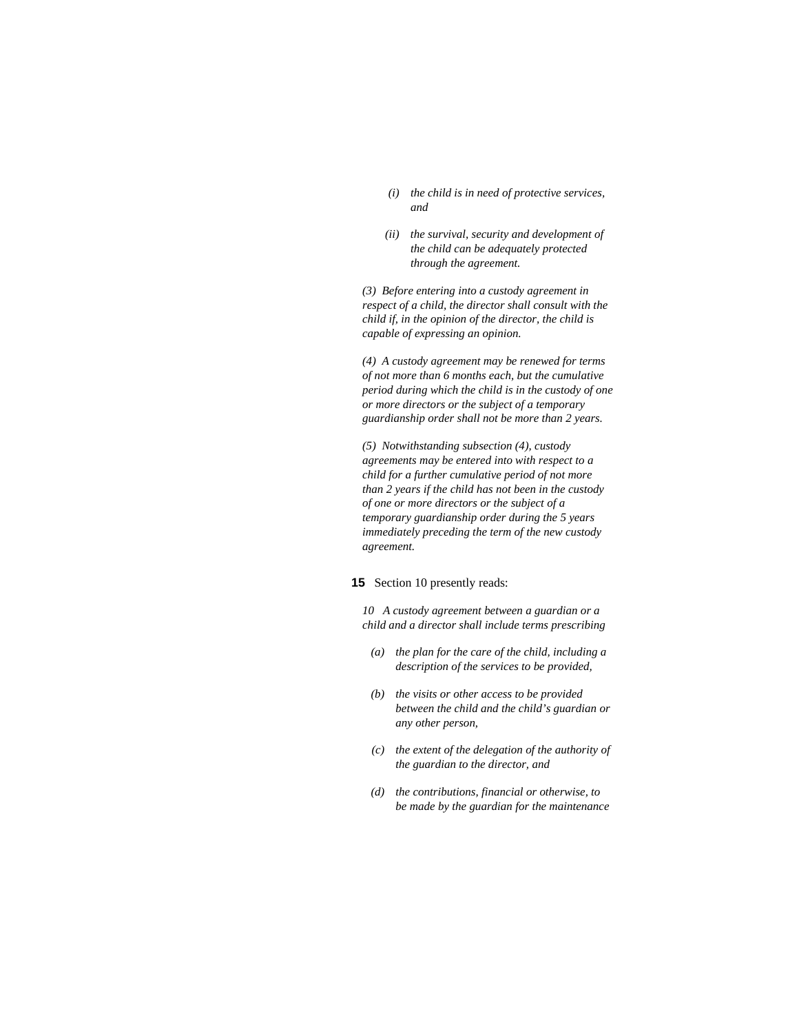*(i) the child is in need of protective services, and*

*(ii) the survival, security and development of the child can be adequately protected through the agreement.*

*(3) Before entering into a custody agreement in respect of a child, the director shall consult with the child if, in the opinion of the director, the child is capable of expressing an opinion.*

*(4) A custody agreement may be renewed for terms of not more than 6 months each, but the cumulative period during which the child is in the custody of one or more directors or the subject of a temporary guardianship order shall not be more than 2 years.*

*(5) Notwithstanding subsection (4), custody agreements may be entered into with respect to a child for a further cumulative period of not more than 2 years if the child has not been in the custody of one or more directors or the subject of a temporary guardianship order during the 5 years immediately preceding the term of the new custody agreement.*

**15** Section 10 presently reads:

*10 A custody agreement between a guardian or a child and a director shall include terms prescribing*

*(a) the plan for the care of the child, including a description of the services to be provided,*

*(b) the visits or other access to be provided between the child and the child's guardian or any other person,*

*(c) the extent of the delegation of the authority of the guardian to the director, and*

*(d) the contributions, financial or otherwise, to be made by the guardian for the maintenance*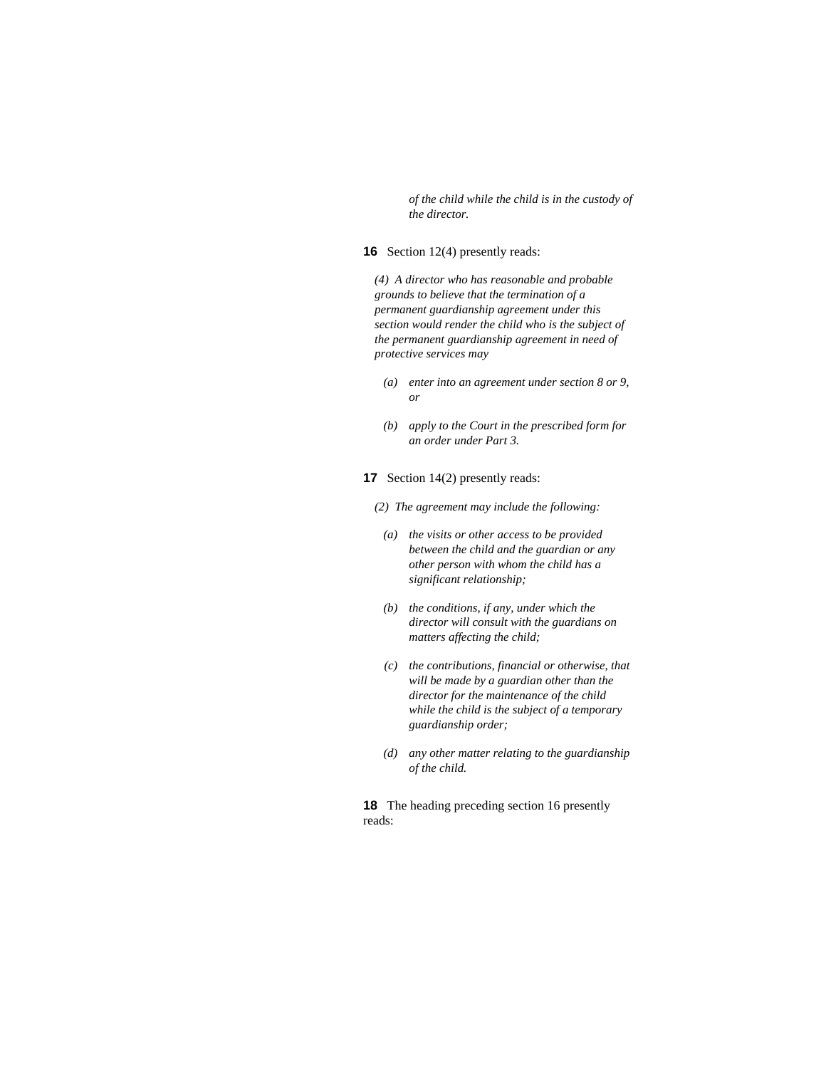*of the child while the child is in the custody of the director.*

**16** Section 12(4) presently reads:

*(4) A director who has reasonable and probable grounds to believe that the termination of a permanent guardianship agreement under this section would render the child who is the subject of the permanent guardianship agreement in need of protective services may*

*(a) enter into an agreement under section 8 or 9, or*

*(b) apply to the Court in the prescribed form for an order under Part 3.*

**17** Section 14(2) presently reads:

*(2) The agreement may include the following:*

*(a) the visits or other access to be provided between the child and the guardian or any other person with whom the child has a significant relationship;*

*(b) the conditions, if any, under which the director will consult with the guardians on matters affecting the child;*

*(c) the contributions, financial or otherwise, that will be made by a guardian other than the director for the maintenance of the child while the child is the subject of a temporary guardianship order;*

*(d) any other matter relating to the guardianship of the child.*

**18** The heading preceding section 16 presently reads: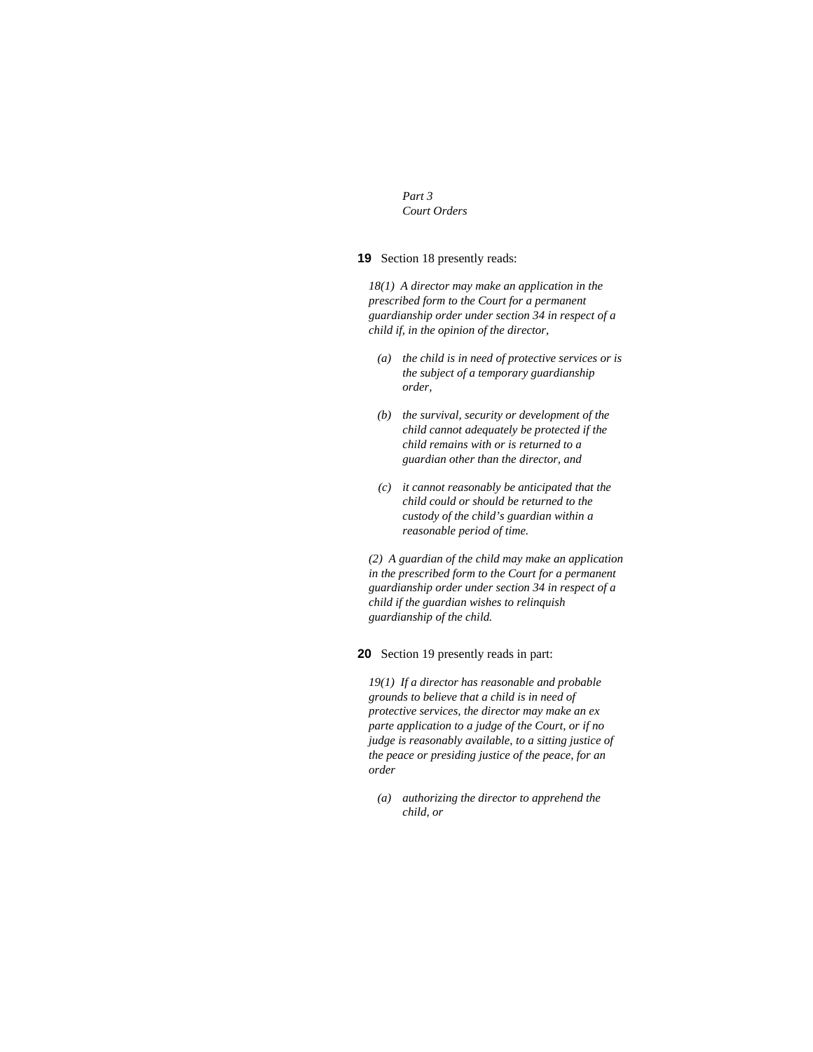*Part 3*
*Court Orders*

**19** Section 18 presently reads:

*18(1) A director may make an application in the prescribed form to the Court for a permanent guardianship order under section 34 in respect of a child if, in the opinion of the director,*

- *(a) the child is in need of protective services or is the subject of a temporary guardianship order,*
- *(b) the survival, security or development of the child cannot adequately be protected if the child remains with or is returned to a guardian other than the director, and*
- *(c) it cannot reasonably be anticipated that the child could or should be returned to the custody of the child's guardian within a reasonable period of time.*

*(2) A guardian of the child may make an application in the prescribed form to the Court for a permanent guardianship order under section 34 in respect of a child if the guardian wishes to relinquish guardianship of the child.*

**20** Section 19 presently reads in part:

*19(1) If a director has reasonable and probable grounds to believe that a child is in need of protective services, the director may make an ex parte application to a judge of the Court, or if no judge is reasonably available, to a sitting justice of the peace or presiding justice of the peace, for an order*

- *(a) authorizing the director to apprehend the child, or*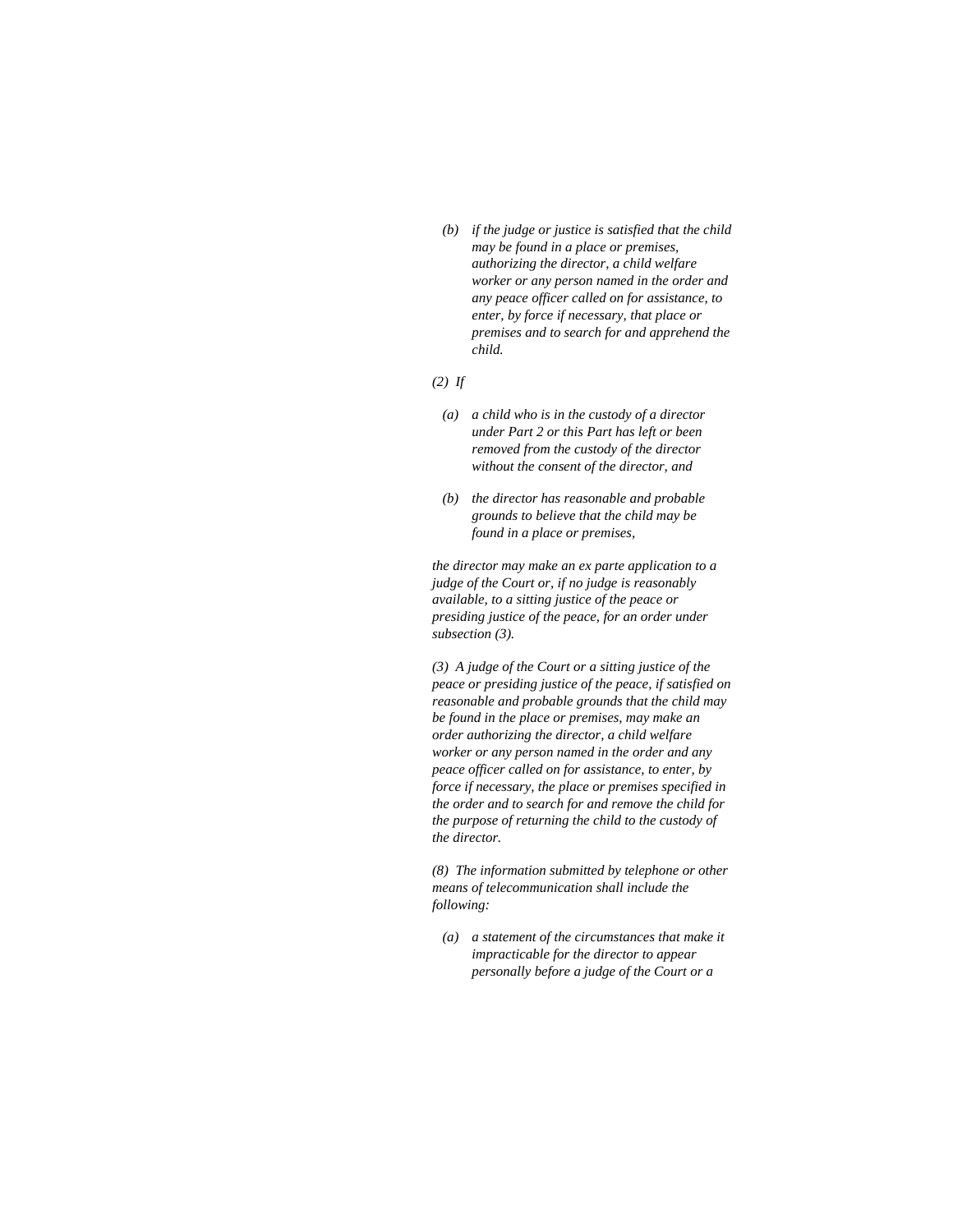*(b) if the judge or justice is satisfied that the child may be found in a place or premises, authorizing the director, a child welfare worker or any person named in the order and any peace officer called on for assistance, to enter, by force if necessary, that place or premises and to search for and apprehend the child.*

*(2) If*

*(a) a child who is in the custody of a director under Part 2 or this Part has left or been removed from the custody of the director without the consent of the director, and*

*(b) the director has reasonable and probable grounds to believe that the child may be found in a place or premises,*

*the director may make an ex parte application to a judge of the Court or, if no judge is reasonably available, to a sitting justice of the peace or presiding justice of the peace, for an order under subsection (3).*

*(3) A judge of the Court or a sitting justice of the peace or presiding justice of the peace, if satisfied on reasonable and probable grounds that the child may be found in the place or premises, may make an order authorizing the director, a child welfare worker or any person named in the order and any peace officer called on for assistance, to enter, by force if necessary, the place or premises specified in the order and to search for and remove the child for the purpose of returning the child to the custody of the director.*

*(8) The information submitted by telephone or other means of telecommunication shall include the following:*

*(a) a statement of the circumstances that make it impracticable for the director to appear personally before a judge of the Court or a*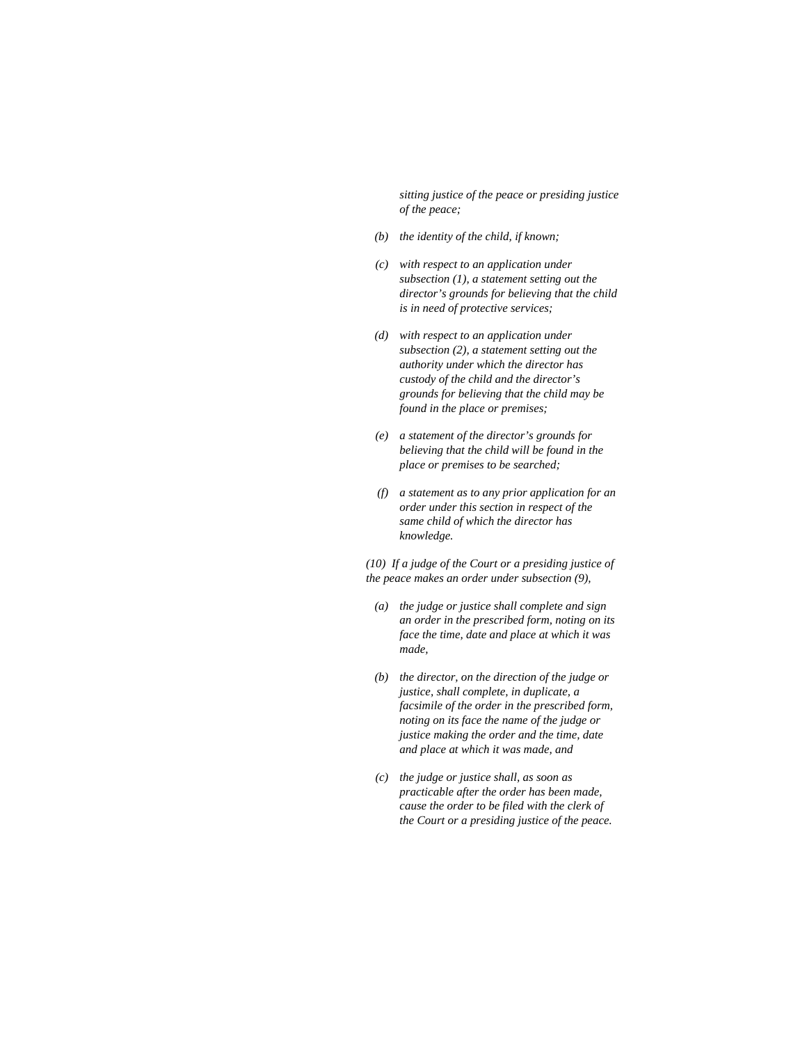*sitting justice of the peace or presiding justice of the peace;*

*(b) the identity of the child, if known;*

*(c) with respect to an application under subsection (1), a statement setting out the director's grounds for believing that the child is in need of protective services;*

*(d) with respect to an application under subsection (2), a statement setting out the authority under which the director has custody of the child and the director's grounds for believing that the child may be found in the place or premises;*

*(e) a statement of the director's grounds for believing that the child will be found in the place or premises to be searched;*

*(f) a statement as to any prior application for an order under this section in respect of the same child of which the director has knowledge.*

*(10) If a judge of the Court or a presiding justice of the peace makes an order under subsection (9),*

*(a) the judge or justice shall complete and sign an order in the prescribed form, noting on its face the time, date and place at which it was made,*

*(b) the director, on the direction of the judge or justice, shall complete, in duplicate, a facsimile of the order in the prescribed form, noting on its face the name of the judge or justice making the order and the time, date and place at which it was made, and*

*(c) the judge or justice shall, as soon as practicable after the order has been made, cause the order to be filed with the clerk of the Court or a presiding justice of the peace.*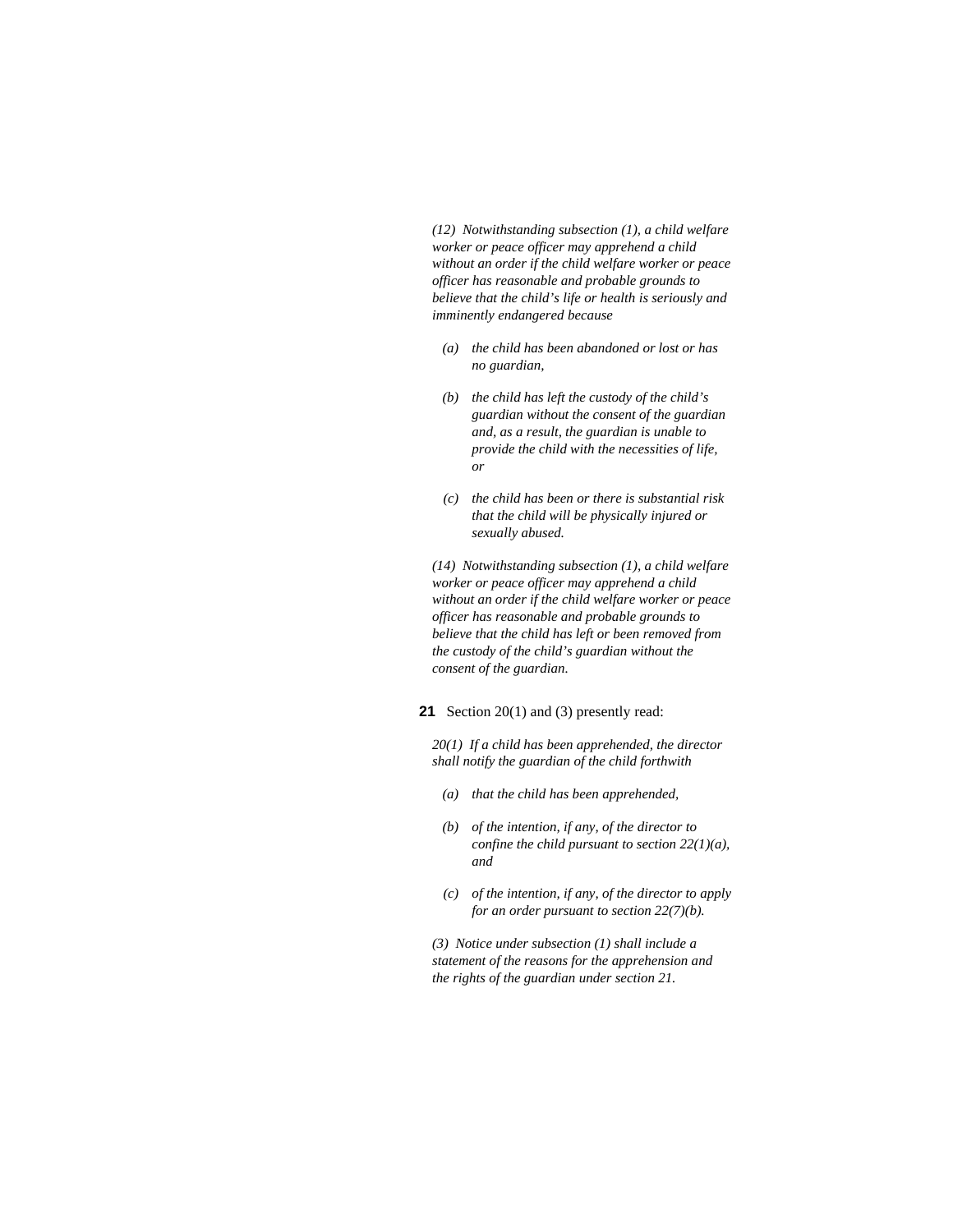*(12) Notwithstanding subsection (1), a child welfare worker or peace officer may apprehend a child without an order if the child welfare worker or peace officer has reasonable and probable grounds to believe that the child's life or health is seriously and imminently endangered because*

*(a) the child has been abandoned or lost or has no guardian,*

*(b) the child has left the custody of the child's guardian without the consent of the guardian and, as a result, the guardian is unable to provide the child with the necessities of life, or*

*(c) the child has been or there is substantial risk that the child will be physically injured or sexually abused.*

*(14) Notwithstanding subsection (1), a child welfare worker or peace officer may apprehend a child without an order if the child welfare worker or peace officer has reasonable and probable grounds to believe that the child has left or been removed from the custody of the child's guardian without the consent of the guardian.*

**21** Section 20(1) and (3) presently read:

*20(1) If a child has been apprehended, the director shall notify the guardian of the child forthwith*

*(a) that the child has been apprehended,*

*(b) of the intention, if any, of the director to confine the child pursuant to section 22(1)(a), and*

*(c) of the intention, if any, of the director to apply for an order pursuant to section 22(7)(b).*

*(3) Notice under subsection (1) shall include a statement of the reasons for the apprehension and the rights of the guardian under section 21.*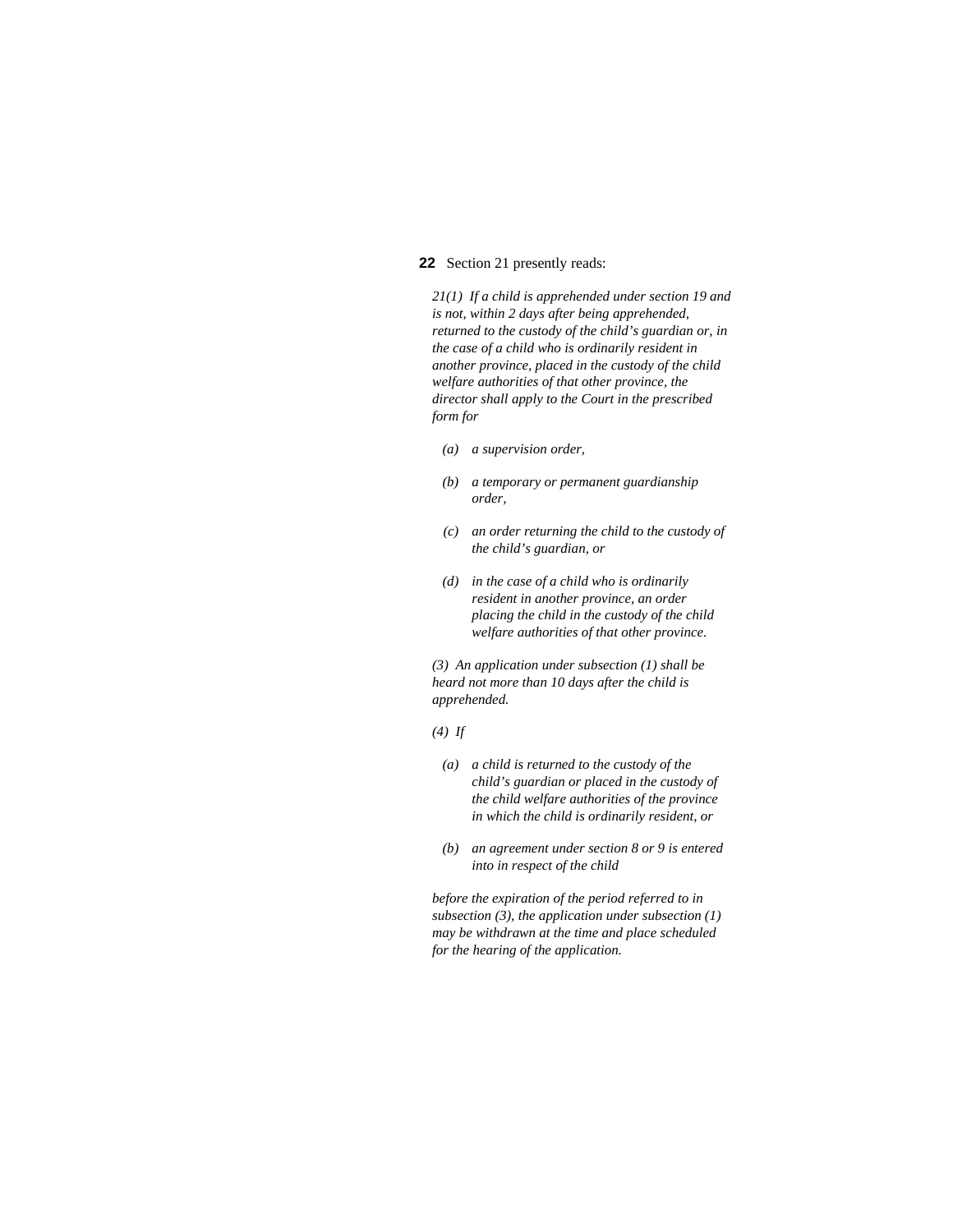**22** Section 21 presently reads:

*21(1) If a child is apprehended under section 19 and is not, within 2 days after being apprehended, returned to the custody of the child's guardian or, in the case of a child who is ordinarily resident in another province, placed in the custody of the child welfare authorities of that other province, the director shall apply to the Court in the prescribed form for*

- *(a) a supervision order,*
- *(b) a temporary or permanent guardianship order,*
- *(c) an order returning the child to the custody of the child's guardian, or*
- *(d) in the case of a child who is ordinarily resident in another province, an order placing the child in the custody of the child welfare authorities of that other province.*

*(3) An application under subsection (1) shall be heard not more than 10 days after the child is apprehended.*

*(4) If*

- *(a) a child is returned to the custody of the child's guardian or placed in the custody of the child welfare authorities of the province in which the child is ordinarily resident, or*
- *(b) an agreement under section 8 or 9 is entered into in respect of the child*

*before the expiration of the period referred to in subsection (3), the application under subsection (1) may be withdrawn at the time and place scheduled for the hearing of the application.*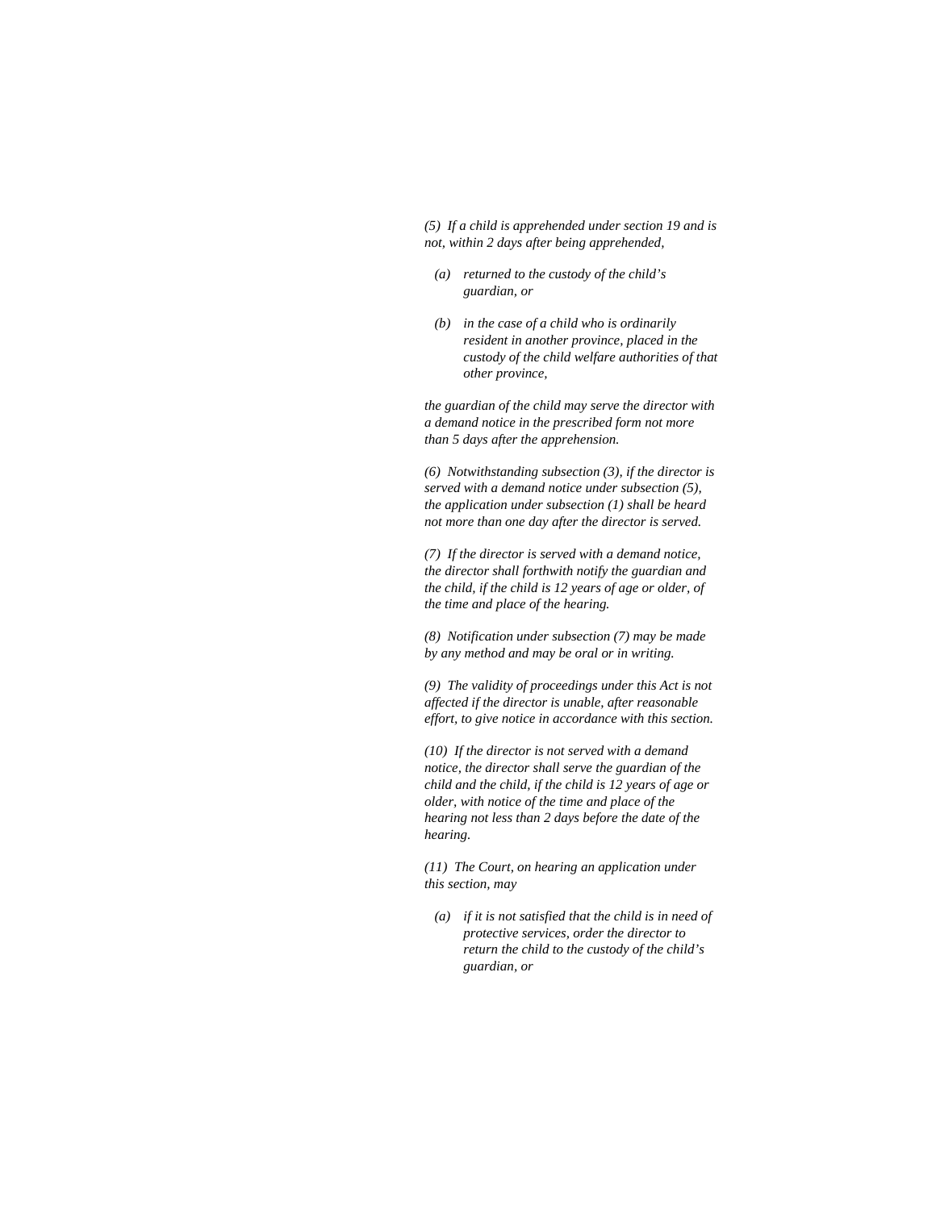*(5)  If a child is apprehended under section 19 and is not, within 2 days after being apprehended,*

- *(a)  returned to the custody of the child’s guardian, or*
- *(b)  in the case of a child who is ordinarily resident in another province, placed in the custody of the child welfare authorities of that other province,*

*the guardian of the child may serve the director with a demand notice in the prescribed form not more than 5 days after the apprehension.*

*(6)  Notwithstanding subsection (3), if the director is served with a demand notice under subsection (5), the application under subsection (1) shall be heard not more than one day after the director is served.*

*(7)  If the director is served with a demand notice, the director shall forthwith notify the guardian and the child, if the child is 12 years of age or older, of the time and place of the hearing.*

*(8)  Notification under subsection (7) may be made by any method and may be oral or in writing.*

*(9)  The validity of proceedings under this Act is not affected if the director is unable, after reasonable effort, to give notice in accordance with this section.*

*(10)  If the director is not served with a demand notice, the director shall serve the guardian of the child and the child, if the child is 12 years of age or older, with notice of the time and place of the hearing not less than 2 days before the date of the hearing.*

*(11)  The Court, on hearing an application under this section, may*

- *(a)  if it is not satisfied that the child is in need of protective services, order the director to return the child to the custody of the child’s guardian, or*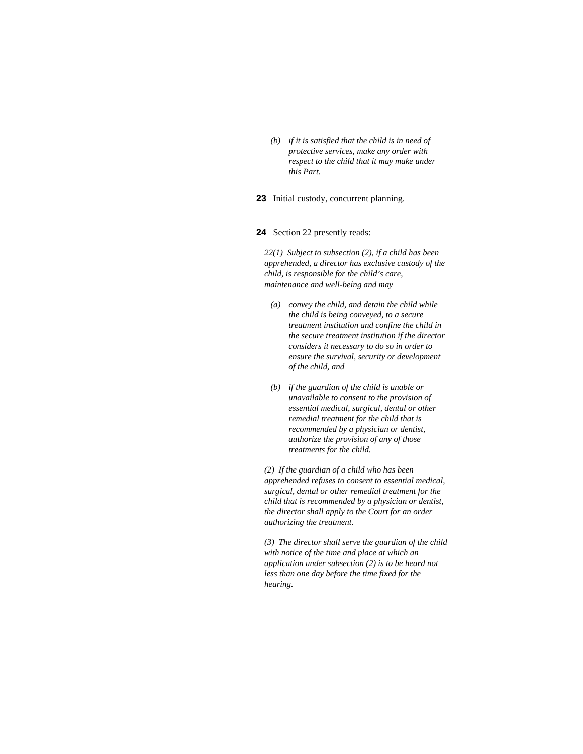*(b) if it is satisfied that the child is in need of protective services, make any order with respect to the child that it may make under this Part.*

**23** Initial custody, concurrent planning.

**24** Section 22 presently reads:

*22(1) Subject to subsection (2), if a child has been apprehended, a director has exclusive custody of the child, is responsible for the child's care, maintenance and well-being and may*

*(a) convey the child, and detain the child while the child is being conveyed, to a secure treatment institution and confine the child in the secure treatment institution if the director considers it necessary to do so in order to ensure the survival, security or development of the child, and*

*(b) if the guardian of the child is unable or unavailable to consent to the provision of essential medical, surgical, dental or other remedial treatment for the child that is recommended by a physician or dentist, authorize the provision of any of those treatments for the child.*

*(2) If the guardian of a child who has been apprehended refuses to consent to essential medical, surgical, dental or other remedial treatment for the child that is recommended by a physician or dentist, the director shall apply to the Court for an order authorizing the treatment.*

*(3) The director shall serve the guardian of the child with notice of the time and place at which an application under subsection (2) is to be heard not less than one day before the time fixed for the hearing.*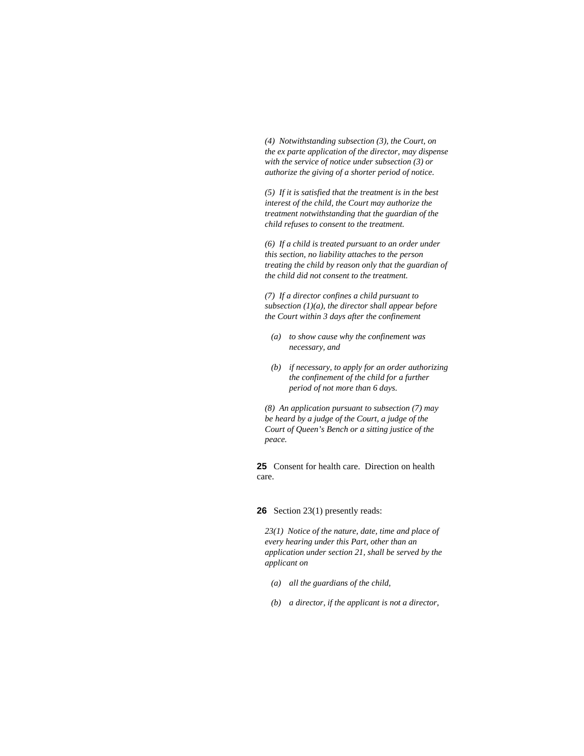*(4) Notwithstanding subsection (3), the Court, on the ex parte application of the director, may dispense with the service of notice under subsection (3) or authorize the giving of a shorter period of notice.*

*(5) If it is satisfied that the treatment is in the best interest of the child, the Court may authorize the treatment notwithstanding that the guardian of the child refuses to consent to the treatment.*

*(6) If a child is treated pursuant to an order under this section, no liability attaches to the person treating the child by reason only that the guardian of the child did not consent to the treatment.*

*(7) If a director confines a child pursuant to subsection (1)(a), the director shall appear before the Court within 3 days after the confinement*

*(a) to show cause why the confinement was necessary, and*

*(b) if necessary, to apply for an order authorizing the confinement of the child for a further period of not more than 6 days.*

*(8) An application pursuant to subsection (7) may be heard by a judge of the Court, a judge of the Court of Queen's Bench or a sitting justice of the peace.*

**25** Consent for health care. Direction on health care.

**26** Section 23(1) presently reads:

*23(1) Notice of the nature, date, time and place of every hearing under this Part, other than an application under section 21, shall be served by the applicant on*

*(a) all the guardians of the child,*

*(b) a director, if the applicant is not a director,*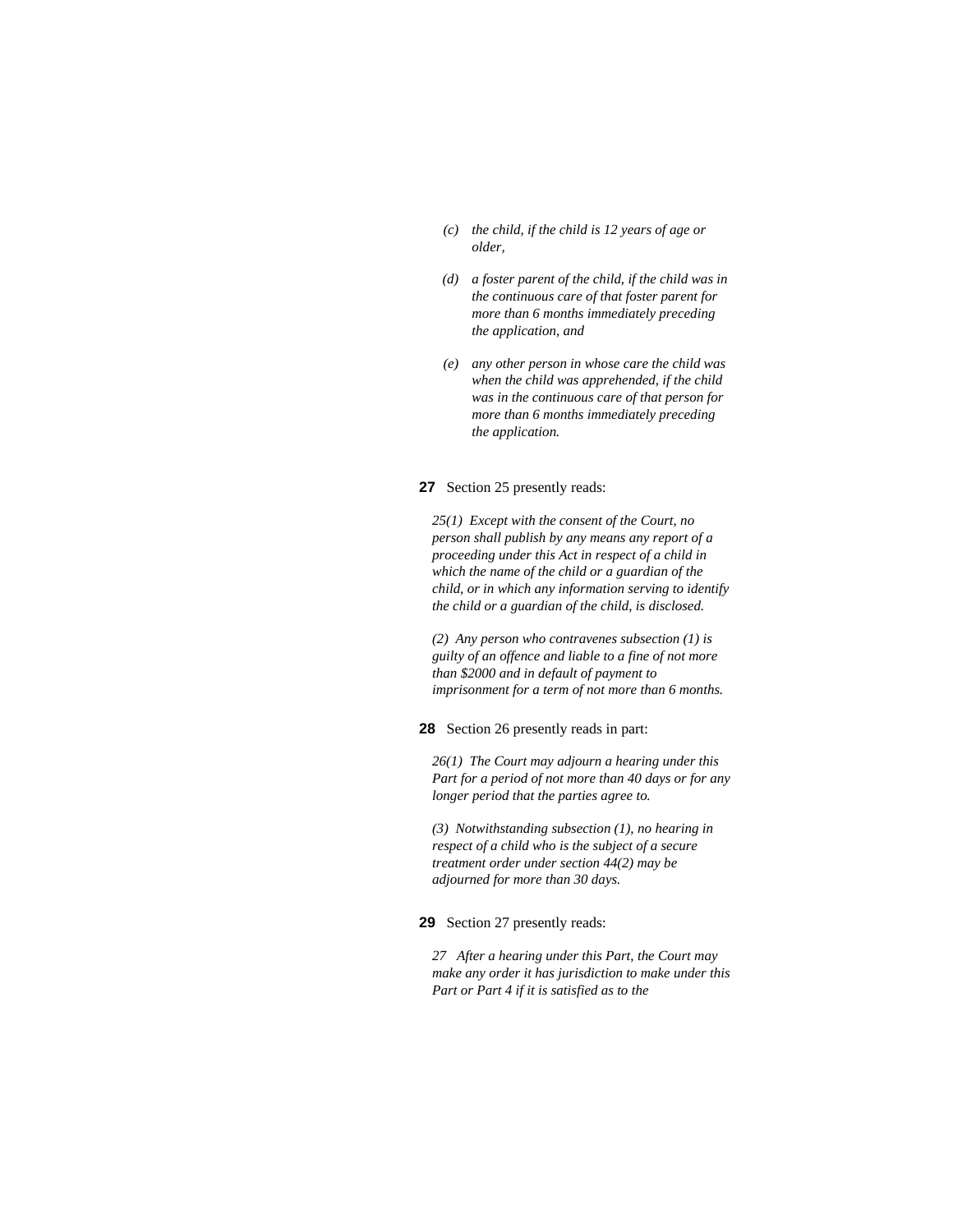*(c) the child, if the child is 12 years of age or older,*

*(d) a foster parent of the child, if the child was in the continuous care of that foster parent for more than 6 months immediately preceding the application, and*

*(e) any other person in whose care the child was when the child was apprehended, if the child was in the continuous care of that person for more than 6 months immediately preceding the application.*

**27** Section 25 presently reads:

*25(1) Except with the consent of the Court, no person shall publish by any means any report of a proceeding under this Act in respect of a child in which the name of the child or a guardian of the child, or in which any information serving to identify the child or a guardian of the child, is disclosed.*

*(2) Any person who contravenes subsection (1) is guilty of an offence and liable to a fine of not more than $2000 and in default of payment to imprisonment for a term of not more than 6 months.*

**28** Section 26 presently reads in part:

*26(1) The Court may adjourn a hearing under this Part for a period of not more than 40 days or for any longer period that the parties agree to.*

*(3) Notwithstanding subsection (1), no hearing in respect of a child who is the subject of a secure treatment order under section 44(2) may be adjourned for more than 30 days.*

**29** Section 27 presently reads:

*27 After a hearing under this Part, the Court may make any order it has jurisdiction to make under this Part or Part 4 if it is satisfied as to the*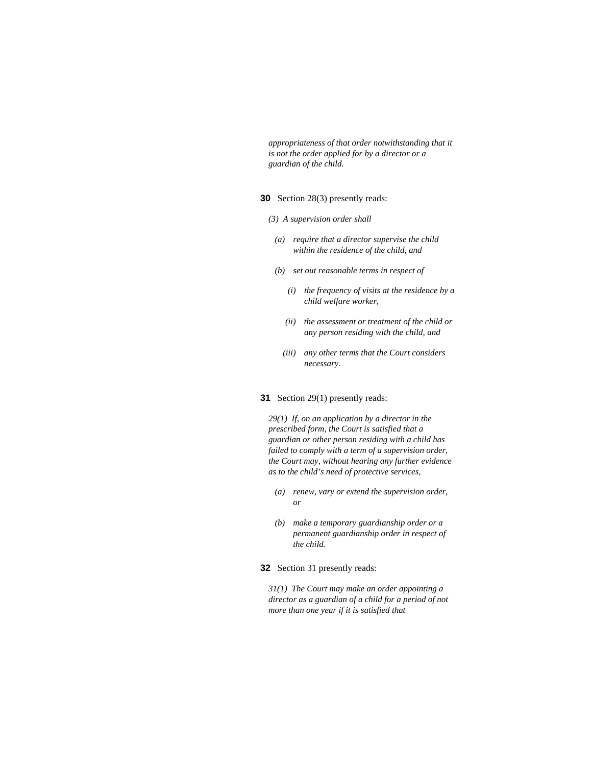*appropriateness of that order notwithstanding that it is not the order applied for by a director or a guardian of the child.*

**30** Section 28(3) presently reads:

*(3) A supervision order shall*

*(a) require that a director supervise the child within the residence of the child, and*

*(b) set out reasonable terms in respect of*

*(i) the frequency of visits at the residence by a child welfare worker,*

*(ii) the assessment or treatment of the child or any person residing with the child, and*

*(iii) any other terms that the Court considers necessary.*

**31** Section 29(1) presently reads:

*29(1) If, on an application by a director in the prescribed form, the Court is satisfied that a guardian or other person residing with a child has failed to comply with a term of a supervision order, the Court may, without hearing any further evidence as to the child's need of protective services,*

*(a) renew, vary or extend the supervision order, or*

*(b) make a temporary guardianship order or a permanent guardianship order in respect of the child.*

**32** Section 31 presently reads:

*31(1) The Court may make an order appointing a director as a guardian of a child for a period of not more than one year if it is satisfied that*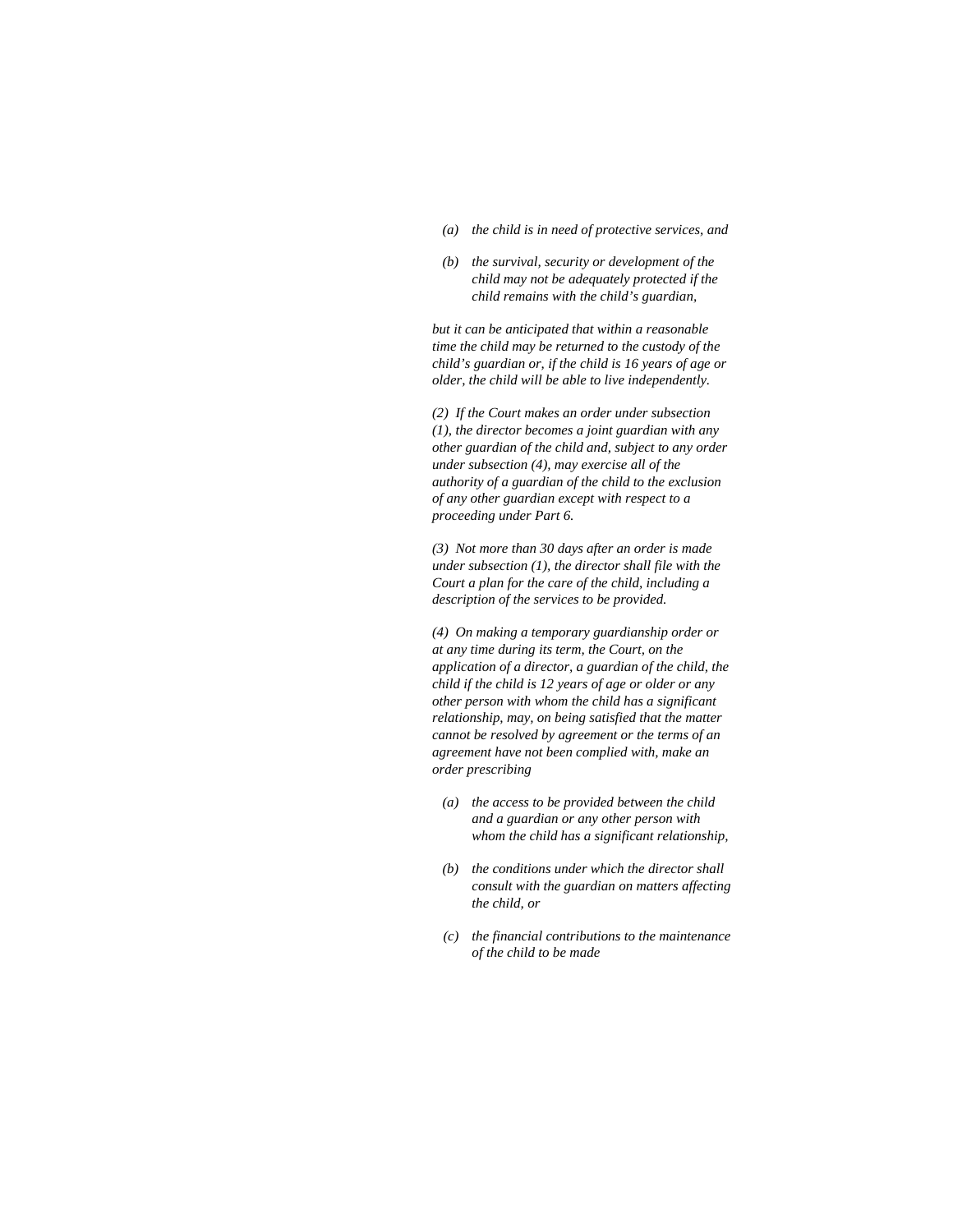*(a) the child is in need of protective services, and*

*(b) the survival, security or development of the child may not be adequately protected if the child remains with the child's guardian,*

*but it can be anticipated that within a reasonable time the child may be returned to the custody of the child's guardian or, if the child is 16 years of age or older, the child will be able to live independently.*

*(2) If the Court makes an order under subsection (1), the director becomes a joint guardian with any other guardian of the child and, subject to any order under subsection (4), may exercise all of the authority of a guardian of the child to the exclusion of any other guardian except with respect to a proceeding under Part 6.*

*(3) Not more than 30 days after an order is made under subsection (1), the director shall file with the Court a plan for the care of the child, including a description of the services to be provided.*

*(4) On making a temporary guardianship order or at any time during its term, the Court, on the application of a director, a guardian of the child, the child if the child is 12 years of age or older or any other person with whom the child has a significant relationship, may, on being satisfied that the matter cannot be resolved by agreement or the terms of an agreement have not been complied with, make an order prescribing*

*(a) the access to be provided between the child and a guardian or any other person with whom the child has a significant relationship,*

*(b) the conditions under which the director shall consult with the guardian on matters affecting the child, or*

*(c) the financial contributions to the maintenance of the child to be made*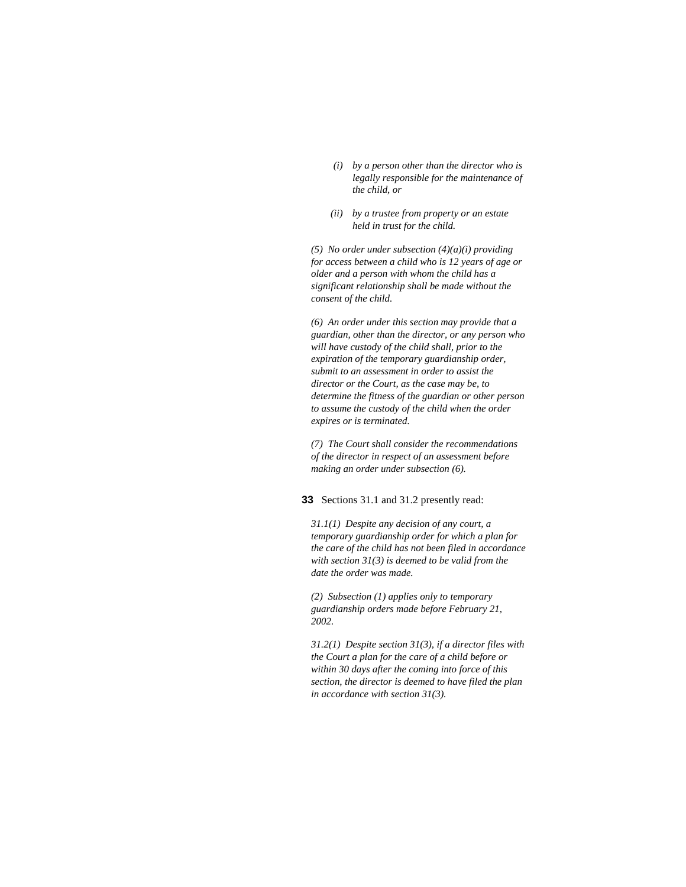*(i) by a person other than the director who is legally responsible for the maintenance of the child, or*

*(ii) by a trustee from property or an estate held in trust for the child.*

*(5) No order under subsection (4)(a)(i) providing for access between a child who is 12 years of age or older and a person with whom the child has a significant relationship shall be made without the consent of the child.*

*(6) An order under this section may provide that a guardian, other than the director, or any person who will have custody of the child shall, prior to the expiration of the temporary guardianship order, submit to an assessment in order to assist the director or the Court, as the case may be, to determine the fitness of the guardian or other person to assume the custody of the child when the order expires or is terminated.*

*(7) The Court shall consider the recommendations of the director in respect of an assessment before making an order under subsection (6).*

**33** Sections 31.1 and 31.2 presently read:

*31.1(1) Despite any decision of any court, a temporary guardianship order for which a plan for the care of the child has not been filed in accordance with section 31(3) is deemed to be valid from the date the order was made.*

*(2) Subsection (1) applies only to temporary guardianship orders made before February 21, 2002.*

*31.2(1) Despite section 31(3), if a director files with the Court a plan for the care of a child before or within 30 days after the coming into force of this section, the director is deemed to have filed the plan in accordance with section 31(3).*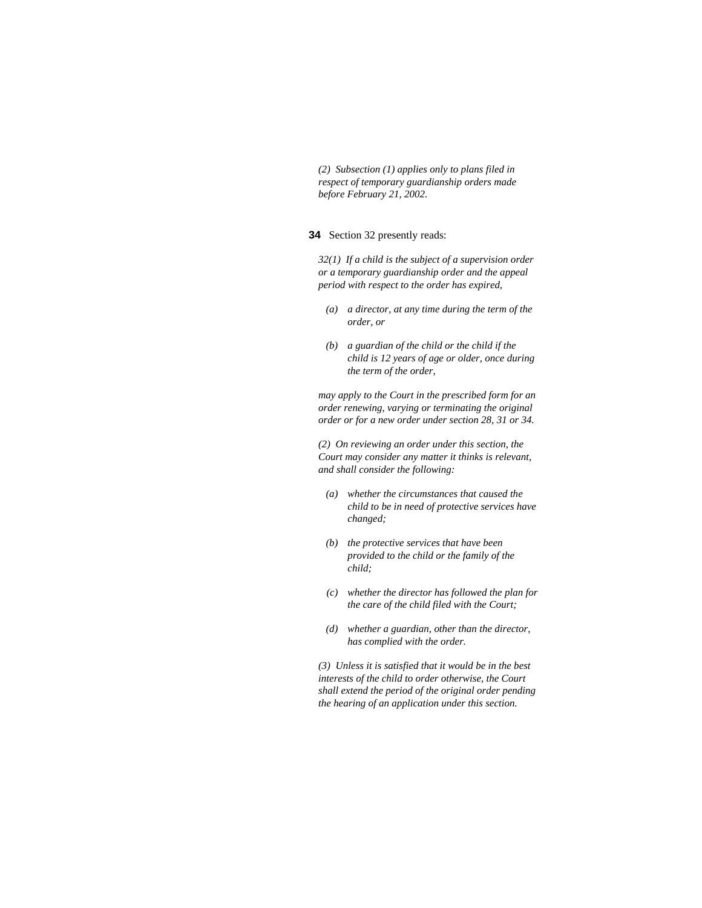*(2) Subsection (1) applies only to plans filed in respect of temporary guardianship orders made before February 21, 2002.*

**34** Section 32 presently reads:

*32(1) If a child is the subject of a supervision order or a temporary guardianship order and the appeal period with respect to the order has expired,*

- *(a) a director, at any time during the term of the order, or*
- *(b) a guardian of the child or the child if the child is 12 years of age or older, once during the term of the order,*

*may apply to the Court in the prescribed form for an order renewing, varying or terminating the original order or for a new order under section 28, 31 or 34.*

*(2) On reviewing an order under this section, the Court may consider any matter it thinks is relevant, and shall consider the following:*

- *(a) whether the circumstances that caused the child to be in need of protective services have changed;*
- *(b) the protective services that have been provided to the child or the family of the child;*
- *(c) whether the director has followed the plan for the care of the child filed with the Court;*
- *(d) whether a guardian, other than the director, has complied with the order.*

*(3) Unless it is satisfied that it would be in the best interests of the child to order otherwise, the Court shall extend the period of the original order pending the hearing of an application under this section.*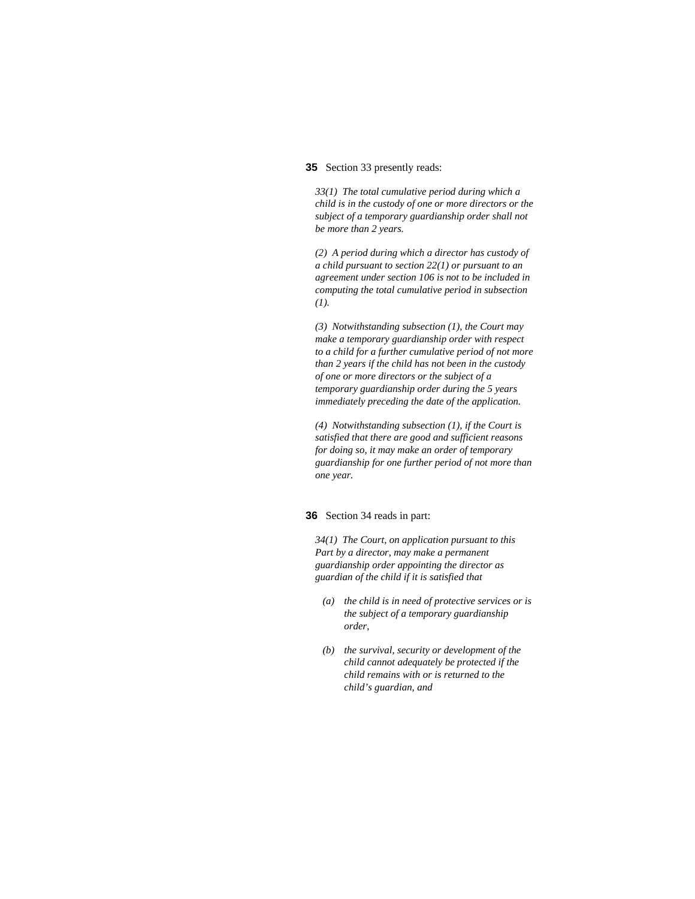**35** Section 33 presently reads:

*33(1) The total cumulative period during which a child is in the custody of one or more directors or the subject of a temporary guardianship order shall not be more than 2 years.*

*(2) A period during which a director has custody of a child pursuant to section 22(1) or pursuant to an agreement under section 106 is not to be included in computing the total cumulative period in subsection (1).*

*(3) Notwithstanding subsection (1), the Court may make a temporary guardianship order with respect to a child for a further cumulative period of not more than 2 years if the child has not been in the custody of one or more directors or the subject of a temporary guardianship order during the 5 years immediately preceding the date of the application.*

*(4) Notwithstanding subsection (1), if the Court is satisfied that there are good and sufficient reasons for doing so, it may make an order of temporary guardianship for one further period of not more than one year.*

**36** Section 34 reads in part:

*34(1) The Court, on application pursuant to this Part by a director, may make a permanent guardianship order appointing the director as guardian of the child if it is satisfied that*

- *(a) the child is in need of protective services or is the subject of a temporary guardianship order,*
- *(b) the survival, security or development of the child cannot adequately be protected if the child remains with or is returned to the child's guardian, and*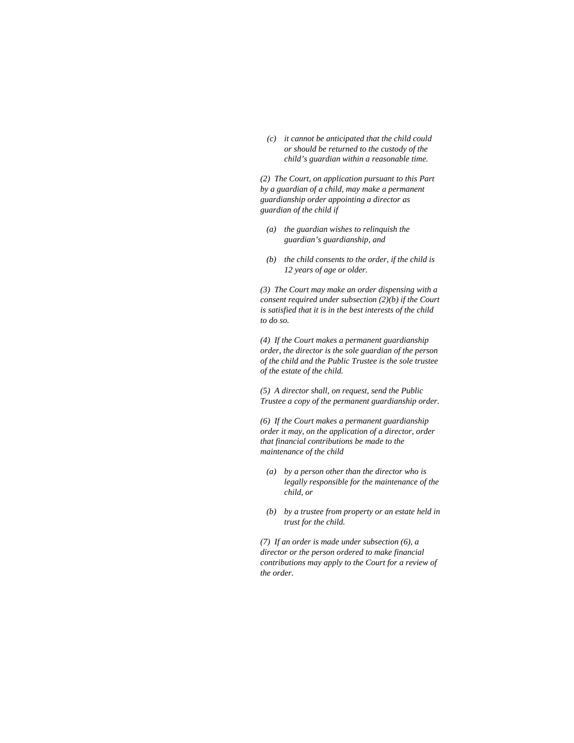*(c) it cannot be anticipated that the child could or should be returned to the custody of the child's guardian within a reasonable time.*

*(2) The Court, on application pursuant to this Part by a guardian of a child, may make a permanent guardianship order appointing a director as guardian of the child if*

*(a) the guardian wishes to relinquish the guardian's guardianship, and*

*(b) the child consents to the order, if the child is 12 years of age or older.*

*(3) The Court may make an order dispensing with a consent required under subsection (2)(b) if the Court is satisfied that it is in the best interests of the child to do so.*

*(4) If the Court makes a permanent guardianship order, the director is the sole guardian of the person of the child and the Public Trustee is the sole trustee of the estate of the child.*

*(5) A director shall, on request, send the Public Trustee a copy of the permanent guardianship order.*

*(6) If the Court makes a permanent guardianship order it may, on the application of a director, order that financial contributions be made to the maintenance of the child*

*(a) by a person other than the director who is legally responsible for the maintenance of the child, or*

*(b) by a trustee from property or an estate held in trust for the child.*

*(7) If an order is made under subsection (6), a director or the person ordered to make financial contributions may apply to the Court for a review of the order.*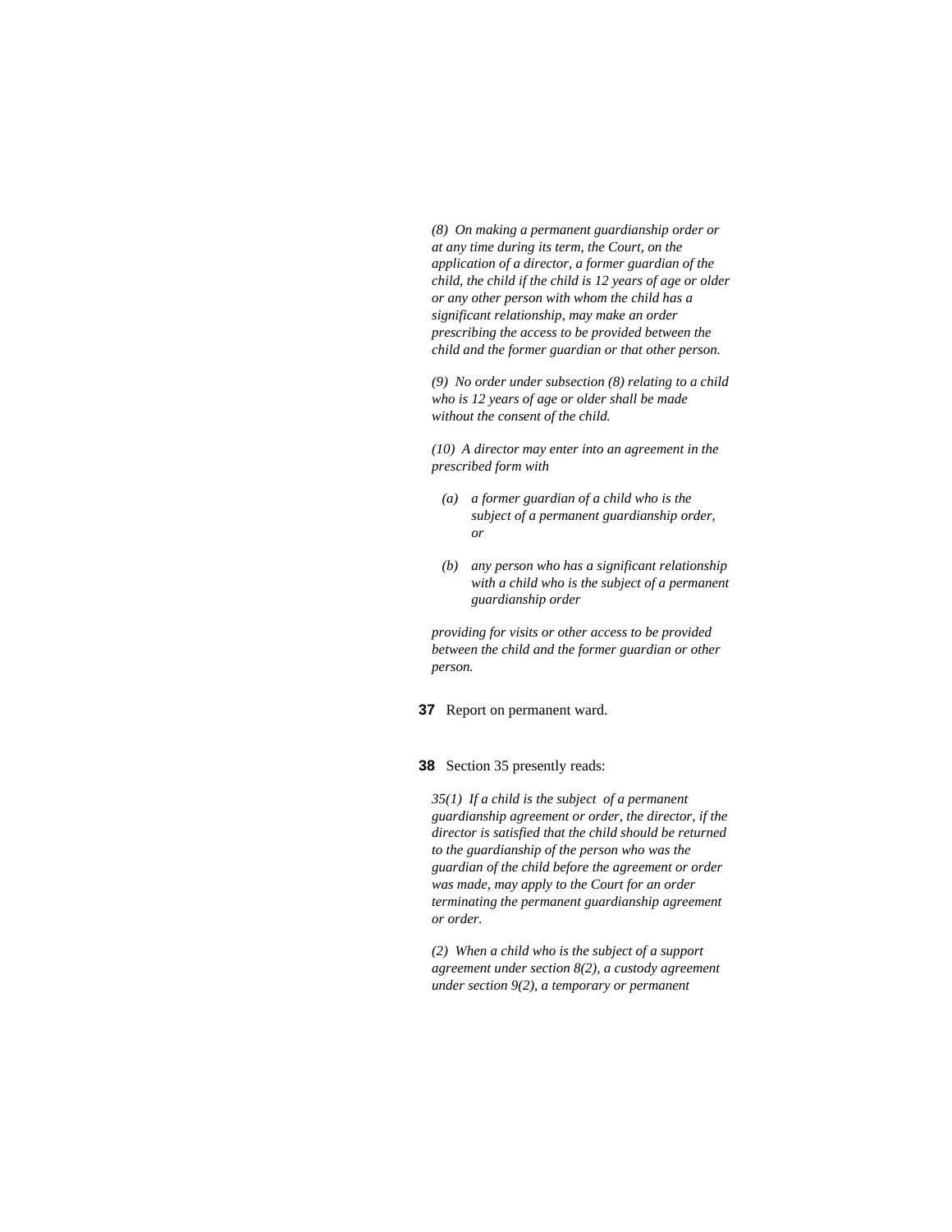*(8)  On making a permanent guardianship order or at any time during its term, the Court, on the application of a director, a former guardian of the child, the child if the child is 12 years of age or older or any other person with whom the child has a significant relationship, may make an order prescribing the access to be provided between the child and the former guardian or that other person.*

*(9)  No order under subsection (8) relating to a child who is 12 years of age or older shall be made without the consent of the child.*

*(10)  A director may enter into an agreement in the prescribed form with*

- *(a)  a former guardian of a child who is the subject of a permanent guardianship order, or*
- *(b)  any person who has a significant relationship with a child who is the subject of a permanent guardianship order*

*providing for visits or other access to be provided between the child and the former guardian or other person.*

**37**  Report on permanent ward.

**38**  Section 35 presently reads:

*35(1)  If a child is the subject  of a permanent guardianship agreement or order, the director, if the director is satisfied that the child should be returned to the guardianship of the person who was the guardian of the child before the agreement or order was made, may apply to the Court for an order terminating the permanent guardianship agreement or order.*

*(2)  When a child who is the subject of a support agreement under section 8(2), a custody agreement under section 9(2), a temporary or permanent*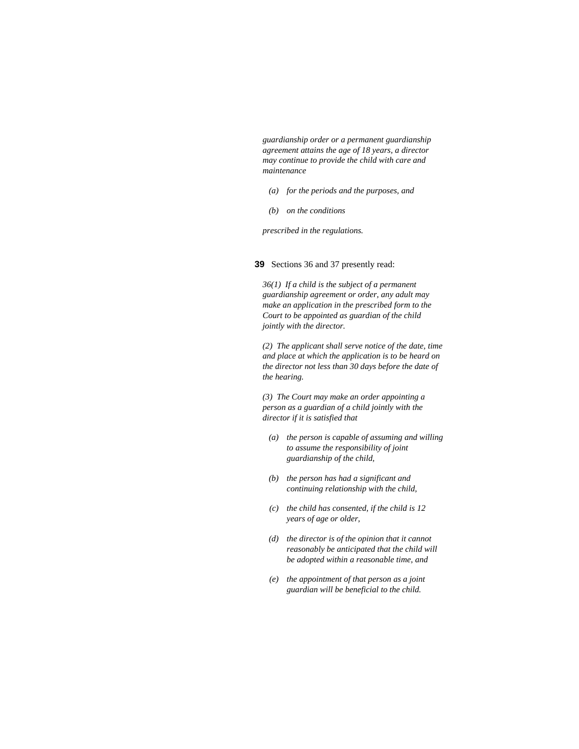*guardianship order or a permanent guardianship agreement attains the age of 18 years, a director may continue to provide the child with care and maintenance*

*(a) for the periods and the purposes, and*

*(b) on the conditions*

*prescribed in the regulations.*

**39** Sections 36 and 37 presently read:

*36(1) If a child is the subject of a permanent guardianship agreement or order, any adult may make an application in the prescribed form to the Court to be appointed as guardian of the child jointly with the director.*

*(2) The applicant shall serve notice of the date, time and place at which the application is to be heard on the director not less than 30 days before the date of the hearing.*

*(3) The Court may make an order appointing a person as a guardian of a child jointly with the director if it is satisfied that*

*(a) the person is capable of assuming and willing to assume the responsibility of joint guardianship of the child,*

*(b) the person has had a significant and continuing relationship with the child,*

*(c) the child has consented, if the child is 12 years of age or older,*

*(d) the director is of the opinion that it cannot reasonably be anticipated that the child will be adopted within a reasonable time, and*

*(e) the appointment of that person as a joint guardian will be beneficial to the child.*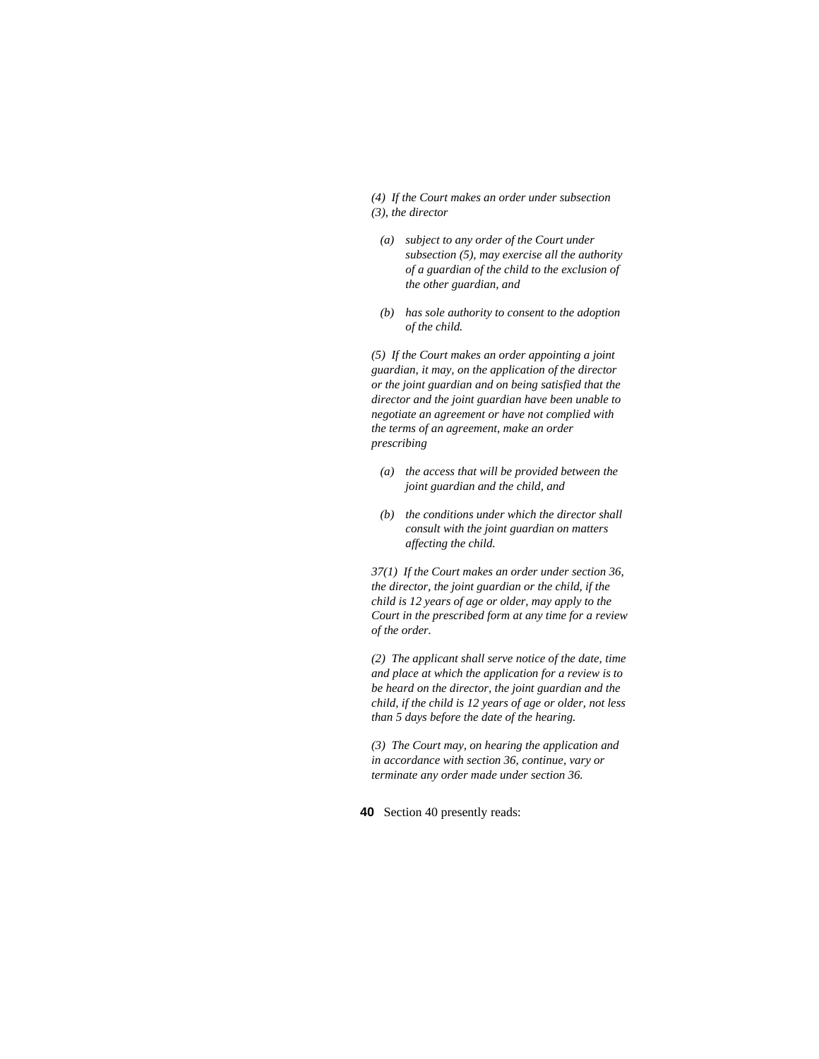*(4) If the Court makes an order under subsection (3), the director*

*(a) subject to any order of the Court under subsection (5), may exercise all the authority of a guardian of the child to the exclusion of the other guardian, and*

*(b) has sole authority to consent to the adoption of the child.*

*(5) If the Court makes an order appointing a joint guardian, it may, on the application of the director or the joint guardian and on being satisfied that the director and the joint guardian have been unable to negotiate an agreement or have not complied with the terms of an agreement, make an order prescribing*

*(a) the access that will be provided between the joint guardian and the child, and*

*(b) the conditions under which the director shall consult with the joint guardian on matters affecting the child.*

*37(1) If the Court makes an order under section 36, the director, the joint guardian or the child, if the child is 12 years of age or older, may apply to the Court in the prescribed form at any time for a review of the order.*

*(2) The applicant shall serve notice of the date, time and place at which the application for a review is to be heard on the director, the joint guardian and the child, if the child is 12 years of age or older, not less than 5 days before the date of the hearing.*

*(3) The Court may, on hearing the application and in accordance with section 36, continue, vary or terminate any order made under section 36.*

**40** Section 40 presently reads: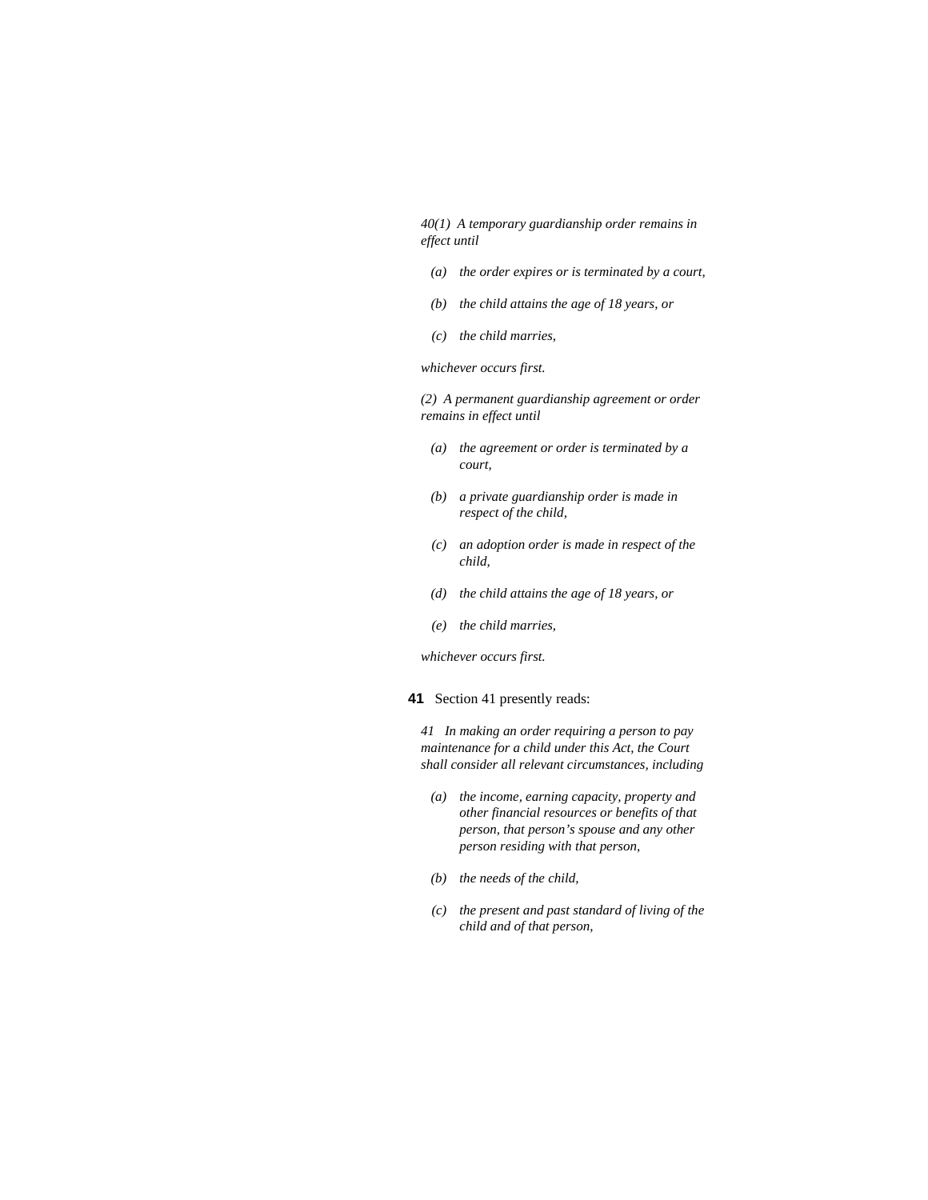*40(1) A temporary guardianship order remains in effect until*

- *(a) the order expires or is terminated by a court,*
- *(b) the child attains the age of 18 years, or*
- *(c) the child marries,*

*whichever occurs first.*

*(2) A permanent guardianship agreement or order remains in effect until*

- *(a) the agreement or order is terminated by a court,*
- *(b) a private guardianship order is made in respect of the child,*
- *(c) an adoption order is made in respect of the child,*
- *(d) the child attains the age of 18 years, or*
- *(e) the child marries,*

*whichever occurs first.*

**41** Section 41 presently reads:

*41 In making an order requiring a person to pay maintenance for a child under this Act, the Court shall consider all relevant circumstances, including*

- *(a) the income, earning capacity, property and other financial resources or benefits of that person, that person's spouse and any other person residing with that person,*
- *(b) the needs of the child,*
- *(c) the present and past standard of living of the child and of that person,*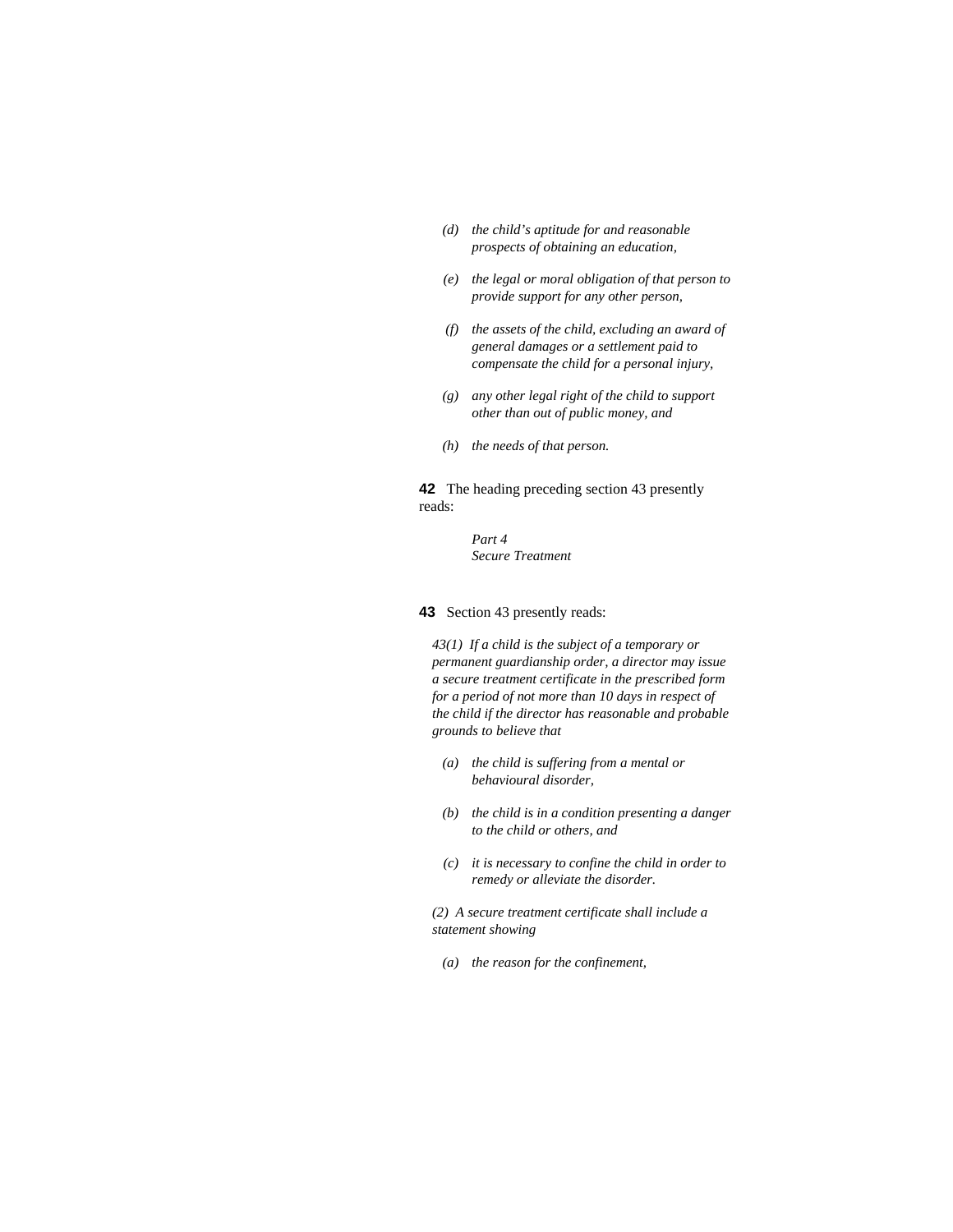*(d) the child's aptitude for and reasonable prospects of obtaining an education,*

*(e) the legal or moral obligation of that person to provide support for any other person,*

*(f) the assets of the child, excluding an award of general damages or a settlement paid to compensate the child for a personal injury,*

*(g) any other legal right of the child to support other than out of public money, and*

*(h) the needs of that person.*

**42** The heading preceding section 43 presently reads:

*Part 4*
*Secure Treatment*

**43** Section 43 presently reads:

*43(1) If a child is the subject of a temporary or permanent guardianship order, a director may issue a secure treatment certificate in the prescribed form for a period of not more than 10 days in respect of the child if the director has reasonable and probable grounds to believe that*

*(a) the child is suffering from a mental or behavioural disorder,*

*(b) the child is in a condition presenting a danger to the child or others, and*

*(c) it is necessary to confine the child in order to remedy or alleviate the disorder.*

*(2) A secure treatment certificate shall include a statement showing*

*(a) the reason for the confinement,*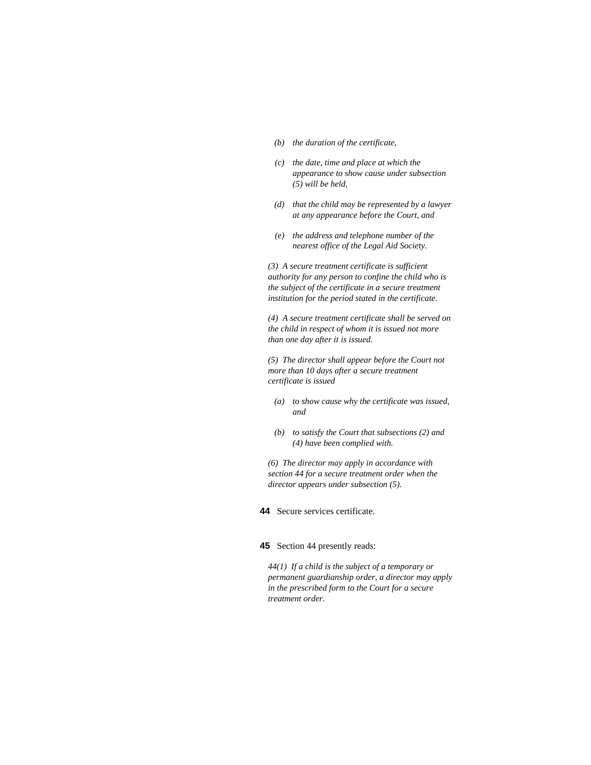*(b) the duration of the certificate,*

*(c) the date, time and place at which the appearance to show cause under subsection (5) will be held,*

*(d) that the child may be represented by a lawyer at any appearance before the Court, and*

*(e) the address and telephone number of the nearest office of the Legal Aid Society.*

*(3) A secure treatment certificate is sufficient authority for any person to confine the child who is the subject of the certificate in a secure treatment institution for the period stated in the certificate.*

*(4) A secure treatment certificate shall be served on the child in respect of whom it is issued not more than one day after it is issued.*

*(5) The director shall appear before the Court not more than 10 days after a secure treatment certificate is issued*

*(a) to show cause why the certificate was issued, and*

*(b) to satisfy the Court that subsections (2) and (4) have been complied with.*

*(6) The director may apply in accordance with section 44 for a secure treatment order when the director appears under subsection (5).*

**44** Secure services certificate.

**45** Section 44 presently reads:

*44(1) If a child is the subject of a temporary or permanent guardianship order, a director may apply in the prescribed form to the Court for a secure treatment order.*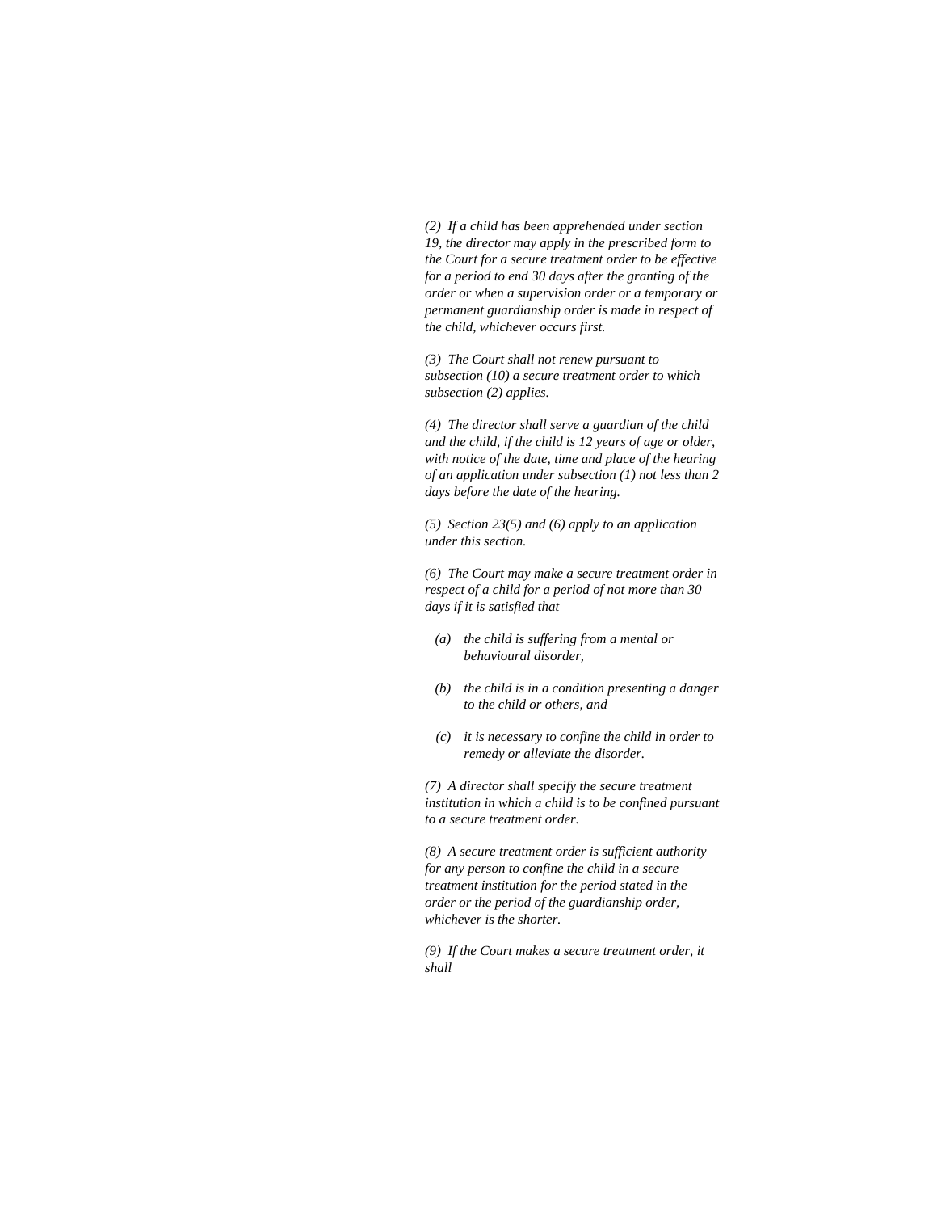*(2) If a child has been apprehended under section 19, the director may apply in the prescribed form to the Court for a secure treatment order to be effective for a period to end 30 days after the granting of the order or when a supervision order or a temporary or permanent guardianship order is made in respect of the child, whichever occurs first.*

*(3) The Court shall not renew pursuant to subsection (10) a secure treatment order to which subsection (2) applies.*

*(4) The director shall serve a guardian of the child and the child, if the child is 12 years of age or older, with notice of the date, time and place of the hearing of an application under subsection (1) not less than 2 days before the date of the hearing.*

*(5) Section 23(5) and (6) apply to an application under this section.*

*(6) The Court may make a secure treatment order in respect of a child for a period of not more than 30 days if it is satisfied that*

- *(a) the child is suffering from a mental or behavioural disorder,*
- *(b) the child is in a condition presenting a danger to the child or others, and*
- *(c) it is necessary to confine the child in order to remedy or alleviate the disorder.*

*(7) A director shall specify the secure treatment institution in which a child is to be confined pursuant to a secure treatment order.*

*(8) A secure treatment order is sufficient authority for any person to confine the child in a secure treatment institution for the period stated in the order or the period of the guardianship order, whichever is the shorter.*

*(9) If the Court makes a secure treatment order, it shall*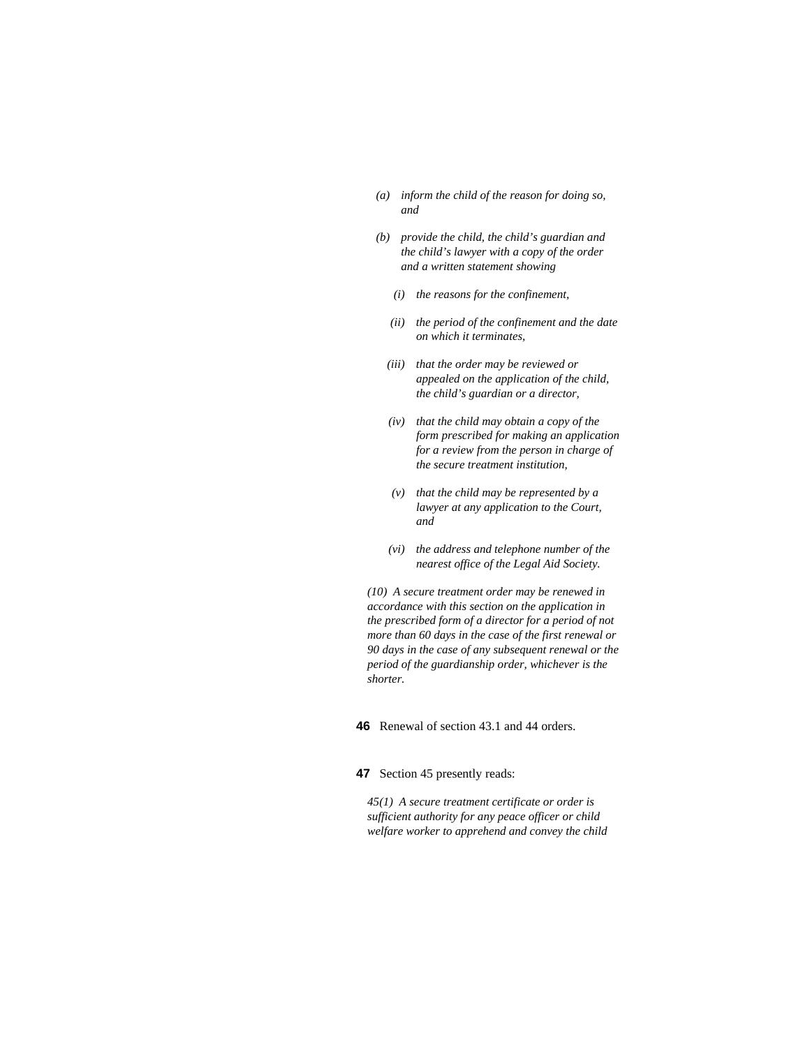*(a) inform the child of the reason for doing so, and*

*(b) provide the child, the child's guardian and the child's lawyer with a copy of the order and a written statement showing*

*(i) the reasons for the confinement,*

*(ii) the period of the confinement and the date on which it terminates,*

*(iii) that the order may be reviewed or appealed on the application of the child, the child's guardian or a director,*

*(iv) that the child may obtain a copy of the form prescribed for making an application for a review from the person in charge of the secure treatment institution,*

*(v) that the child may be represented by a lawyer at any application to the Court, and*

*(vi) the address and telephone number of the nearest office of the Legal Aid Society.*

*(10) A secure treatment order may be renewed in accordance with this section on the application in the prescribed form of a director for a period of not more than 60 days in the case of the first renewal or 90 days in the case of any subsequent renewal or the period of the guardianship order, whichever is the shorter.*

**46** Renewal of section 43.1 and 44 orders.

**47** Section 45 presently reads:

*45(1) A secure treatment certificate or order is sufficient authority for any peace officer or child welfare worker to apprehend and convey the child*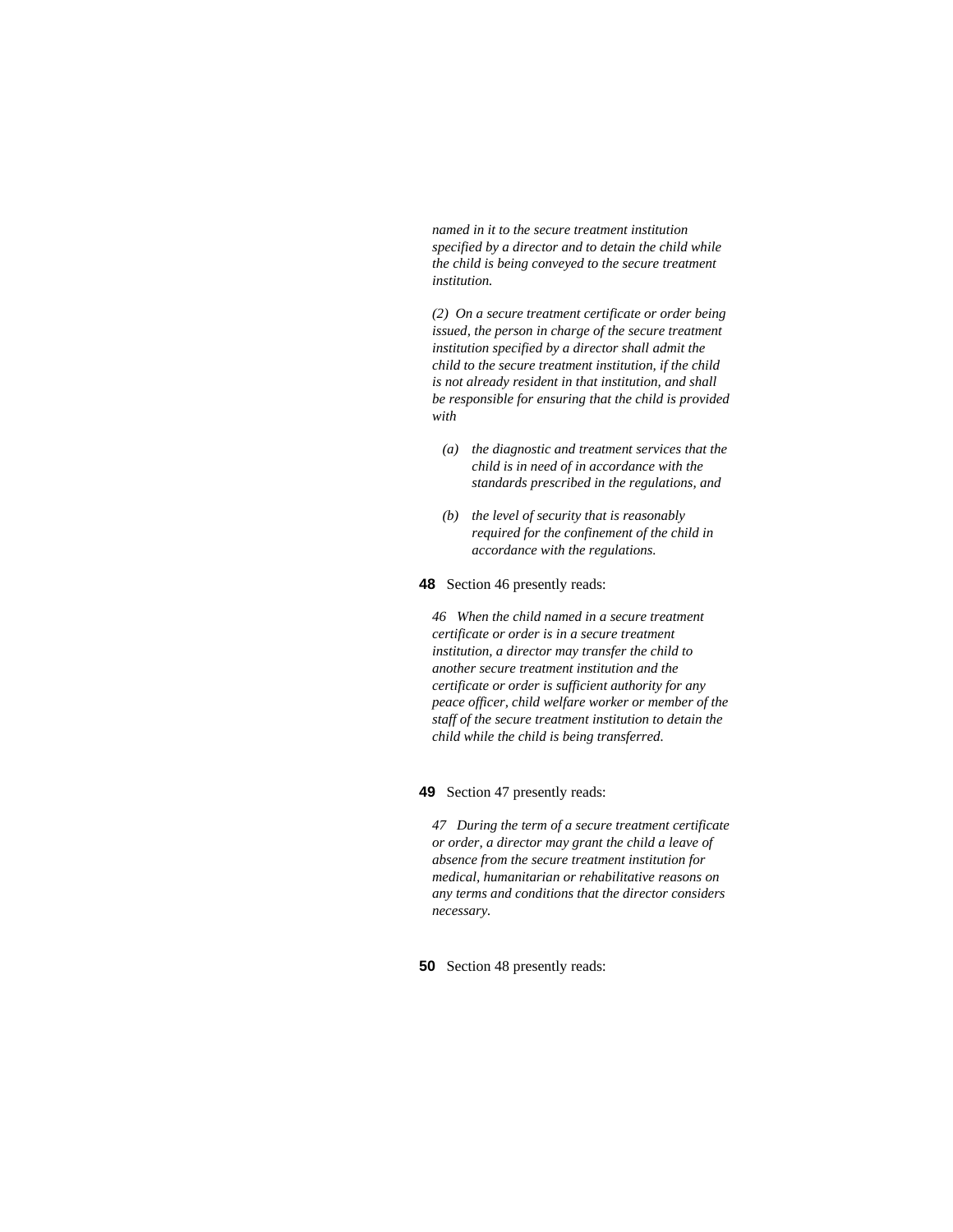*named in it to the secure treatment institution specified by a director and to detain the child while the child is being conveyed to the secure treatment institution.*

*(2) On a secure treatment certificate or order being issued, the person in charge of the secure treatment institution specified by a director shall admit the child to the secure treatment institution, if the child is not already resident in that institution, and shall be responsible for ensuring that the child is provided with*

- *(a) the diagnostic and treatment services that the child is in need of in accordance with the standards prescribed in the regulations, and*
- *(b) the level of security that is reasonably required for the confinement of the child in accordance with the regulations.*

**48** Section 46 presently reads:

*46 When the child named in a secure treatment certificate or order is in a secure treatment institution, a director may transfer the child to another secure treatment institution and the certificate or order is sufficient authority for any peace officer, child welfare worker or member of the staff of the secure treatment institution to detain the child while the child is being transferred.*

**49** Section 47 presently reads:

*47 During the term of a secure treatment certificate or order, a director may grant the child a leave of absence from the secure treatment institution for medical, humanitarian or rehabilitative reasons on any terms and conditions that the director considers necessary.*

**50** Section 48 presently reads: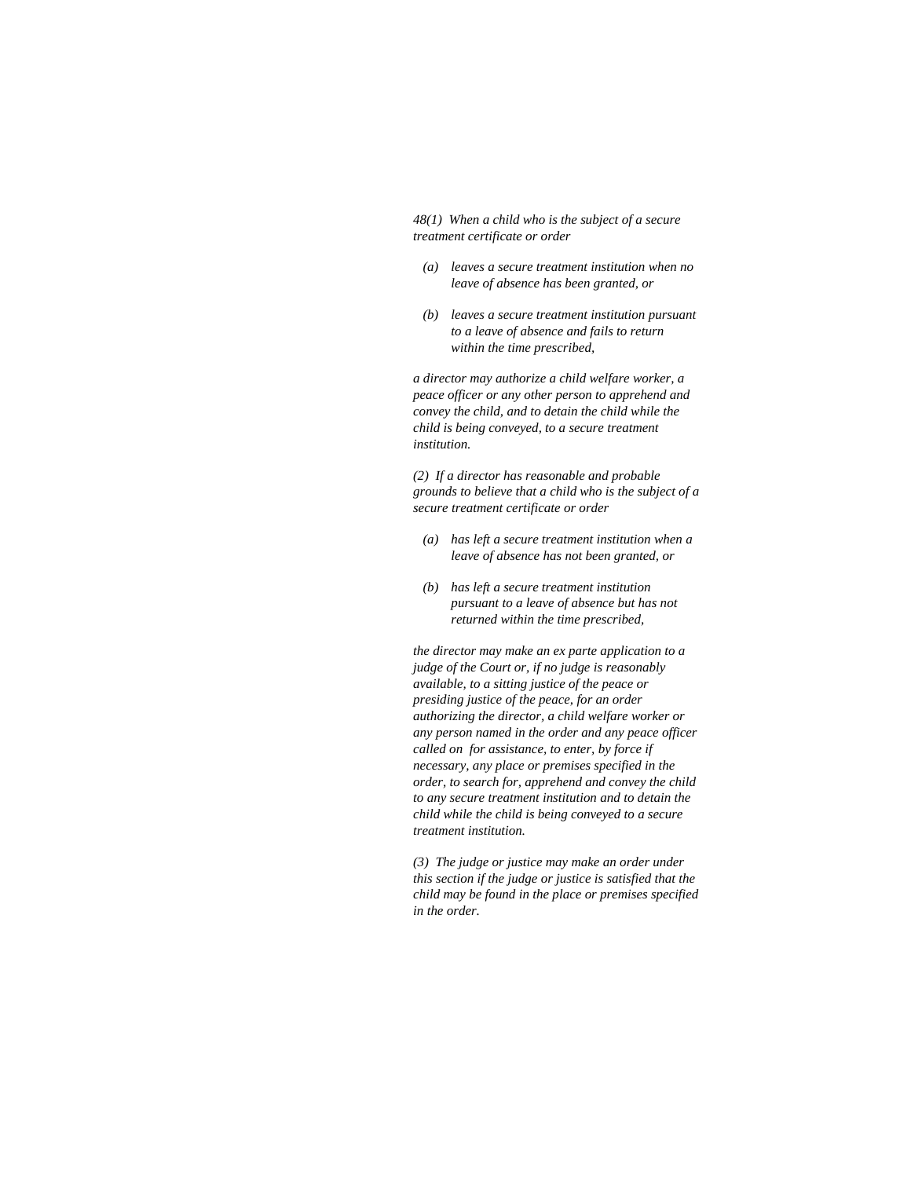*48(1)  When a child who is the subject of a secure treatment certificate or order*

*(a)  leaves a secure treatment institution when no leave of absence has been granted, or*

*(b)  leaves a secure treatment institution pursuant to a leave of absence and fails to return within the time prescribed,*

*a director may authorize a child welfare worker, a peace officer or any other person to apprehend and convey the child, and to detain the child while the child is being conveyed, to a secure treatment institution.*

*(2)  If a director has reasonable and probable grounds to believe that a child who is the subject of a secure treatment certificate or order*

*(a)  has left a secure treatment institution when a leave of absence has not been granted, or*

*(b)  has left a secure treatment institution pursuant to a leave of absence but has not returned within the time prescribed,*

*the director may make an ex parte application to a judge of the Court or, if no judge is reasonably available, to a sitting justice of the peace or presiding justice of the peace, for an order authorizing the director, a child welfare worker or any person named in the order and any peace officer called on  for assistance, to enter, by force if necessary, any place or premises specified in the order, to search for, apprehend and convey the child to any secure treatment institution and to detain the child while the child is being conveyed to a secure treatment institution.*

*(3)  The judge or justice may make an order under this section if the judge or justice is satisfied that the child may be found in the place or premises specified in the order.*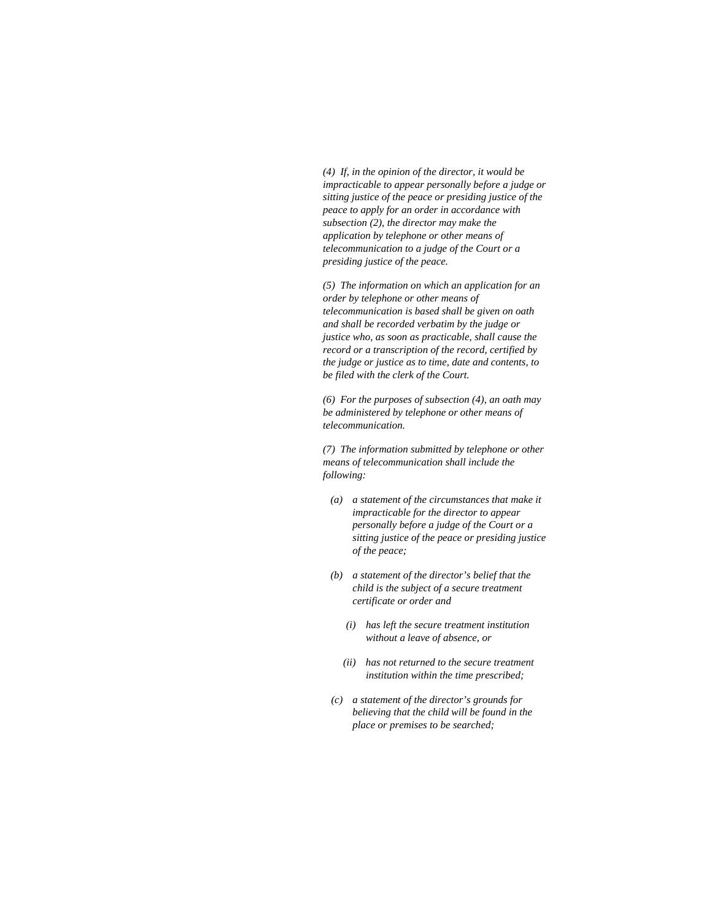*(4) If, in the opinion of the director, it would be impracticable to appear personally before a judge or sitting justice of the peace or presiding justice of the peace to apply for an order in accordance with subsection (2), the director may make the application by telephone or other means of telecommunication to a judge of the Court or a presiding justice of the peace.*

*(5) The information on which an application for an order by telephone or other means of telecommunication is based shall be given on oath and shall be recorded verbatim by the judge or justice who, as soon as practicable, shall cause the record or a transcription of the record, certified by the judge or justice as to time, date and contents, to be filed with the clerk of the Court.*

*(6) For the purposes of subsection (4), an oath may be administered by telephone or other means of telecommunication.*

*(7) The information submitted by telephone or other means of telecommunication shall include the following:*

- *(a) a statement of the circumstances that make it impracticable for the director to appear personally before a judge of the Court or a sitting justice of the peace or presiding justice of the peace;*
- *(b) a statement of the director's belief that the child is the subject of a secure treatment certificate or order and*
  - *(i) has left the secure treatment institution without a leave of absence, or*
  - *(ii) has not returned to the secure treatment institution within the time prescribed;*
- *(c) a statement of the director's grounds for believing that the child will be found in the place or premises to be searched;*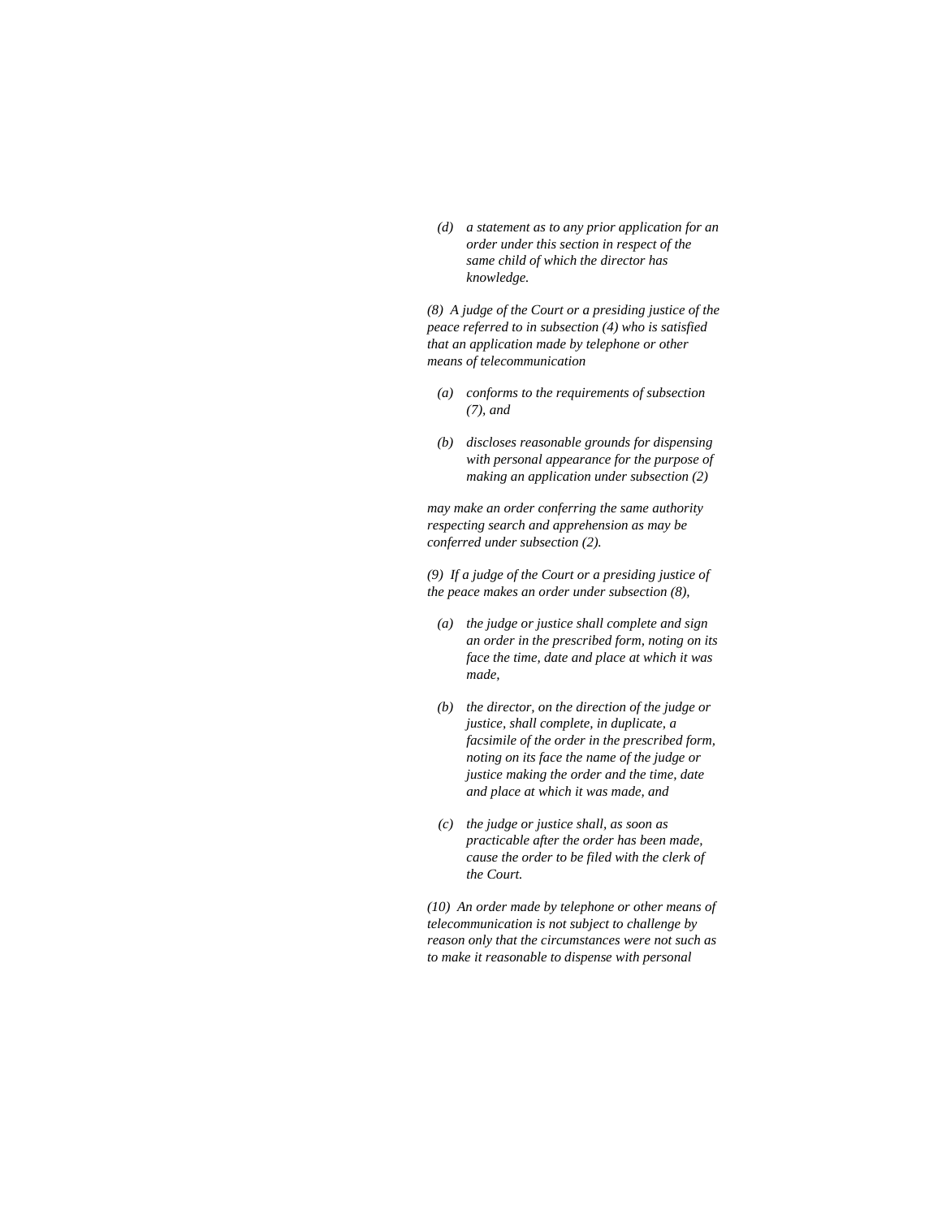*(d) a statement as to any prior application for an order under this section in respect of the same child of which the director has knowledge.*

*(8) A judge of the Court or a presiding justice of the peace referred to in subsection (4) who is satisfied that an application made by telephone or other means of telecommunication*

*(a) conforms to the requirements of subsection (7), and*

*(b) discloses reasonable grounds for dispensing with personal appearance for the purpose of making an application under subsection (2)*

*may make an order conferring the same authority respecting search and apprehension as may be conferred under subsection (2).*

*(9) If a judge of the Court or a presiding justice of the peace makes an order under subsection (8),*

*(a) the judge or justice shall complete and sign an order in the prescribed form, noting on its face the time, date and place at which it was made,*

*(b) the director, on the direction of the judge or justice, shall complete, in duplicate, a facsimile of the order in the prescribed form, noting on its face the name of the judge or justice making the order and the time, date and place at which it was made, and*

*(c) the judge or justice shall, as soon as practicable after the order has been made, cause the order to be filed with the clerk of the Court.*

*(10) An order made by telephone or other means of telecommunication is not subject to challenge by reason only that the circumstances were not such as to make it reasonable to dispense with personal*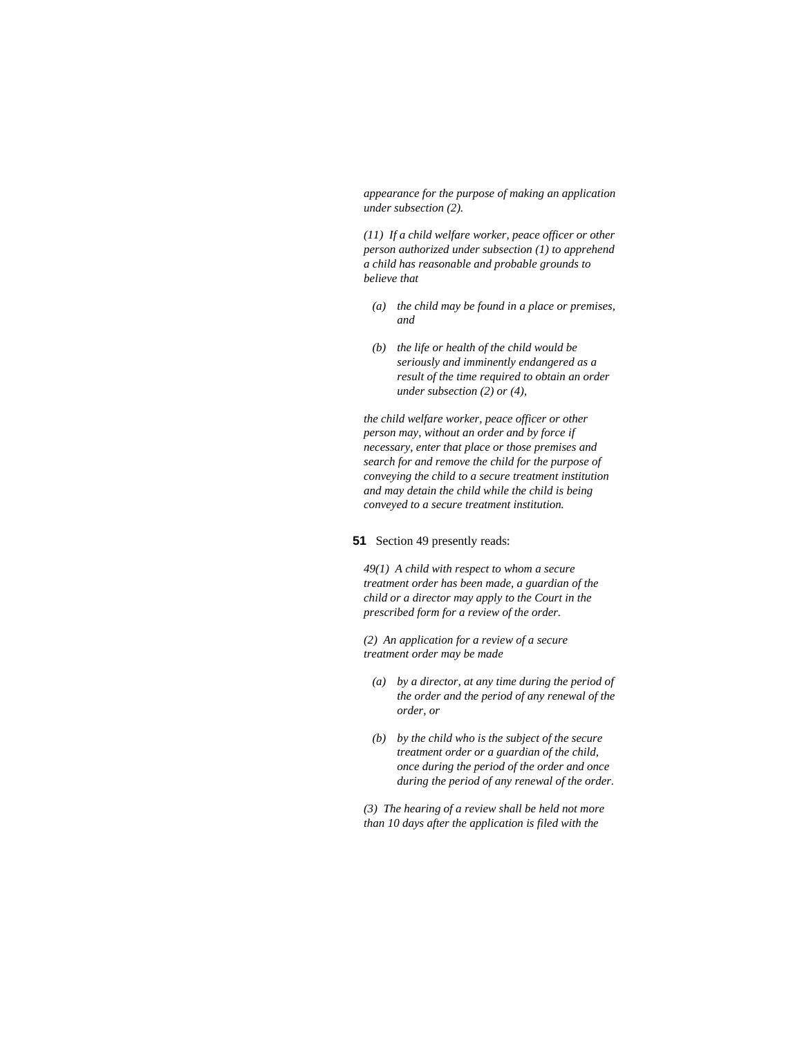*appearance for the purpose of making an application under subsection (2).*

*(11) If a child welfare worker, peace officer or other person authorized under subsection (1) to apprehend a child has reasonable and probable grounds to believe that*

*(a) the child may be found in a place or premises, and*

*(b) the life or health of the child would be seriously and imminently endangered as a result of the time required to obtain an order under subsection (2) or (4),*

*the child welfare worker, peace officer or other person may, without an order and by force if necessary, enter that place or those premises and search for and remove the child for the purpose of conveying the child to a secure treatment institution and may detain the child while the child is being conveyed to a secure treatment institution.*

**51** Section 49 presently reads:

*49(1) A child with respect to whom a secure treatment order has been made, a guardian of the child or a director may apply to the Court in the prescribed form for a review of the order.*

*(2) An application for a review of a secure treatment order may be made*

*(a) by a director, at any time during the period of the order and the period of any renewal of the order, or*

*(b) by the child who is the subject of the secure treatment order or a guardian of the child, once during the period of the order and once during the period of any renewal of the order.*

*(3) The hearing of a review shall be held not more than 10 days after the application is filed with the*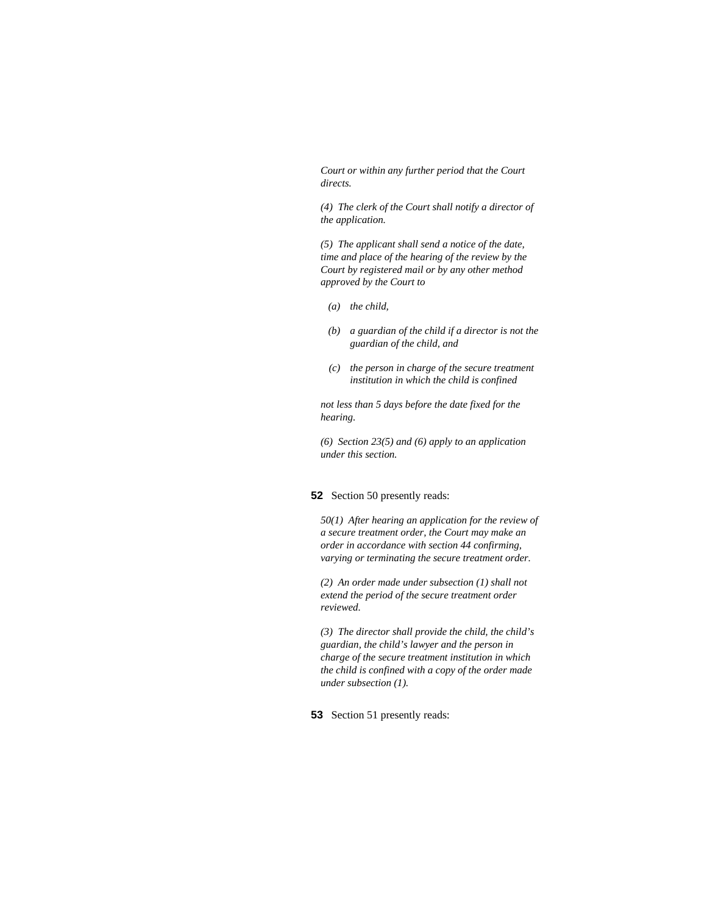*Court or within any further period that the Court directs.*

*(4) The clerk of the Court shall notify a director of the application.*

*(5) The applicant shall send a notice of the date, time and place of the hearing of the review by the Court by registered mail or by any other method approved by the Court to*

- *(a) the child,*
- *(b) a guardian of the child if a director is not the guardian of the child, and*
- *(c) the person in charge of the secure treatment institution in which the child is confined*

*not less than 5 days before the date fixed for the hearing.*

*(6) Section 23(5) and (6) apply to an application under this section.*

**52** Section 50 presently reads:

*50(1) After hearing an application for the review of a secure treatment order, the Court may make an order in accordance with section 44 confirming, varying or terminating the secure treatment order.*

*(2) An order made under subsection (1) shall not extend the period of the secure treatment order reviewed.*

*(3) The director shall provide the child, the child's guardian, the child's lawyer and the person in charge of the secure treatment institution in which the child is confined with a copy of the order made under subsection (1).*

**53** Section 51 presently reads: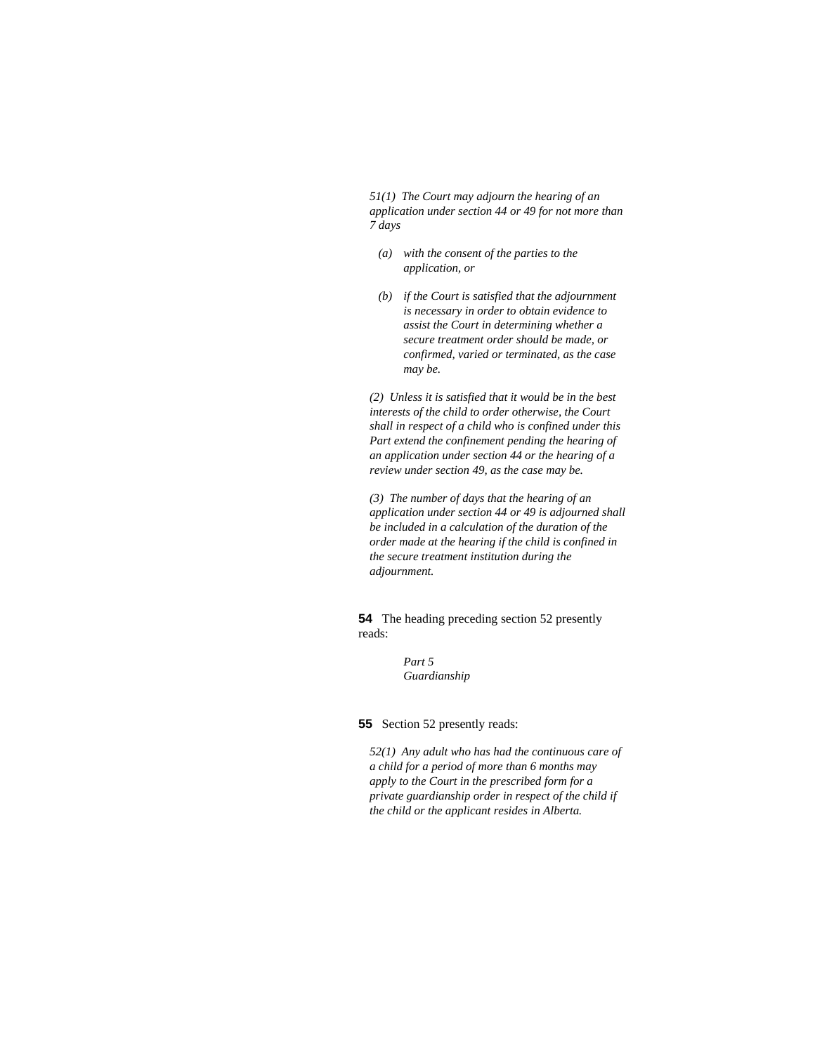*51(1) The Court may adjourn the hearing of an application under section 44 or 49 for not more than 7 days*

*(a) with the consent of the parties to the application, or*

*(b) if the Court is satisfied that the adjournment is necessary in order to obtain evidence to assist the Court in determining whether a secure treatment order should be made, or confirmed, varied or terminated, as the case may be.*

*(2) Unless it is satisfied that it would be in the best interests of the child to order otherwise, the Court shall in respect of a child who is confined under this Part extend the confinement pending the hearing of an application under section 44 or the hearing of a review under section 49, as the case may be.*

*(3) The number of days that the hearing of an application under section 44 or 49 is adjourned shall be included in a calculation of the duration of the order made at the hearing if the child is confined in the secure treatment institution during the adjournment.*

**54** The heading preceding section 52 presently reads:

*Part 5*
*Guardianship*

**55** Section 52 presently reads:

*52(1) Any adult who has had the continuous care of a child for a period of more than 6 months may apply to the Court in the prescribed form for a private guardianship order in respect of the child if the child or the applicant resides in Alberta.*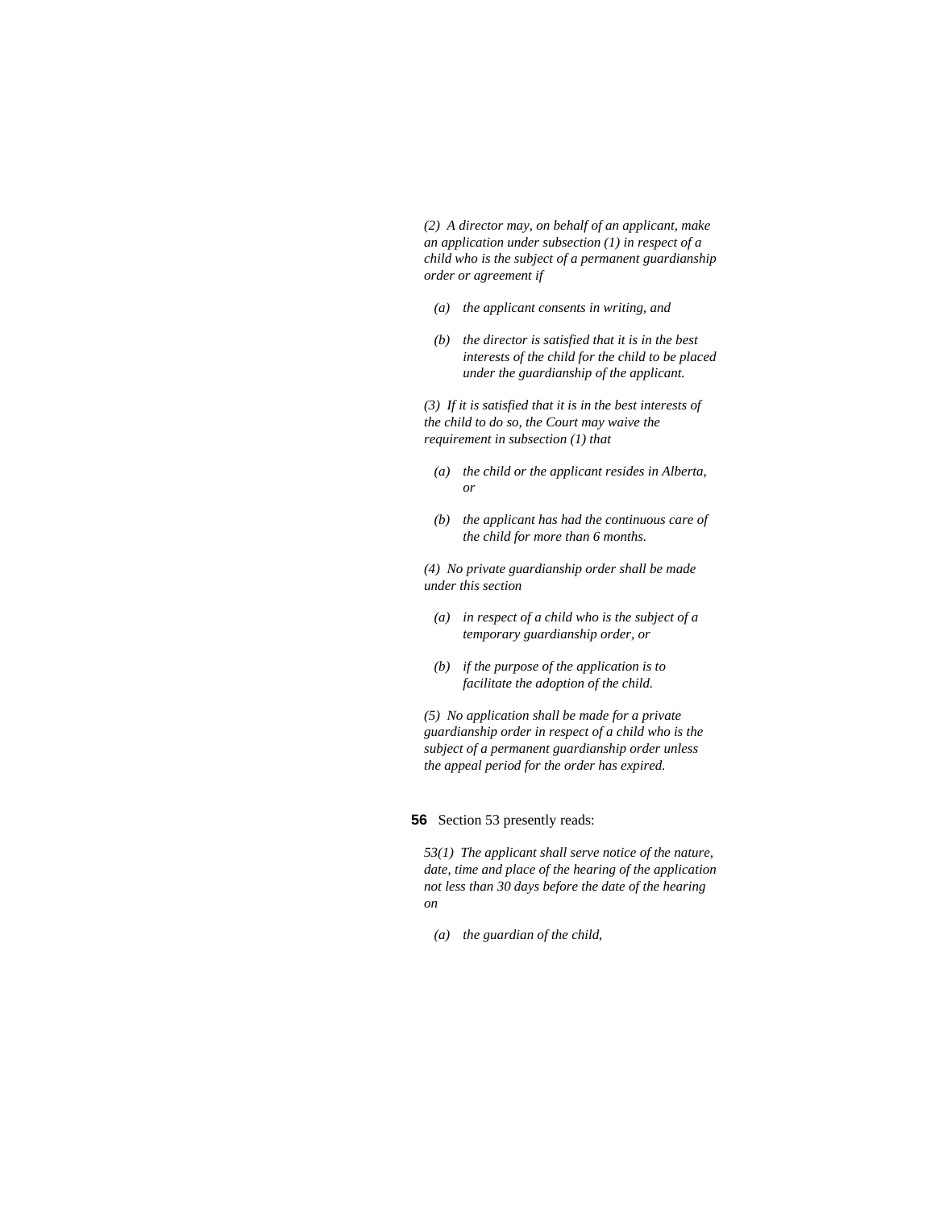*(2) A director may, on behalf of an applicant, make an application under subsection (1) in respect of a child who is the subject of a permanent guardianship order or agreement if*

- *(a) the applicant consents in writing, and*
- *(b) the director is satisfied that it is in the best interests of the child for the child to be placed under the guardianship of the applicant.*

*(3) If it is satisfied that it is in the best interests of the child to do so, the Court may waive the requirement in subsection (1) that*

- *(a) the child or the applicant resides in Alberta, or*
- *(b) the applicant has had the continuous care of the child for more than 6 months.*

*(4) No private guardianship order shall be made under this section*

- *(a) in respect of a child who is the subject of a temporary guardianship order, or*
- *(b) if the purpose of the application is to facilitate the adoption of the child.*

*(5) No application shall be made for a private guardianship order in respect of a child who is the subject of a permanent guardianship order unless the appeal period for the order has expired.*

**56** Section 53 presently reads:

*53(1) The applicant shall serve notice of the nature, date, time and place of the hearing of the application not less than 30 days before the date of the hearing on*

- *(a) the guardian of the child,*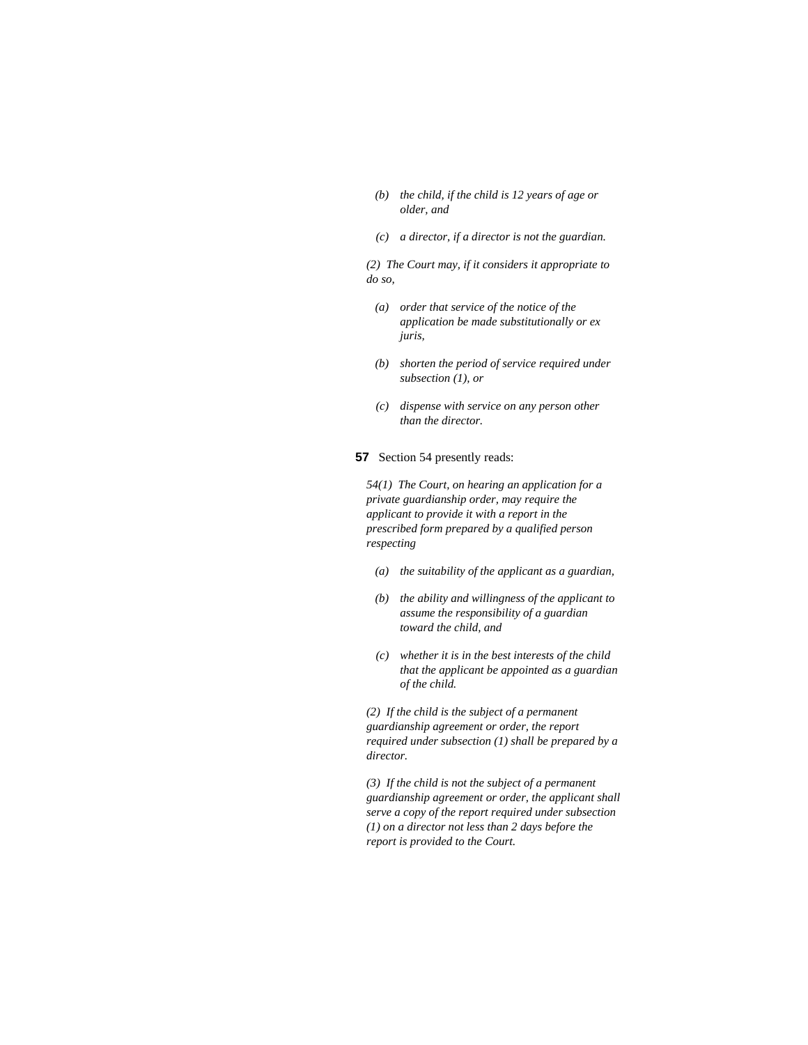*(b) the child, if the child is 12 years of age or older, and*

*(c) a director, if a director is not the guardian.*

*(2) The Court may, if it considers it appropriate to do so,*

*(a) order that service of the notice of the application be made substitutionally or ex juris,*

*(b) shorten the period of service required under subsection (1), or*

*(c) dispense with service on any person other than the director.*

**57** Section 54 presently reads:

*54(1) The Court, on hearing an application for a private guardianship order, may require the applicant to provide it with a report in the prescribed form prepared by a qualified person respecting*

*(a) the suitability of the applicant as a guardian,*

*(b) the ability and willingness of the applicant to assume the responsibility of a guardian toward the child, and*

*(c) whether it is in the best interests of the child that the applicant be appointed as a guardian of the child.*

*(2) If the child is the subject of a permanent guardianship agreement or order, the report required under subsection (1) shall be prepared by a director.*

*(3) If the child is not the subject of a permanent guardianship agreement or order, the applicant shall serve a copy of the report required under subsection (1) on a director not less than 2 days before the report is provided to the Court.*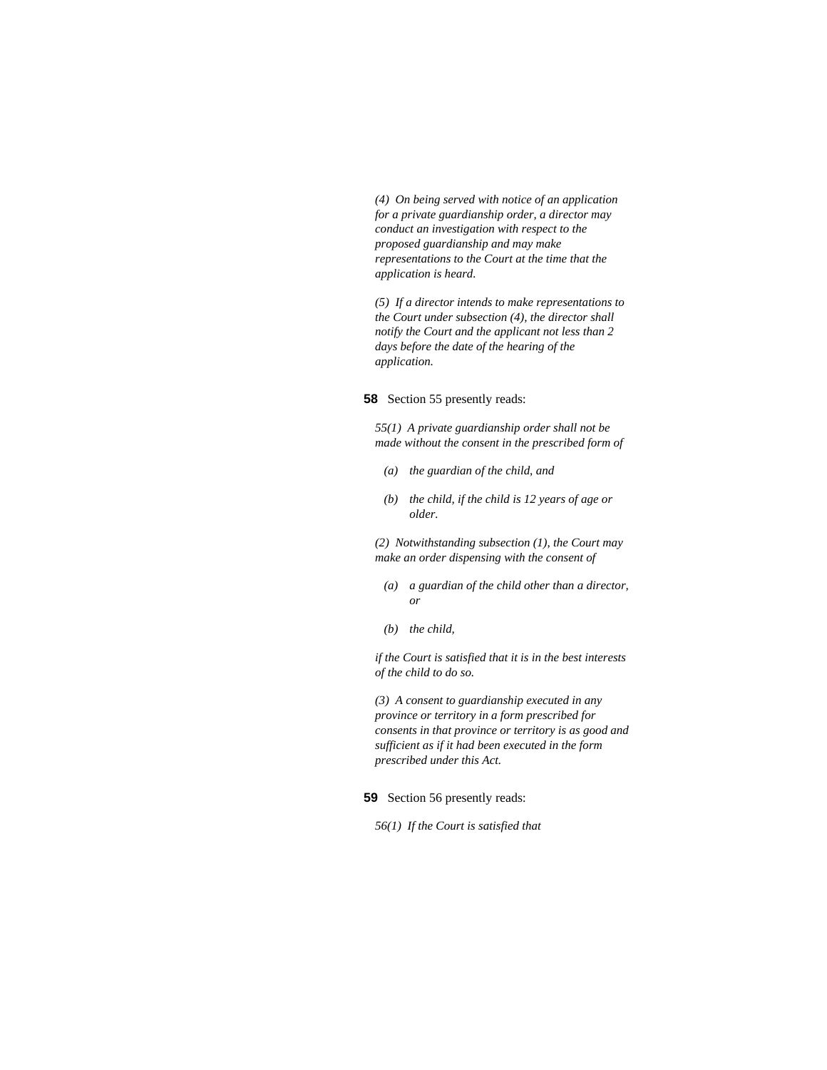*(4) On being served with notice of an application for a private guardianship order, a director may conduct an investigation with respect to the proposed guardianship and may make representations to the Court at the time that the application is heard.*

*(5) If a director intends to make representations to the Court under subsection (4), the director shall notify the Court and the applicant not less than 2 days before the date of the hearing of the application.*

**58** Section 55 presently reads:

*55(1) A private guardianship order shall not be made without the consent in the prescribed form of*

*(a) the guardian of the child, and*

*(b) the child, if the child is 12 years of age or older.*

*(2) Notwithstanding subsection (1), the Court may make an order dispensing with the consent of*

*(a) a guardian of the child other than a director, or*

*(b) the child,*

*if the Court is satisfied that it is in the best interests of the child to do so.*

*(3) A consent to guardianship executed in any province or territory in a form prescribed for consents in that province or territory is as good and sufficient as if it had been executed in the form prescribed under this Act.*

**59** Section 56 presently reads:

*56(1) If the Court is satisfied that*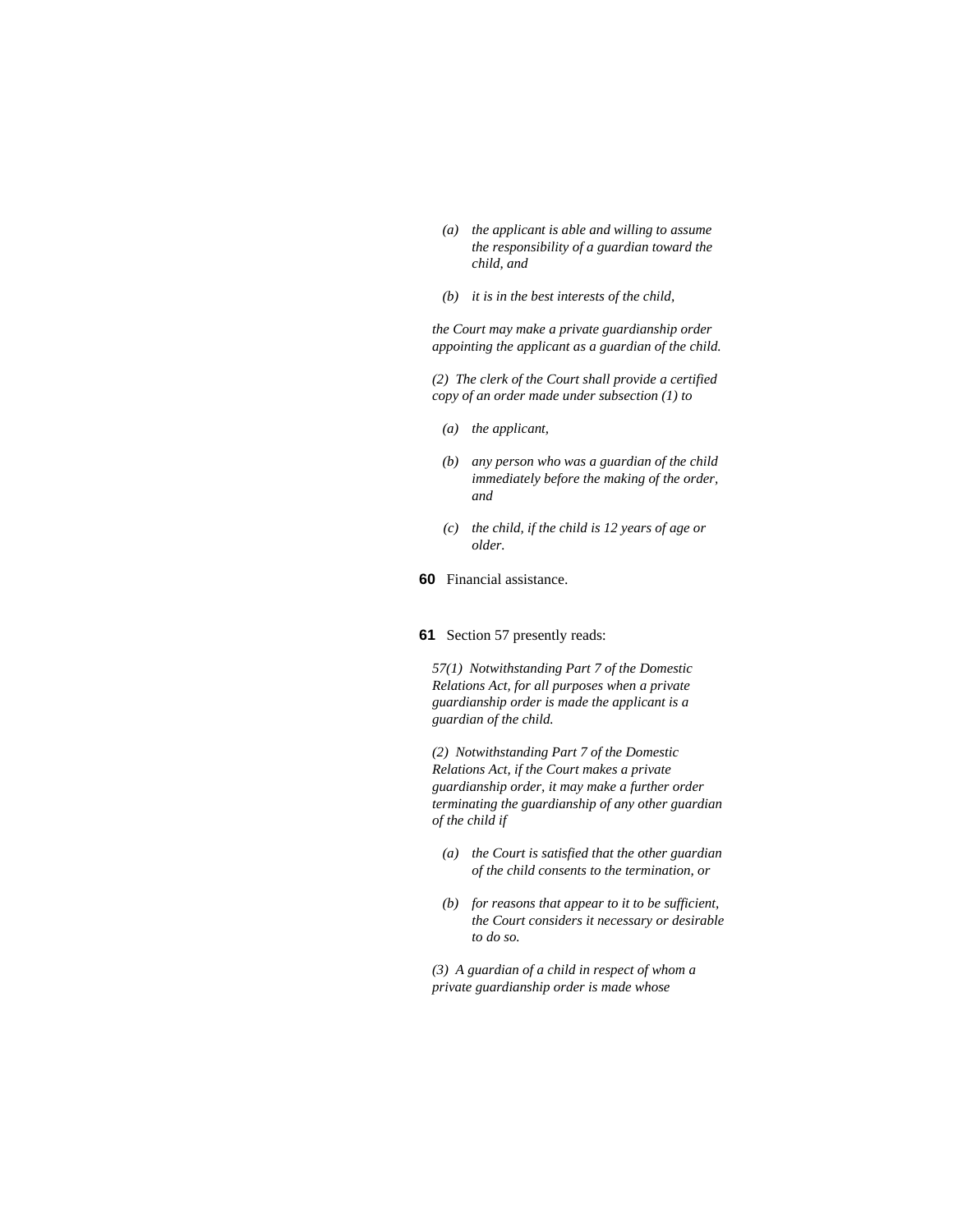*(a) the applicant is able and willing to assume the responsibility of a guardian toward the child, and*

*(b) it is in the best interests of the child,*

*the Court may make a private guardianship order appointing the applicant as a guardian of the child.*

*(2) The clerk of the Court shall provide a certified copy of an order made under subsection (1) to*

*(a) the applicant,*

*(b) any person who was a guardian of the child immediately before the making of the order, and*

*(c) the child, if the child is 12 years of age or older.*

**60** Financial assistance.

**61** Section 57 presently reads:

*57(1) Notwithstanding Part 7 of the Domestic Relations Act, for all purposes when a private guardianship order is made the applicant is a guardian of the child.*

*(2) Notwithstanding Part 7 of the Domestic Relations Act, if the Court makes a private guardianship order, it may make a further order terminating the guardianship of any other guardian of the child if*

*(a) the Court is satisfied that the other guardian of the child consents to the termination, or*

*(b) for reasons that appear to it to be sufficient, the Court considers it necessary or desirable to do so.*

*(3) A guardian of a child in respect of whom a private guardianship order is made whose*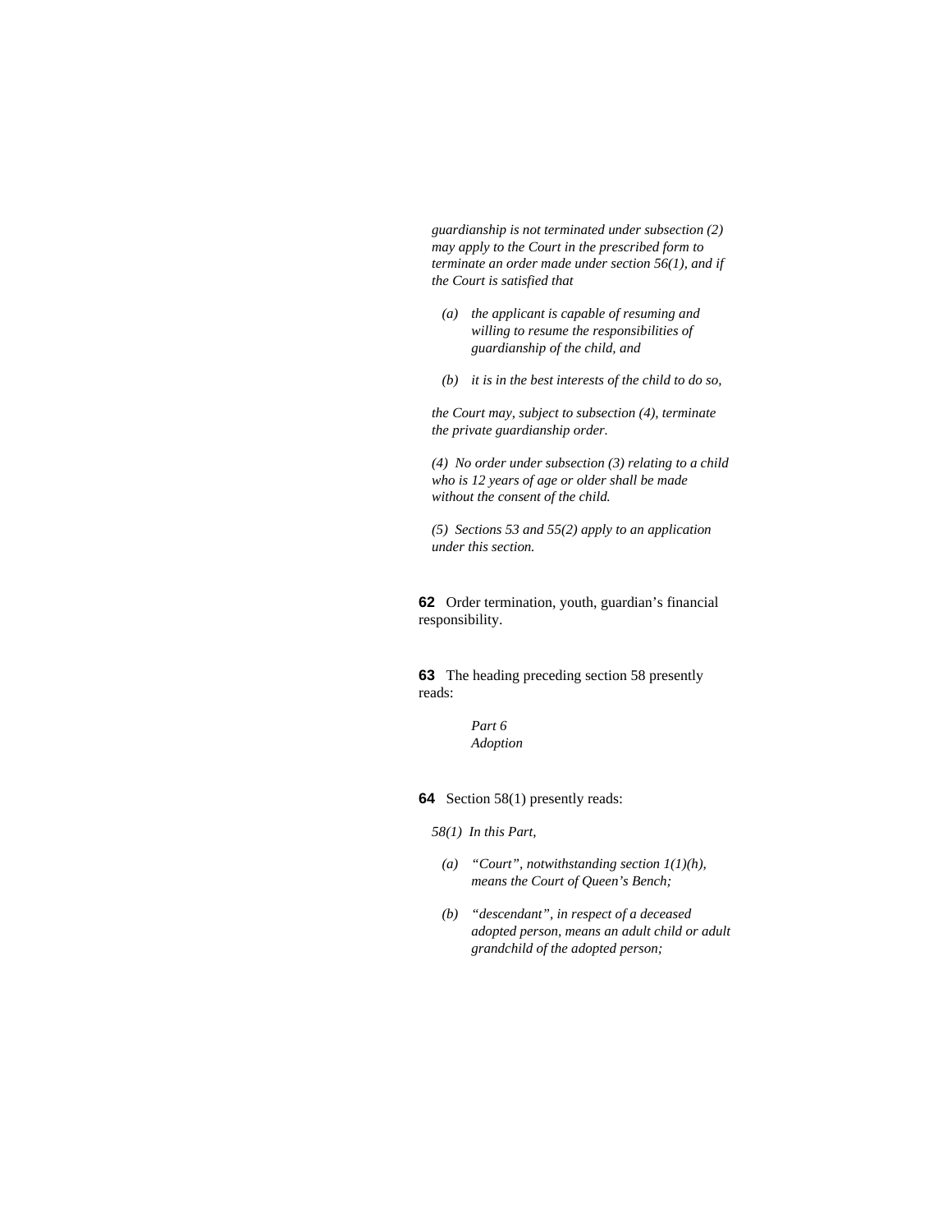*guardianship is not terminated under subsection (2) may apply to the Court in the prescribed form to terminate an order made under section 56(1), and if the Court is satisfied that*

*(a) the applicant is capable of resuming and willing to resume the responsibilities of guardianship of the child, and*

*(b) it is in the best interests of the child to do so,*

*the Court may, subject to subsection (4), terminate the private guardianship order.*

*(4) No order under subsection (3) relating to a child who is 12 years of age or older shall be made without the consent of the child.*

*(5) Sections 53 and 55(2) apply to an application under this section.*

**62** Order termination, youth, guardian's financial responsibility.

**63** The heading preceding section 58 presently reads:

*Part 6*
*Adoption*

**64** Section 58(1) presently reads:

*58(1) In this Part,*

*(a) "Court", notwithstanding section 1(1)(h), means the Court of Queen's Bench;*

*(b) "descendant", in respect of a deceased adopted person, means an adult child or adult grandchild of the adopted person;*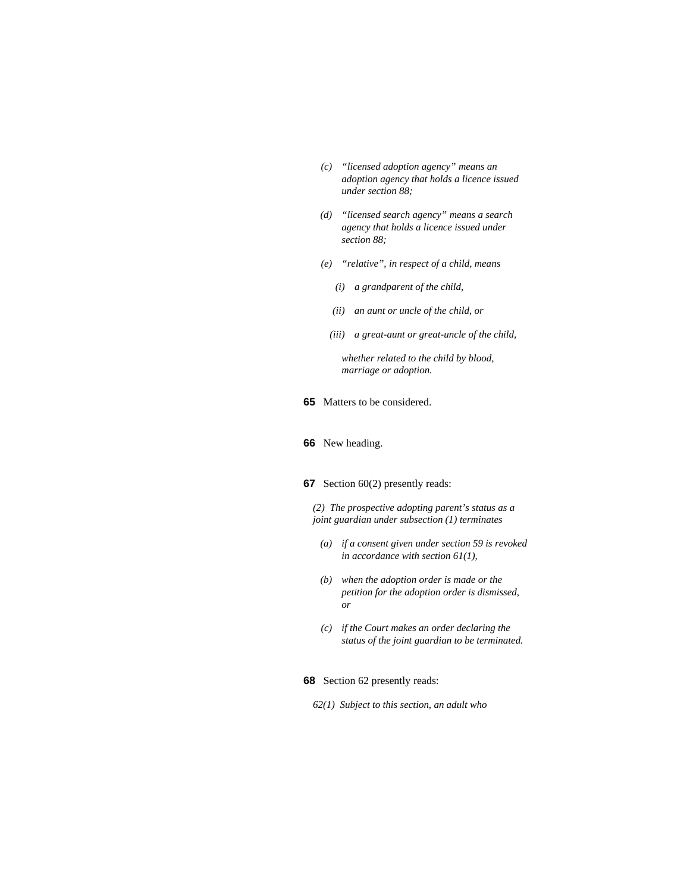*(c) "licensed adoption agency" means an adoption agency that holds a licence issued under section 88;*

*(d) "licensed search agency" means a search agency that holds a licence issued under section 88;*

*(e) "relative", in respect of a child, means*

*(i) a grandparent of the child,*

*(ii) an aunt or uncle of the child, or*

*(iii) a great-aunt or great-uncle of the child,*

*whether related to the child by blood, marriage or adoption.*

**65** Matters to be considered.

**66** New heading.

**67** Section 60(2) presently reads:

*(2) The prospective adopting parent's status as a joint guardian under subsection (1) terminates*

*(a) if a consent given under section 59 is revoked in accordance with section 61(1),*

*(b) when the adoption order is made or the petition for the adoption order is dismissed, or*

*(c) if the Court makes an order declaring the status of the joint guardian to be terminated.*

**68** Section 62 presently reads:

*62(1) Subject to this section, an adult who*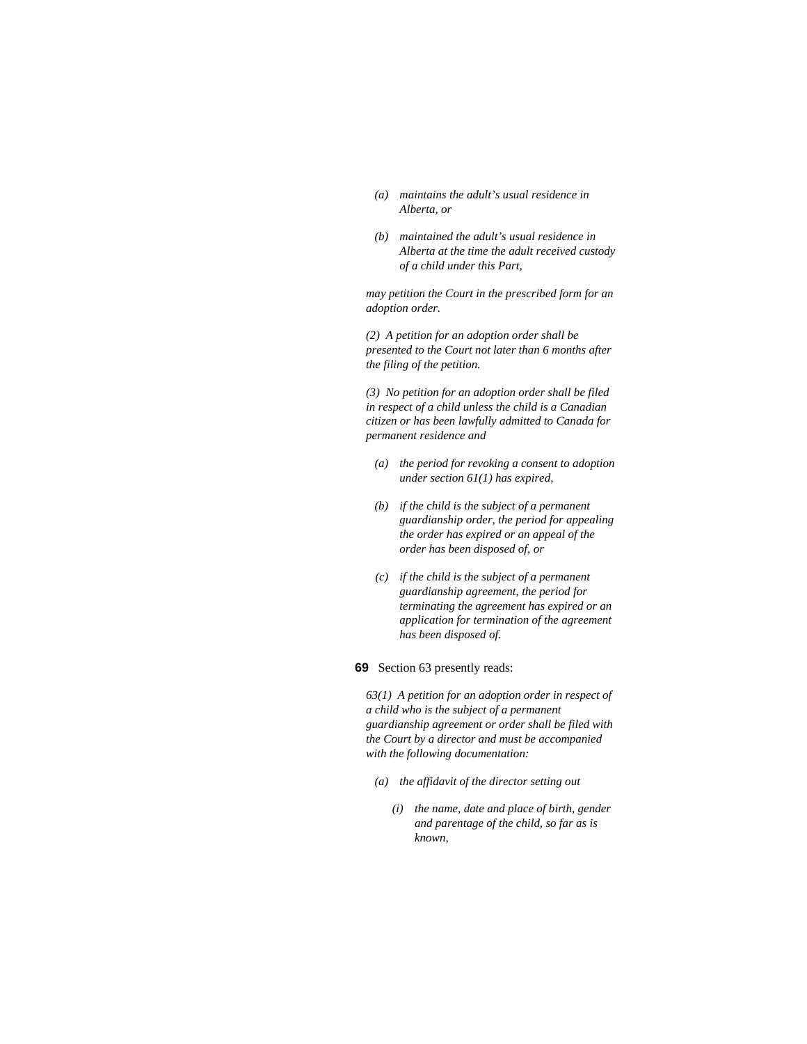*(a) maintains the adult's usual residence in Alberta, or*

*(b) maintained the adult's usual residence in Alberta at the time the adult received custody of a child under this Part,*

*may petition the Court in the prescribed form for an adoption order.*

*(2) A petition for an adoption order shall be presented to the Court not later than 6 months after the filing of the petition.*

*(3) No petition for an adoption order shall be filed in respect of a child unless the child is a Canadian citizen or has been lawfully admitted to Canada for permanent residence and*

*(a) the period for revoking a consent to adoption under section 61(1) has expired,*

*(b) if the child is the subject of a permanent guardianship order, the period for appealing the order has expired or an appeal of the order has been disposed of, or*

*(c) if the child is the subject of a permanent guardianship agreement, the period for terminating the agreement has expired or an application for termination of the agreement has been disposed of.*

**69** Section 63 presently reads:

*63(1) A petition for an adoption order in respect of a child who is the subject of a permanent guardianship agreement or order shall be filed with the Court by a director and must be accompanied with the following documentation:*

*(a) the affidavit of the director setting out*

*(i) the name, date and place of birth, gender and parentage of the child, so far as is known,*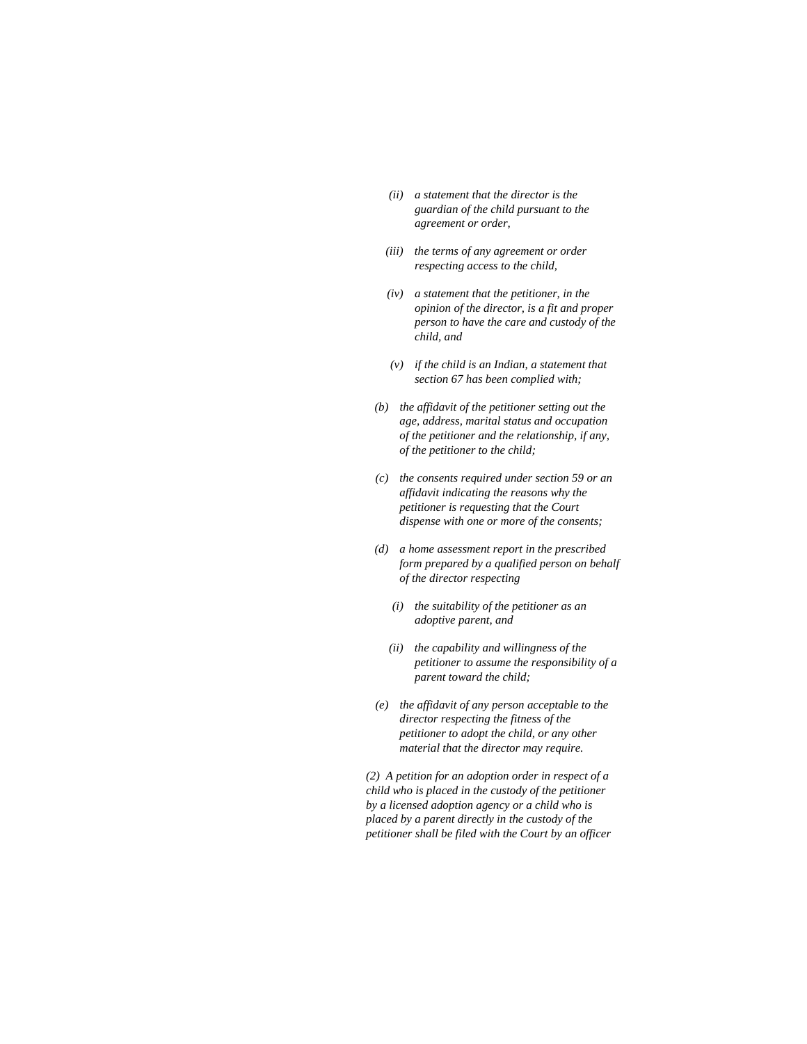*(ii) a statement that the director is the guardian of the child pursuant to the agreement or order,*

*(iii) the terms of any agreement or order respecting access to the child,*

*(iv) a statement that the petitioner, in the opinion of the director, is a fit and proper person to have the care and custody of the child, and*

*(v) if the child is an Indian, a statement that section 67 has been complied with;*

*(b) the affidavit of the petitioner setting out the age, address, marital status and occupation of the petitioner and the relationship, if any, of the petitioner to the child;*

*(c) the consents required under section 59 or an affidavit indicating the reasons why the petitioner is requesting that the Court dispense with one or more of the consents;*

*(d) a home assessment report in the prescribed form prepared by a qualified person on behalf of the director respecting*

*(i) the suitability of the petitioner as an adoptive parent, and*

*(ii) the capability and willingness of the petitioner to assume the responsibility of a parent toward the child;*

*(e) the affidavit of any person acceptable to the director respecting the fitness of the petitioner to adopt the child, or any other material that the director may require.*

*(2) A petition for an adoption order in respect of a child who is placed in the custody of the petitioner by a licensed adoption agency or a child who is placed by a parent directly in the custody of the petitioner shall be filed with the Court by an officer*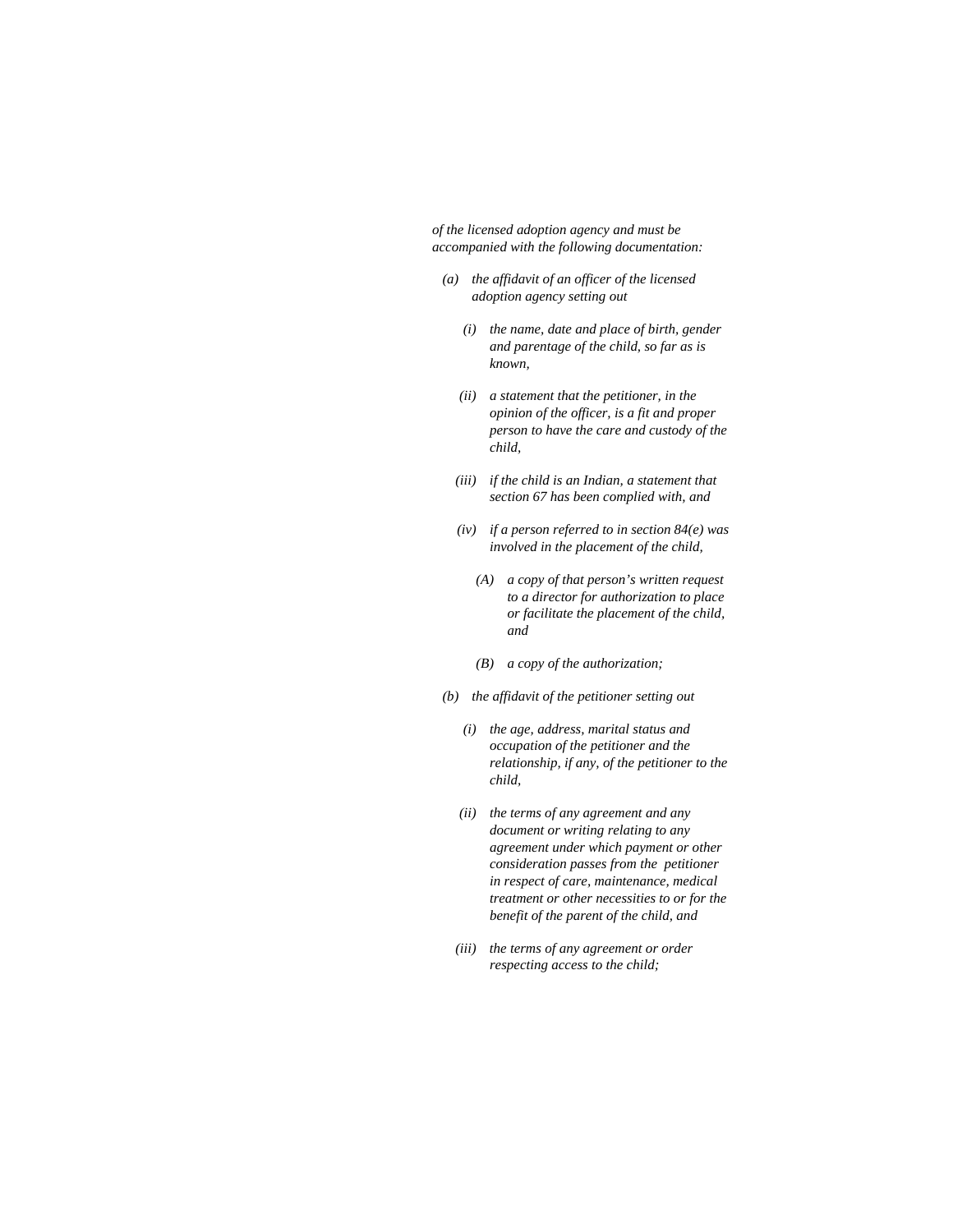*of the licensed adoption agency and must be accompanied with the following documentation:*

- *(a)* *the affidavit of an officer of the licensed adoption agency setting out*
  - *(i)* *the name, date and place of birth, gender and parentage of the child, so far as is known,*
  - *(ii)* *a statement that the petitioner, in the opinion of the officer, is a fit and proper person to have the care and custody of the child,*
  - *(iii)* *if the child is an Indian, a statement that section 67 has been complied with, and*
  - *(iv)* *if a person referred to in section 84(e) was involved in the placement of the child,*
    - *(A)* *a copy of that person's written request to a director for authorization to place or facilitate the placement of the child, and*
    - *(B)* *a copy of the authorization;*
- *(b)* *the affidavit of the petitioner setting out*
  - *(i)* *the age, address, marital status and occupation of the petitioner and the relationship, if any, of the petitioner to the child,*
  - *(ii)* *the terms of any agreement and any document or writing relating to any agreement under which payment or other consideration passes from the petitioner in respect of care, maintenance, medical treatment or other necessities to or for the benefit of the parent of the child, and*
  - *(iii)* *the terms of any agreement or order respecting access to the child;*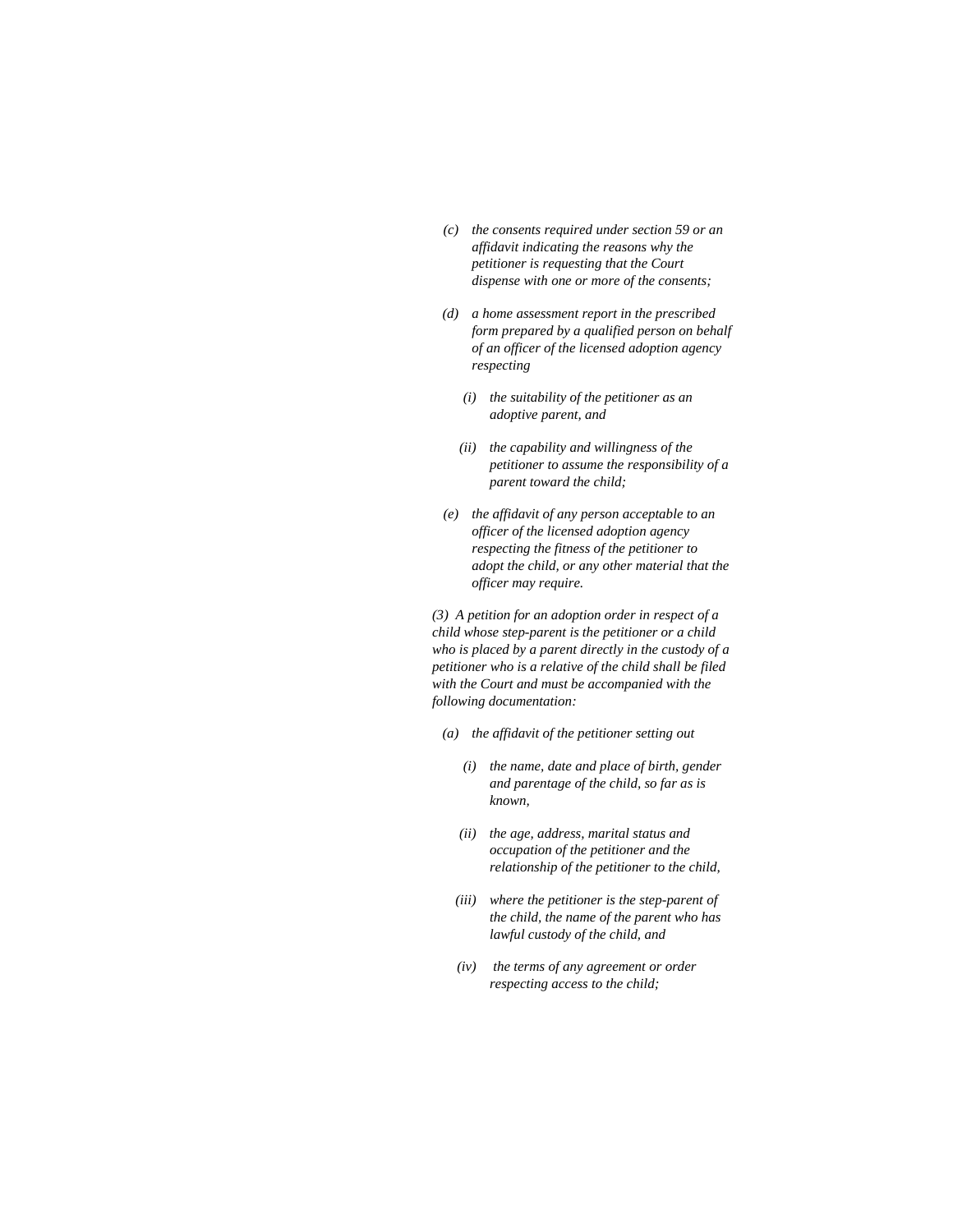*(c) the consents required under section 59 or an affidavit indicating the reasons why the petitioner is requesting that the Court dispense with one or more of the consents;*

*(d) a home assessment report in the prescribed form prepared by a qualified person on behalf of an officer of the licensed adoption agency respecting*

*(i) the suitability of the petitioner as an adoptive parent, and*

*(ii) the capability and willingness of the petitioner to assume the responsibility of a parent toward the child;*

*(e) the affidavit of any person acceptable to an officer of the licensed adoption agency respecting the fitness of the petitioner to adopt the child, or any other material that the officer may require.*

*(3) A petition for an adoption order in respect of a child whose step-parent is the petitioner or a child who is placed by a parent directly in the custody of a petitioner who is a relative of the child shall be filed with the Court and must be accompanied with the following documentation:*

*(a) the affidavit of the petitioner setting out*

*(i) the name, date and place of birth, gender and parentage of the child, so far as is known,*

*(ii) the age, address, marital status and occupation of the petitioner and the relationship of the petitioner to the child,*

*(iii) where the petitioner is the step-parent of the child, the name of the parent who has lawful custody of the child, and*

*(iv) the terms of any agreement or order respecting access to the child;*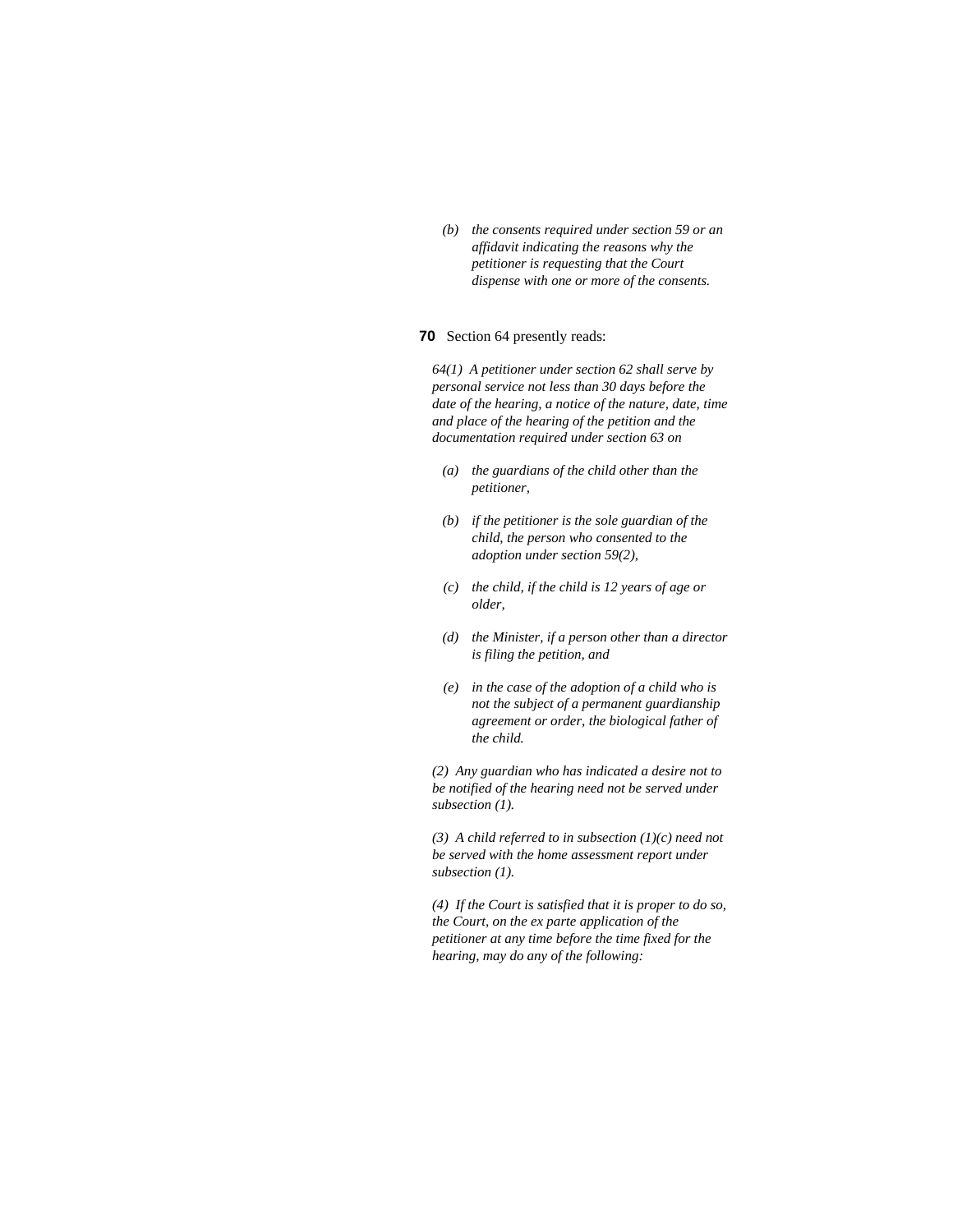*(b) the consents required under section 59 or an affidavit indicating the reasons why the petitioner is requesting that the Court dispense with one or more of the consents.*

**70** Section 64 presently reads:

*64(1) A petitioner under section 62 shall serve by personal service not less than 30 days before the date of the hearing, a notice of the nature, date, time and place of the hearing of the petition and the documentation required under section 63 on*

*(a) the guardians of the child other than the petitioner,*

*(b) if the petitioner is the sole guardian of the child, the person who consented to the adoption under section 59(2),*

*(c) the child, if the child is 12 years of age or older,*

*(d) the Minister, if a person other than a director is filing the petition, and*

*(e) in the case of the adoption of a child who is not the subject of a permanent guardianship agreement or order, the biological father of the child.*

*(2) Any guardian who has indicated a desire not to be notified of the hearing need not be served under subsection (1).*

*(3) A child referred to in subsection (1)(c) need not be served with the home assessment report under subsection (1).*

*(4) If the Court is satisfied that it is proper to do so, the Court, on the ex parte application of the petitioner at any time before the time fixed for the hearing, may do any of the following:*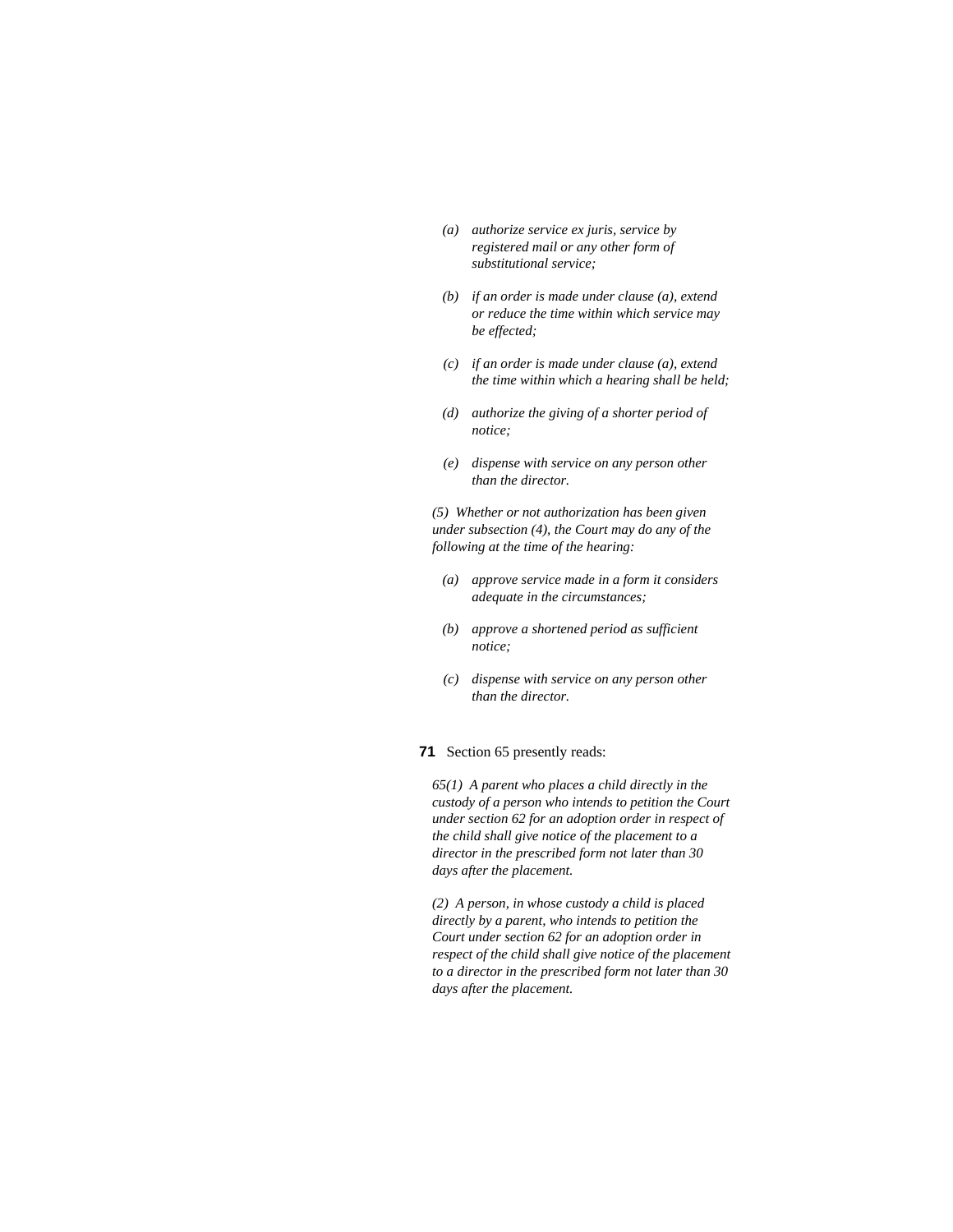*(a) authorize service ex juris, service by registered mail or any other form of substitutional service;*

*(b) if an order is made under clause (a), extend or reduce the time within which service may be effected;*

*(c) if an order is made under clause (a), extend the time within which a hearing shall be held;*

*(d) authorize the giving of a shorter period of notice;*

*(e) dispense with service on any person other than the director.*

*(5) Whether or not authorization has been given under subsection (4), the Court may do any of the following at the time of the hearing:*

*(a) approve service made in a form it considers adequate in the circumstances;*

*(b) approve a shortened period as sufficient notice;*

*(c) dispense with service on any person other than the director.*

**71** Section 65 presently reads:

*65(1) A parent who places a child directly in the custody of a person who intends to petition the Court under section 62 for an adoption order in respect of the child shall give notice of the placement to a director in the prescribed form not later than 30 days after the placement.*

*(2) A person, in whose custody a child is placed directly by a parent, who intends to petition the Court under section 62 for an adoption order in respect of the child shall give notice of the placement to a director in the prescribed form not later than 30 days after the placement.*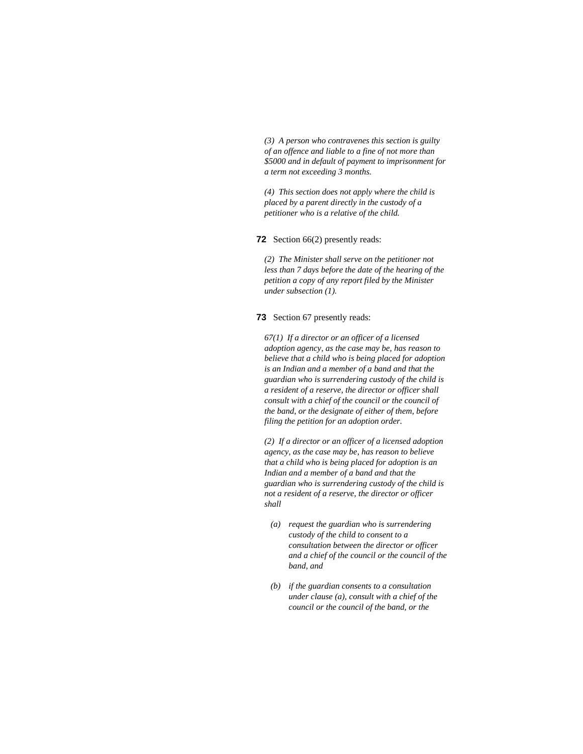*(3) A person who contravenes this section is guilty of an offence and liable to a fine of not more than $5000 and in default of payment to imprisonment for a term not exceeding 3 months.*

*(4) This section does not apply where the child is placed by a parent directly in the custody of a petitioner who is a relative of the child.*

**72** Section 66(2) presently reads:

*(2) The Minister shall serve on the petitioner not less than 7 days before the date of the hearing of the petition a copy of any report filed by the Minister under subsection (1).*

**73** Section 67 presently reads:

*67(1) If a director or an officer of a licensed adoption agency, as the case may be, has reason to believe that a child who is being placed for adoption is an Indian and a member of a band and that the guardian who is surrendering custody of the child is a resident of a reserve, the director or officer shall consult with a chief of the council or the council of the band, or the designate of either of them, before filing the petition for an adoption order.*

*(2) If a director or an officer of a licensed adoption agency, as the case may be, has reason to believe that a child who is being placed for adoption is an Indian and a member of a band and that the guardian who is surrendering custody of the child is not a resident of a reserve, the director or officer shall*

- *(a) request the guardian who is surrendering custody of the child to consent to a consultation between the director or officer and a chief of the council or the council of the band, and*
- *(b) if the guardian consents to a consultation under clause (a), consult with a chief of the council or the council of the band, or the*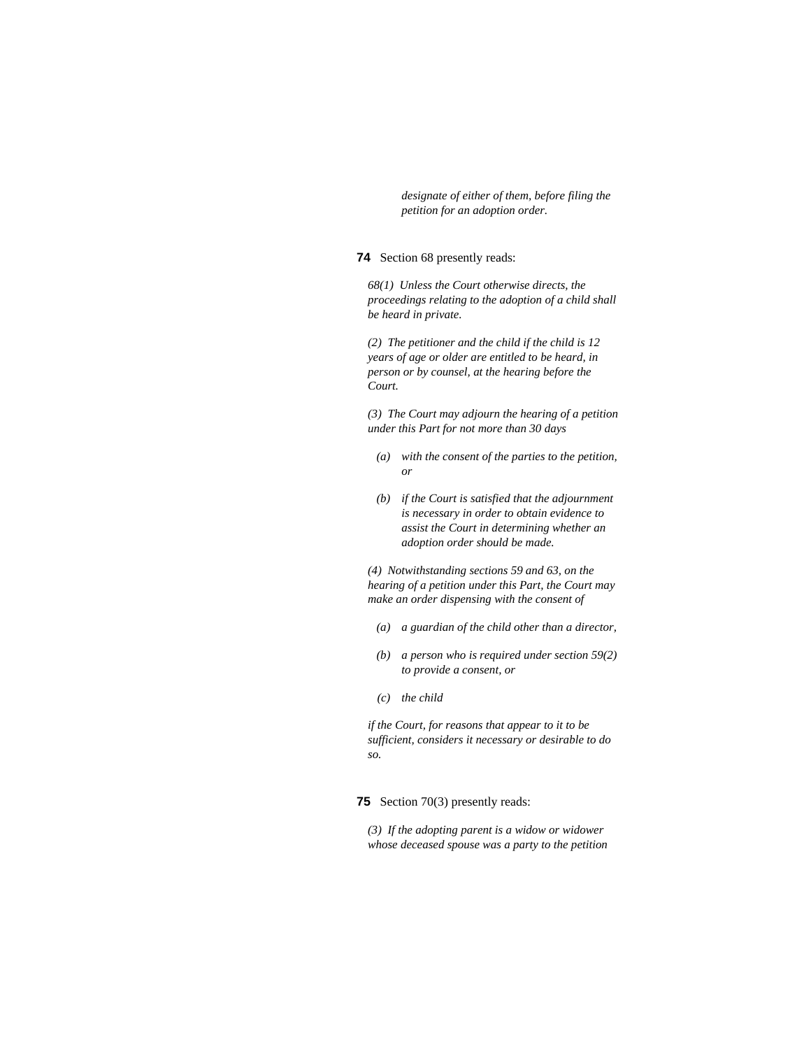*designate of either of them, before filing the petition for an adoption order.*

**74** Section 68 presently reads:

*68(1) Unless the Court otherwise directs, the proceedings relating to the adoption of a child shall be heard in private.*

*(2) The petitioner and the child if the child is 12 years of age or older are entitled to be heard, in person or by counsel, at the hearing before the Court.*

*(3) The Court may adjourn the hearing of a petition under this Part for not more than 30 days*

*(a) with the consent of the parties to the petition, or*

*(b) if the Court is satisfied that the adjournment is necessary in order to obtain evidence to assist the Court in determining whether an adoption order should be made.*

*(4) Notwithstanding sections 59 and 63, on the hearing of a petition under this Part, the Court may make an order dispensing with the consent of*

*(a) a guardian of the child other than a director,*

*(b) a person who is required under section 59(2) to provide a consent, or*

*(c) the child*

*if the Court, for reasons that appear to it to be sufficient, considers it necessary or desirable to do so.*

**75** Section 70(3) presently reads:

*(3) If the adopting parent is a widow or widower whose deceased spouse was a party to the petition*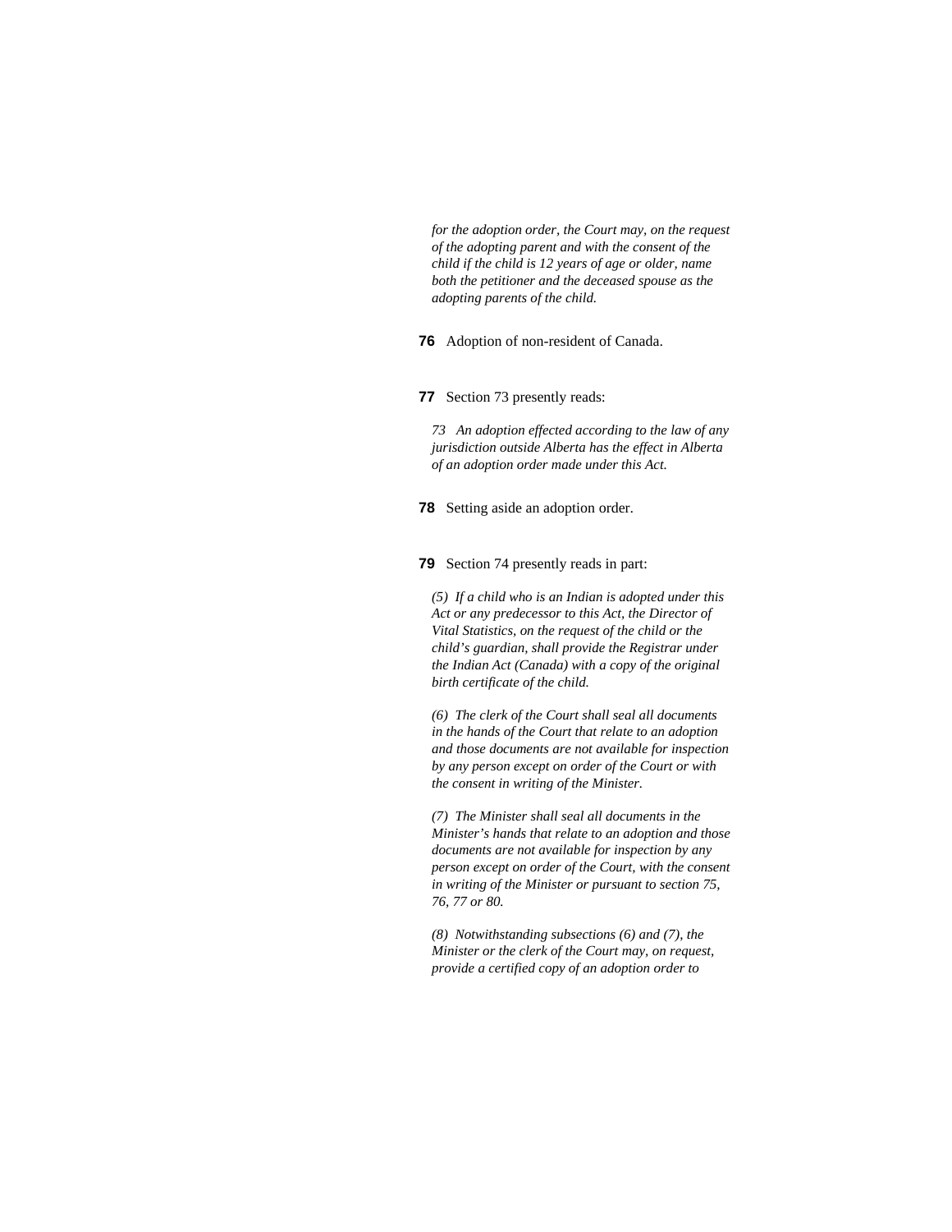*for the adoption order, the Court may, on the request of the adopting parent and with the consent of the child if the child is 12 years of age or older, name both the petitioner and the deceased spouse as the adopting parents of the child.*

**76** Adoption of non-resident of Canada.

**77** Section 73 presently reads:

*73 An adoption effected according to the law of any jurisdiction outside Alberta has the effect in Alberta of an adoption order made under this Act.*

**78** Setting aside an adoption order.

**79** Section 74 presently reads in part:

*(5) If a child who is an Indian is adopted under this Act or any predecessor to this Act, the Director of Vital Statistics, on the request of the child or the child's guardian, shall provide the Registrar under the Indian Act (Canada) with a copy of the original birth certificate of the child.*

*(6) The clerk of the Court shall seal all documents in the hands of the Court that relate to an adoption and those documents are not available for inspection by any person except on order of the Court or with the consent in writing of the Minister.*

*(7) The Minister shall seal all documents in the Minister's hands that relate to an adoption and those documents are not available for inspection by any person except on order of the Court, with the consent in writing of the Minister or pursuant to section 75, 76, 77 or 80.*

*(8) Notwithstanding subsections (6) and (7), the Minister or the clerk of the Court may, on request, provide a certified copy of an adoption order to*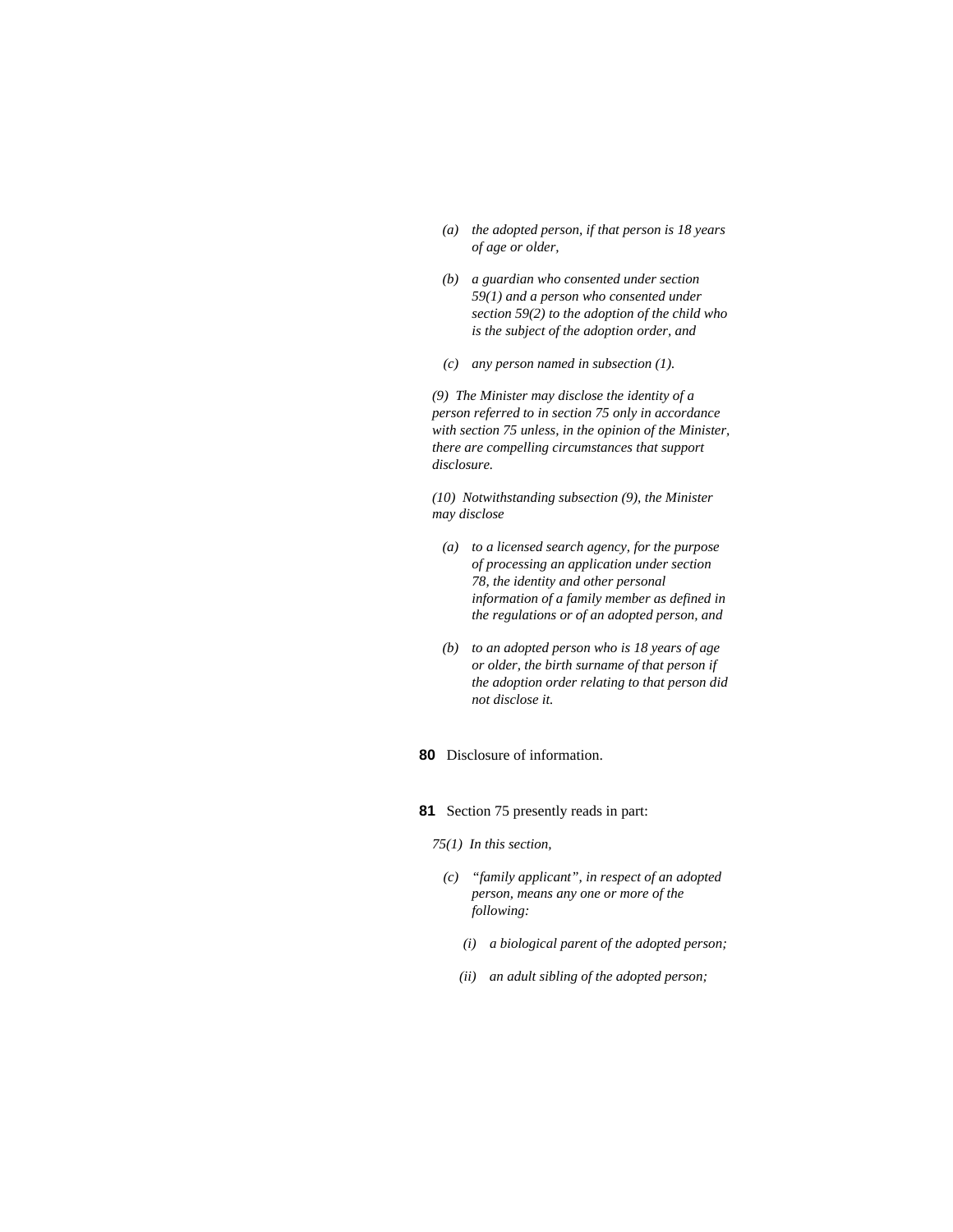*(a) the adopted person, if that person is 18 years of age or older,*

*(b) a guardian who consented under section 59(1) and a person who consented under section 59(2) to the adoption of the child who is the subject of the adoption order, and*

*(c) any person named in subsection (1).*

*(9) The Minister may disclose the identity of a person referred to in section 75 only in accordance with section 75 unless, in the opinion of the Minister, there are compelling circumstances that support disclosure.*

*(10) Notwithstanding subsection (9), the Minister may disclose*

*(a) to a licensed search agency, for the purpose of processing an application under section 78, the identity and other personal information of a family member as defined in the regulations or of an adopted person, and*

*(b) to an adopted person who is 18 years of age or older, the birth surname of that person if the adoption order relating to that person did not disclose it.*

**80** Disclosure of information.

**81** Section 75 presently reads in part:

*75(1) In this section,*

*(c) "family applicant", in respect of an adopted person, means any one or more of the following:*

*(i) a biological parent of the adopted person;*

*(ii) an adult sibling of the adopted person;*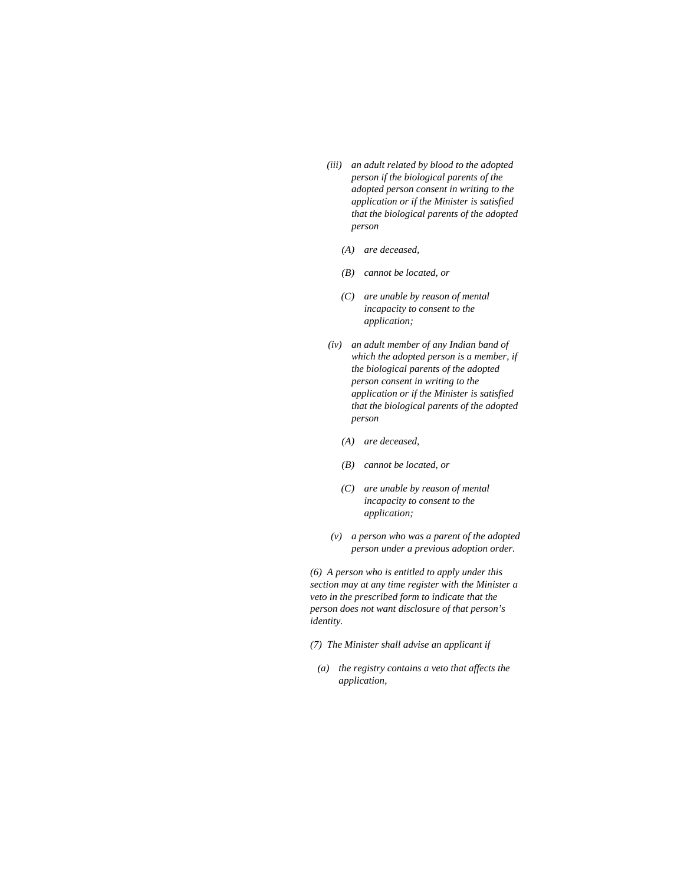*(iii) an adult related by blood to the adopted person if the biological parents of the adopted person consent in writing to the application or if the Minister is satisfied that the biological parents of the adopted person*

*(A) are deceased,*

*(B) cannot be located, or*

*(C) are unable by reason of mental incapacity to consent to the application;*

*(iv) an adult member of any Indian band of which the adopted person is a member, if the biological parents of the adopted person consent in writing to the application or if the Minister is satisfied that the biological parents of the adopted person*

*(A) are deceased,*

*(B) cannot be located, or*

*(C) are unable by reason of mental incapacity to consent to the application;*

*(v) a person who was a parent of the adopted person under a previous adoption order.*

*(6) A person who is entitled to apply under this section may at any time register with the Minister a veto in the prescribed form to indicate that the person does not want disclosure of that person's identity.*

*(7) The Minister shall advise an applicant if*

*(a) the registry contains a veto that affects the application,*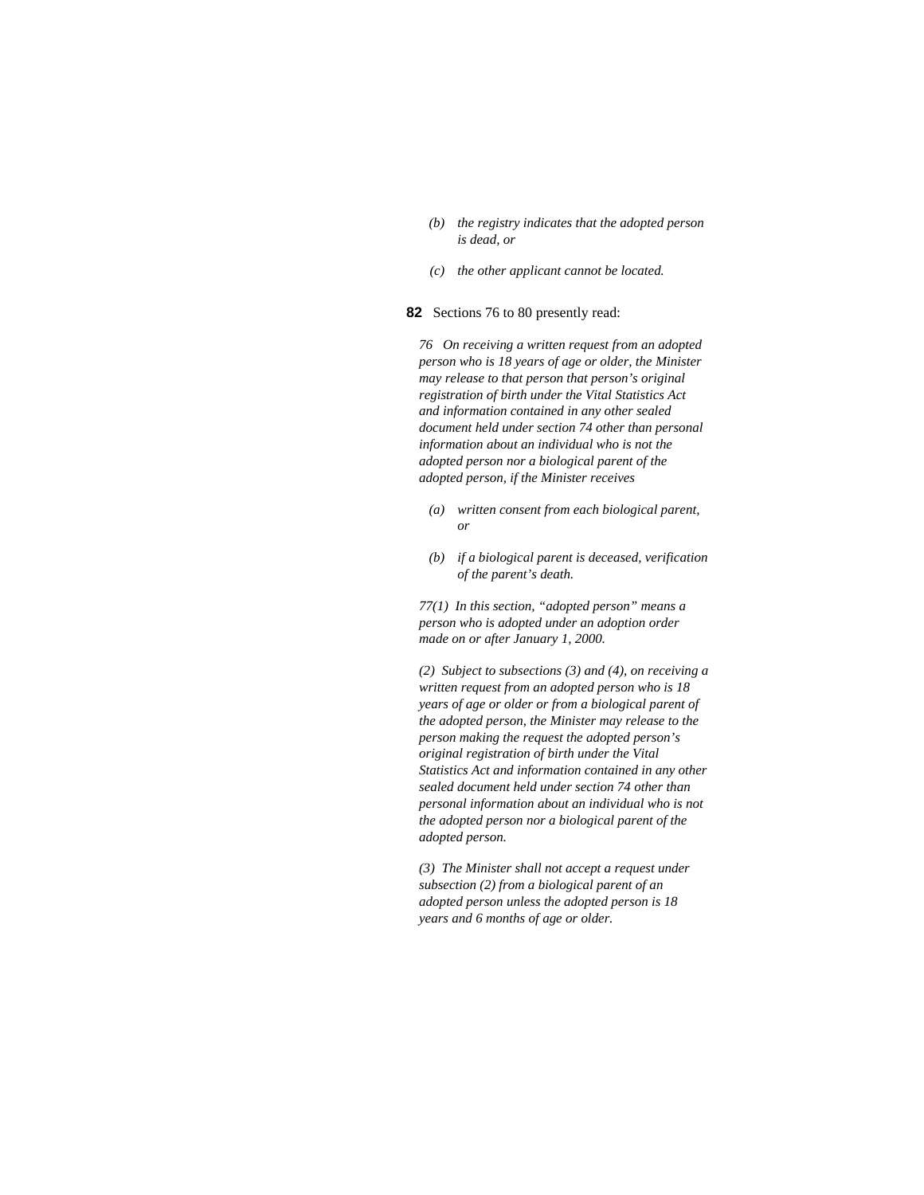*(b) the registry indicates that the adopted person is dead, or*

*(c) the other applicant cannot be located.*

**82** Sections 76 to 80 presently read:

*76 On receiving a written request from an adopted person who is 18 years of age or older, the Minister may release to that person that person's original registration of birth under the Vital Statistics Act and information contained in any other sealed document held under section 74 other than personal information about an individual who is not the adopted person nor a biological parent of the adopted person, if the Minister receives*

*(a) written consent from each biological parent, or*

*(b) if a biological parent is deceased, verification of the parent's death.*

*77(1) In this section, "adopted person" means a person who is adopted under an adoption order made on or after January 1, 2000.*

*(2) Subject to subsections (3) and (4), on receiving a written request from an adopted person who is 18 years of age or older or from a biological parent of the adopted person, the Minister may release to the person making the request the adopted person's original registration of birth under the Vital Statistics Act and information contained in any other sealed document held under section 74 other than personal information about an individual who is not the adopted person nor a biological parent of the adopted person.*

*(3) The Minister shall not accept a request under subsection (2) from a biological parent of an adopted person unless the adopted person is 18 years and 6 months of age or older.*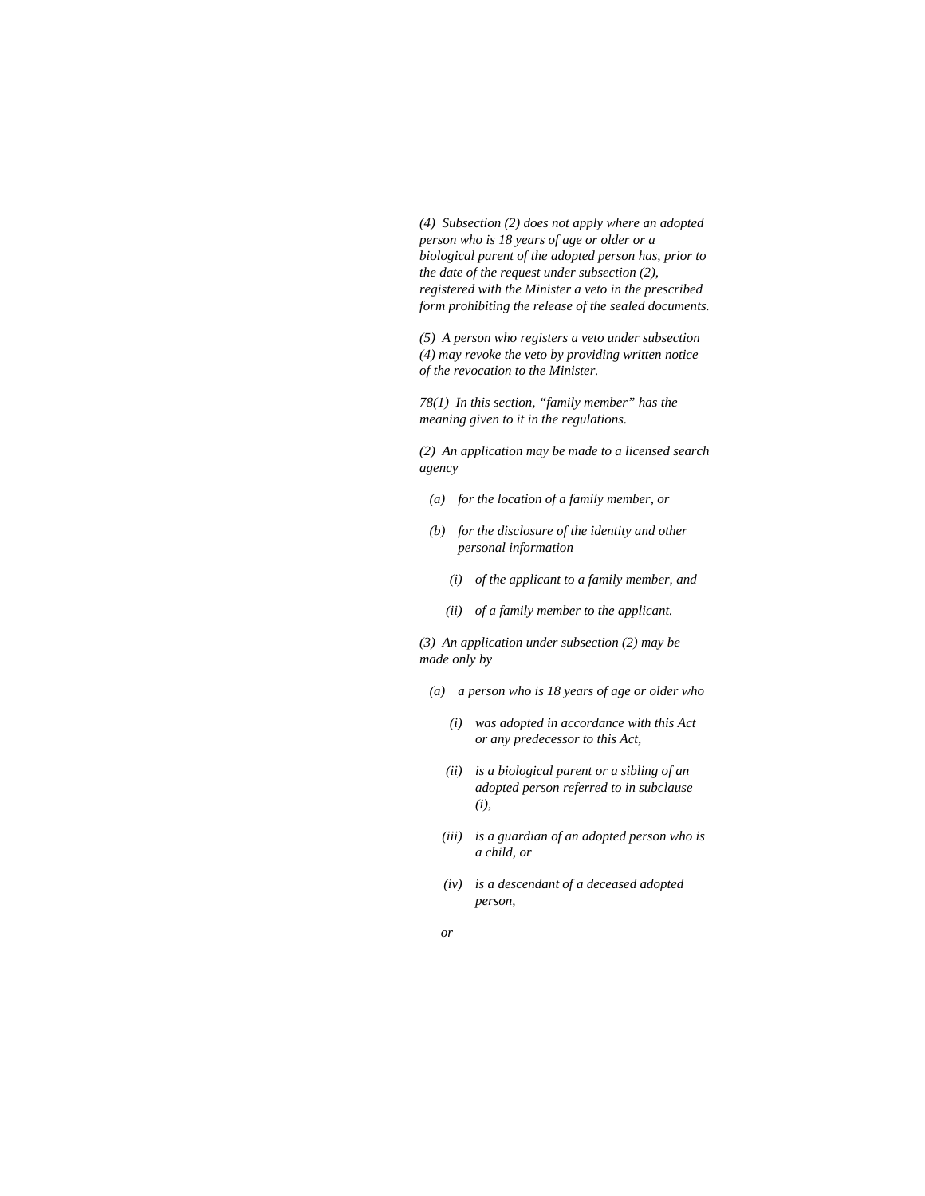*(4) Subsection (2) does not apply where an adopted person who is 18 years of age or older or a biological parent of the adopted person has, prior to the date of the request under subsection (2), registered with the Minister a veto in the prescribed form prohibiting the release of the sealed documents.*

*(5) A person who registers a veto under subsection (4) may revoke the veto by providing written notice of the revocation to the Minister.*

*78(1) In this section, "family member" has the meaning given to it in the regulations.*

*(2) An application may be made to a licensed search agency*

- *(a) for the location of a family member, or*
- *(b) for the disclosure of the identity and other personal information*
  - *(i) of the applicant to a family member, and*
  - *(ii) of a family member to the applicant.*

*(3) An application under subsection (2) may be made only by*

- *(a) a person who is 18 years of age or older who*
  - *(i) was adopted in accordance with this Act or any predecessor to this Act,*
  - *(ii) is a biological parent or a sibling of an adopted person referred to in subclause (i),*
  - *(iii) is a guardian of an adopted person who is a child, or*
  - *(iv) is a descendant of a deceased adopted person,*

  *or*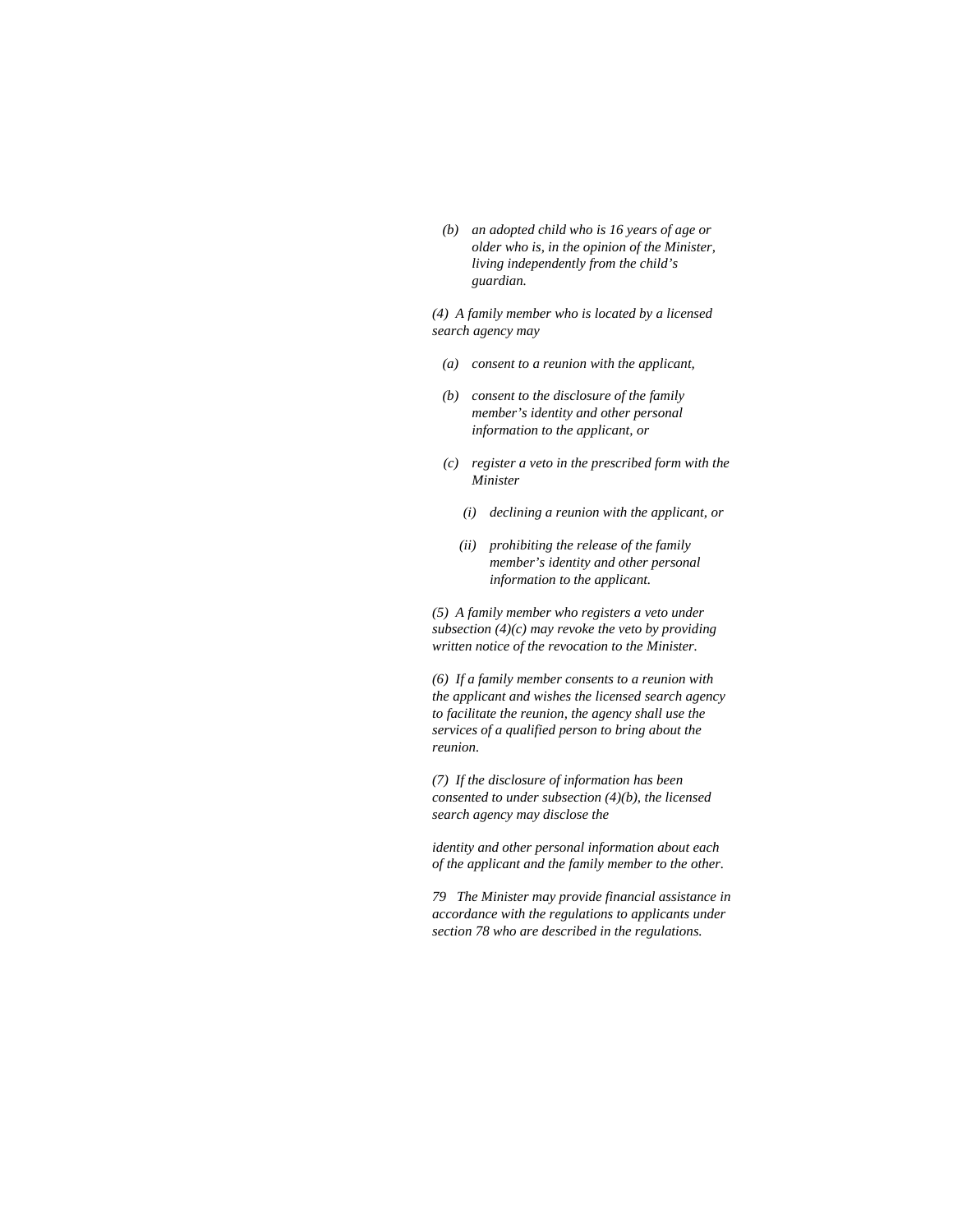*(b) an adopted child who is 16 years of age or older who is, in the opinion of the Minister, living independently from the child's guardian.*

*(4) A family member who is located by a licensed search agency may*

*(a) consent to a reunion with the applicant,*

*(b) consent to the disclosure of the family member's identity and other personal information to the applicant, or*

*(c) register a veto in the prescribed form with the Minister*

*(i) declining a reunion with the applicant, or*

*(ii) prohibiting the release of the family member's identity and other personal information to the applicant.*

*(5) A family member who registers a veto under subsection (4)(c) may revoke the veto by providing written notice of the revocation to the Minister.*

*(6) If a family member consents to a reunion with the applicant and wishes the licensed search agency to facilitate the reunion, the agency shall use the services of a qualified person to bring about the reunion.*

*(7) If the disclosure of information has been consented to under subsection (4)(b), the licensed search agency may disclose the identity and other personal information about each of the applicant and the family member to the other.*

*79 The Minister may provide financial assistance in accordance with the regulations to applicants under section 78 who are described in the regulations.*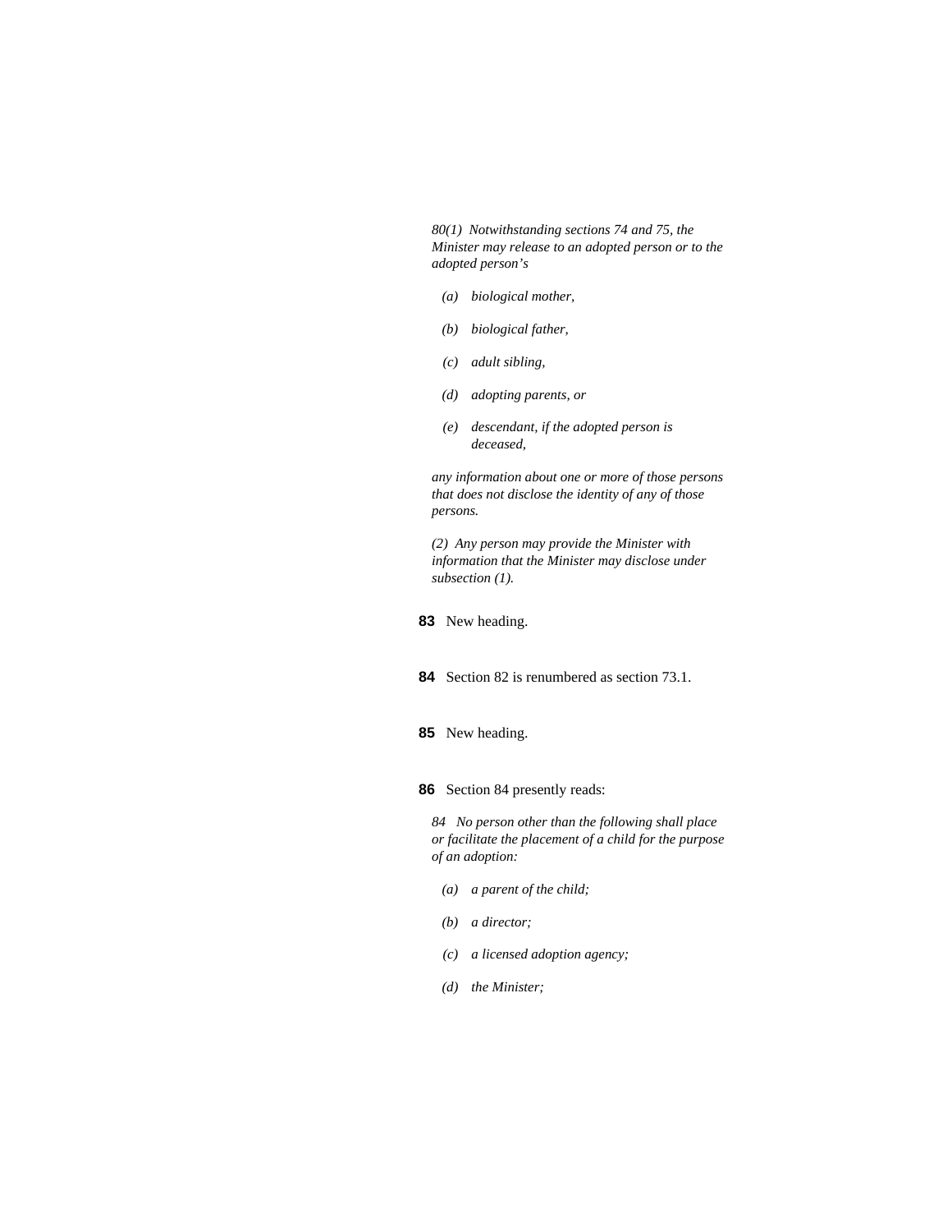*80(1) Notwithstanding sections 74 and 75, the Minister may release to an adopted person or to the adopted person's*

*(a) biological mother,*

*(b) biological father,*

*(c) adult sibling,*

*(d) adopting parents, or*

*(e) descendant, if the adopted person is deceased,*

*any information about one or more of those persons that does not disclose the identity of any of those persons.*

*(2) Any person may provide the Minister with information that the Minister may disclose under subsection (1).*

**83** New heading.

**84** Section 82 is renumbered as section 73.1.

**85** New heading.

**86** Section 84 presently reads:

*84 No person other than the following shall place or facilitate the placement of a child for the purpose of an adoption:*

*(a) a parent of the child;*

*(b) a director;*

*(c) a licensed adoption agency;*

*(d) the Minister;*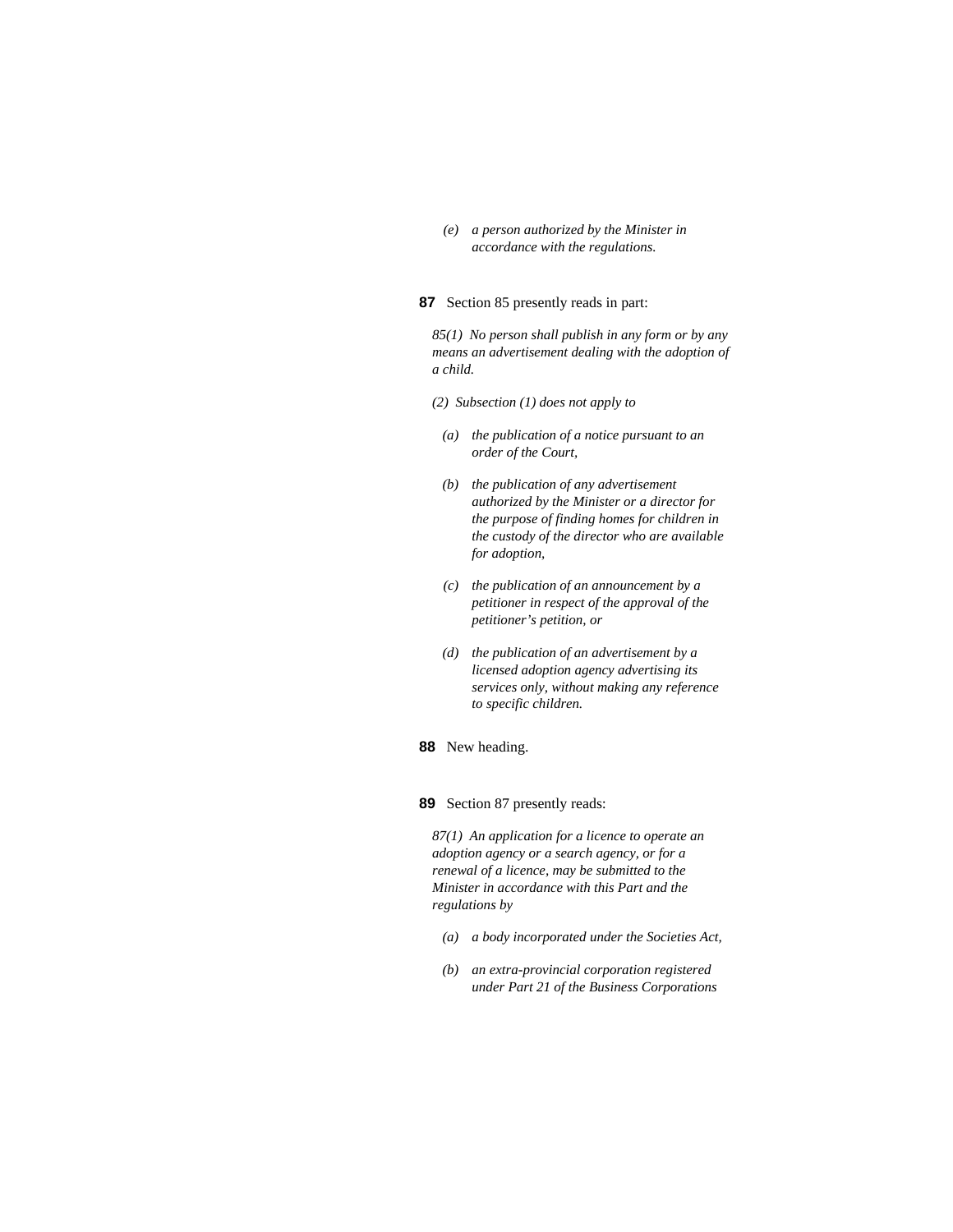*(e) a person authorized by the Minister in accordance with the regulations.*

**87** Section 85 presently reads in part:

*85(1) No person shall publish in any form or by any means an advertisement dealing with the adoption of a child.*

*(2) Subsection (1) does not apply to*

*(a) the publication of a notice pursuant to an order of the Court,*

*(b) the publication of any advertisement authorized by the Minister or a director for the purpose of finding homes for children in the custody of the director who are available for adoption,*

*(c) the publication of an announcement by a petitioner in respect of the approval of the petitioner's petition, or*

*(d) the publication of an advertisement by a licensed adoption agency advertising its services only, without making any reference to specific children.*

**88** New heading.

**89** Section 87 presently reads:

*87(1) An application for a licence to operate an adoption agency or a search agency, or for a renewal of a licence, may be submitted to the Minister in accordance with this Part and the regulations by*

*(a) a body incorporated under the Societies Act,*

*(b) an extra-provincial corporation registered under Part 21 of the Business Corporations*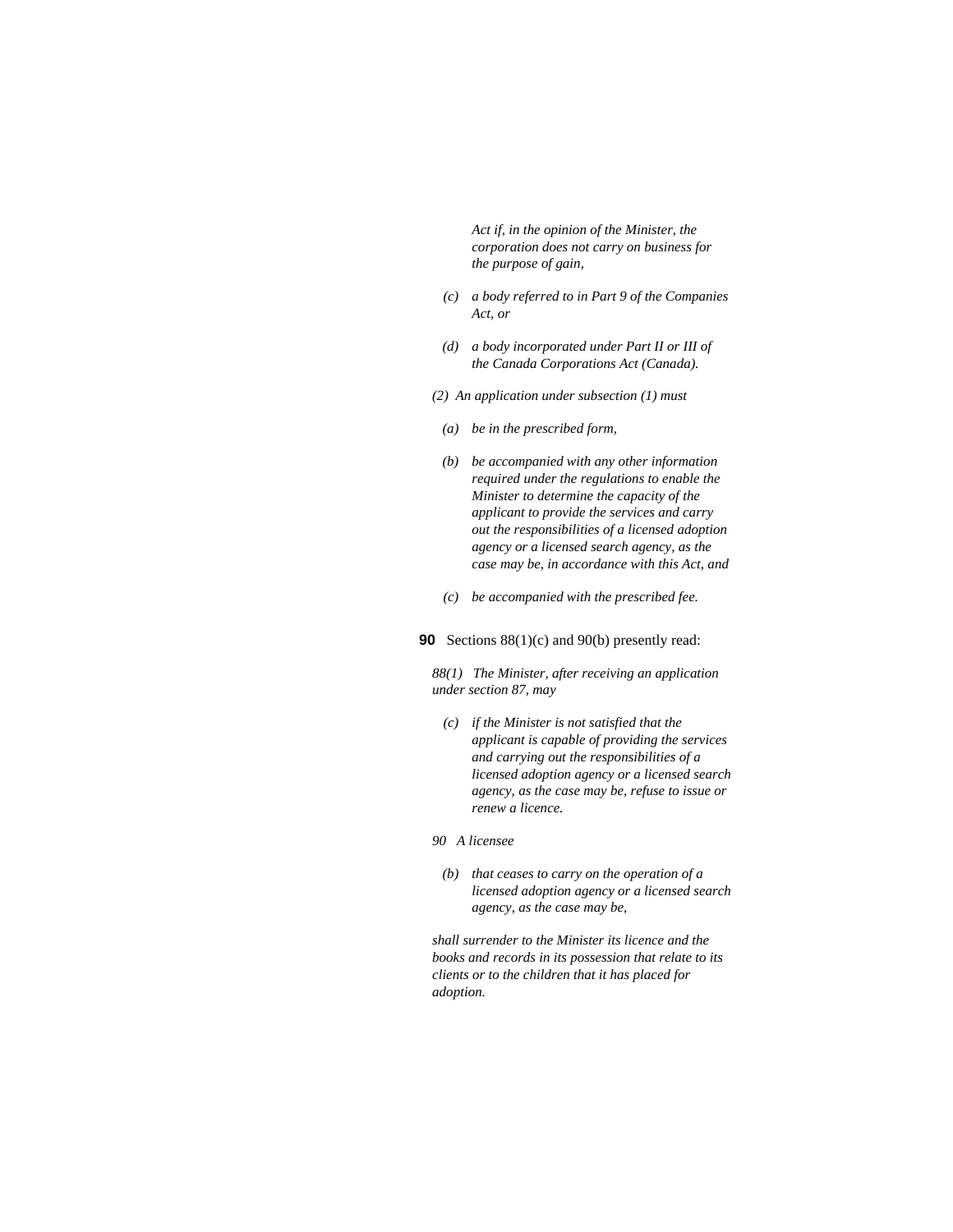*Act if, in the opinion of the Minister, the corporation does not carry on business for the purpose of gain,*

*(c) a body referred to in Part 9 of the Companies Act, or*

*(d) a body incorporated under Part II or III of the Canada Corporations Act (Canada).*

*(2) An application under subsection (1) must*

*(a) be in the prescribed form,*

*(b) be accompanied with any other information required under the regulations to enable the Minister to determine the capacity of the applicant to provide the services and carry out the responsibilities of a licensed adoption agency or a licensed search agency, as the case may be, in accordance with this Act, and*

*(c) be accompanied with the prescribed fee.*

**90** Sections 88(1)(c) and 90(b) presently read:

*88(1) The Minister, after receiving an application under section 87, may*

*(c) if the Minister is not satisfied that the applicant is capable of providing the services and carrying out the responsibilities of a licensed adoption agency or a licensed search agency, as the case may be, refuse to issue or renew a licence.*

*90 A licensee*

*(b) that ceases to carry on the operation of a licensed adoption agency or a licensed search agency, as the case may be,*

*shall surrender to the Minister its licence and the books and records in its possession that relate to its clients or to the children that it has placed for adoption.*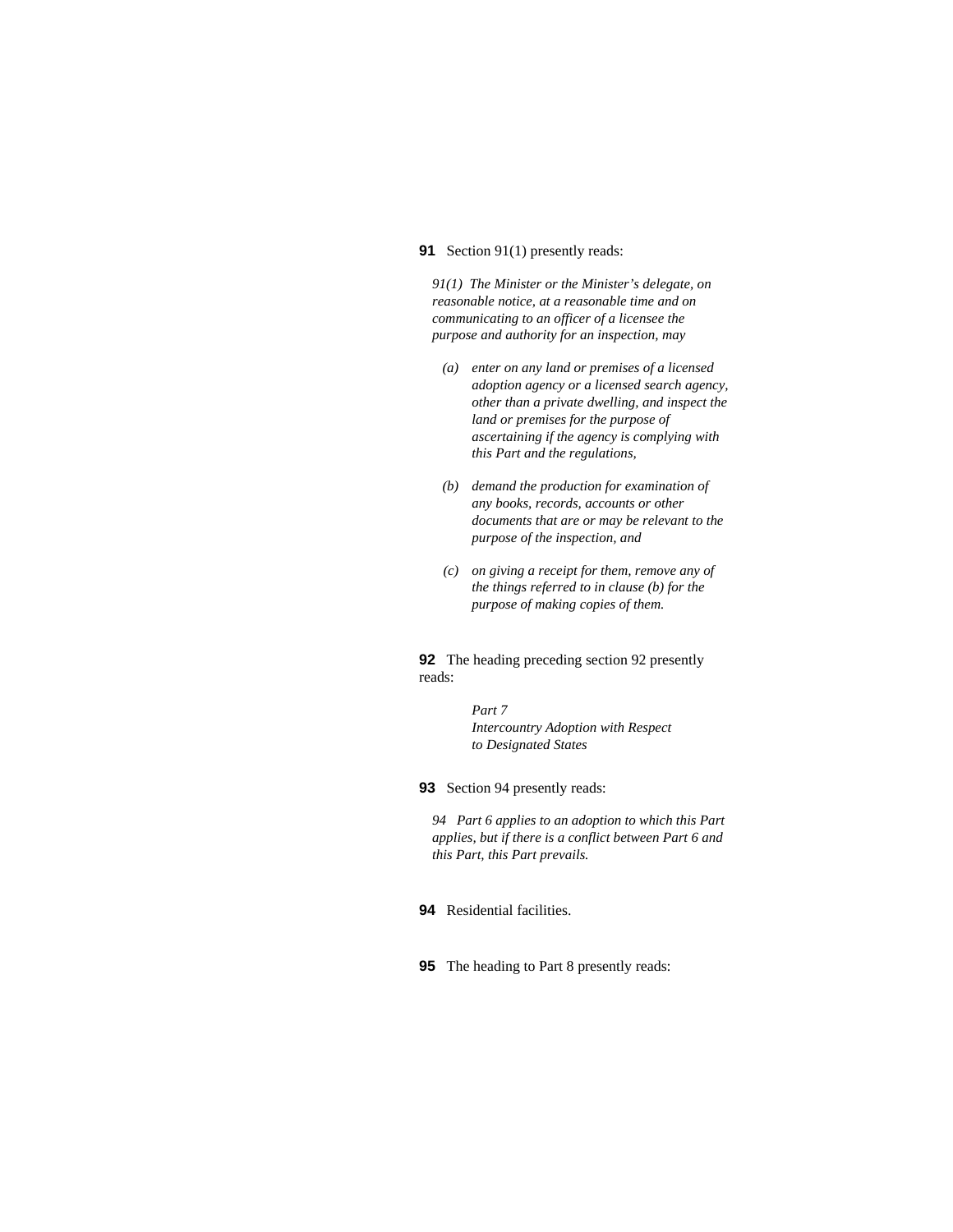**91** Section 91(1) presently reads:

*91(1) The Minister or the Minister's delegate, on reasonable notice, at a reasonable time and on communicating to an officer of a licensee the purpose and authority for an inspection, may*

*(a) enter on any land or premises of a licensed adoption agency or a licensed search agency, other than a private dwelling, and inspect the land or premises for the purpose of ascertaining if the agency is complying with this Part and the regulations,*

*(b) demand the production for examination of any books, records, accounts or other documents that are or may be relevant to the purpose of the inspection, and*

*(c) on giving a receipt for them, remove any of the things referred to in clause (b) for the purpose of making copies of them.*

**92** The heading preceding section 92 presently reads:

*Part 7*
*Intercountry Adoption with Respect to Designated States*

**93** Section 94 presently reads:

*94 Part 6 applies to an adoption to which this Part applies, but if there is a conflict between Part 6 and this Part, this Part prevails.*

**94** Residential facilities.

**95** The heading to Part 8 presently reads: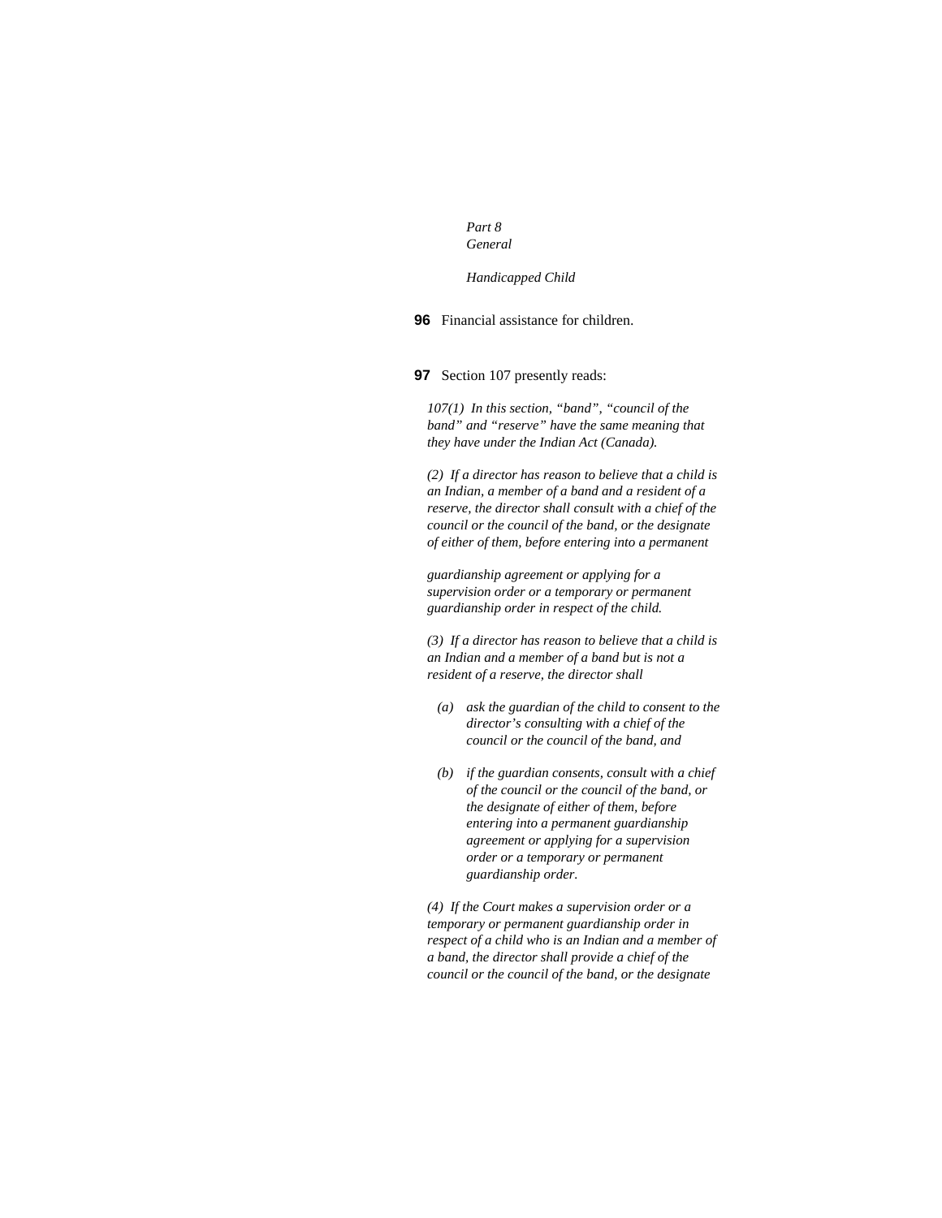*Part 8*
*General*

*Handicapped Child*

**96** Financial assistance for children.

**97** Section 107 presently reads:

*107(1) In this section, "band", "council of the band" and "reserve" have the same meaning that they have under the Indian Act (Canada).*

*(2) If a director has reason to believe that a child is an Indian, a member of a band and a resident of a reserve, the director shall consult with a chief of the council or the council of the band, or the designate of either of them, before entering into a permanent guardianship agreement or applying for a supervision order or a temporary or permanent guardianship order in respect of the child.*

*(3) If a director has reason to believe that a child is an Indian and a member of a band but is not a resident of a reserve, the director shall*

- *(a) ask the guardian of the child to consent to the director's consulting with a chief of the council or the council of the band, and*
- *(b) if the guardian consents, consult with a chief of the council or the council of the band, or the designate of either of them, before entering into a permanent guardianship agreement or applying for a supervision order or a temporary or permanent guardianship order.*

*(4) If the Court makes a supervision order or a temporary or permanent guardianship order in respect of a child who is an Indian and a member of a band, the director shall provide a chief of the council or the council of the band, or the designate*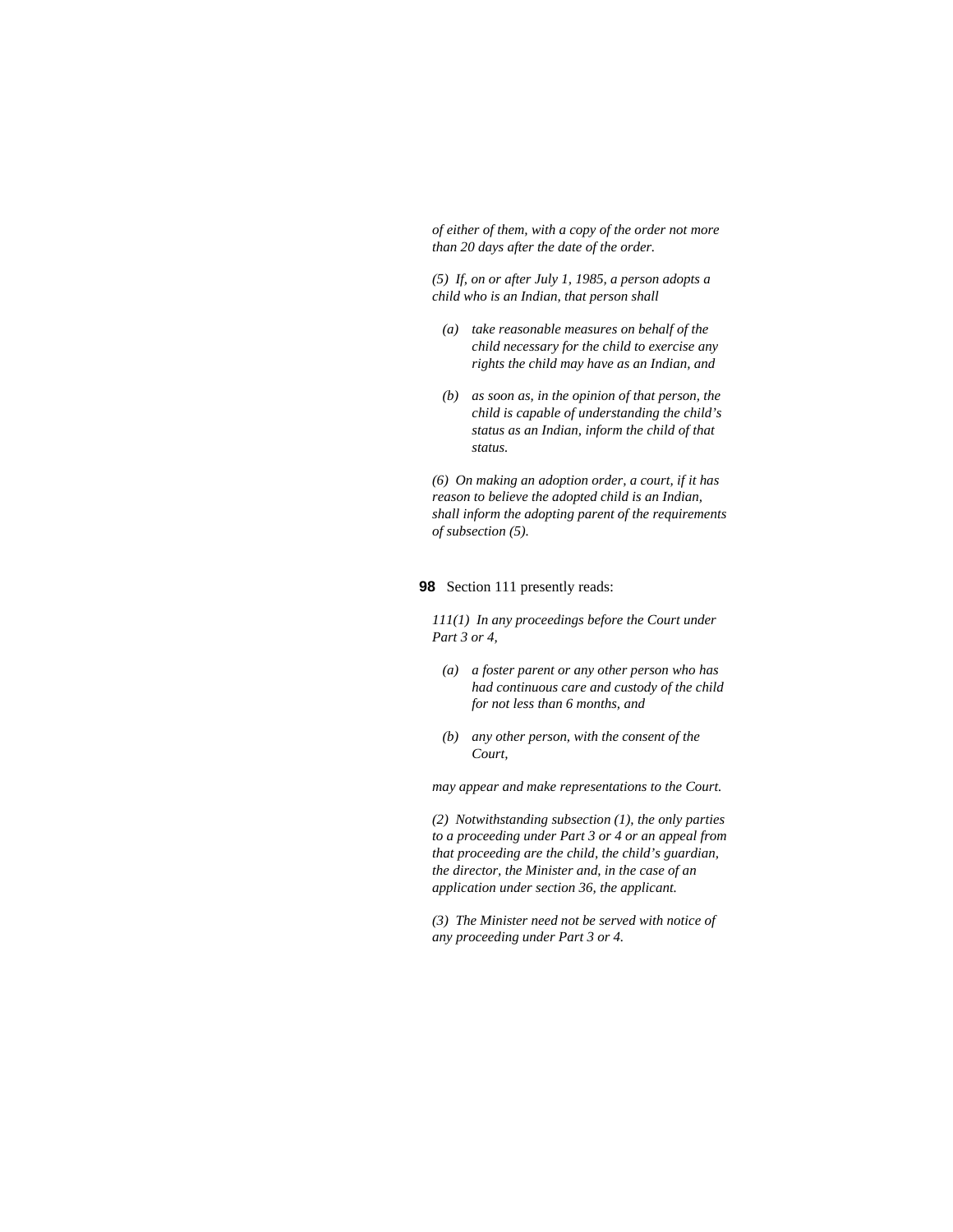*of either of them, with a copy of the order not more than 20 days after the date of the order.*

*(5) If, on or after July 1, 1985, a person adopts a child who is an Indian, that person shall*

*(a) take reasonable measures on behalf of the child necessary for the child to exercise any rights the child may have as an Indian, and*

*(b) as soon as, in the opinion of that person, the child is capable of understanding the child's status as an Indian, inform the child of that status.*

*(6) On making an adoption order, a court, if it has reason to believe the adopted child is an Indian, shall inform the adopting parent of the requirements of subsection (5).*

**98** Section 111 presently reads:

*111(1) In any proceedings before the Court under Part 3 or 4,*

*(a) a foster parent or any other person who has had continuous care and custody of the child for not less than 6 months, and*

*(b) any other person, with the consent of the Court,*

*may appear and make representations to the Court.*

*(2) Notwithstanding subsection (1), the only parties to a proceeding under Part 3 or 4 or an appeal from that proceeding are the child, the child's guardian, the director, the Minister and, in the case of an application under section 36, the applicant.*

*(3) The Minister need not be served with notice of any proceeding under Part 3 or 4.*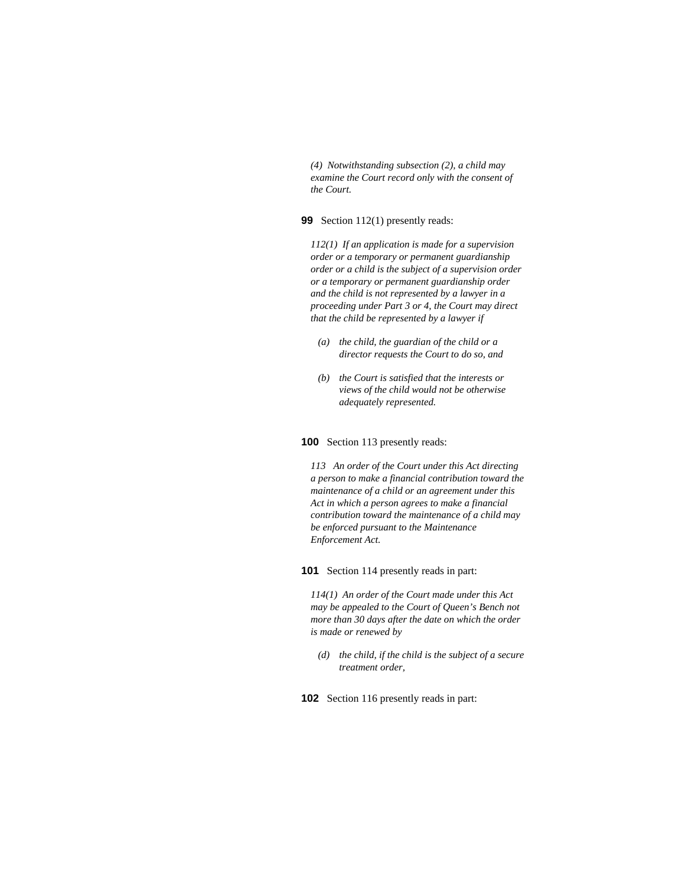*(4) Notwithstanding subsection (2), a child may examine the Court record only with the consent of the Court.*

**99** Section 112(1) presently reads:

*112(1) If an application is made for a supervision order or a temporary or permanent guardianship order or a child is the subject of a supervision order or a temporary or permanent guardianship order and the child is not represented by a lawyer in a proceeding under Part 3 or 4, the Court may direct that the child be represented by a lawyer if*

- *(a) the child, the guardian of the child or a director requests the Court to do so, and*
- *(b) the Court is satisfied that the interests or views of the child would not be otherwise adequately represented.*

**100** Section 113 presently reads:

*113 An order of the Court under this Act directing a person to make a financial contribution toward the maintenance of a child or an agreement under this Act in which a person agrees to make a financial contribution toward the maintenance of a child may be enforced pursuant to the Maintenance Enforcement Act.*

**101** Section 114 presently reads in part:

*114(1) An order of the Court made under this Act may be appealed to the Court of Queen's Bench not more than 30 days after the date on which the order is made or renewed by*

- *(d) the child, if the child is the subject of a secure treatment order,*

**102** Section 116 presently reads in part: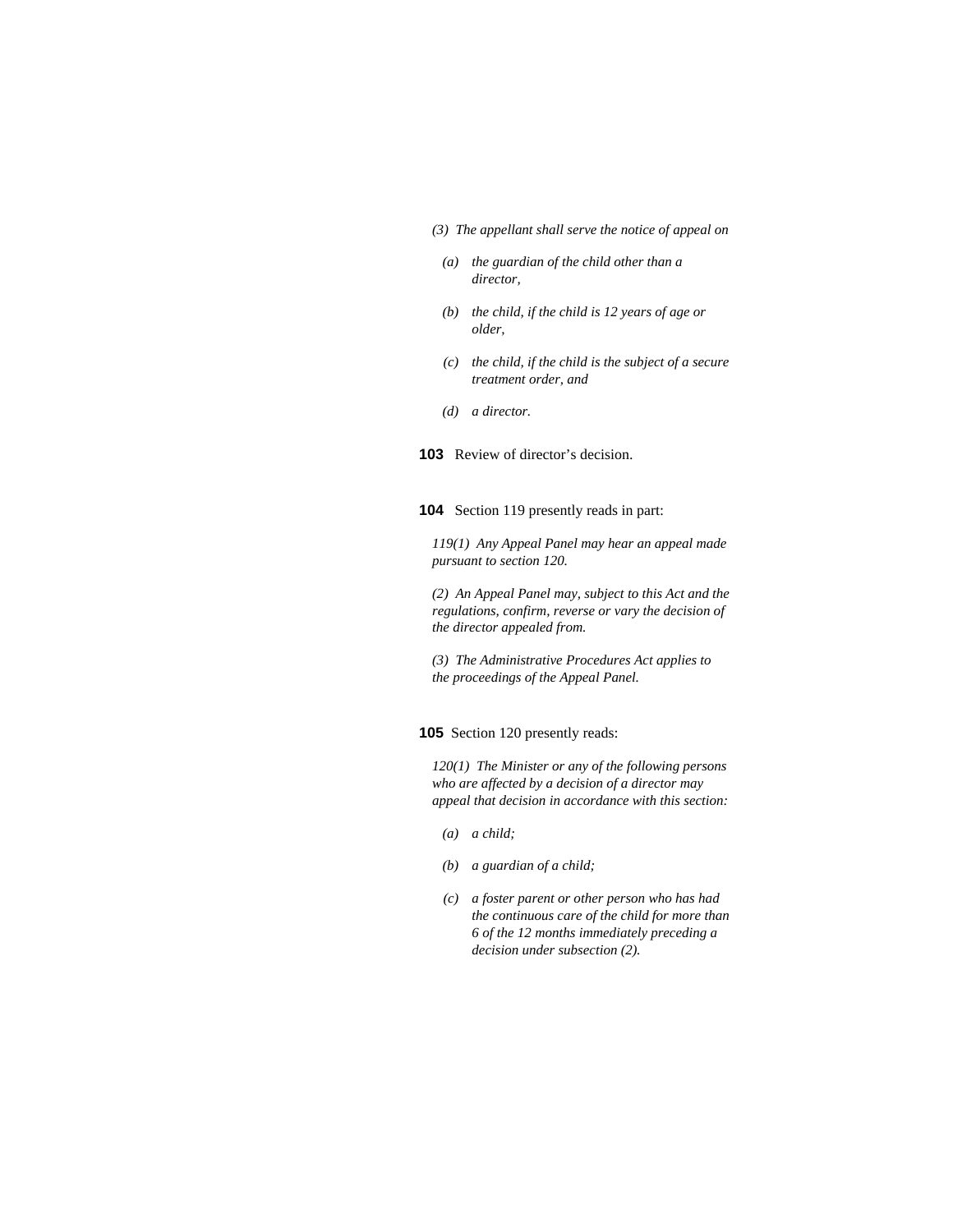*(3) The appellant shall serve the notice of appeal on*

*(a) the guardian of the child other than a director,*

*(b) the child, if the child is 12 years of age or older,*

*(c) the child, if the child is the subject of a secure treatment order, and*

*(d) a director.*

**103** Review of director's decision.

**104** Section 119 presently reads in part:

*119(1) Any Appeal Panel may hear an appeal made pursuant to section 120.*

*(2) An Appeal Panel may, subject to this Act and the regulations, confirm, reverse or vary the decision of the director appealed from.*

*(3) The Administrative Procedures Act applies to the proceedings of the Appeal Panel.*

**105** Section 120 presently reads:

*120(1) The Minister or any of the following persons who are affected by a decision of a director may appeal that decision in accordance with this section:*

*(a) a child;*

*(b) a guardian of a child;*

*(c) a foster parent or other person who has had the continuous care of the child for more than 6 of the 12 months immediately preceding a decision under subsection (2).*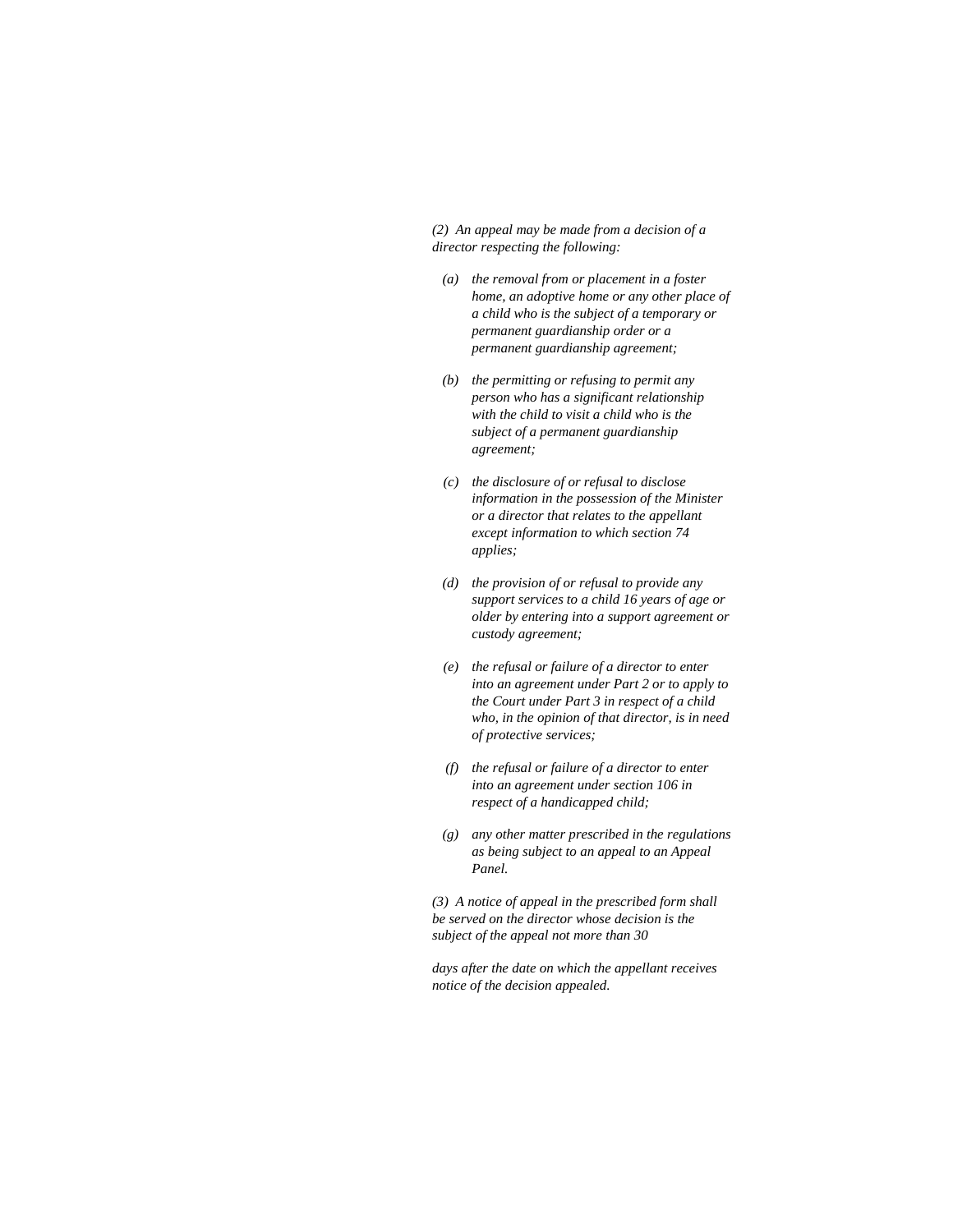*(2) An appeal may be made from a decision of a director respecting the following:*

*(a) the removal from or placement in a foster home, an adoptive home or any other place of a child who is the subject of a temporary or permanent guardianship order or a permanent guardianship agreement;*

*(b) the permitting or refusing to permit any person who has a significant relationship with the child to visit a child who is the subject of a permanent guardianship agreement;*

*(c) the disclosure of or refusal to disclose information in the possession of the Minister or a director that relates to the appellant except information to which section 74 applies;*

*(d) the provision of or refusal to provide any support services to a child 16 years of age or older by entering into a support agreement or custody agreement;*

*(e) the refusal or failure of a director to enter into an agreement under Part 2 or to apply to the Court under Part 3 in respect of a child who, in the opinion of that director, is in need of protective services;*

*(f) the refusal or failure of a director to enter into an agreement under section 106 in respect of a handicapped child;*

*(g) any other matter prescribed in the regulations as being subject to an appeal to an Appeal Panel.*

*(3) A notice of appeal in the prescribed form shall be served on the director whose decision is the subject of the appeal not more than 30 days after the date on which the appellant receives notice of the decision appealed.*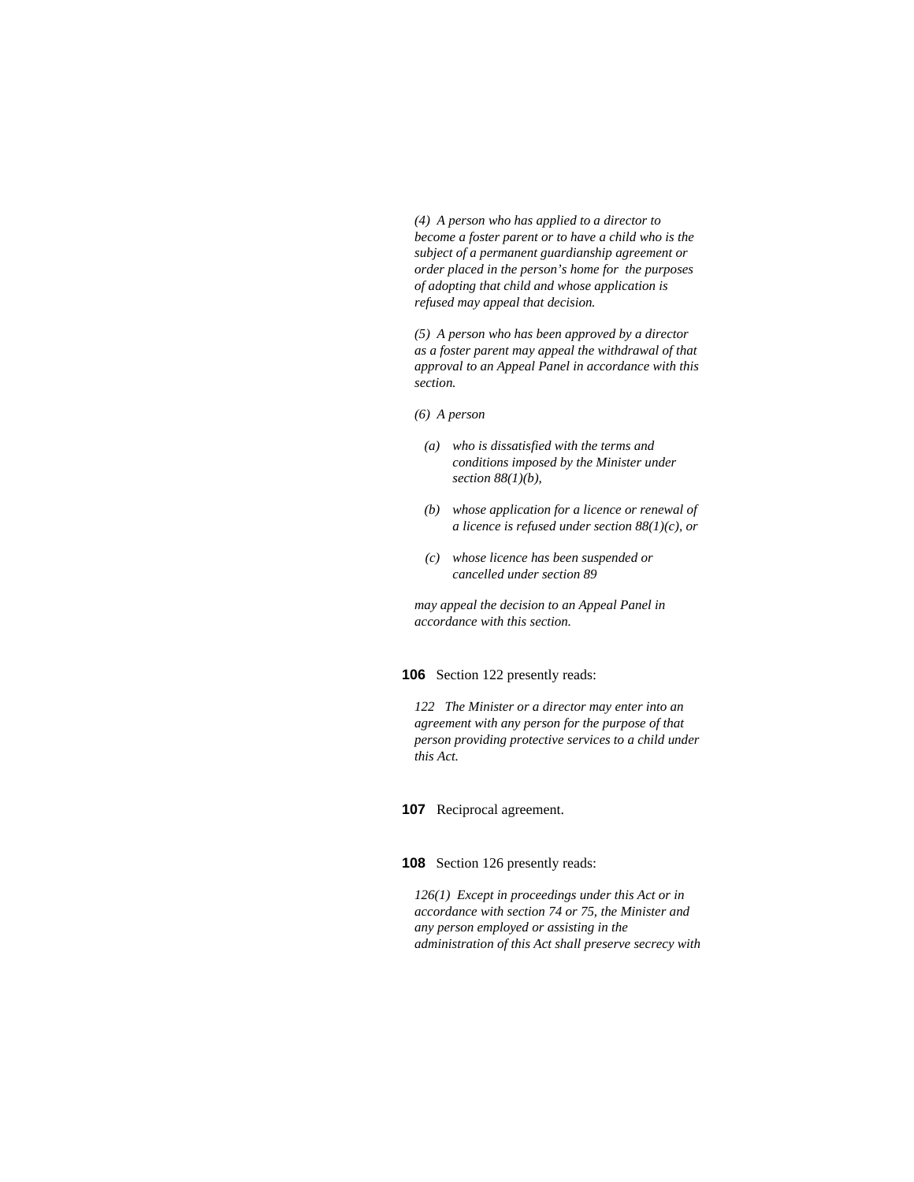*(4) A person who has applied to a director to become a foster parent or to have a child who is the subject of a permanent guardianship agreement or order placed in the person's home for the purposes of adopting that child and whose application is refused may appeal that decision.*

*(5) A person who has been approved by a director as a foster parent may appeal the withdrawal of that approval to an Appeal Panel in accordance with this section.*

*(6) A person*

*(a) who is dissatisfied with the terms and conditions imposed by the Minister under section 88(1)(b),*

*(b) whose application for a licence or renewal of a licence is refused under section 88(1)(c), or*

*(c) whose licence has been suspended or cancelled under section 89*

*may appeal the decision to an Appeal Panel in accordance with this section.*

**106** Section 122 presently reads:

*122 The Minister or a director may enter into an agreement with any person for the purpose of that person providing protective services to a child under this Act.*

**107** Reciprocal agreement.

**108** Section 126 presently reads:

*126(1) Except in proceedings under this Act or in accordance with section 74 or 75, the Minister and any person employed or assisting in the administration of this Act shall preserve secrecy with*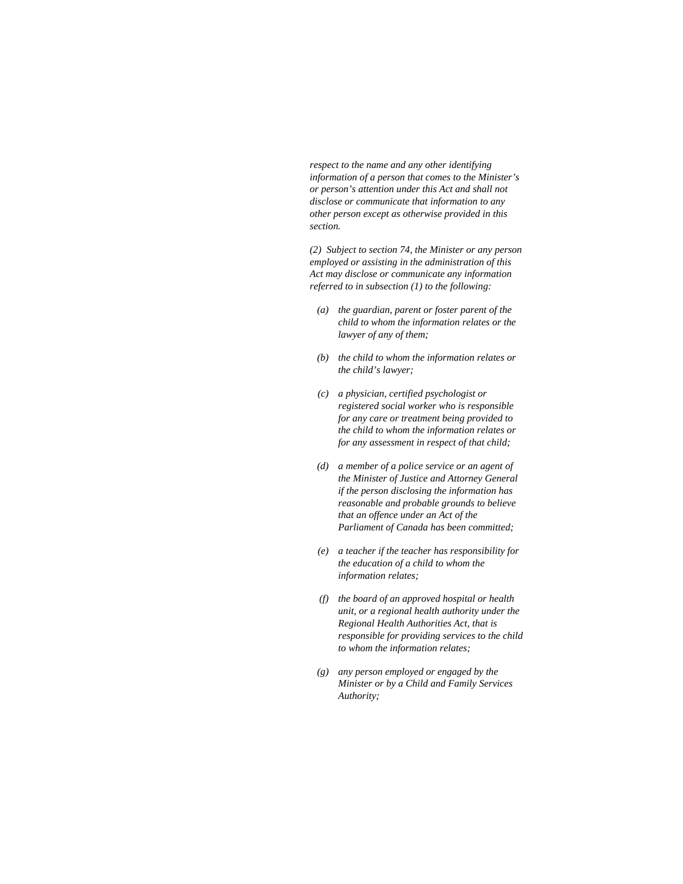*respect to the name and any other identifying information of a person that comes to the Minister's or person's attention under this Act and shall not disclose or communicate that information to any other person except as otherwise provided in this section.*

*(2) Subject to section 74, the Minister or any person employed or assisting in the administration of this Act may disclose or communicate any information referred to in subsection (1) to the following:*

- *(a) the guardian, parent or foster parent of the child to whom the information relates or the lawyer of any of them;*
- *(b) the child to whom the information relates or the child's lawyer;*
- *(c) a physician, certified psychologist or registered social worker who is responsible for any care or treatment being provided to the child to whom the information relates or for any assessment in respect of that child;*
- *(d) a member of a police service or an agent of the Minister of Justice and Attorney General if the person disclosing the information has reasonable and probable grounds to believe that an offence under an Act of the Parliament of Canada has been committed;*
- *(e) a teacher if the teacher has responsibility for the education of a child to whom the information relates;*
- *(f) the board of an approved hospital or health unit, or a regional health authority under the Regional Health Authorities Act, that is responsible for providing services to the child to whom the information relates;*
- *(g) any person employed or engaged by the Minister or by a Child and Family Services Authority;*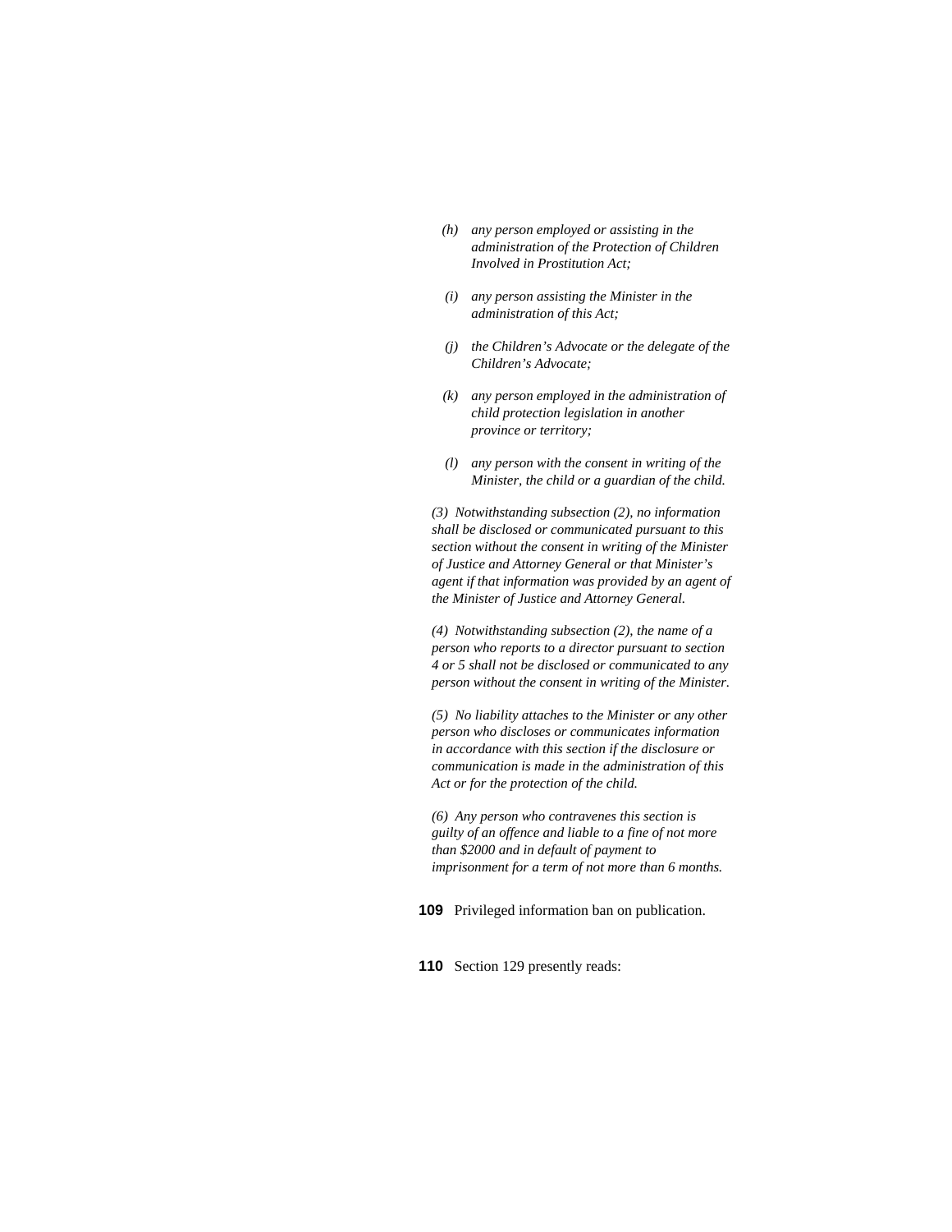*(h) any person employed or assisting in the administration of the Protection of Children Involved in Prostitution Act;*

*(i) any person assisting the Minister in the administration of this Act;*

*(j) the Children's Advocate or the delegate of the Children's Advocate;*

*(k) any person employed in the administration of child protection legislation in another province or territory;*

*(l) any person with the consent in writing of the Minister, the child or a guardian of the child.*

*(3) Notwithstanding subsection (2), no information shall be disclosed or communicated pursuant to this section without the consent in writing of the Minister of Justice and Attorney General or that Minister's agent if that information was provided by an agent of the Minister of Justice and Attorney General.*

*(4) Notwithstanding subsection (2), the name of a person who reports to a director pursuant to section 4 or 5 shall not be disclosed or communicated to any person without the consent in writing of the Minister.*

*(5) No liability attaches to the Minister or any other person who discloses or communicates information in accordance with this section if the disclosure or communication is made in the administration of this Act or for the protection of the child.*

*(6) Any person who contravenes this section is guilty of an offence and liable to a fine of not more than $2000 and in default of payment to imprisonment for a term of not more than 6 months.*

**109** Privileged information ban on publication.

**110** Section 129 presently reads: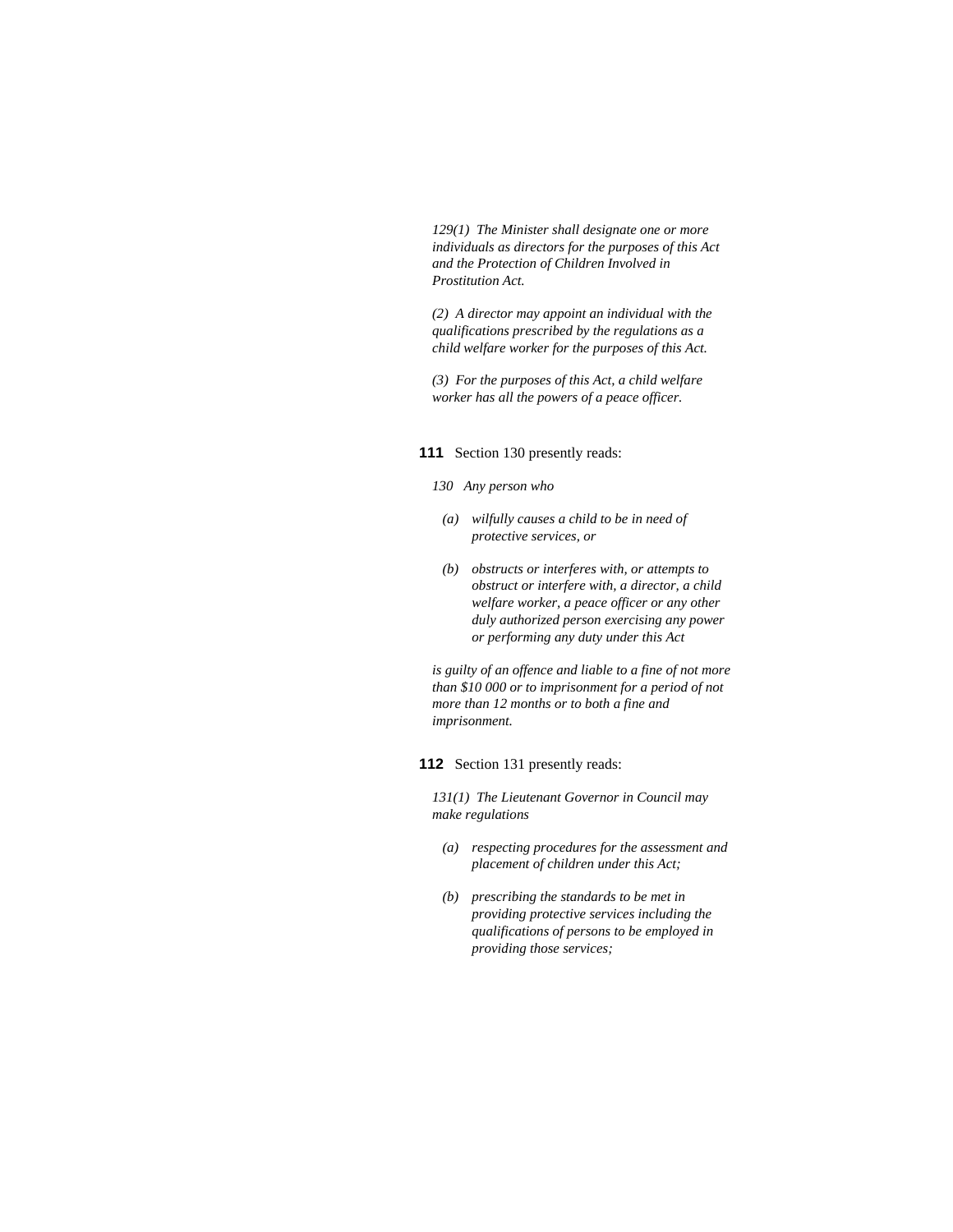*129(1) The Minister shall designate one or more individuals as directors for the purposes of this Act and the Protection of Children Involved in Prostitution Act.*

*(2) A director may appoint an individual with the qualifications prescribed by the regulations as a child welfare worker for the purposes of this Act.*

*(3) For the purposes of this Act, a child welfare worker has all the powers of a peace officer.*

**111** Section 130 presently reads:

*130 Any person who*

- *(a) wilfully causes a child to be in need of protective services, or*
- *(b) obstructs or interferes with, or attempts to obstruct or interfere with, a director, a child welfare worker, a peace officer or any other duly authorized person exercising any power or performing any duty under this Act*

*is guilty of an offence and liable to a fine of not more than $10 000 or to imprisonment for a period of not more than 12 months or to both a fine and imprisonment.*

**112** Section 131 presently reads:

*131(1) The Lieutenant Governor in Council may make regulations*

- *(a) respecting procedures for the assessment and placement of children under this Act;*
- *(b) prescribing the standards to be met in providing protective services including the qualifications of persons to be employed in providing those services;*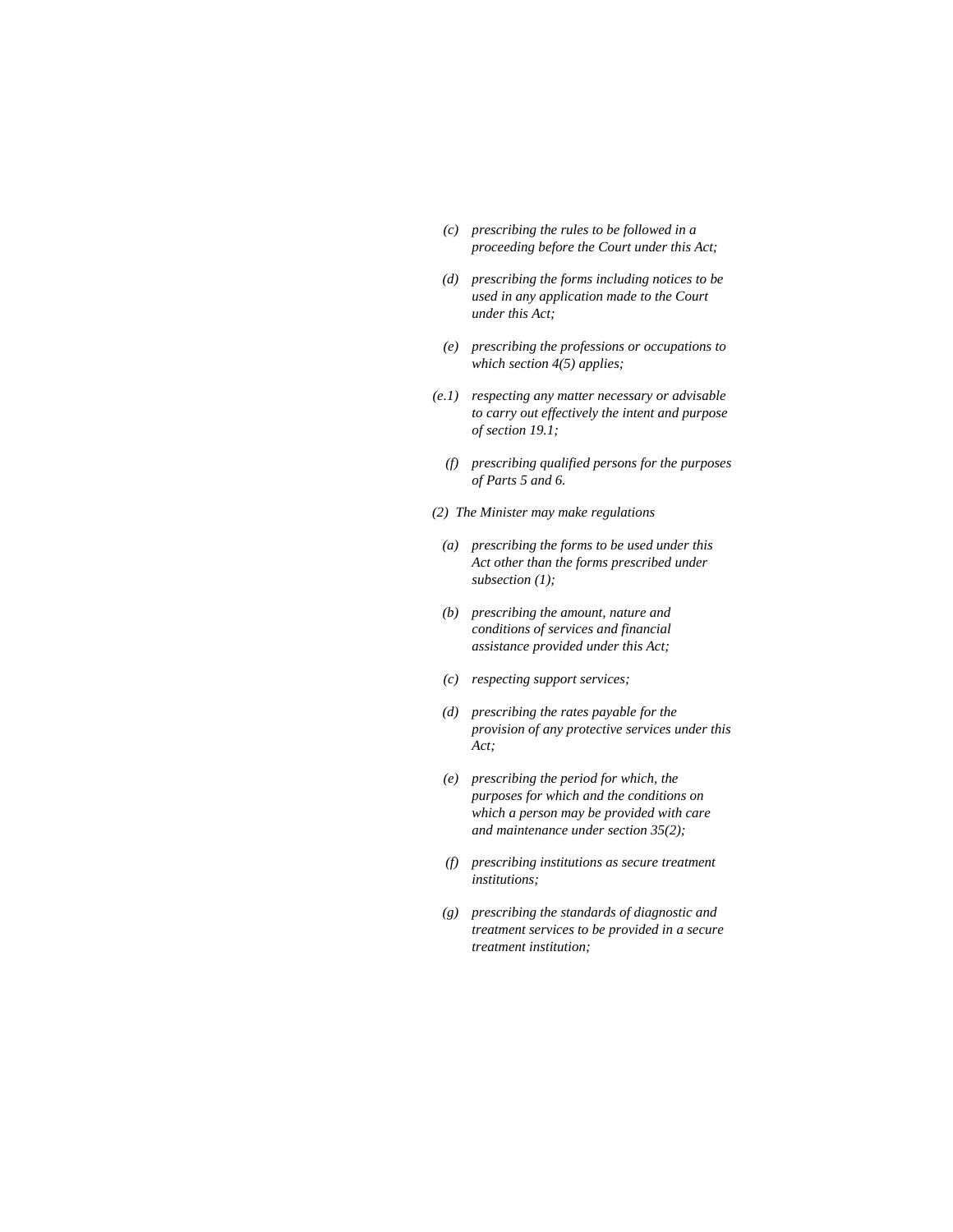*(c) prescribing the rules to be followed in a proceeding before the Court under this Act;*

*(d) prescribing the forms including notices to be used in any application made to the Court under this Act;*

*(e) prescribing the professions or occupations to which section 4(5) applies;*

*(e.1) respecting any matter necessary or advisable to carry out effectively the intent and purpose of section 19.1;*

*(f) prescribing qualified persons for the purposes of Parts 5 and 6.*

*(2) The Minister may make regulations*

*(a) prescribing the forms to be used under this Act other than the forms prescribed under subsection (1);*

*(b) prescribing the amount, nature and conditions of services and financial assistance provided under this Act;*

*(c) respecting support services;*

*(d) prescribing the rates payable for the provision of any protective services under this Act;*

*(e) prescribing the period for which, the purposes for which and the conditions on which a person may be provided with care and maintenance under section 35(2);*

*(f) prescribing institutions as secure treatment institutions;*

*(g) prescribing the standards of diagnostic and treatment services to be provided in a secure treatment institution;*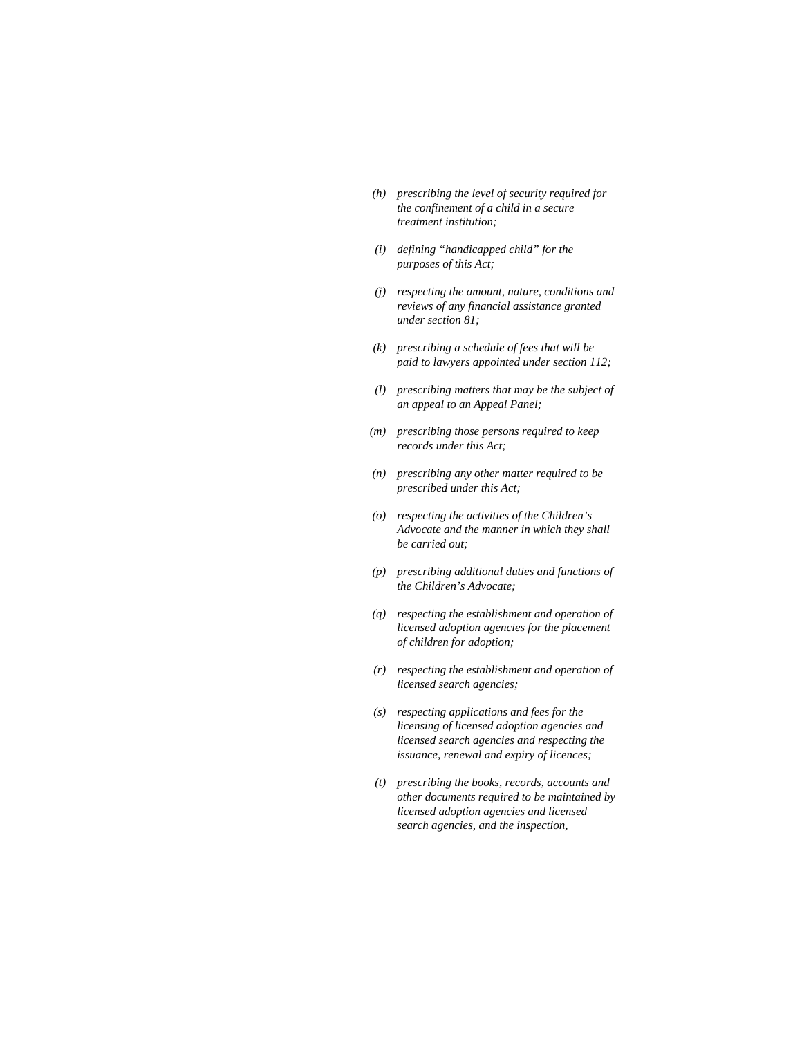*(h) prescribing the level of security required for the confinement of a child in a secure treatment institution;*

*(i) defining “handicapped child” for the purposes of this Act;*

*(j) respecting the amount, nature, conditions and reviews of any financial assistance granted under section 81;*

*(k) prescribing a schedule of fees that will be paid to lawyers appointed under section 112;*

*(l) prescribing matters that may be the subject of an appeal to an Appeal Panel;*

*(m) prescribing those persons required to keep records under this Act;*

*(n) prescribing any other matter required to be prescribed under this Act;*

*(o) respecting the activities of the Children’s Advocate and the manner in which they shall be carried out;*

*(p) prescribing additional duties and functions of the Children’s Advocate;*

*(q) respecting the establishment and operation of licensed adoption agencies for the placement of children for adoption;*

*(r) respecting the establishment and operation of licensed search agencies;*

*(s) respecting applications and fees for the licensing of licensed adoption agencies and licensed search agencies and respecting the issuance, renewal and expiry of licences;*

*(t) prescribing the books, records, accounts and other documents required to be maintained by licensed adoption agencies and licensed search agencies, and the inspection,*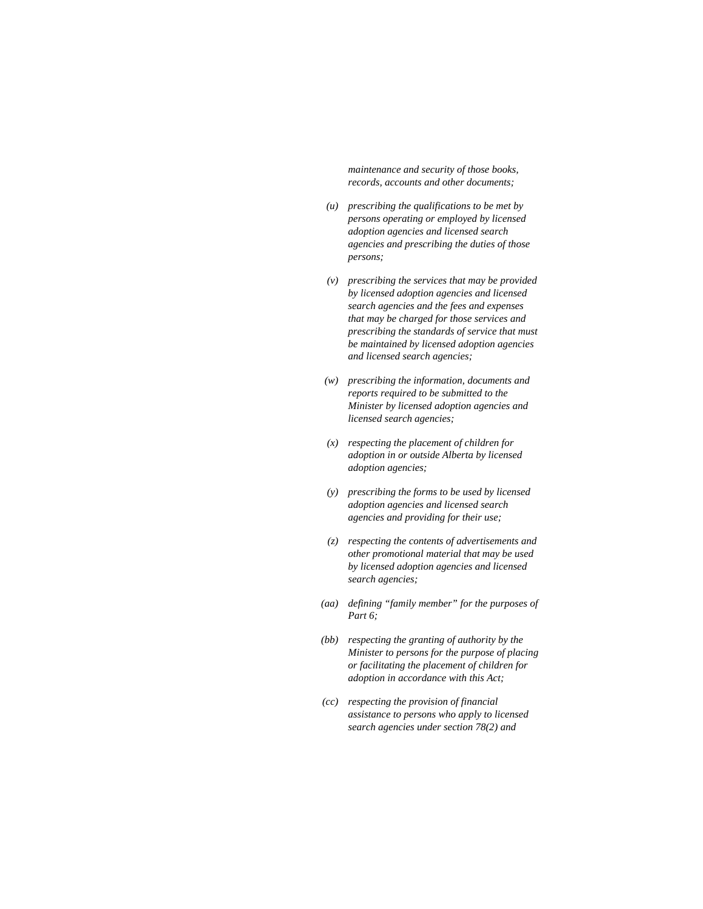*maintenance and security of those books, records, accounts and other documents;*

- *(u)* *prescribing the qualifications to be met by persons operating or employed by licensed adoption agencies and licensed search agencies and prescribing the duties of those persons;*
- *(v)* *prescribing the services that may be provided by licensed adoption agencies and licensed search agencies and the fees and expenses that may be charged for those services and prescribing the standards of service that must be maintained by licensed adoption agencies and licensed search agencies;*
- *(w)* *prescribing the information, documents and reports required to be submitted to the Minister by licensed adoption agencies and licensed search agencies;*
- *(x)* *respecting the placement of children for adoption in or outside Alberta by licensed adoption agencies;*
- *(y)* *prescribing the forms to be used by licensed adoption agencies and licensed search agencies and providing for their use;*
- *(z)* *respecting the contents of advertisements and other promotional material that may be used by licensed adoption agencies and licensed search agencies;*
- *(aa)* *defining "family member" for the purposes of Part 6;*
- *(bb)* *respecting the granting of authority by the Minister to persons for the purpose of placing or facilitating the placement of children for adoption in accordance with this Act;*
- *(cc)* *respecting the provision of financial assistance to persons who apply to licensed search agencies under section 78(2) and*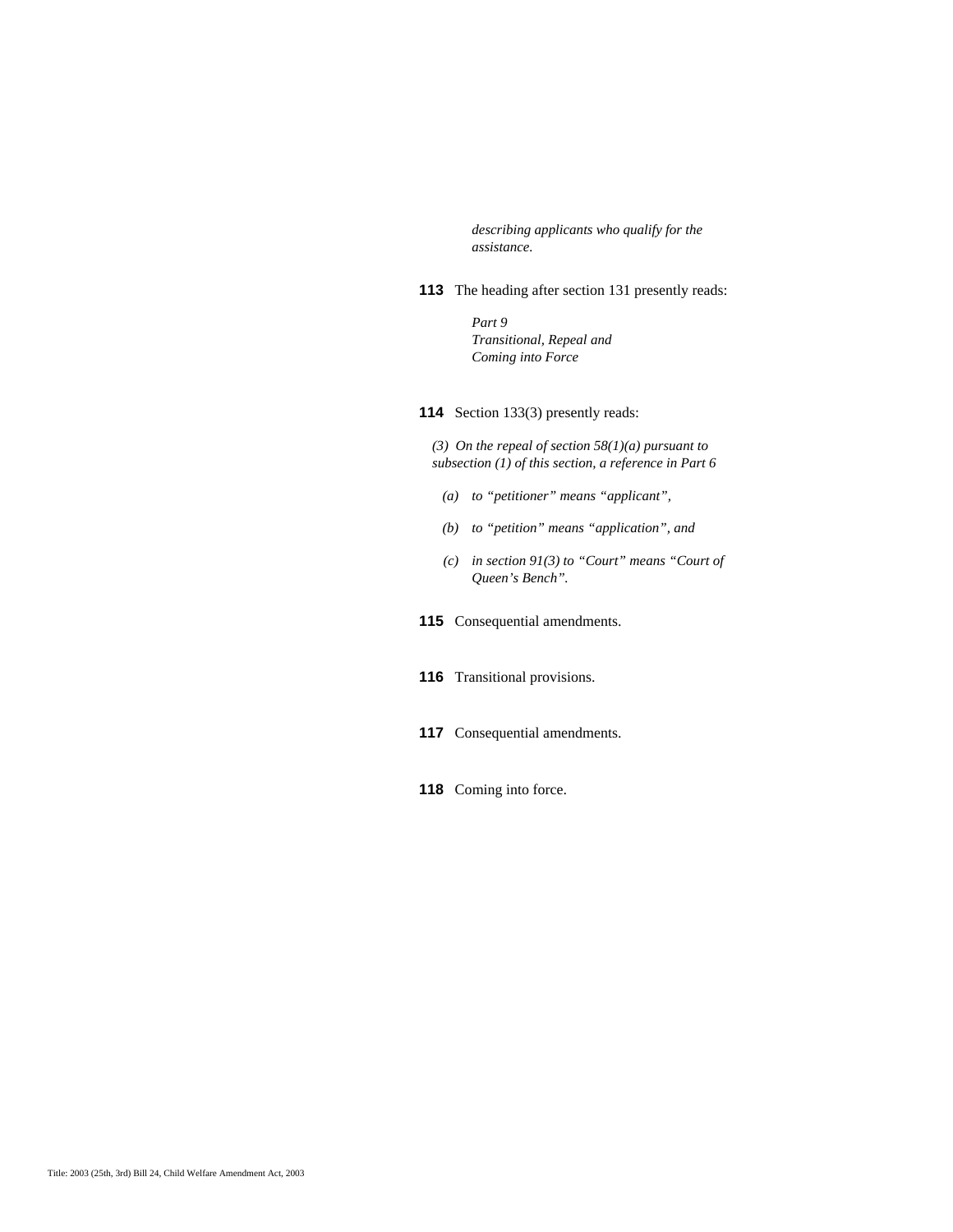*describing applicants who qualify for the assistance.*

**113** The heading after section 131 presently reads:

*Part 9*
*Transitional, Repeal and*
*Coming into Force*

**114** Section 133(3) presently reads:

*(3) On the repeal of section 58(1)(a) pursuant to subsection (1) of this section, a reference in Part 6*

*(a) to “petitioner” means “applicant”,*

*(b) to “petition” means “application”, and*

*(c) in section 91(3) to “Court” means “Court of Queen’s Bench”.*

**115** Consequential amendments.

**116** Transitional provisions.

**117** Consequential amendments.

**118** Coming into force.